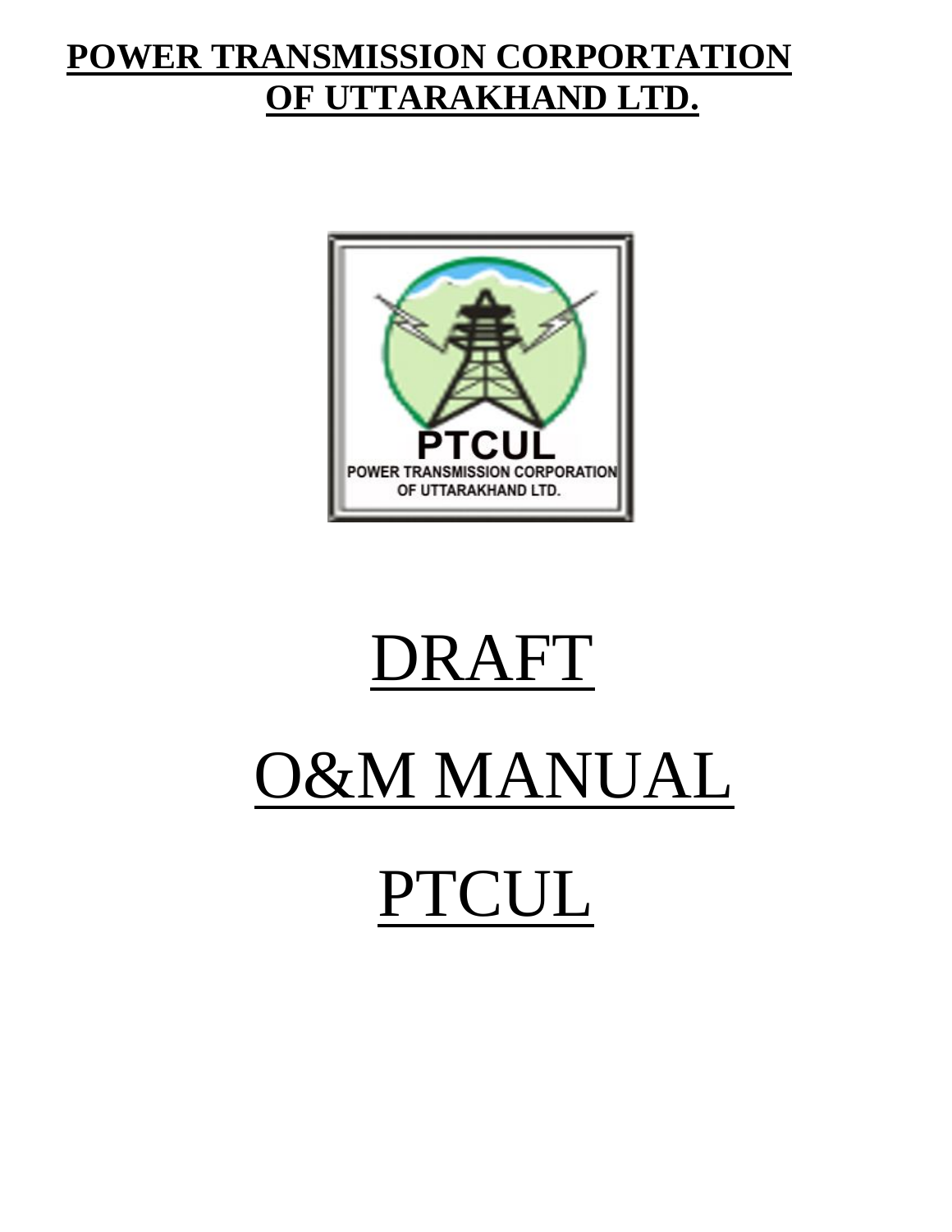**POWER TRANSMISSION CORPORTATION OF UTTARAKHAND LTD.**

# DRAFT

# O&M MANUAL

# PTCUL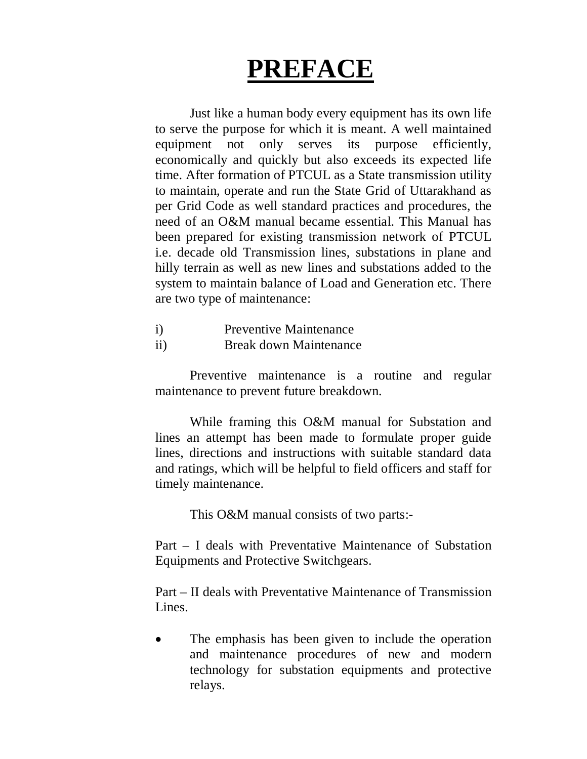# PREFACE

Just like a human body every equipment has its own life to serve the purpose for which it is meant. A well maintained equipment not only serves its purpose efficiently, economically and quickly but also exceeds its expected life time. After formation of PTCUL as a State transmission utility to maintain, operate and run the State Grid of Uttarakhand as per Grid Code as well standard practices and procedures, the need of an O&M manual became essential. This Manual has been prepared for existing transmission network of PTCUL i.e. decade old Transmission lines, substations in plane and hilly terrain as well as new lines and substations added to the system to maintain balance of Load and Generation etc. There are two type of maintenance:

i) Preventive Maintenance
ii) Break down Maintenance

Preventive maintenance is a routine and regular maintenance to prevent future breakdown.

While framing this O&M manual for Substation and lines an attempt has been made to formulate proper guide lines, directions and instructions with suitable standard data and ratings, which will be helpful to field officers and staff for timely maintenance.

This O&M manual consists of two parts:-

Part – I deals with Preventative Maintenance of Substation Equipments and Protective Switchgears.

Part – II deals with Preventative Maintenance of Transmission Lines.

- The emphasis has been given to include the operation and maintenance procedures of new and modern technology for substation equipments and protective relays.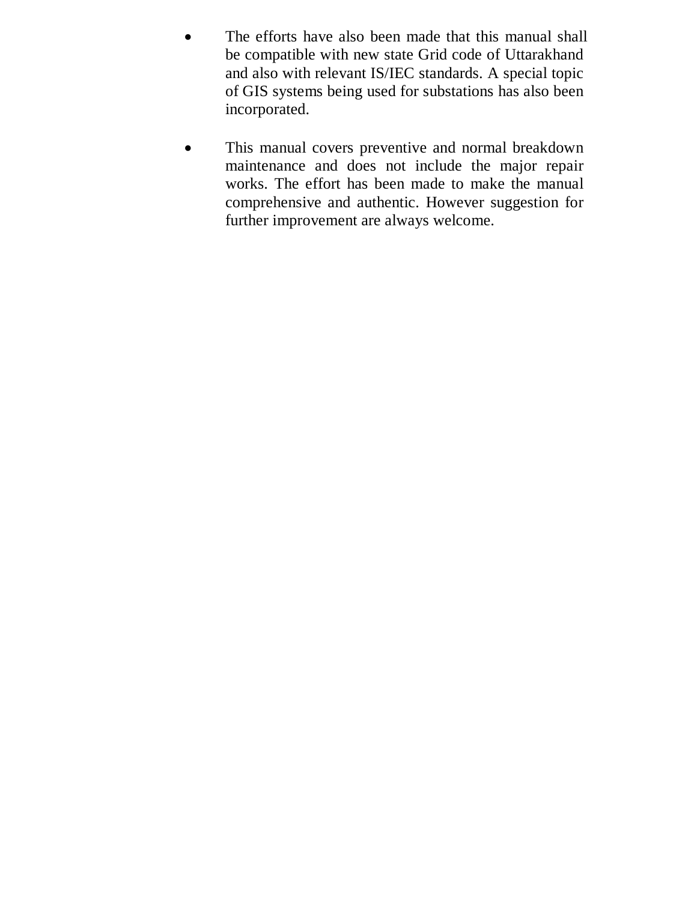- The efforts have also been made that this manual shall be compatible with new state Grid code of Uttarakhand and also with relevant IS/IEC standards. A special topic of GIS systems being used for substations has also been incorporated.

- This manual covers preventive and normal breakdown maintenance and does not include the major repair works. The effort has been made to make the manual comprehensive and authentic. However suggestion for further improvement are always welcome.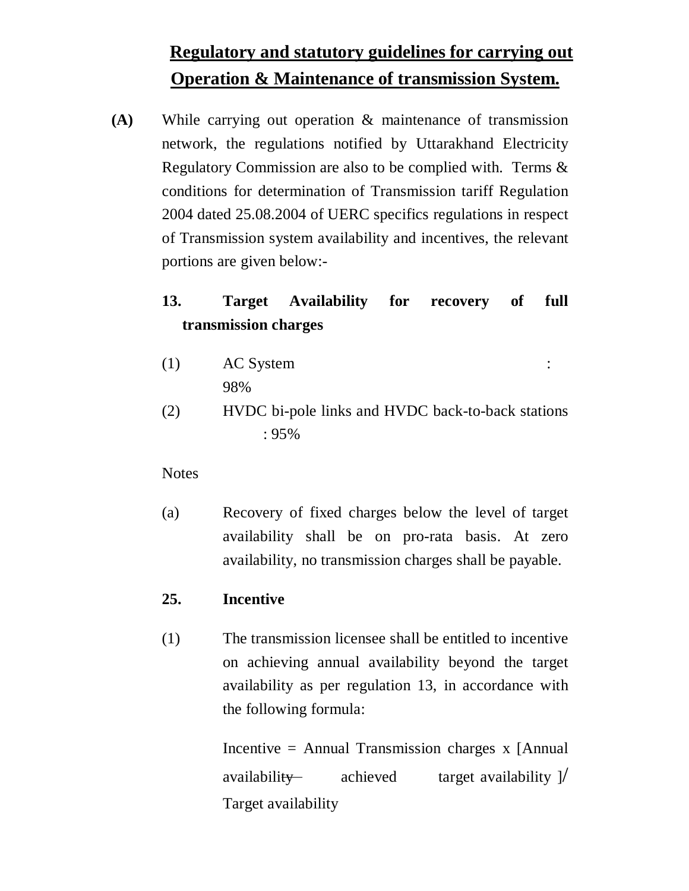## Regulatory and statutory guidelines for carrying out Operation & Maintenance of transmission System.

**(A)** While carrying out operation & maintenance of transmission network, the regulations notified by Uttarakhand Electricity Regulatory Commission are also to be complied with. Terms & conditions for determination of Transmission tariff Regulation 2004 dated 25.08.2004 of UERC specifics regulations in respect of Transmission system availability and incentives, the relevant portions are given below:-

**13. Target Availability for recovery of full transmission charges**

(1) AC System : 98%

(2) HVDC bi-pole links and HVDC back-to-back stations : 95%

Notes

(a) Recovery of fixed charges below the level of target availability shall be on pro-rata basis. At zero availability, no transmission charges shall be payable.

**25. Incentive**

(1) The transmission licensee shall be entitled to incentive on achieving annual availability beyond the target availability as per regulation 13, in accordance with the following formula:

Incentive = Annual Transmission charges x [Annual availability achieved – target availability ]/ Target availability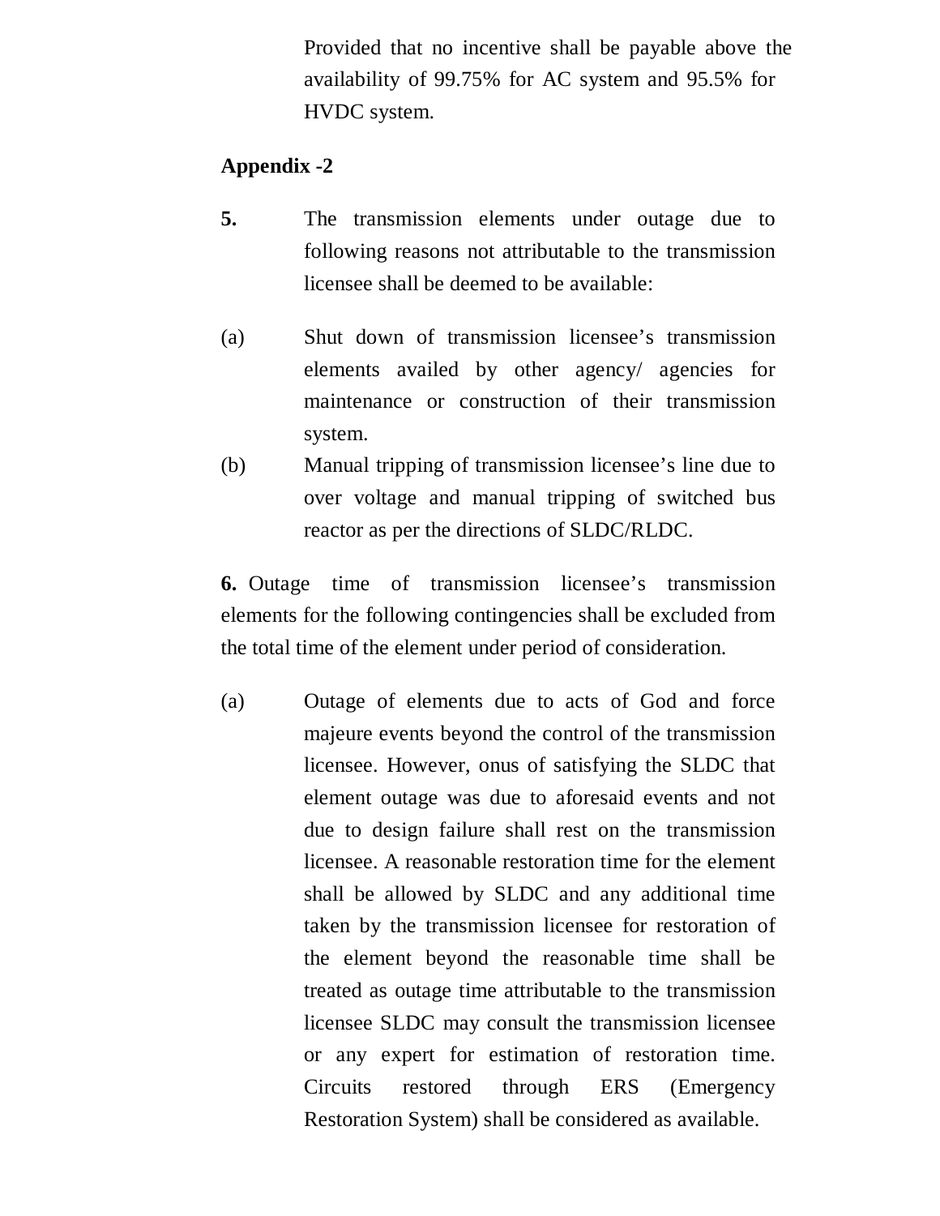Provided that no incentive shall be payable above the availability of 99.75% for AC system and 95.5% for HVDC system.

**Appendix -2**

**5.** The transmission elements under outage due to following reasons not attributable to the transmission licensee shall be deemed to be available:

(a) Shut down of transmission licensee's transmission elements availed by other agency/ agencies for maintenance or construction of their transmission system.

(b) Manual tripping of transmission licensee's line due to over voltage and manual tripping of switched bus reactor as per the directions of SLDC/RLDC.

**6.** Outage time of transmission licensee's transmission elements for the following contingencies shall be excluded from the total time of the element under period of consideration.

(a) Outage of elements due to acts of God and force majeure events beyond the control of the transmission licensee. However, onus of satisfying the SLDC that element outage was due to aforesaid events and not due to design failure shall rest on the transmission licensee. A reasonable restoration time for the element shall be allowed by SLDC and any additional time taken by the transmission licensee for restoration of the element beyond the reasonable time shall be treated as outage time attributable to the transmission licensee SLDC may consult the transmission licensee or any expert for estimation of restoration time. Circuits restored through ERS (Emergency Restoration System) shall be considered as available.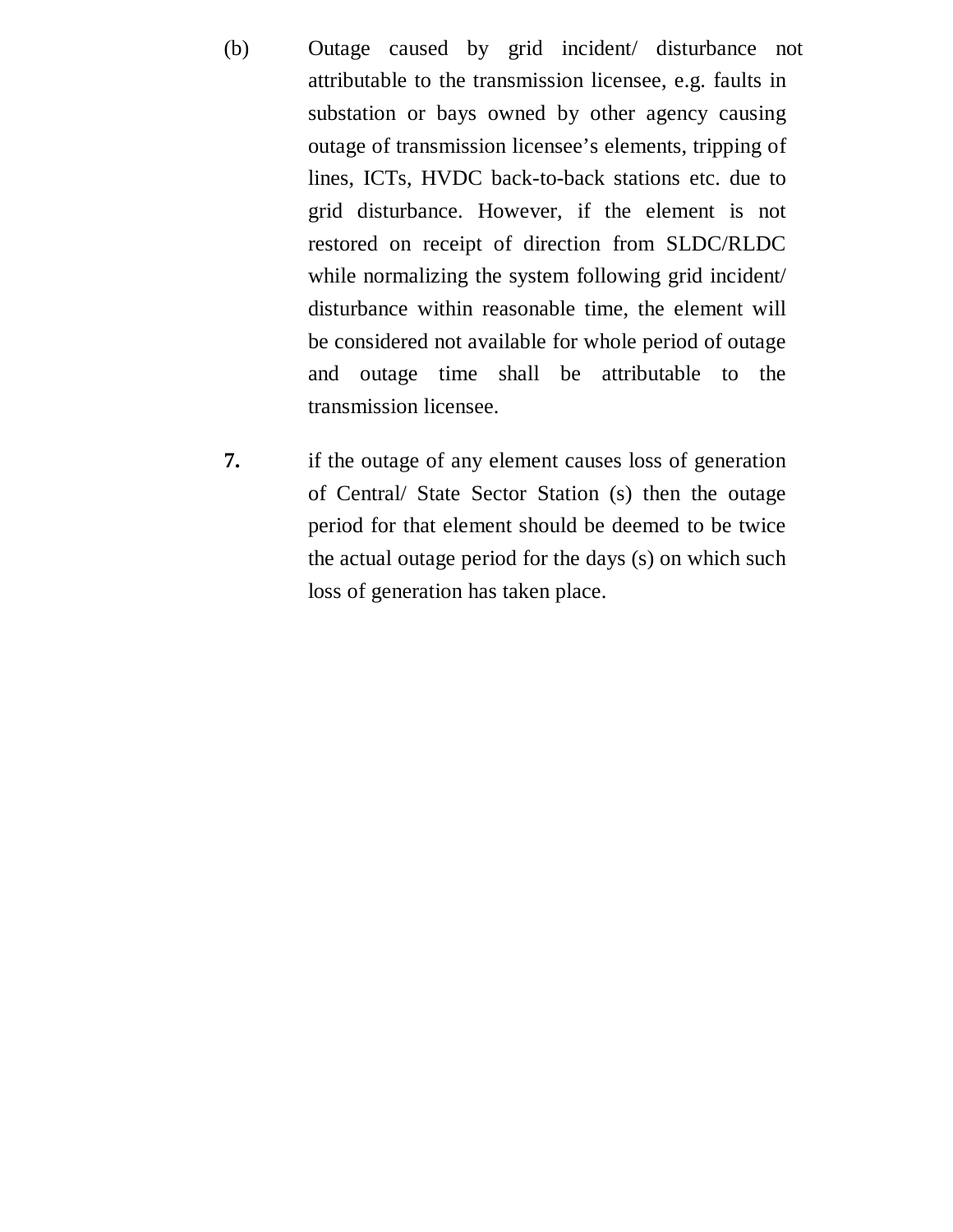(b) Outage caused by grid incident/ disturbance not attributable to the transmission licensee, e.g. faults in substation or bays owned by other agency causing outage of transmission licensee's elements, tripping of lines, ICTs, HVDC back-to-back stations etc. due to grid disturbance. However, if the element is not restored on receipt of direction from SLDC/RLDC while normalizing the system following grid incident/ disturbance within reasonable time, the element will be considered not available for whole period of outage and outage time shall be attributable to the transmission licensee.

**7.** if the outage of any element causes loss of generation of Central/ State Sector Station (s) then the outage period for that element should be deemed to be twice the actual outage period for the days (s) on which such loss of generation has taken place.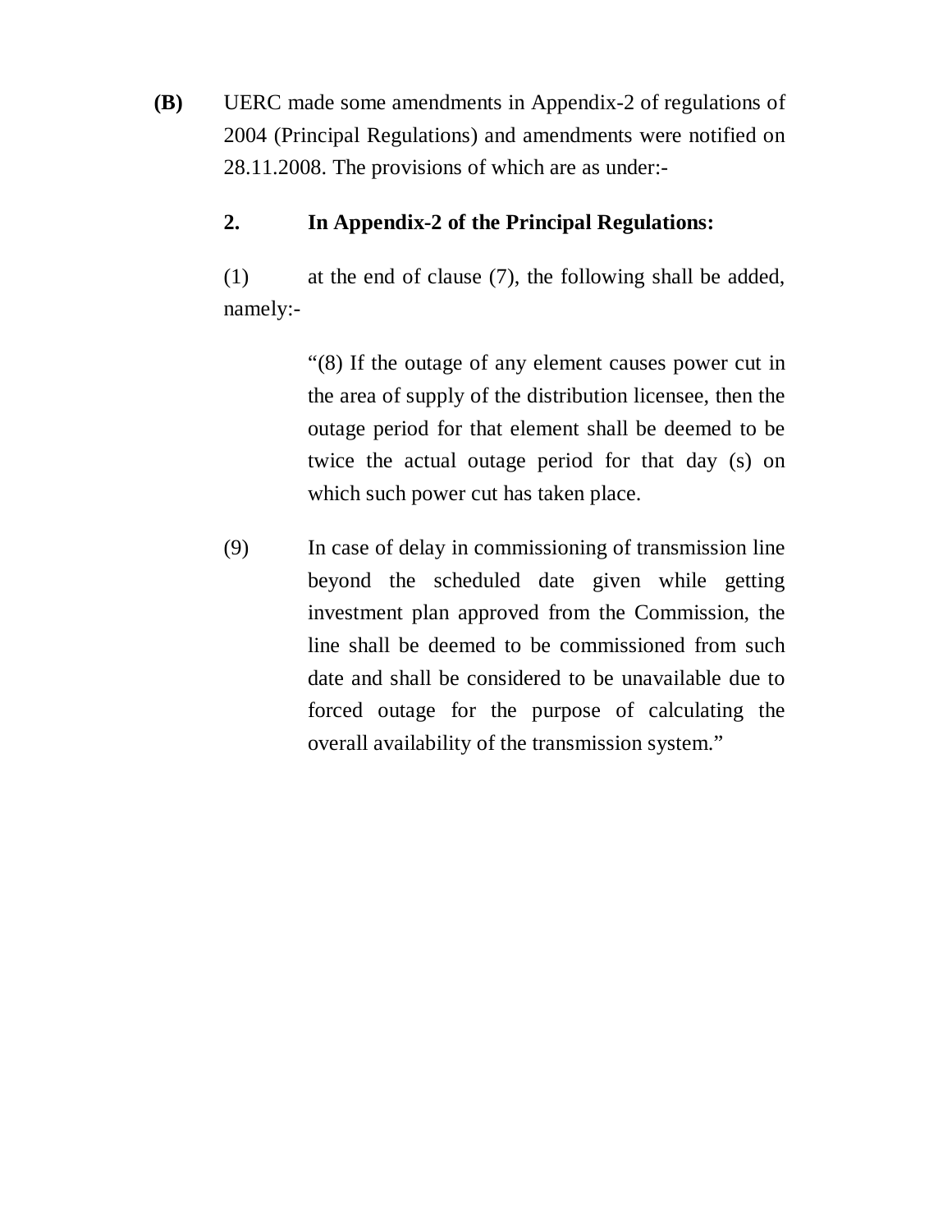**(B)** UERC made some amendments in Appendix-2 of regulations of 2004 (Principal Regulations) and amendments were notified on 28.11.2008. The provisions of which are as under:-

**2. In Appendix-2 of the Principal Regulations:**

(1) at the end of clause (7), the following shall be added, namely:-

> "(8) If the outage of any element causes power cut in the area of supply of the distribution licensee, then the outage period for that element shall be deemed to be twice the actual outage period for that day (s) on which such power cut has taken place.
>
> (9) In case of delay in commissioning of transmission line beyond the scheduled date given while getting investment plan approved from the Commission, the line shall be deemed to be commissioned from such date and shall be considered to be unavailable due to forced outage for the purpose of calculating the overall availability of the transmission system."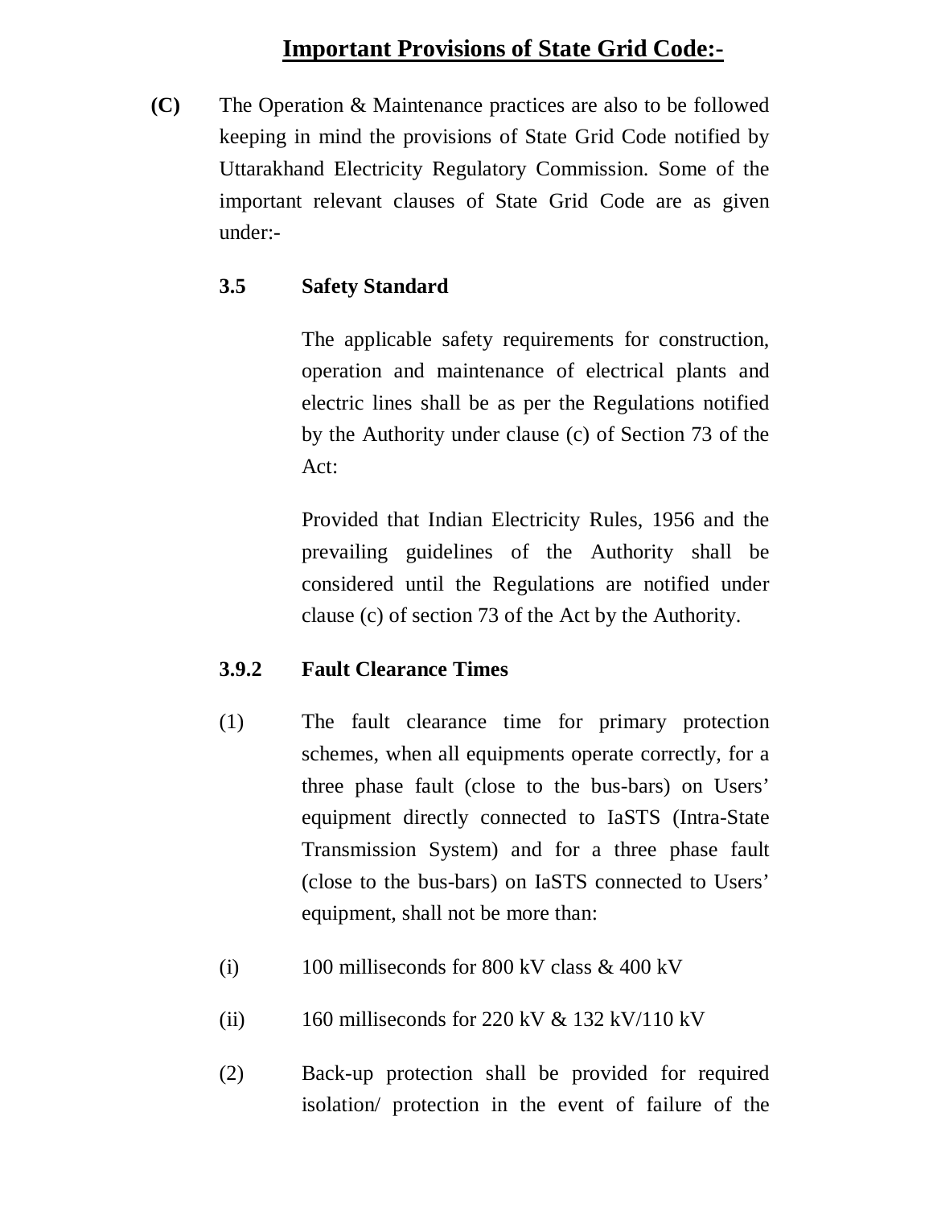## Important Provisions of State Grid Code:-

**(C)** The Operation & Maintenance practices are also to be followed keeping in mind the provisions of State Grid Code notified by Uttarakhand Electricity Regulatory Commission. Some of the important relevant clauses of State Grid Code are as given under:-

**3.5 Safety Standard**

The applicable safety requirements for construction, operation and maintenance of electrical plants and electric lines shall be as per the Regulations notified by the Authority under clause (c) of Section 73 of the Act:

Provided that Indian Electricity Rules, 1956 and the prevailing guidelines of the Authority shall be considered until the Regulations are notified under clause (c) of section 73 of the Act by the Authority.

**3.9.2 Fault Clearance Times**

(1) The fault clearance time for primary protection schemes, when all equipments operate correctly, for a three phase fault (close to the bus-bars) on Users' equipment directly connected to IaSTS (Intra-State Transmission System) and for a three phase fault (close to the bus-bars) on IaSTS connected to Users' equipment, shall not be more than:

(i) 100 milliseconds for 800 kV class & 400 kV

(ii) 160 milliseconds for 220 kV & 132 kV/110 kV

(2) Back-up protection shall be provided for required isolation/ protection in the event of failure of the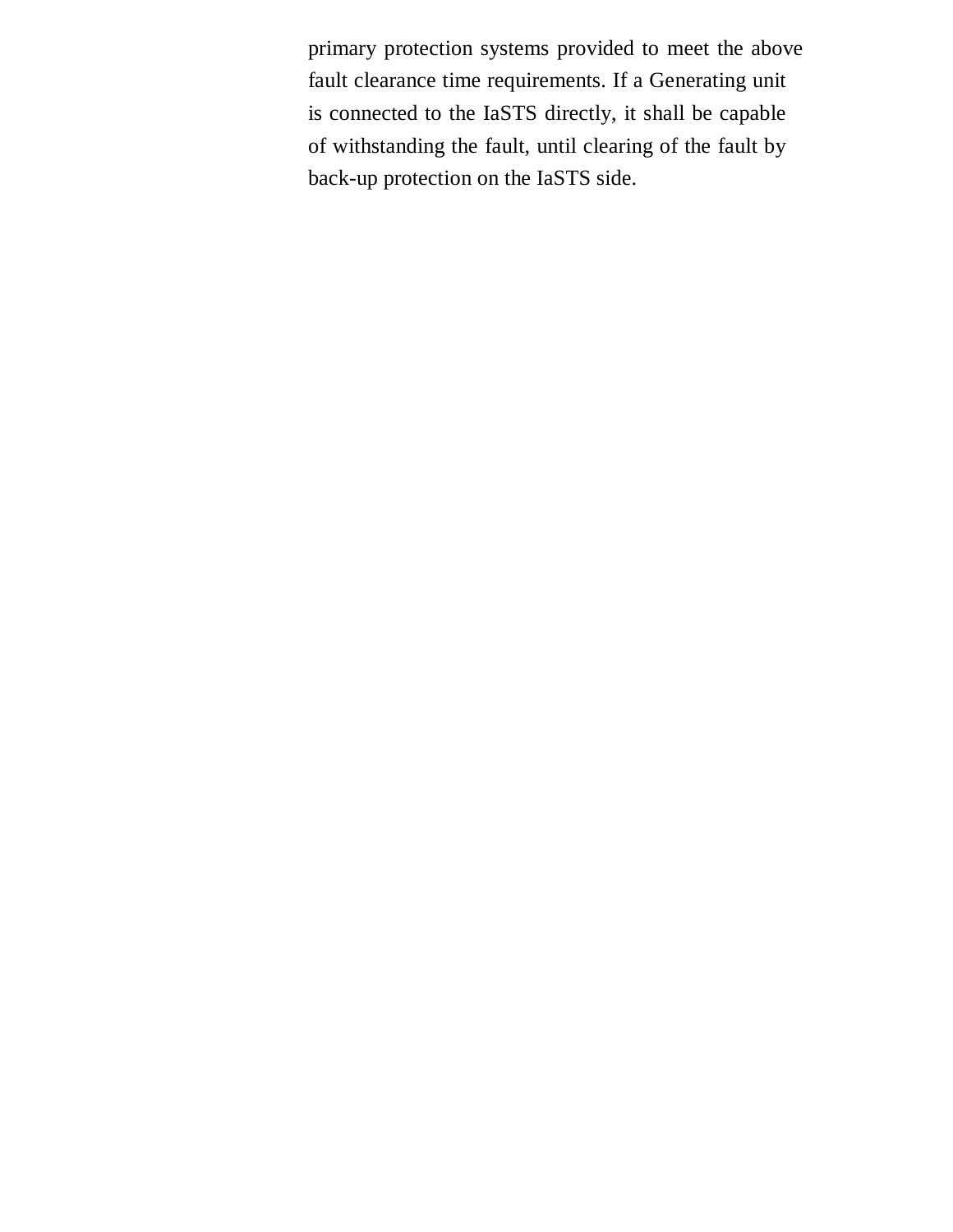primary protection systems provided to meet the above fault clearance time requirements. If a Generating unit is connected to the IaSTS directly, it shall be capable of withstanding the fault, until clearing of the fault by back-up protection on the IaSTS side.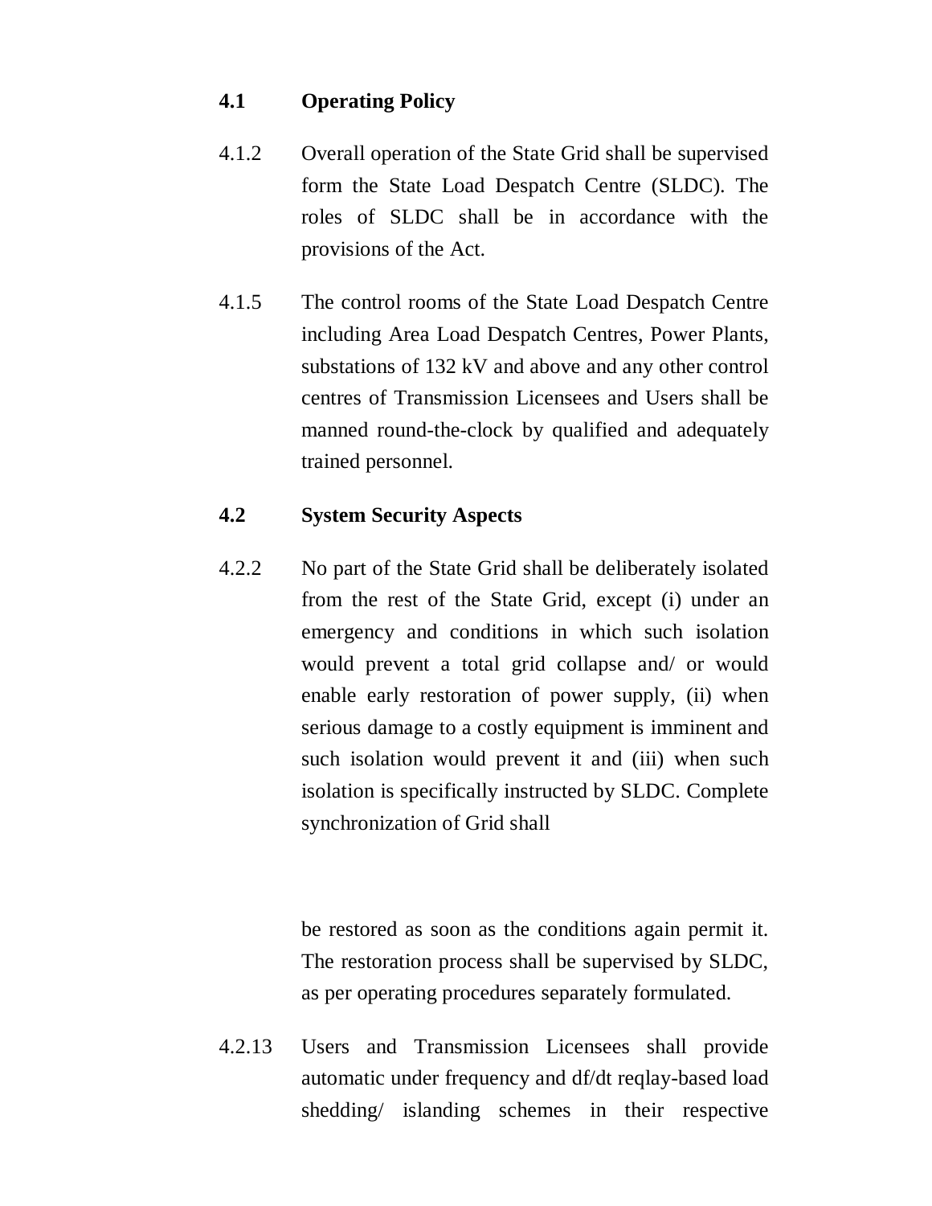## 4.1 Operating Policy

4.1.2 Overall operation of the State Grid shall be supervised form the State Load Despatch Centre (SLDC). The roles of SLDC shall be in accordance with the provisions of the Act.

4.1.5 The control rooms of the State Load Despatch Centre including Area Load Despatch Centres, Power Plants, substations of 132 kV and above and any other control centres of Transmission Licensees and Users shall be manned round-the-clock by qualified and adequately trained personnel.

## 4.2 System Security Aspects

4.2.2 No part of the State Grid shall be deliberately isolated from the rest of the State Grid, except (i) under an emergency and conditions in which such isolation would prevent a total grid collapse and/ or would enable early restoration of power supply, (ii) when serious damage to a costly equipment is imminent and such isolation would prevent it and (iii) when such isolation is specifically instructed by SLDC. Complete synchronization of Grid shall be restored as soon as the conditions again permit it. The restoration process shall be supervised by SLDC, as per operating procedures separately formulated.

4.2.13 Users and Transmission Licensees shall provide automatic under frequency and df/dt reqlay-based load shedding/ islanding schemes in their respective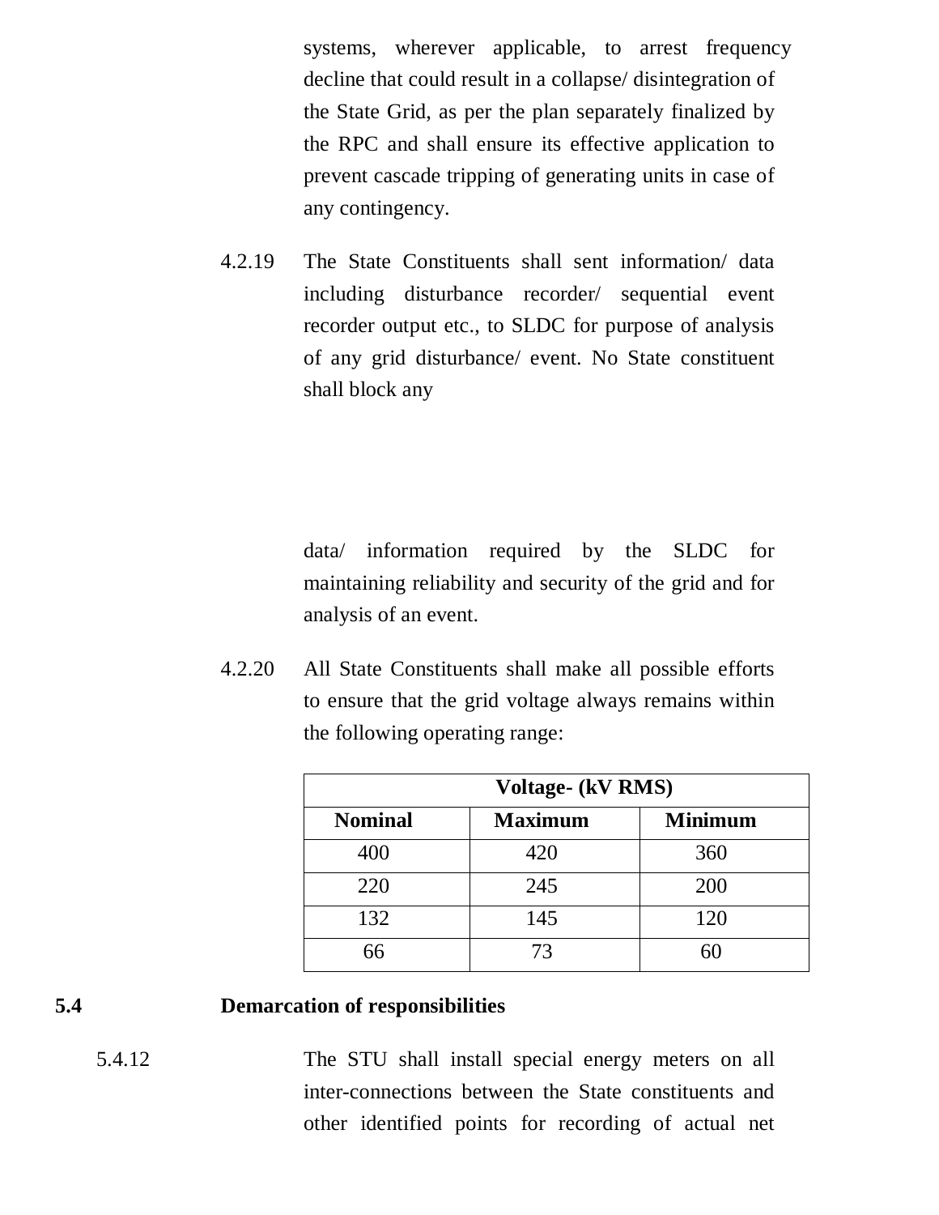systems, wherever applicable, to arrest frequency decline that could result in a collapse/ disintegration of the State Grid, as per the plan separately finalized by the RPC and shall ensure its effective application to prevent cascade tripping of generating units in case of any contingency.

4.2.19 The State Constituents shall sent information/ data including disturbance recorder/ sequential event recorder output etc., to SLDC for purpose of analysis of any grid disturbance/ event. No State constituent shall block any data/ information required by the SLDC for maintaining reliability and security of the grid and for analysis of an event.

4.2.20 All State Constituents shall make all possible efforts to ensure that the grid voltage always remains within the following operating range:

| Voltage- (kV RMS) | | |
|---|---|---|
| **Nominal** | **Maximum** | **Minimum** |
| 400 | 420 | 360 |
| 220 | 245 | 200 |
| 132 | 145 | 120 |
| 66 | 73 | 60 |

## 5.4 Demarcation of responsibilities

5.4.12 The STU shall install special energy meters on all inter-connections between the State constituents and other identified points for recording of actual net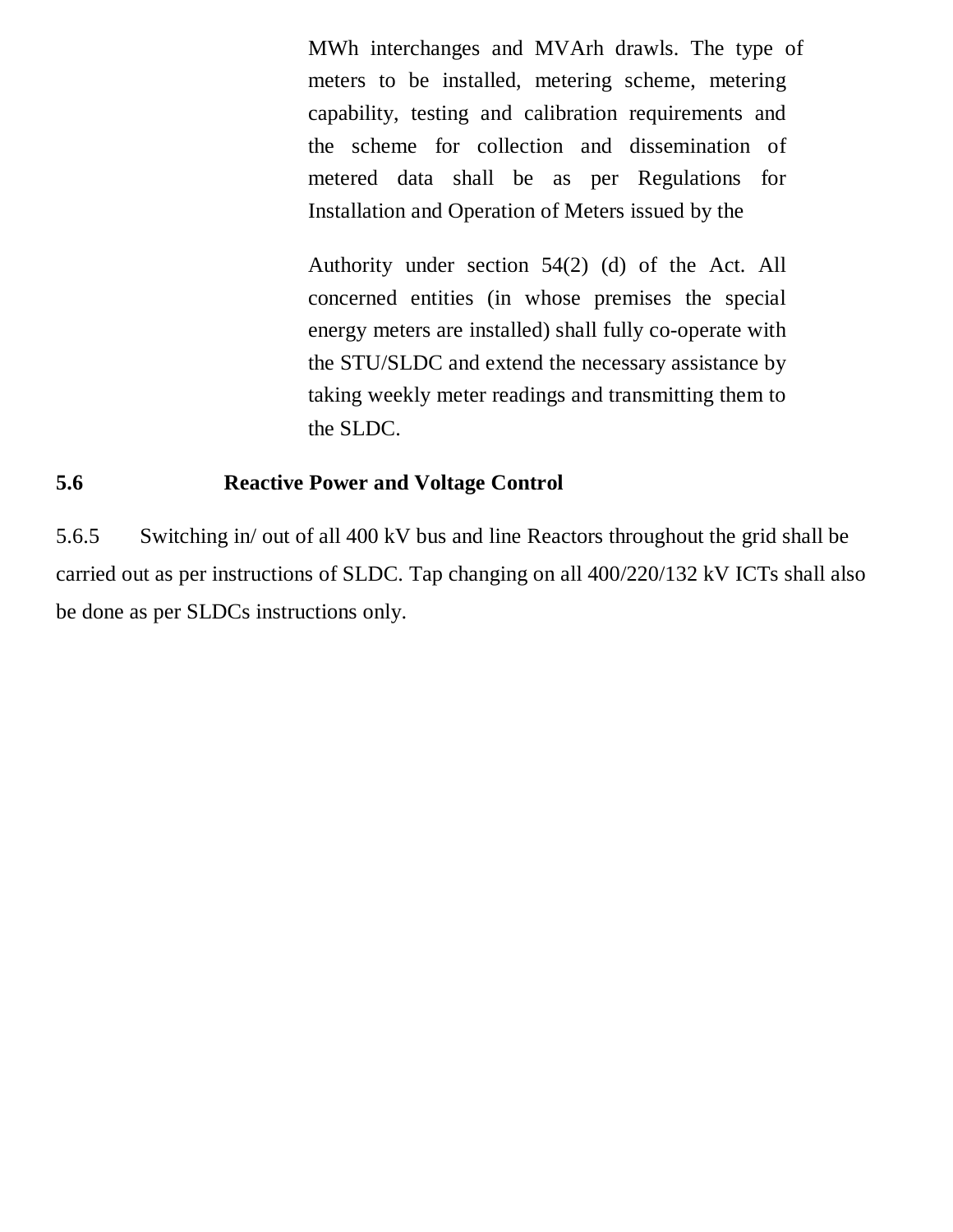MWh interchanges and MVArh drawls. The type of meters to be installed, metering scheme, metering capability, testing and calibration requirements and the scheme for collection and dissemination of metered data shall be as per Regulations for Installation and Operation of Meters issued by the

Authority under section 54(2) (d) of the Act. All concerned entities (in whose premises the special energy meters are installed) shall fully co-operate with the STU/SLDC and extend the necessary assistance by taking weekly meter readings and transmitting them to the SLDC.

## 5.6 Reactive Power and Voltage Control

5.6.5 Switching in/ out of all 400 kV bus and line Reactors throughout the grid shall be carried out as per instructions of SLDC. Tap changing on all 400/220/132 kV ICTs shall also be done as per SLDCs instructions only.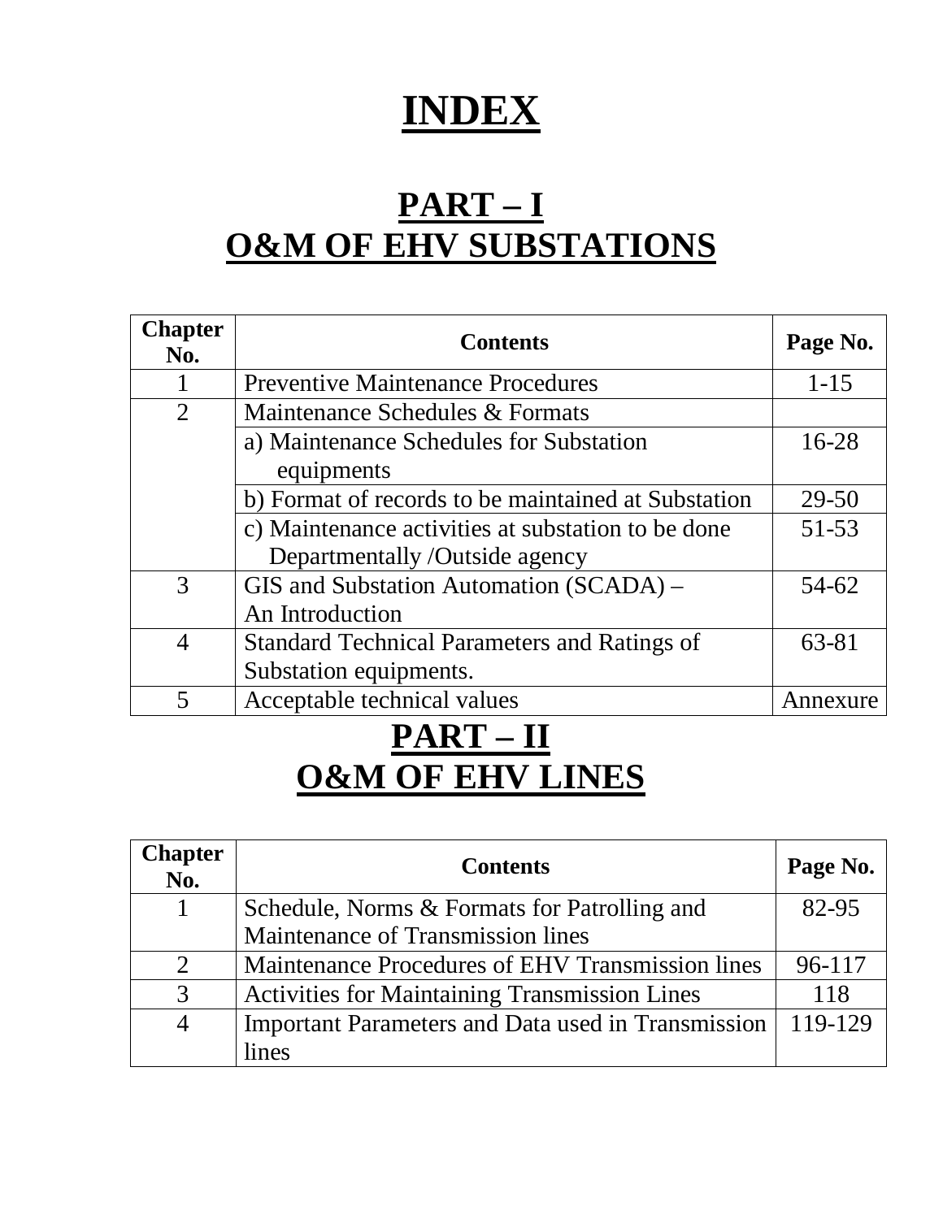# INDEX

## PART – I
## O&M OF EHV SUBSTATIONS

| Chapter No. | Contents | Page No. |
|---|---|---|
| 1 | Preventive Maintenance Procedures | 1-15 |
| 2 | Maintenance Schedules & Formats | |
| | a) Maintenance Schedules for Substation equipments | 16-28 |
| | b) Format of records to be maintained at Substation | 29-50 |
| | c) Maintenance activities at substation to be done Departmentally /Outside agency | 51-53 |
| 3 | GIS and Substation Automation (SCADA) – An Introduction | 54-62 |
| 4 | Standard Technical Parameters and Ratings of Substation equipments. | 63-81 |
| 5 | Acceptable technical values | Annexure |

## PART – II
## O&M OF EHV LINES

| Chapter No. | Contents | Page No. |
|---|---|---|
| 1 | Schedule, Norms & Formats for Patrolling and Maintenance of Transmission lines | 82-95 |
| 2 | Maintenance Procedures of EHV Transmission lines | 96-117 |
| 3 | Activities for Maintaining Transmission Lines | 118 |
| 4 | Important Parameters and Data used in Transmission lines | 119-129 |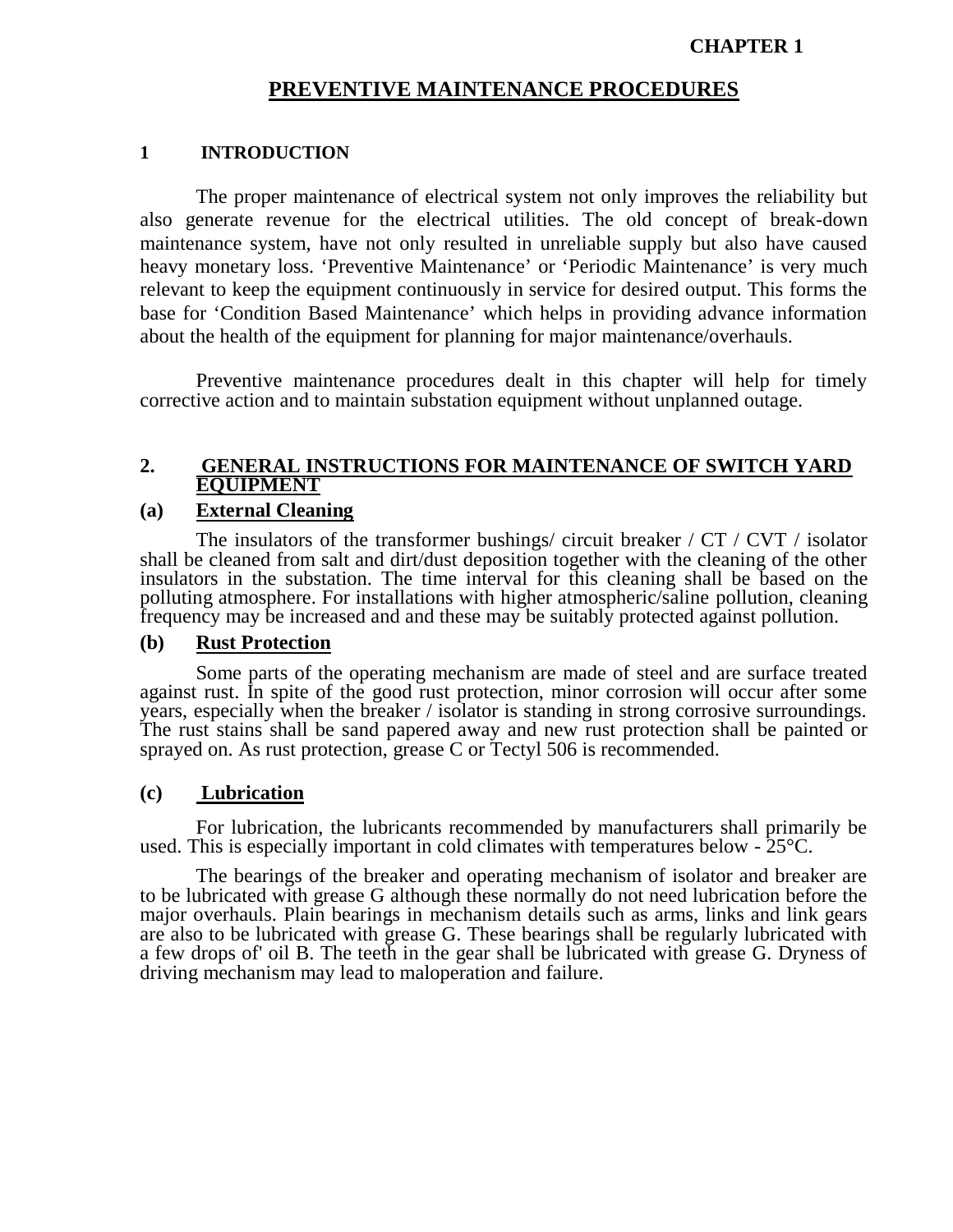**CHAPTER 1**

# PREVENTIVE MAINTENANCE PROCEDURES

## 1 INTRODUCTION

The proper maintenance of electrical system not only improves the reliability but also generate revenue for the electrical utilities. The old concept of break-down maintenance system, have not only resulted in unreliable supply but also have caused heavy monetary loss. 'Preventive Maintenance' or 'Periodic Maintenance' is very much relevant to keep the equipment continuously in service for desired output. This forms the base for 'Condition Based Maintenance' which helps in providing advance information about the health of the equipment for planning for major maintenance/overhauls.

Preventive maintenance procedures dealt in this chapter will help for timely corrective action and to maintain substation equipment without unplanned outage.

## 2. GENERAL INSTRUCTIONS FOR MAINTENANCE OF SWITCH YARD EQUIPMENT

### (a) External Cleaning

The insulators of the transformer bushings/ circuit breaker / CT / CVT / isolator shall be cleaned from salt and dirt/dust deposition together with the cleaning of the other insulators in the substation. The time interval for this cleaning shall be based on the polluting atmosphere. For installations with higher atmospheric/saline pollution, cleaning frequency may be increased and and these may be suitably protected against pollution.

### (b) Rust Protection

Some parts of the operating mechanism are made of steel and are surface treated against rust. In spite of the good rust protection, minor corrosion will occur after some years, especially when the breaker / isolator is standing in strong corrosive surroundings. The rust stains shall be sand papered away and new rust protection shall be painted or sprayed on. As rust protection, grease C or Tectyl 506 is recommended.

### (c) Lubrication

For lubrication, the lubricants recommended by manufacturers shall primarily be used. This is especially important in cold climates with temperatures below - 25°C.

The bearings of the breaker and operating mechanism of isolator and breaker are to be lubricated with grease G although these normally do not need lubrication before the major overhauls. Plain bearings in mechanism details such as arms, links and link gears are also to be lubricated with grease G. These bearings shall be regularly lubricated with a few drops of' oil B. The teeth in the gear shall be lubricated with grease G. Dryness of driving mechanism may lead to maloperation and failure.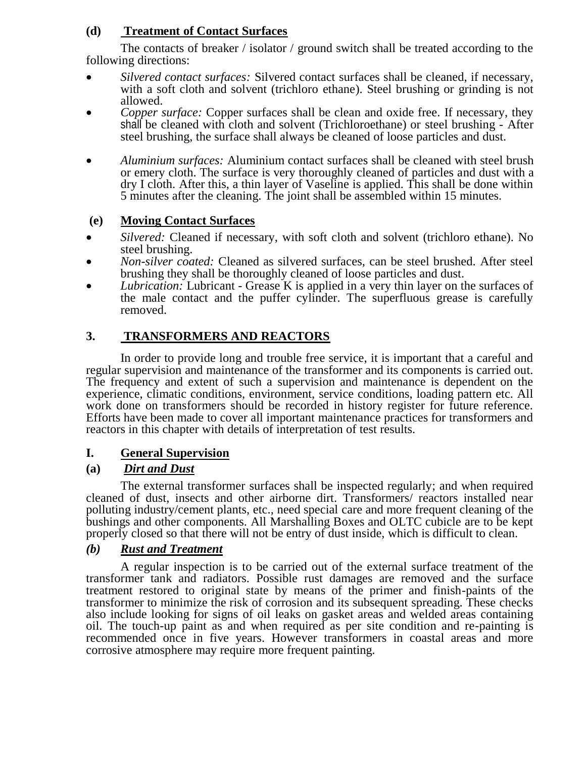**(d) Treatment of Contact Surfaces**

The contacts of breaker / isolator / ground switch shall be treated according to the following directions:

- *Silvered contact surfaces:* Silvered contact surfaces shall be cleaned, if necessary, with a soft cloth and solvent (trichloro ethane). Steel brushing or grinding is not allowed.
- *Copper surface:* Copper surfaces shall be clean and oxide free. If necessary, they shall be cleaned with cloth and solvent (Trichloroethane) or steel brushing - After steel brushing, the surface shall always be cleaned of loose particles and dust.
- *Aluminium surfaces:* Aluminium contact surfaces shall be cleaned with steel brush or emery cloth. The surface is very thoroughly cleaned of particles and dust with a dry I cloth. After this, a thin layer of Vaseline is applied. This shall be done within 5 minutes after the cleaning. The joint shall be assembled within 15 minutes.

**(e) Moving Contact Surfaces**

- *Silvered:* Cleaned if necessary, with soft cloth and solvent (trichloro ethane). No steel brushing.
- *Non-silver coated:* Cleaned as silvered surfaces, can be steel brushed. After steel brushing they shall be thoroughly cleaned of loose particles and dust.
- *Lubrication:* Lubricant - Grease K is applied in a very thin layer on the surfaces of the male contact and the puffer cylinder. The superfluous grease is carefully removed.

## 3. TRANSFORMERS AND REACTORS

In order to provide long and trouble free service, it is important that a careful and regular supervision and maintenance of the transformer and its components is carried out. The frequency and extent of such a supervision and maintenance is dependent on the experience, climatic conditions, environment, service conditions, loading pattern etc. All work done on transformers should be recorded in history register for future reference. Efforts have been made to cover all important maintenance practices for transformers and reactors in this chapter with details of interpretation of test results.

### I. General Supervision

**(a) *Dirt and Dust***

The external transformer surfaces shall be inspected regularly; and when required cleaned of dust, insects and other airborne dirt. Transformers/ reactors installed near polluting industry/cement plants, etc., need special care and more frequent cleaning of the bushings and other components. All Marshalling Boxes and OLTC cubicle are to be kept properly closed so that there will not be entry of dust inside, which is difficult to clean.

***(b) Rust and Treatment***

A regular inspection is to be carried out of the external surface treatment of the transformer tank and radiators. Possible rust damages are removed and the surface treatment restored to original state by means of the primer and finish-paints of the transformer to minimize the risk of corrosion and its subsequent spreading. These checks also include looking for signs of oil leaks on gasket areas and welded areas containing oil. The touch-up paint as and when required as per site condition and re-painting is recommended once in five years. However transformers in coastal areas and more corrosive atmosphere may require more frequent painting.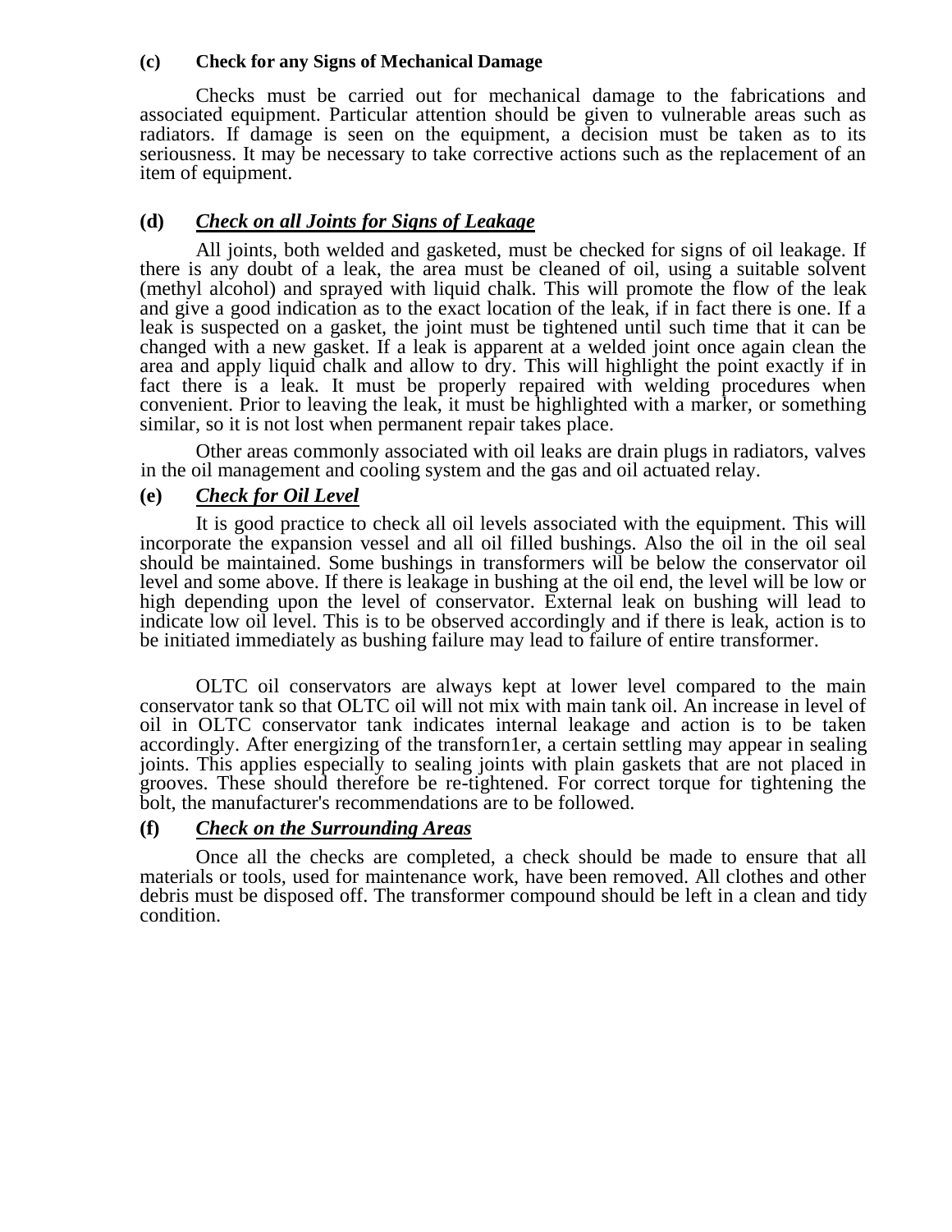**(c) Check for any Signs of Mechanical Damage**

Checks must be carried out for mechanical damage to the fabrications and associated equipment. Particular attention should be given to vulnerable areas such as radiators. If damage is seen on the equipment, a decision must be taken as to its seriousness. It may be necessary to take corrective actions such as the replacement of an item of equipment.

**(d) _Check on all Joints for Signs of Leakage_**

All joints, both welded and gasketed, must be checked for signs of oil leakage. If there is any doubt of a leak, the area must be cleaned of oil, using a suitable solvent (methyl alcohol) and sprayed with liquid chalk. This will promote the flow of the leak and give a good indication as to the exact location of the leak, if in fact there is one. If a leak is suspected on a gasket, the joint must be tightened until such time that it can be changed with a new gasket. If a leak is apparent at a welded joint once again clean the area and apply liquid chalk and allow to dry. This will highlight the point exactly if in fact there is a leak. It must be properly repaired with welding procedures when convenient. Prior to leaving the leak, it must be highlighted with a marker, or something similar, so it is not lost when permanent repair takes place.

Other areas commonly associated with oil leaks are drain plugs in radiators, valves in the oil management and cooling system and the gas and oil actuated relay.

**(e) _Check for Oil Level_**

It is good practice to check all oil levels associated with the equipment. This will incorporate the expansion vessel and all oil filled bushings. Also the oil in the oil seal should be maintained. Some bushings in transformers will be below the conservator oil level and some above. If there is leakage in bushing at the oil end, the level will be low or high depending upon the level of conservator. External leak on bushing will lead to indicate low oil level. This is to be observed accordingly and if there is leak, action is to be initiated immediately as bushing failure may lead to failure of entire transformer.

OLTC oil conservators are always kept at lower level compared to the main conservator tank so that OLTC oil will not mix with main tank oil. An increase in level of oil in OLTC conservator tank indicates internal leakage and action is to be taken accordingly. After energizing of the transforn1er, a certain settling may appear in sealing joints. This applies especially to sealing joints with plain gaskets that are not placed in grooves. These should therefore be re-tightened. For correct torque for tightening the bolt, the manufacturer's recommendations are to be followed.

**(f) _Check on the Surrounding Areas_**

Once all the checks are completed, a check should be made to ensure that all materials or tools, used for maintenance work, have been removed. All clothes and other debris must be disposed off. The transformer compound should be left in a clean and tidy condition.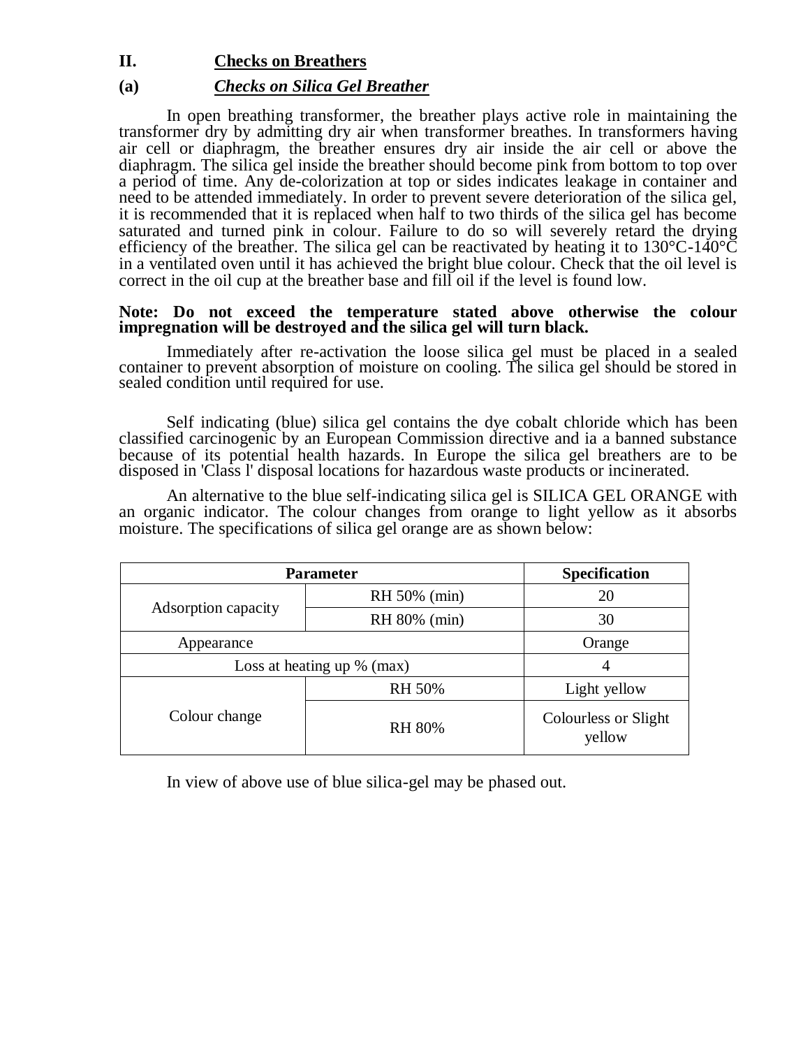## II. Checks on Breathers

### (a) *Checks on Silica Gel Breather*

In open breathing transformer, the breather plays active role in maintaining the transformer dry by admitting dry air when transformer breathes. In transformers having air cell or diaphragm, the breather ensures dry air inside the air cell or above the diaphragm. The silica gel inside the breather should become pink from bottom to top over a period of time. Any de-colorization at top or sides indicates leakage in container and need to be attended immediately. In order to prevent severe deterioration of the silica gel, it is recommended that it is replaced when half to two thirds of the silica gel has become saturated and turned pink in colour. Failure to do so will severely retard the drying efficiency of the breather. The silica gel can be reactivated by heating it to 130°C-140°C in a ventilated oven until it has achieved the bright blue colour. Check that the oil level is correct in the oil cup at the breather base and fill oil if the level is found low.

**Note: Do not exceed the temperature stated above otherwise the colour impregnation will be destroyed and the silica gel will turn black.**

Immediately after re-activation the loose silica gel must be placed in a sealed container to prevent absorption of moisture on cooling. The silica gel should be stored in sealed condition until required for use.

Self indicating (blue) silica gel contains the dye cobalt chloride which has been classified carcinogenic by an European Commission directive and ia a banned substance because of its potential health hazards. In Europe the silica gel breathers are to be disposed in 'Class l' disposal locations for hazardous waste products or incinerated.

An alternative to the blue self-indicating silica gel is SILICA GEL ORANGE with an organic indicator. The colour changes from orange to light yellow as it absorbs moisture. The specifications of silica gel orange are as shown below:

| Parameter | | Specification |
|---|---|---|
| Adsorption capacity | RH 50% (min) | 20 |
| | RH 80% (min) | 30 |
| Appearance | | Orange |
| Loss at heating up % (max) | | 4 |
| Colour change | RH 50% | Light yellow |
| | RH 80% | Colourless or Slight yellow |

In view of above use of blue silica-gel may be phased out.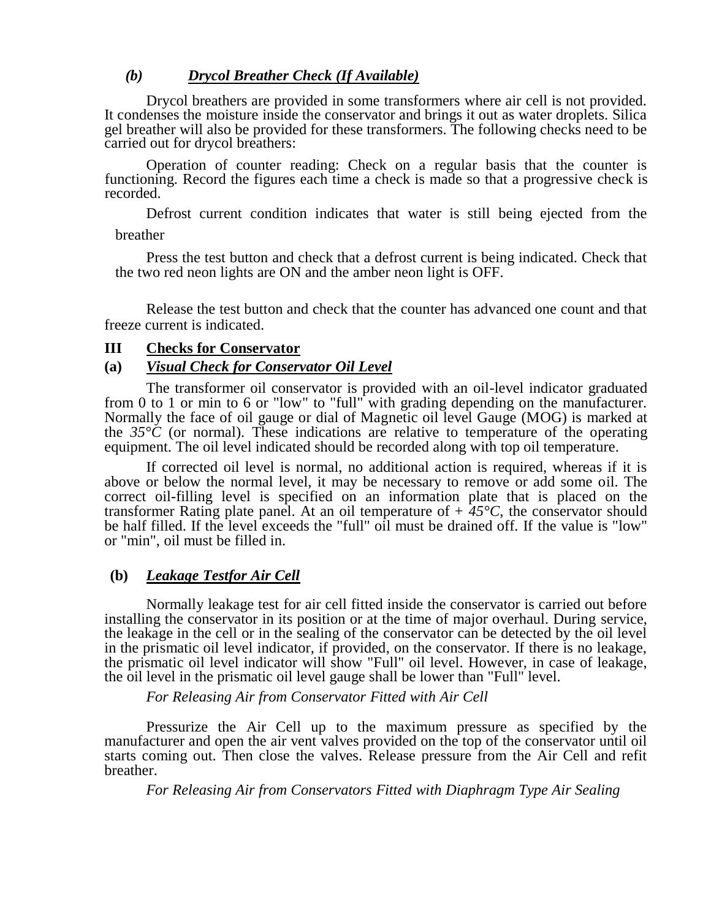### *(b) Drycol Breather Check (If Available)*

Drycol breathers are provided in some transformers where air cell is not provided. It condenses the moisture inside the conservator and brings it out as water droplets. Silica gel breather will also be provided for these transformers. The following checks need to be carried out for drycol breathers:

Operation of counter reading: Check on a regular basis that the counter is functioning. Record the figures each time a check is made so that a progressive check is recorded.

Defrost current condition indicates that water is still being ejected from the breather

Press the test button and check that a defrost current is being indicated. Check that the two red neon lights are ON and the amber neon light is OFF.

Release the test button and check that the counter has advanced one count and that freeze current is indicated.

## III Checks for Conservator

### (a) *Visual Check for Conservator Oil Level*

The transformer oil conservator is provided with an oil-level indicator graduated from 0 to 1 or min to 6 or "low" to "full" with grading depending on the manufacturer. Normally the face of oil gauge or dial of Magnetic oil level Gauge (MOG) is marked at the *35°C* (or normal). These indications are relative to temperature of the operating equipment. The oil level indicated should be recorded along with top oil temperature.

If corrected oil level is normal, no additional action is required, whereas if it is above or below the normal level, it may be necessary to remove or add some oil. The correct oil-filling level is specified on an information plate that is placed on the transformer Rating plate panel. At an oil temperature of *+ 45°C,* the conservator should be half filled. If the level exceeds the "full" oil must be drained off. If the value is "low" or "min", oil must be filled in.

### (b) *Leakage Testfor Air Cell*

Normally leakage test for air cell fitted inside the conservator is carried out before installing the conservator in its position or at the time of major overhaul. During service, the leakage in the cell or in the sealing of the conservator can be detected by the oil level in the prismatic oil level indicator, if provided, on the conservator. If there is no leakage, the prismatic oil level indicator will show "Full" oil level. However, in case of leakage, the oil level in the prismatic oil level gauge shall be lower than "Full" level.

*For Releasing Air from Conservator Fitted with Air Cell*

Pressurize the Air Cell up to the maximum pressure as specified by the manufacturer and open the air vent valves provided on the top of the conservator until oil starts coming out. Then close the valves. Release pressure from the Air Cell and refit breather.

*For Releasing Air from Conservators Fitted with Diaphragm Type Air Sealing*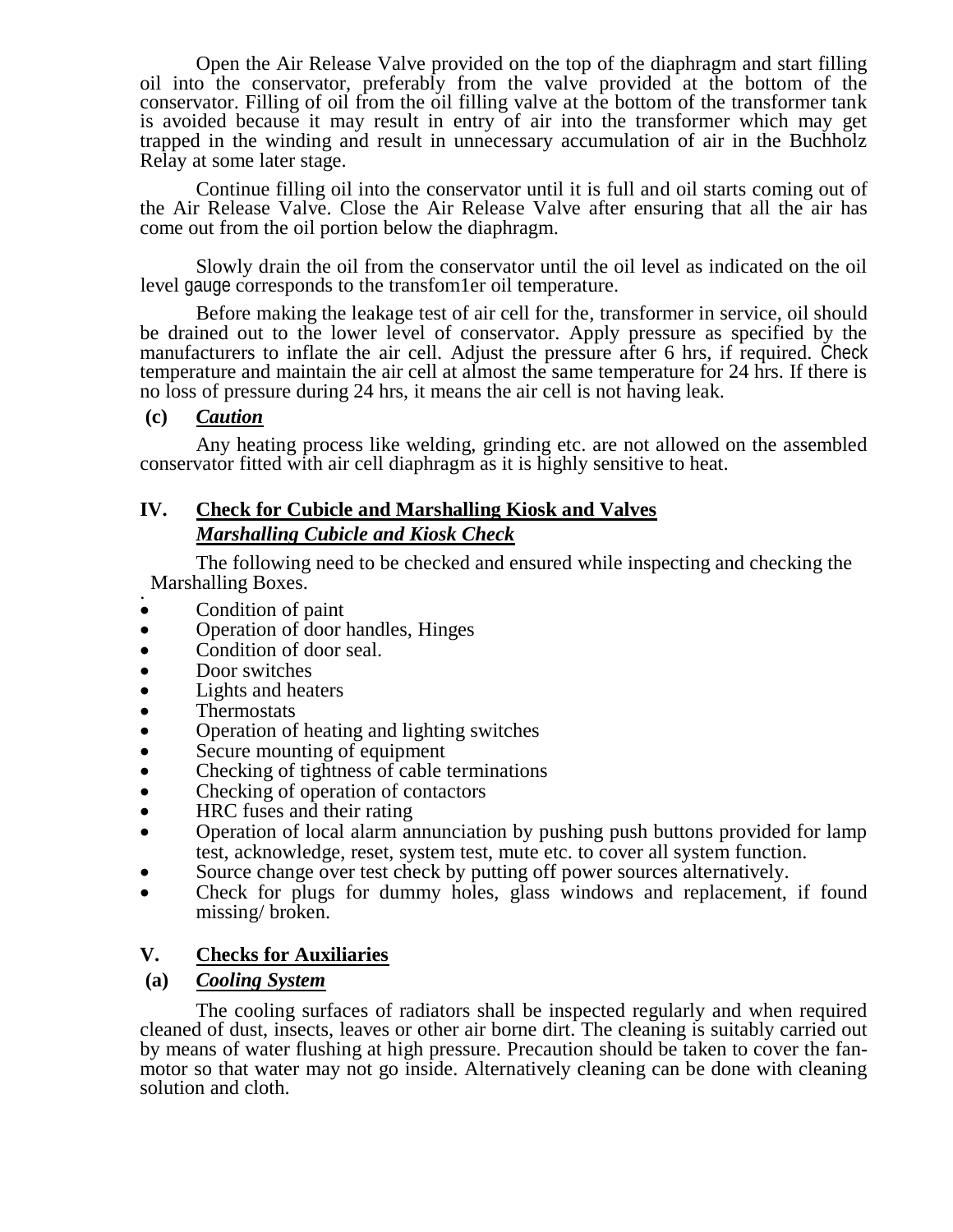Open the Air Release Valve provided on the top of the diaphragm and start filling oil into the conservator, preferably from the valve provided at the bottom of the conservator. Filling of oil from the oil filling valve at the bottom of the transformer tank is avoided because it may result in entry of air into the transformer which may get trapped in the winding and result in unnecessary accumulation of air in the Buchholz Relay at some later stage.

Continue filling oil into the conservator until it is full and oil starts coming out of the Air Release Valve. Close the Air Release Valve after ensuring that all the air has come out from the oil portion below the diaphragm.

Slowly drain the oil from the conservator until the oil level as indicated on the oil level gauge corresponds to the transfom1er oil temperature.

Before making the leakage test of air cell for the, transformer in service, oil should be drained out to the lower level of conservator. Apply pressure as specified by the manufacturers to inflate the air cell. Adjust the pressure after 6 hrs, if required. Check temperature and maintain the air cell at almost the same temperature for 24 hrs. If there is no loss of pressure during 24 hrs, it means the air cell is not having leak.

**(c)** ***Caution***

Any heating process like welding, grinding etc. are not allowed on the assembled conservator fitted with air cell diaphragm as it is highly sensitive to heat.

## IV. Check for Cubicle and Marshalling Kiosk and Valves

***Marshalling Cubicle and Kiosk Check***

The following need to be checked and ensured while inspecting and checking the Marshalling Boxes.

- Condition of paint
- Operation of door handles, Hinges
- Condition of door seal.
- Door switches
- Lights and heaters
- Thermostats
- Operation of heating and lighting switches
- Secure mounting of equipment
- Checking of tightness of cable terminations
- Checking of operation of contactors
- HRC fuses and their rating
- Operation of local alarm annunciation by pushing push buttons provided for lamp test, acknowledge, reset, system test, mute etc. to cover all system function.
- Source change over test check by putting off power sources alternatively.
- Check for plugs for dummy holes, glass windows and replacement, if found missing/ broken.

## V. Checks for Auxiliaries

**(a)** ***Cooling System***

The cooling surfaces of radiators shall be inspected regularly and when required cleaned of dust, insects, leaves or other air borne dirt. The cleaning is suitably carried out by means of water flushing at high pressure. Precaution should be taken to cover the fan-motor so that water may not go inside. Alternatively cleaning can be done with cleaning solution and cloth.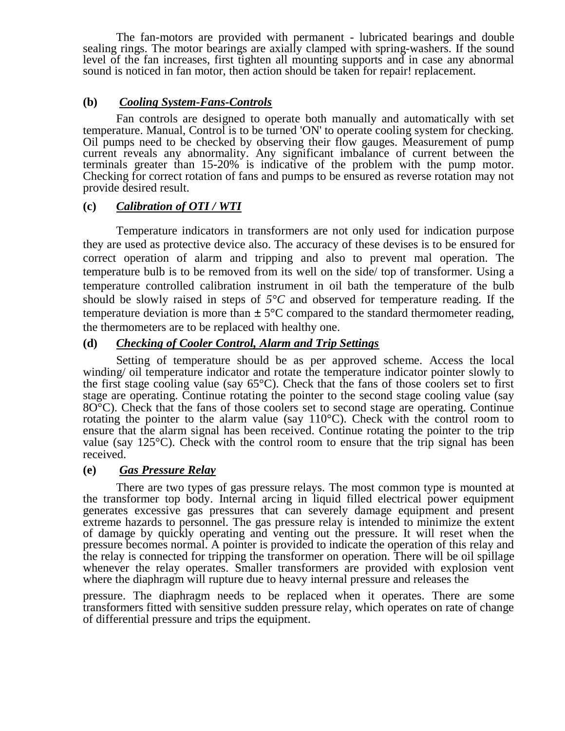The fan-motors are provided with permanent - lubricated bearings and double sealing rings. The motor bearings are axially clamped with spring-washers. If the sound level of the fan increases, first tighten all mounting supports and in case any abnormal sound is noticed in fan motor, then action should be taken for repair! replacement.

**(b)** ***Cooling System-Fans-Controls***

Fan controls are designed to operate both manually and automatically with set temperature. Manual, Control is to be turned 'ON' to operate cooling system for checking. Oil pumps need to be checked by observing their flow gauges. Measurement of pump current reveals any abnormality. Any significant imbalance of current between the terminals greater than 15-20% is indicative of the problem with the pump motor. Checking for correct rotation of fans and pumps to be ensured as reverse rotation may not provide desired result.

**(c)** ***Calibration of OTI / WTI***

Temperature indicators in transformers are not only used for indication purpose they are used as protective device also. The accuracy of these devises is to be ensured for correct operation of alarm and tripping and also to prevent mal operation. The temperature bulb is to be removed from its well on the side/ top of transformer. Using a temperature controlled calibration instrument in oil bath the temperature of the bulb should be slowly raised in steps of *5°C* and observed for temperature reading. If the temperature deviation is more than ± 5°C compared to the standard thermometer reading, the thermometers are to be replaced with healthy one.

**(d)** ***Checking of Cooler Control, Alarm and Trip Settings***

Setting of temperature should be as per approved scheme. Access the local winding/ oil temperature indicator and rotate the temperature indicator pointer slowly to the first stage cooling value (say 65°C). Check that the fans of those coolers set to first stage are operating. Continue rotating the pointer to the second stage cooling value (say 8O°C). Check that the fans of those coolers set to second stage are operating. Continue rotating the pointer to the alarm value (say 110°C). Check with the control room to ensure that the alarm signal has been received. Continue rotating the pointer to the trip value (say 125°C). Check with the control room to ensure that the trip signal has been received.

**(e)** ***Gas Pressure Relay***

There are two types of gas pressure relays. The most common type is mounted at the transformer top body. Internal arcing in liquid filled electrical power equipment generates excessive gas pressures that can severely damage equipment and present extreme hazards to personnel. The gas pressure relay is intended to minimize the extent of damage by quickly operating and venting out the pressure. It will reset when the pressure becomes normal. A pointer is provided to indicate the operation of this relay and the relay is connected for tripping the transformer on operation. There will be oil spillage whenever the relay operates. Smaller transformers are provided with explosion vent where the diaphragm will rupture due to heavy internal pressure and releases the pressure. The diaphragm needs to be replaced when it operates. There are some transformers fitted with sensitive sudden pressure relay, which operates on rate of change of differential pressure and trips the equipment.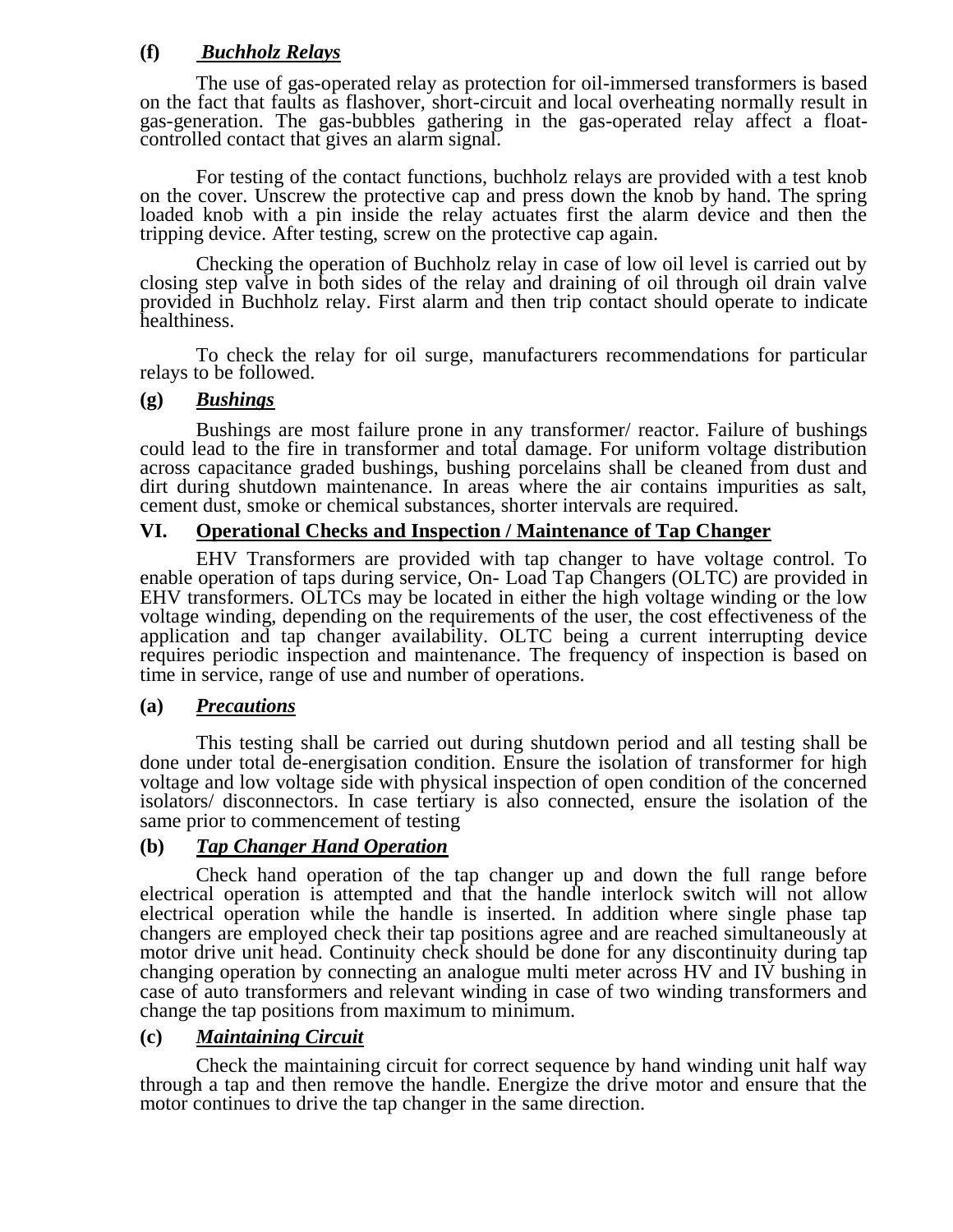**(f)** ***Buchholz Relays***

The use of gas-operated relay as protection for oil-immersed transformers is based on the fact that faults as flashover, short-circuit and local overheating normally result in gas-generation. The gas-bubbles gathering in the gas-operated relay affect a float-controlled contact that gives an alarm signal.

For testing of the contact functions, buchholz relays are provided with a test knob on the cover. Unscrew the protective cap and press down the knob by hand. The spring loaded knob with a pin inside the relay actuates first the alarm device and then the tripping device. After testing, screw on the protective cap again.

Checking the operation of Buchholz relay in case of low oil level is carried out by closing step valve in both sides of the relay and draining of oil through oil drain valve provided in Buchholz relay. First alarm and then trip contact should operate to indicate healthiness.

To check the relay for oil surge, manufacturers recommendations for particular relays to be followed.

**(g)** ***Bushings***

Bushings are most failure prone in any transformer/ reactor. Failure of bushings could lead to the fire in transformer and total damage. For uniform voltage distribution across capacitance graded bushings, bushing porcelains shall be cleaned from dust and dirt during shutdown maintenance. In areas where the air contains impurities as salt, cement dust, smoke or chemical substances, shorter intervals are required.

## VI. Operational Checks and Inspection / Maintenance of Tap Changer

EHV Transformers are provided with tap changer to have voltage control. To enable operation of taps during service, On- Load Tap Changers (OLTC) are provided in EHV transformers. OLTCs may be located in either the high voltage winding or the low voltage winding, depending on the requirements of the user, the cost effectiveness of the application and tap changer availability. OLTC being a current interrupting device requires periodic inspection and maintenance. The frequency of inspection is based on time in service, range of use and number of operations.

**(a)** ***Precautions***

This testing shall be carried out during shutdown period and all testing shall be done under total de-energisation condition. Ensure the isolation of transformer for high voltage and low voltage side with physical inspection of open condition of the concerned isolators/ disconnectors. In case tertiary is also connected, ensure the isolation of the same prior to commencement of testing

**(b)** ***Tap Changer Hand Operation***

Check hand operation of the tap changer up and down the full range before electrical operation is attempted and that the handle interlock switch will not allow electrical operation while the handle is inserted. In addition where single phase tap changers are employed check their tap positions agree and are reached simultaneously at motor drive unit head. Continuity check should be done for any discontinuity during tap changing operation by connecting an analogue multi meter across HV and IV bushing in case of auto transformers and relevant winding in case of two winding transformers and change the tap positions from maximum to minimum.

**(c)** ***Maintaining Circuit***

Check the maintaining circuit for correct sequence by hand winding unit half way through a tap and then remove the handle. Energize the drive motor and ensure that the motor continues to drive the tap changer in the same direction.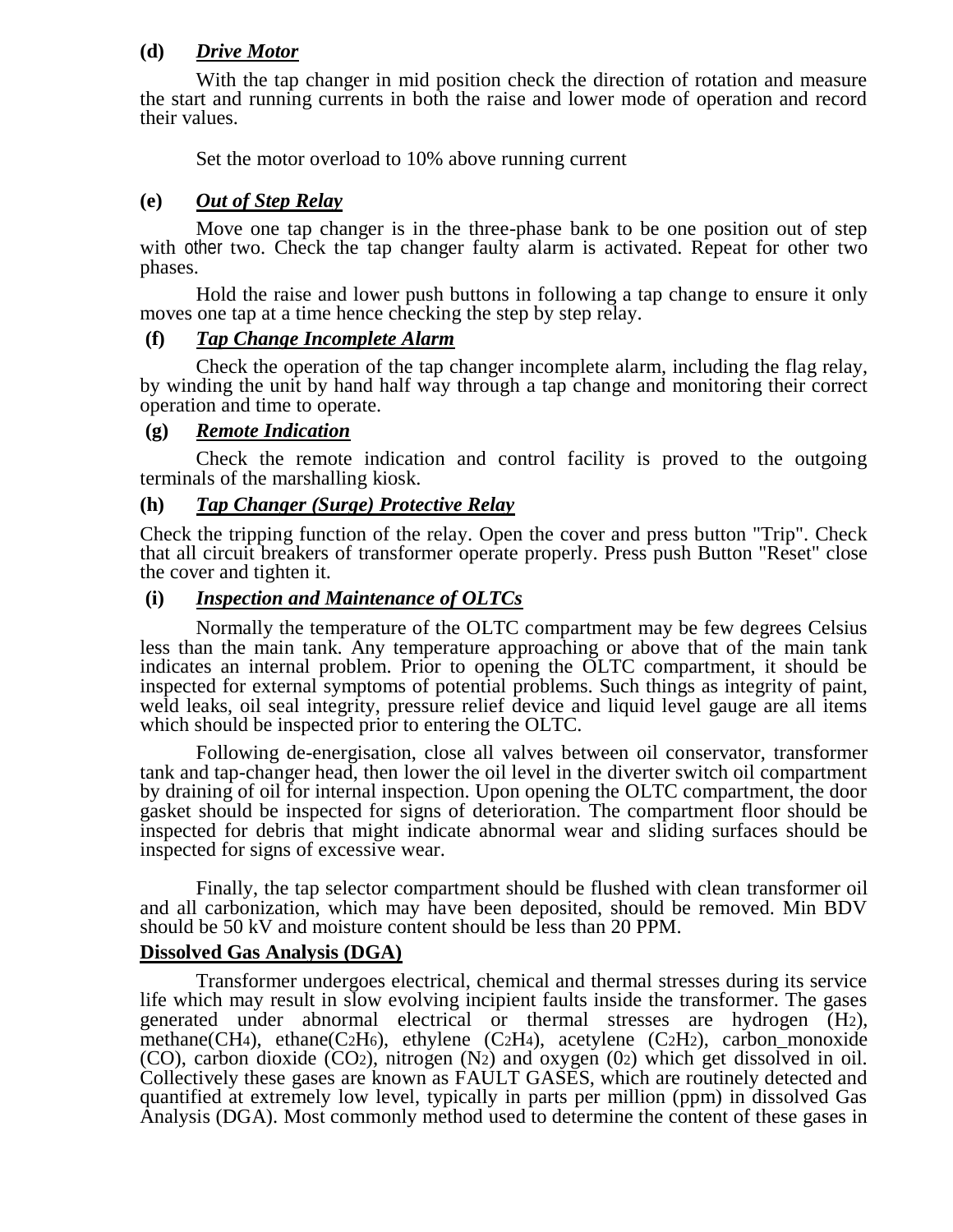**(d)** ***Drive Motor***

With the tap changer in mid position check the direction of rotation and measure the start and running currents in both the raise and lower mode of operation and record their values.

Set the motor overload to 10% above running current

**(e)** ***Out of Step Relay***

Move one tap changer is in the three-phase bank to be one position out of step with other two. Check the tap changer faulty alarm is activated. Repeat for other two phases.

Hold the raise and lower push buttons in following a tap change to ensure it only moves one tap at a time hence checking the step by step relay.

**(f)** ***Tap Change Incomplete Alarm***

Check the operation of the tap changer incomplete alarm, including the flag relay, by winding the unit by hand half way through a tap change and monitoring their correct operation and time to operate.

**(g)** ***Remote Indication***

Check the remote indication and control facility is proved to the outgoing terminals of the marshalling kiosk.

**(h)** ***Tap Changer (Surge) Protective Relay***

Check the tripping function of the relay. Open the cover and press button "Trip". Check that all circuit breakers of transformer operate properly. Press push Button "Reset" close the cover and tighten it.

**(i)** ***Inspection and Maintenance of OLTCs***

Normally the temperature of the OLTC compartment may be few degrees Celsius less than the main tank. Any temperature approaching or above that of the main tank indicates an internal problem. Prior to opening the OLTC compartment, it should be inspected for external symptoms of potential problems. Such things as integrity of paint, weld leaks, oil seal integrity, pressure relief device and liquid level gauge are all items which should be inspected prior to entering the OLTC.

Following de-energisation, close all valves between oil conservator, transformer tank and tap-changer head, then lower the oil level in the diverter switch oil compartment by draining of oil for internal inspection. Upon opening the OLTC compartment, the door gasket should be inspected for signs of deterioration. The compartment floor should be inspected for debris that might indicate abnormal wear and sliding surfaces should be inspected for signs of excessive wear.

Finally, the tap selector compartment should be flushed with clean transformer oil and all carbonization, which may have been deposited, should be removed. Min BDV should be 50 kV and moisture content should be less than 20 PPM.

**Dissolved Gas Analysis (DGA)**

Transformer undergoes electrical, chemical and thermal stresses during its service life which may result in slow evolving incipient faults inside the transformer. The gases generated under abnormal electrical or thermal stresses are hydrogen ($H_2$), methane($CH_4$), ethane($C_2H_6$), ethylene ($C_2H_4$), acetylene ($C_2H_2$), carbon_monoxide (CO), carbon dioxide ($CO_2$), nitrogen ($N_2$) and oxygen ($0_2$) which get dissolved in oil. Collectively these gases are known as FAULT GASES, which are routinely detected and quantified at extremely low level, typically in parts per million (ppm) in dissolved Gas Analysis (DGA). Most commonly method used to determine the content of these gases in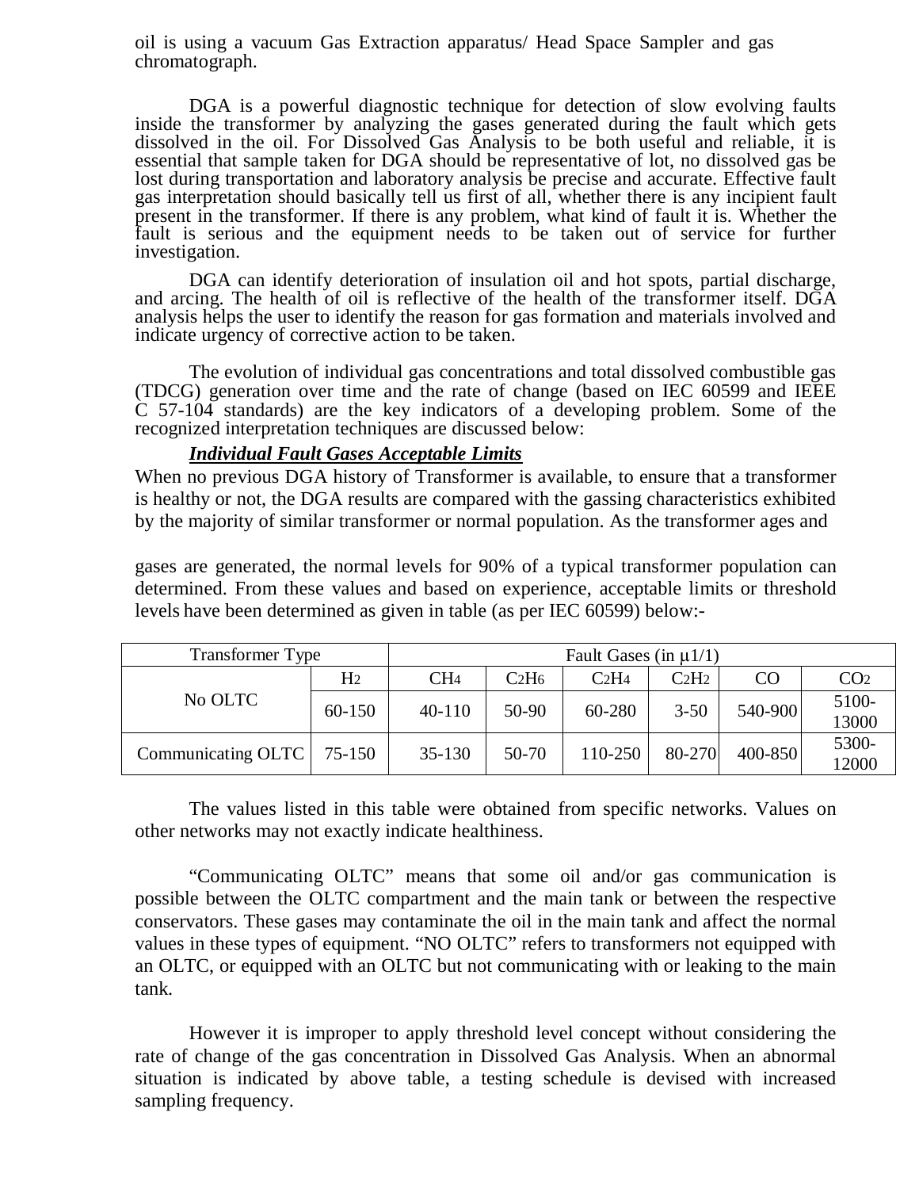oil is using a vacuum Gas Extraction apparatus/ Head Space Sampler and gas chromatograph.

DGA is a powerful diagnostic technique for detection of slow evolving faults inside the transformer by analyzing the gases generated during the fault which gets dissolved in the oil. For Dissolved Gas Analysis to be both useful and reliable, it is essential that sample taken for DGA should be representative of lot, no dissolved gas be lost during transportation and laboratory analysis be precise and accurate. Effective fault gas interpretation should basically tell us first of all, whether there is any incipient fault present in the transformer. If there is any problem, what kind of fault it is. Whether the fault is serious and the equipment needs to be taken out of service for further investigation.

DGA can identify deterioration of insulation oil and hot spots, partial discharge, and arcing. The health of oil is reflective of the health of the transformer itself. DGA analysis helps the user to identify the reason for gas formation and materials involved and indicate urgency of corrective action to be taken.

The evolution of individual gas concentrations and total dissolved combustible gas (TDCG) generation over time and the rate of change (based on IEC 60599 and IEEE C 57-104 standards) are the key indicators of a developing problem. Some of the recognized interpretation techniques are discussed below:

***Individual Fault Gases Acceptable Limits***

When no previous DGA history of Transformer is available, to ensure that a transformer is healthy or not, the DGA results are compared with the gassing characteristics exhibited by the majority of similar transformer or normal population. As the transformer ages and gases are generated, the normal levels for 90% of a typical transformer population can determined. From these values and based on experience, acceptable limits or threshold levels have been determined as given in table (as per IEC 60599) below:-

| Transformer Type | Fault Gases (in μ1/1) | | | | | | |
|---|---|---|---|---|---|---|---|
| | $H_2$ | $CH_4$ | $C_2H_6$ | $C_2H_4$ | $C_2H_2$ | CO | $CO_2$ |
| No OLTC | 60-150 | 40-110 | 50-90 | 60-280 | 3-50 | 540-900 | 5100-13000 |
| Communicating OLTC | 75-150 | 35-130 | 50-70 | 110-250 | 80-270 | 400-850 | 5300-12000 |

The values listed in this table were obtained from specific networks. Values on other networks may not exactly indicate healthiness.

"Communicating OLTC" means that some oil and/or gas communication is possible between the OLTC compartment and the main tank or between the respective conservators. These gases may contaminate the oil in the main tank and affect the normal values in these types of equipment. "NO OLTC" refers to transformers not equipped with an OLTC, or equipped with an OLTC but not communicating with or leaking to the main tank.

However it is improper to apply threshold level concept without considering the rate of change of the gas concentration in Dissolved Gas Analysis. When an abnormal situation is indicated by above table, a testing schedule is devised with increased sampling frequency.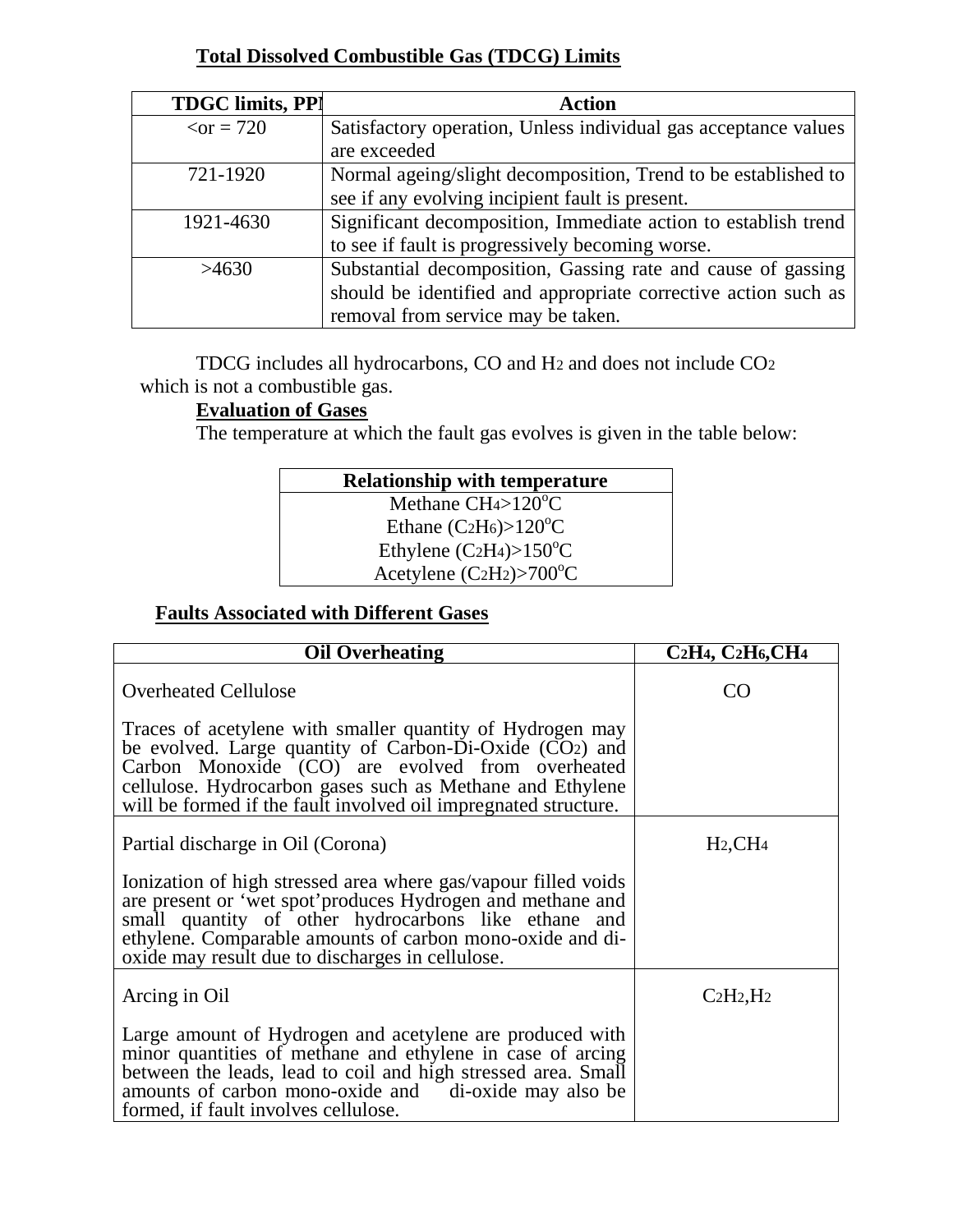## Total Dissolved Combustible Gas (TDCG) Limits

| TDGC limits, PPM | Action |
|---|---|
| <or = 720 | Satisfactory operation, Unless individual gas acceptance values are exceeded |
| 721-1920 | Normal ageing/slight decomposition, Trend to be established to see if any evolving incipient fault is present. |
| 1921-4630 | Significant decomposition, Immediate action to establish trend to see if fault is progressively becoming worse. |
| >4630 | Substantial decomposition, Gassing rate and cause of gassing should be identified and appropriate corrective action such as removal from service may be taken. |

TDCG includes all hydrocarbons, CO and $H_2$ and does not include $CO_2$ which is not a combustible gas.

**Evaluation of Gases**

The temperature at which the fault gas evolves is given in the table below:

| Relationship with temperature |
|---|
| Methane $CH_4 > 120^oC$ |
| Ethane $(C_2H_6) > 120^oC$ |
| Ethylene $(C_2H_4) > 150^oC$ |
| Acetylene $(C_2H_2) > 700^oC$ |

**Faults Associated with Different Gases**

| Oil Overheating | $C_2H_4$, $C_2H_6$, $CH_4$ |
|---|---|
| Overheated Cellulose<br><br>Traces of acetylene with smaller quantity of Hydrogen may be evolved. Large quantity of Carbon-Di-Oxide ($CO_2$) and Carbon Monoxide (CO) are evolved from overheated cellulose. Hydrocarbon gases such as Methane and Ethylene will be formed if the fault involved oil impregnated structure. | CO |
| Partial discharge in Oil (Corona)<br><br>Ionization of high stressed area where gas/vapour filled voids are present or 'wet spot'produces Hydrogen and methane and small quantity of other hydrocarbons like ethane and ethylene. Comparable amounts of carbon mono-oxide and di-oxide may result due to discharges in cellulose. | $H_2$, $CH_4$ |
| Arcing in Oil<br><br>Large amount of Hydrogen and acetylene are produced with minor quantities of methane and ethylene in case of arcing between the leads, lead to coil and high stressed area. Small amounts of carbon mono-oxide and di-oxide may also be formed, if fault involves cellulose. | $C_2H_2$, $H_2$ |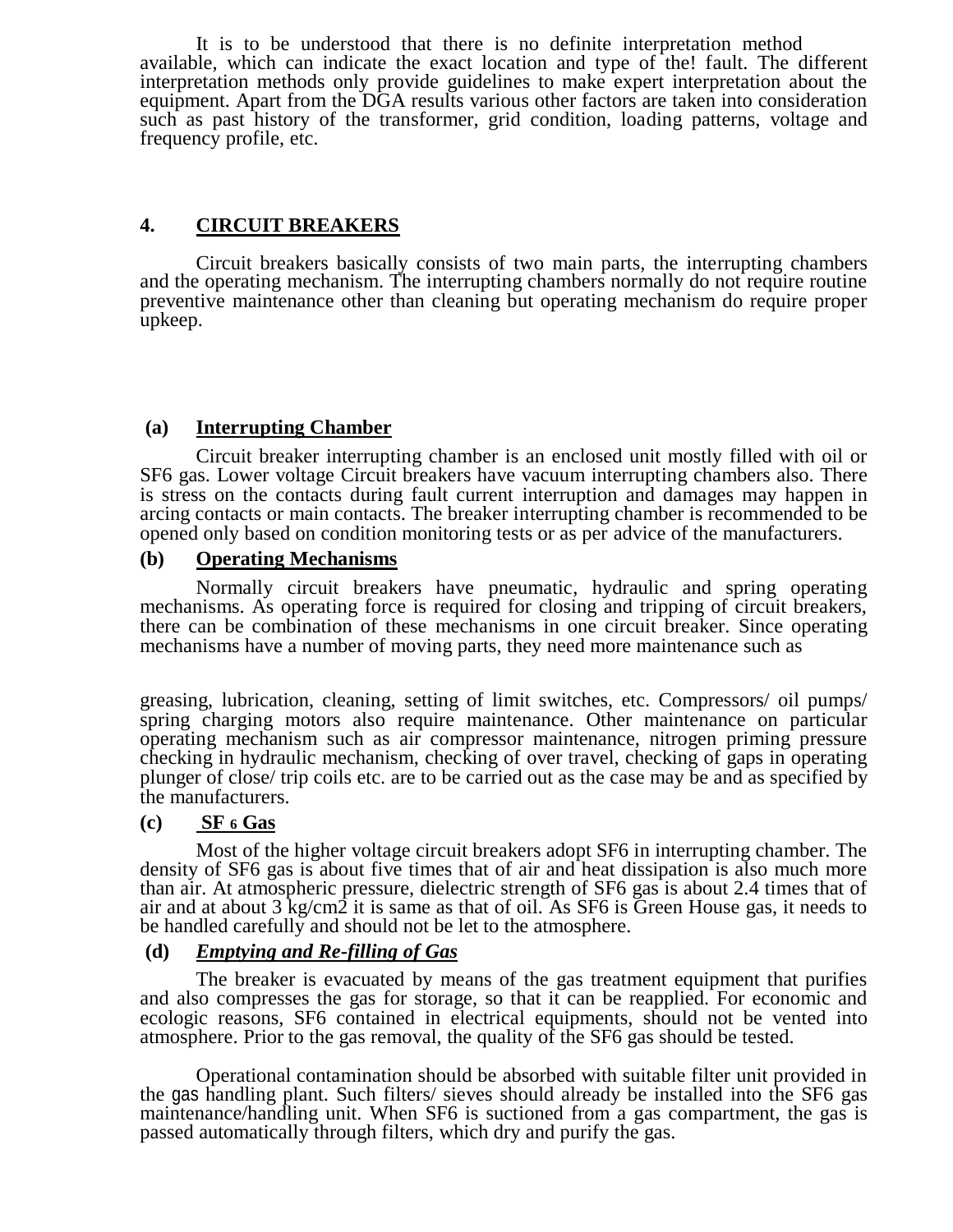It is to be understood that there is no definite interpretation method available, which can indicate the exact location and type of the! fault. The different interpretation methods only provide guidelines to make expert interpretation about the equipment. Apart from the DGA results various other factors are taken into consideration such as past history of the transformer, grid condition, loading patterns, voltage and frequency profile, etc.

## 4. <u>CIRCUIT BREAKERS</u>

Circuit breakers basically consists of two main parts, the interrupting chambers and the operating mechanism. The interrupting chambers normally do not require routine preventive maintenance other than cleaning but operating mechanism do require proper upkeep.

### (a) <u>Interrupting Chamber</u>

Circuit breaker interrupting chamber is an enclosed unit mostly filled with oil or SF6 gas. Lower voltage Circuit breakers have vacuum interrupting chambers also. There is stress on the contacts during fault current interruption and damages may happen in arcing contacts or main contacts. The breaker interrupting chamber is recommended to be opened only based on condition monitoring tests or as per advice of the manufacturers.

### (b) <u>Operating Mechanisms</u>

Normally circuit breakers have pneumatic, hydraulic and spring operating mechanisms. As operating force is required for closing and tripping of circuit breakers, there can be combination of these mechanisms in one circuit breaker. Since operating mechanisms have a number of moving parts, they need more maintenance such as

greasing, lubrication, cleaning, setting of limit switches, etc. Compressors/ oil pumps/ spring charging motors also require maintenance. Other maintenance on particular operating mechanism such as air compressor maintenance, nitrogen priming pressure checking in hydraulic mechanism, checking of over travel, checking of gaps in operating plunger of close/ trip coils etc. are to be carried out as the case may be and as specified by the manufacturers.

### (c) <u>$SF_6$ Gas</u>

Most of the higher voltage circuit breakers adopt SF6 in interrupting chamber. The density of SF6 gas is about five times that of air and heat dissipation is also much more than air. At atmospheric pressure, dielectric strength of SF6 gas is about 2.4 times that of air and at about 3 kg/cm2 it is same as that of oil. As SF6 is Green House gas, it needs to be handled carefully and should not be let to the atmosphere.

### (d) <u>***Emptying and Re-filling of Gas***</u>

The breaker is evacuated by means of the gas treatment equipment that purifies and also compresses the gas for storage, so that it can be reapplied. For economic and ecologic reasons, SF6 contained in electrical equipments, should not be vented into atmosphere. Prior to the gas removal, the quality of the SF6 gas should be tested.

Operational contamination should be absorbed with suitable filter unit provided in the gas handling plant. Such filters/ sieves should already be installed into the SF6 gas maintenance/handling unit. When SF6 is suctioned from a gas compartment, the gas is passed automatically through filters, which dry and purify the gas.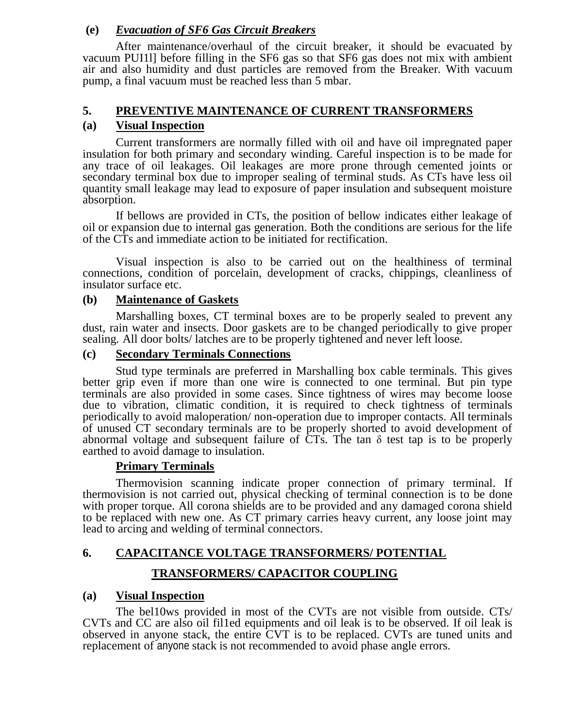**(e)** ***Evacuation of SF6 Gas Circuit Breakers***

After maintenance/overhaul of the circuit breaker, it should be evacuated by vacuum PUI1l] before filling in the SF6 gas so that SF6 gas does not mix with ambient air and also humidity and dust particles are removed from the Breaker. With vacuum pump, a final vacuum must be reached less than 5 mbar.

## 5. PREVENTIVE MAINTENANCE OF CURRENT TRANSFORMERS

### (a) Visual Inspection

Current transformers are normally filled with oil and have oil impregnated paper insulation for both primary and secondary winding. Careful inspection is to be made for any trace of oil leakages. Oil leakages are more prone through cemented joints or secondary terminal box due to improper sealing of terminal studs. As CTs have less oil quantity small leakage may lead to exposure of paper insulation and subsequent moisture absorption.

If bellows are provided in CTs, the position of bellow indicates either leakage of oil or expansion due to internal gas generation. Both the conditions are serious for the life of the CTs and immediate action to be initiated for rectification.

Visual inspection is also to be carried out on the healthiness of terminal connections, condition of porcelain, development of cracks, chippings, cleanliness of insulator surface etc.

### (b) Maintenance of Gaskets

Marshalling boxes, CT terminal boxes are to be properly sealed to prevent any dust, rain water and insects. Door gaskets are to be changed periodically to give proper sealing. All door bolts/ latches are to be properly tightened and never left loose.

### (c) Secondary Terminals Connections

Stud type terminals are preferred in Marshalling box cable terminals. This gives better grip even if more than one wire is connected to one terminal. But pin type terminals are also provided in some cases. Since tightness of wires may become loose due to vibration, climatic condition, it is required to check tightness of terminals periodically to avoid maloperation/ non-operation due to improper contacts. All terminals of unused CT secondary terminals are to be properly shorted to avoid development of abnormal voltage and subsequent failure of CTs. The tan $\delta$ test tap is to be properly earthed to avoid damage to insulation.

### Primary Terminals

Thermovision scanning indicate proper connection of primary terminal. If thermovision is not carried out, physical checking of terminal connection is to be done with proper torque. All corona shields are to be provided and any damaged corona shield to be replaced with new one. As CT primary carries heavy current, any loose joint may lead to arcing and welding of terminal connectors.

## 6. CAPACITANCE VOLTAGE TRANSFORMERS/ POTENTIAL TRANSFORMERS/ CAPACITOR COUPLING

### (a) Visual Inspection

The bel10ws provided in most of the CVTs are not visible from outside. CTs/ CVTs and CC are also oil fil1ed equipments and oil leak is to be observed. If oil leak is observed in anyone stack, the entire CVT is to be replaced. CVTs are tuned units and replacement of anyone stack is not recommended to avoid phase angle errors.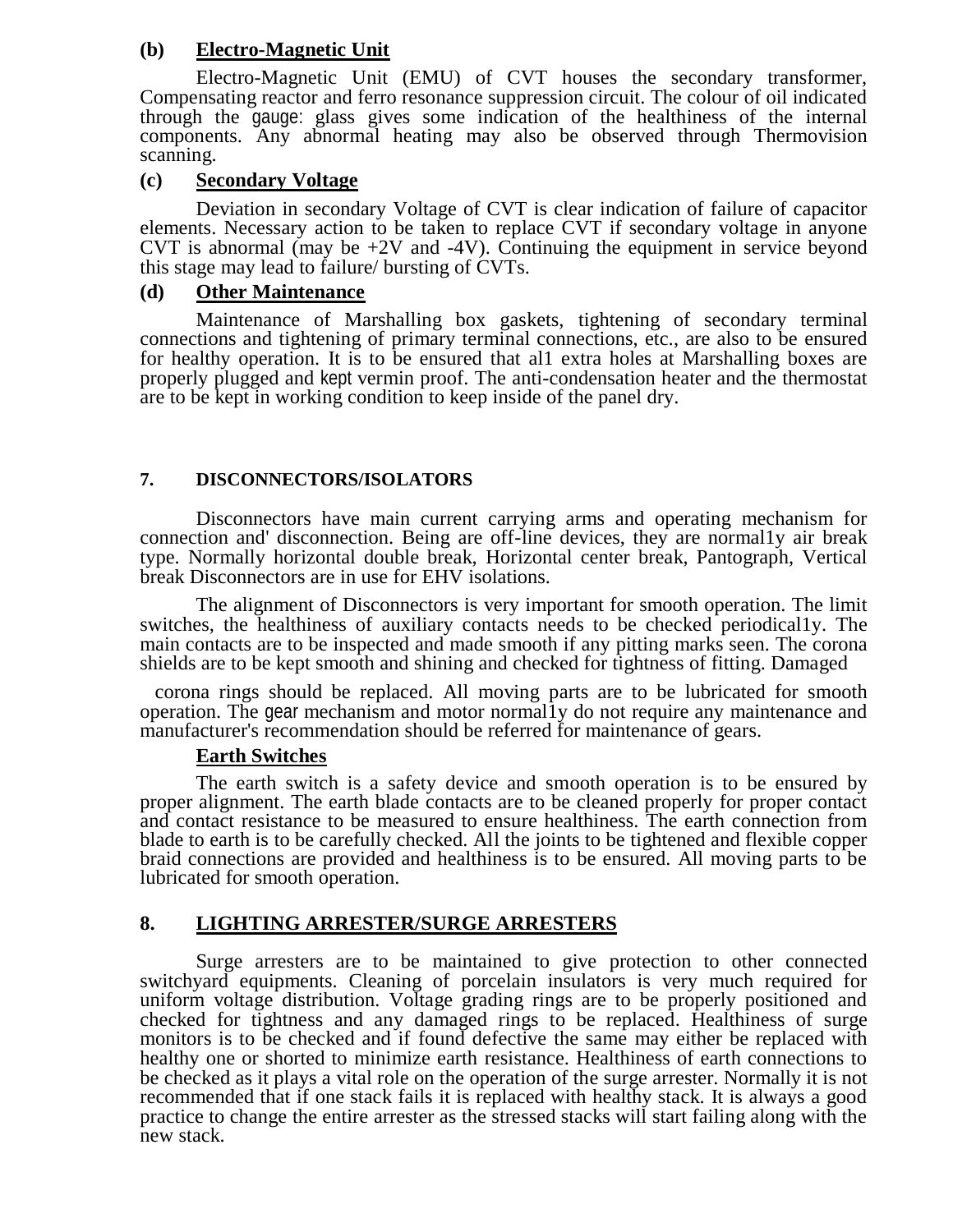**(b) Electro-Magnetic Unit**

Electro-Magnetic Unit (EMU) of CVT houses the secondary transformer, Compensating reactor and ferro resonance suppression circuit. The colour of oil indicated through the gauge: glass gives some indication of the healthiness of the internal components. Any abnormal heating may also be observed through Thermovision scanning.

**(c) Secondary Voltage**

Deviation in secondary Voltage of CVT is clear indication of failure of capacitor elements. Necessary action to be taken to replace CVT if secondary voltage in anyone CVT is abnormal (may be +2V and -4V). Continuing the equipment in service beyond this stage may lead to failure/ bursting of CVTs.

**(d) Other Maintenance**

Maintenance of Marshalling box gaskets, tightening of secondary terminal connections and tightening of primary terminal connections, etc., are also to be ensured for healthy operation. It is to be ensured that al1 extra holes at Marshalling boxes are properly plugged and kept vermin proof. The anti-condensation heater and the thermostat are to be kept in working condition to keep inside of the panel dry.

## 7. DISCONNECTORS/ISOLATORS

Disconnectors have main current carrying arms and operating mechanism for connection and' disconnection. Being are off-line devices, they are normal1y air break type. Normally horizontal double break, Horizontal center break, Pantograph, Vertical break Disconnectors are in use for EHV isolations.

The alignment of Disconnectors is very important for smooth operation. The limit switches, the healthiness of auxiliary contacts needs to be checked periodical1y. The main contacts are to be inspected and made smooth if any pitting marks seen. The corona shields are to be kept smooth and shining and checked for tightness of fitting. Damaged corona rings should be replaced. All moving parts are to be lubricated for smooth operation. The gear mechanism and motor normal1y do not require any maintenance and manufacturer's recommendation should be referred for maintenance of gears.

**Earth Switches**

The earth switch is a safety device and smooth operation is to be ensured by proper alignment. The earth blade contacts are to be cleaned properly for proper contact and contact resistance to be measured to ensure healthiness. The earth connection from blade to earth is to be carefully checked. All the joints to be tightened and flexible copper braid connections are provided and healthiness is to be ensured. All moving parts to be lubricated for smooth operation.

## 8. LIGHTING ARRESTER/SURGE ARRESTERS

Surge arresters are to be maintained to give protection to other connected switchyard equipments. Cleaning of porcelain insulators is very much required for uniform voltage distribution. Voltage grading rings are to be properly positioned and checked for tightness and any damaged rings to be replaced. Healthiness of surge monitors is to be checked and if found defective the same may either be replaced with healthy one or shorted to minimize earth resistance. Healthiness of earth connections to be checked as it plays a vital role on the operation of the surge arrester. Normally it is not recommended that if one stack fails it is replaced with healthy stack. It is always a good practice to change the entire arrester as the stressed stacks will start failing along with the new stack.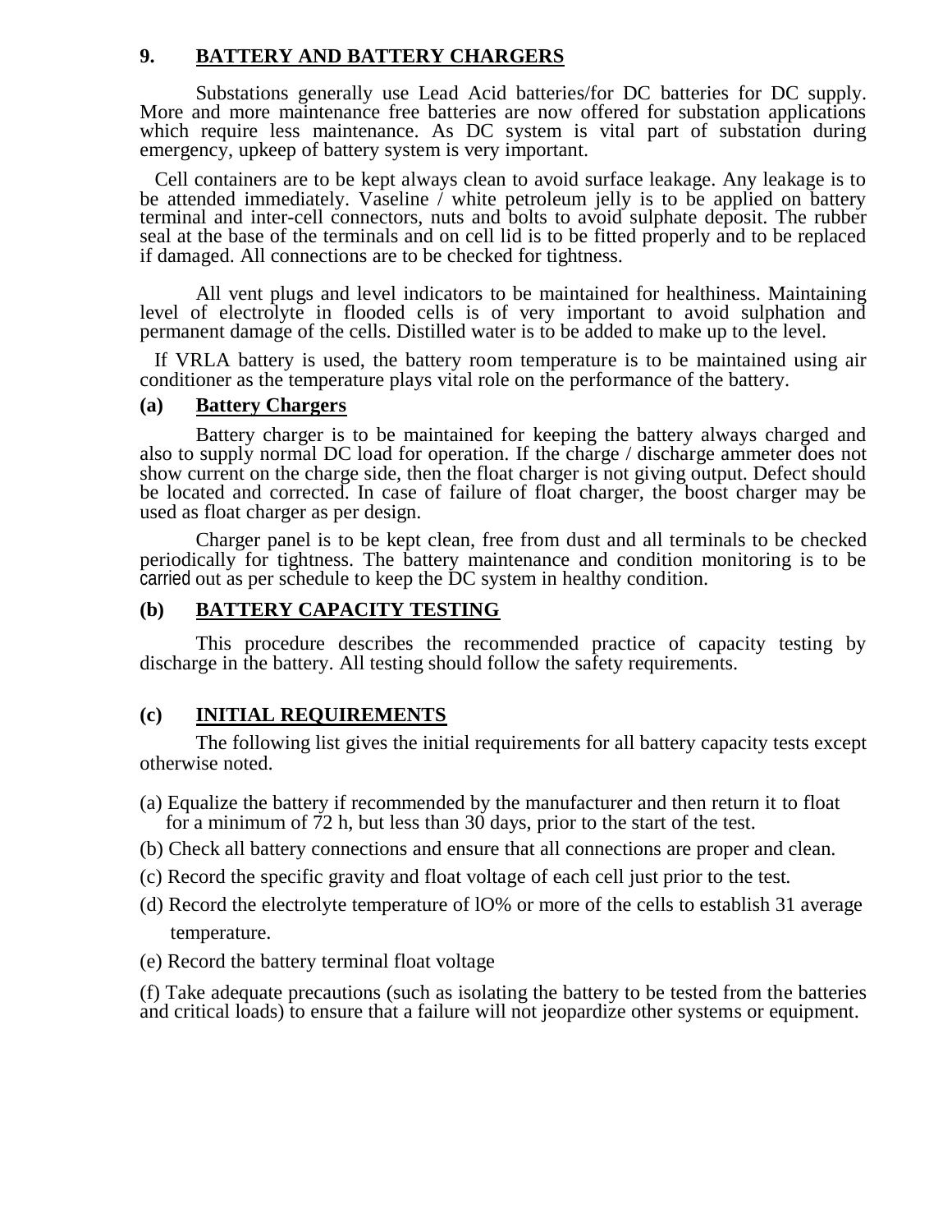## 9. BATTERY AND BATTERY CHARGERS

Substations generally use Lead Acid batteries/for DC batteries for DC supply. More and more maintenance free batteries are now offered for substation applications which require less maintenance. As DC system is vital part of substation during emergency, upkeep of battery system is very important.

Cell containers are to be kept always clean to avoid surface leakage. Any leakage is to be attended immediately. Vaseline / white petroleum jelly is to be applied on battery terminal and inter-cell connectors, nuts and bolts to avoid sulphate deposit. The rubber seal at the base of the terminals and on cell lid is to be fitted properly and to be replaced if damaged. All connections are to be checked for tightness.

All vent plugs and level indicators to be maintained for healthiness. Maintaining level of electrolyte in flooded cells is of very important to avoid sulphation and permanent damage of the cells. Distilled water is to be added to make up to the level.

If VRLA battery is used, the battery room temperature is to be maintained using air conditioner as the temperature plays vital role on the performance of the battery.

### (a) Battery Chargers

Battery charger is to be maintained for keeping the battery always charged and also to supply normal DC load for operation. If the charge / discharge ammeter does not show current on the charge side, then the float charger is not giving output. Defect should be located and corrected. In case of failure of float charger, the boost charger may be used as float charger as per design.

Charger panel is to be kept clean, free from dust and all terminals to be checked periodically for tightness. The battery maintenance and condition monitoring is to be carried out as per schedule to keep the DC system in healthy condition.

### (b) BATTERY CAPACITY TESTING

This procedure describes the recommended practice of capacity testing by discharge in the battery. All testing should follow the safety requirements.

### (c) INITIAL REQUIREMENTS

The following list gives the initial requirements for all battery capacity tests except otherwise noted.

(a) Equalize the battery if recommended by the manufacturer and then return it to float for a minimum of 72 h, but less than 30 days, prior to the start of the test.

(b) Check all battery connections and ensure that all connections are proper and clean.

(c) Record the specific gravity and float voltage of each cell just prior to the test.

(d) Record the electrolyte temperature of lO% or more of the cells to establish 31 average temperature.

(e) Record the battery terminal float voltage

(f) Take adequate precautions (such as isolating the battery to be tested from the batteries and critical loads) to ensure that a failure will not jeopardize other systems or equipment.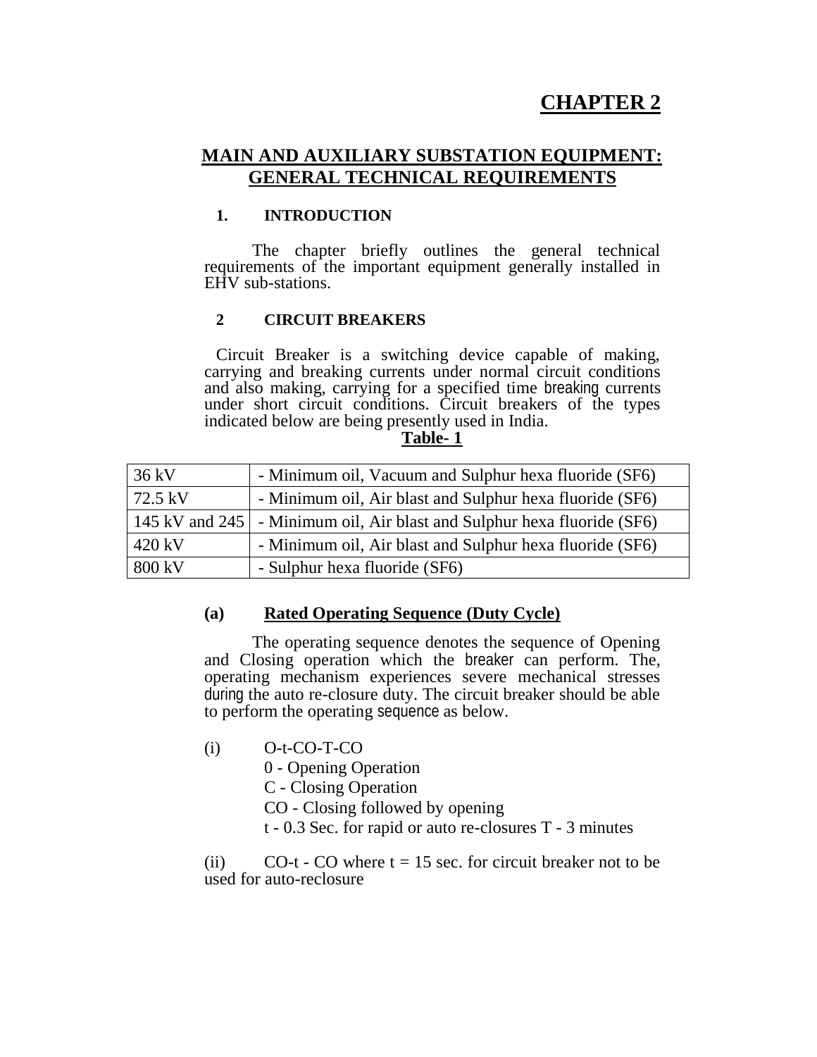# CHAPTER 2

## MAIN AND AUXILIARY SUBSTATION EQUIPMENT: GENERAL TECHNICAL REQUIREMENTS

### 1. INTRODUCTION

The chapter briefly outlines the general technical requirements of the important equipment generally installed in EHV sub-stations.

### 2 CIRCUIT BREAKERS

Circuit Breaker is a switching device capable of making, carrying and breaking currents under normal circuit conditions and also making, carrying for a specified time breaking currents under short circuit conditions. Circuit breakers of the types indicated below are being presently used in India.

**Table- 1**

| | |
|---|---|
| 36 kV | - Minimum oil, Vacuum and Sulphur hexa fluoride (SF6) |
| 72.5 kV | - Minimum oil, Air blast and Sulphur hexa fluoride (SF6) |
| 145 kV and 245 | - Minimum oil, Air blast and Sulphur hexa fluoride (SF6) |
| 420 kV | - Minimum oil, Air blast and Sulphur hexa fluoride (SF6) |
| 800 kV | - Sulphur hexa fluoride (SF6) |

#### (a) Rated Operating Sequence (Duty Cycle)

The operating sequence denotes the sequence of Opening and Closing operation which the breaker can perform. The, operating mechanism experiences severe mechanical stresses during the auto re-closure duty. The circuit breaker should be able to perform the operating sequence as below.

(i) O-t-CO-T-CO

0 - Opening Operation

C - Closing Operation

CO - Closing followed by opening

t - 0.3 Sec. for rapid or auto re-closures T - 3 minutes

(ii) CO-t - CO where t = 15 sec. for circuit breaker not to be used for auto-reclosure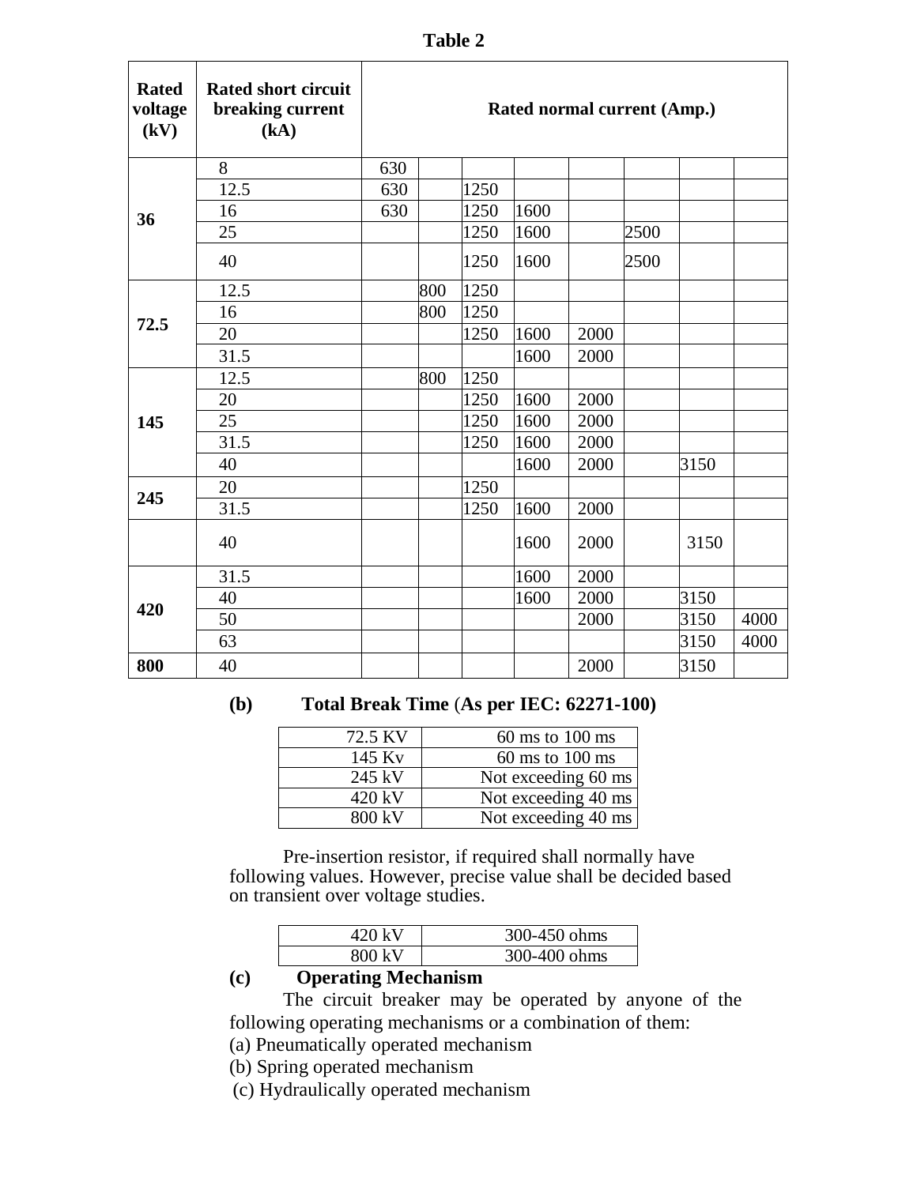**Table 2**

| Rated voltage (kV) | Rated short circuit breaking current (kA) | Rated normal current (Amp.) | | | | | | | |
|---|---|---|---|---|---|---|---|---|---|
| 36 | 8 | 630 | | | | | | | |
| | 12.5 | 630 | | 1250 | | | | | |
| | 16 | 630 | | 1250 | 1600 | | | | |
| | 25 | | | 1250 | 1600 | | 2500 | | |
| | 40 | | | 1250 | 1600 | | 2500 | | |
| 72.5 | 12.5 | | 800 | 1250 | | | | | |
| | 16 | | 800 | 1250 | | | | | |
| | 20 | | | 1250 | 1600 | 2000 | | | |
| | 31.5 | | | | 1600 | 2000 | | | |
| 145 | 12.5 | | 800 | 1250 | | | | | |
| | 20 | | | 1250 | 1600 | 2000 | | | |
| | 25 | | | 1250 | 1600 | 2000 | | | |
| | 31.5 | | | 1250 | 1600 | 2000 | | | |
| | 40 | | | | 1600 | 2000 | | 3150 | |
| 245 | 20 | | | 1250 | | | | | |
| | 31.5 | | | 1250 | 1600 | 2000 | | | |
| | 40 | | | | 1600 | 2000 | | 3150 | |
| 420 | 31.5 | | | | 1600 | 2000 | | | |
| | 40 | | | | 1600 | 2000 | | 3150 | |
| | 50 | | | | | 2000 | | 3150 | 4000 |
| | 63 | | | | | | | 3150 | 4000 |
| 800 | 40 | | | | | 2000 | | 3150 | |

**(b) Total Break Time (As per IEC: 62271-100)**

| | |
|---|---|
| 72.5 KV | 60 ms to 100 ms |
| 145 Kv | 60 ms to 100 ms |
| 245 kV | Not exceeding 60 ms |
| 420 kV | Not exceeding 40 ms |
| 800 kV | Not exceeding 40 ms |

Pre-insertion resistor, if required shall normally have following values. However, precise value shall be decided based on transient over voltage studies.

| | |
|---|---|
| 420 kV | 300-450 ohms |
| 800 kV | 300-400 ohms |

**(c) Operating Mechanism**

The circuit breaker may be operated by anyone of the following operating mechanisms or a combination of them:

(a) Pneumatically operated mechanism

(b) Spring operated mechanism

(c) Hydraulically operated mechanism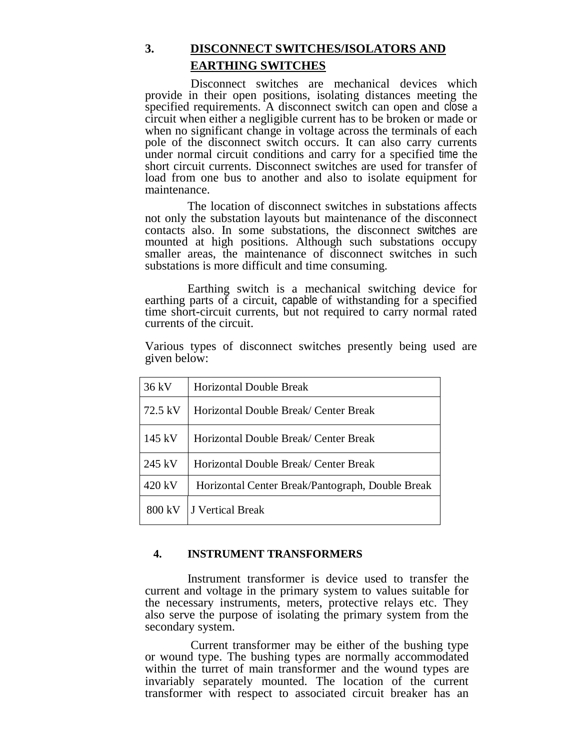## 3. DISCONNECT SWITCHES/ISOLATORS AND EARTHING SWITCHES

Disconnect switches are mechanical devices which provide in their open positions, isolating distances meeting the specified requirements. A disconnect switch can open and close a circuit when either a negligible current has to be broken or made or when no significant change in voltage across the terminals of each pole of the disconnect switch occurs. It can also carry currents under normal circuit conditions and carry for a specified time the short circuit currents. Disconnect switches are used for transfer of load from one bus to another and also to isolate equipment for maintenance.

The location of disconnect switches in substations affects not only the substation layouts but maintenance of the disconnect contacts also. In some substations, the disconnect switches are mounted at high positions. Although such substations occupy smaller areas, the maintenance of disconnect switches in such substations is more difficult and time consuming.

Earthing switch is a mechanical switching device for earthing parts of a circuit, capable of withstanding for a specified time short-circuit currents, but not required to carry normal rated currents of the circuit.

Various types of disconnect switches presently being used are given below:

| | |
|---|---|
| 36 kV | Horizontal Double Break |
| 72.5 kV | Horizontal Double Break/ Center Break |
| 145 kV | Horizontal Double Break/ Center Break |
| 245 kV | Horizontal Double Break/ Center Break |
| 420 kV | Horizontal Center Break/Pantograph, Double Break |
| 800 kV | J Vertical Break |

## 4. INSTRUMENT TRANSFORMERS

Instrument transformer is device used to transfer the current and voltage in the primary system to values suitable for the necessary instruments, meters, protective relays etc. They also serve the purpose of isolating the primary system from the secondary system.

Current transformer may be either of the bushing type or wound type. The bushing types are normally accommodated within the turret of main transformer and the wound types are invariably separately mounted. The location of the current transformer with respect to associated circuit breaker has an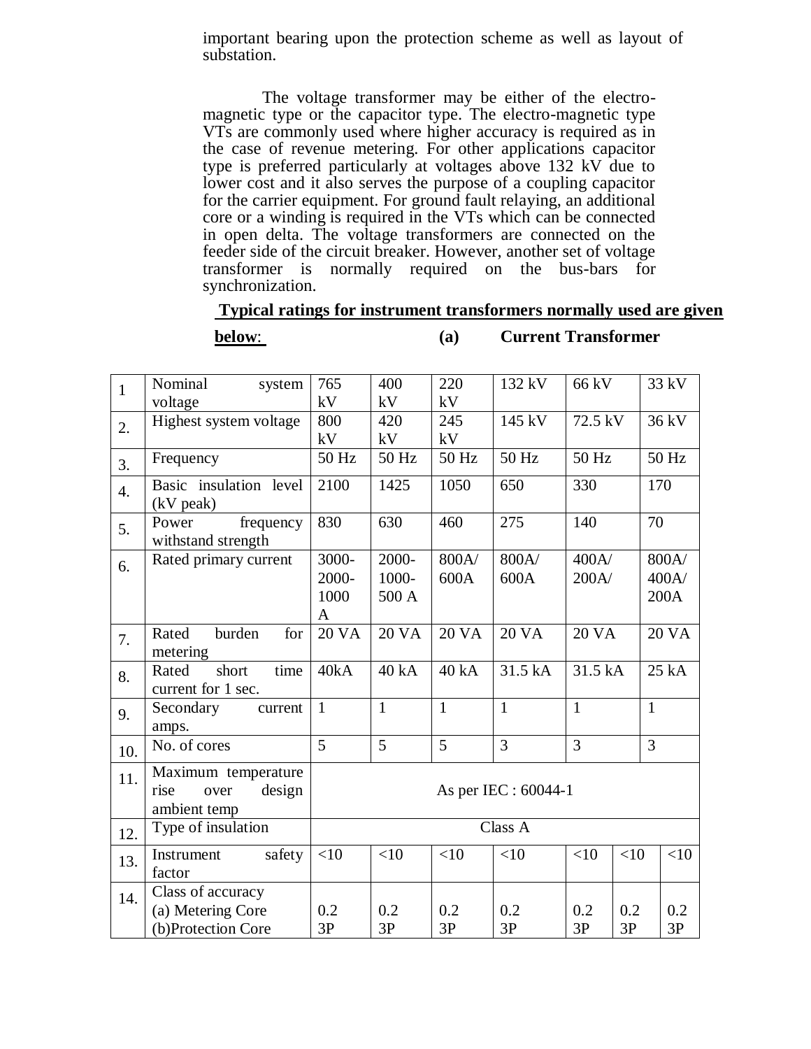important bearing upon the protection scheme as well as layout of substation.

The voltage transformer may be either of the electro-magnetic type or the capacitor type. The electro-magnetic type VTs are commonly used where higher accuracy is required as in the case of revenue metering. For other applications capacitor type is preferred particularly at voltages above 132 kV due to lower cost and it also serves the purpose of a coupling capacitor for the carrier equipment. For ground fault relaying, an additional core or a winding is required in the VTs which can be connected in open delta. The voltage transformers are connected on the feeder side of the circuit breaker. However, another set of voltage transformer is normally required on the bus-bars for synchronization.

**Typical ratings for instrument transformers normally used are given below:**

**(a) Current Transformer**

| 1 | Nominal system voltage | 765 kV | 400 kV | 220 kV | 132 kV | 66 kV | | 33 kV |
|---|---|---|---|---|---|---|---|---|
| 2. | Highest system voltage | 800 kV | 420 kV | 245 kV | 145 kV | 72.5 kV | | 36 kV |
| 3. | Frequency | 50 Hz | 50 Hz | 50 Hz | 50 Hz | 50 Hz | | 50 Hz |
| 4. | Basic insulation level (kV peak) | 2100 | 1425 | 1050 | 650 | 330 | | 170 |
| 5. | Power frequency withstand strength | 830 | 630 | 460 | 275 | 140 | | 70 |
| 6. | Rated primary current | 3000-2000-1000 A | 2000-1000-500 A | 800A/ 600A | 800A/ 600A | 400A/ 200A/ | | 800A/ 400A/ 200A |
| 7. | Rated burden for metering | 20 VA | 20 VA | 20 VA | 20 VA | 20 VA | | 20 VA |
| 8. | Rated short time current for 1 sec. | 40kA | 40 kA | 40 kA | 31.5 kA | 31.5 kA | | 25 kA |
| 9. | Secondary current amps. | 1 | 1 | 1 | 1 | 1 | | 1 |
| 10. | No. of cores | 5 | 5 | 5 | 3 | 3 | | 3 |
| 11. | Maximum temperature rise over design ambient temp | As per IEC : 60044-1 | | | | | | |
| 12. | Type of insulation | Class A | | | | | | |
| 13. | Instrument safety factor | <10 | <10 | <10 | <10 | <10 | <10 | <10 |
| 14. | Class of accuracy (a) Metering Core (b)Protection Core | 0.2 3P | 0.2 3P | 0.2 3P | 0.2 3P | 0.2 3P | 0.2 3P | 0.2 3P |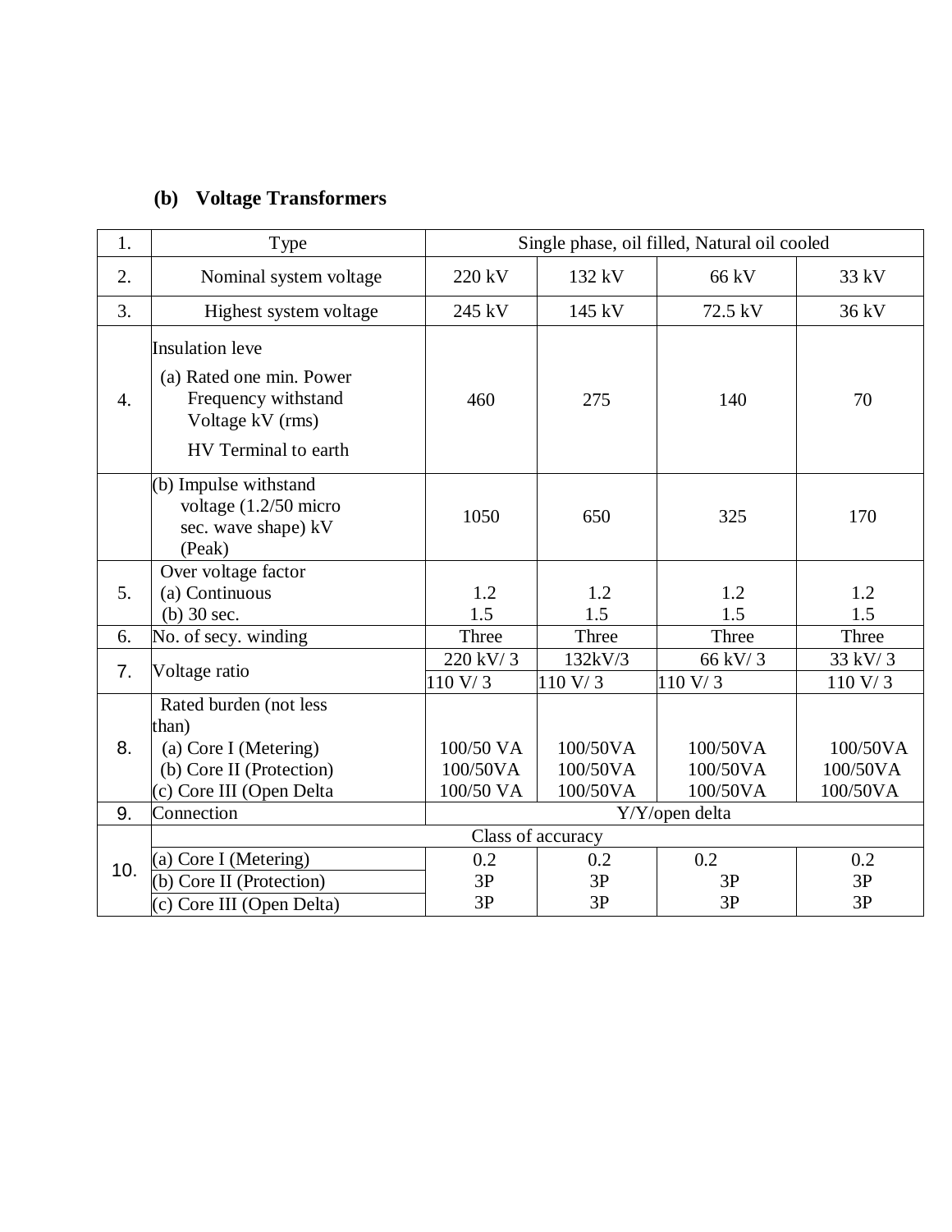**(b) Voltage Transformers**

| | | | | | |
|---|---|---|---|---|---|
| 1. | Type | Single phase, oil filled, Natural oil cooled | | | |
| 2. | Nominal system voltage | 220 kV | 132 kV | 66 kV | 33 kV |
| 3. | Highest system voltage | 245 kV | 145 kV | 72.5 kV | 36 kV |
| 4. | Insulation leve<br>(a) Rated one min. Power Frequency withstand Voltage kV (rms)<br>HV Terminal to earth | 460 | 275 | 140 | 70 |
| | (b) Impulse withstand voltage (1.2/50 micro sec. wave shape) kV (Peak) | 1050 | 650 | 325 | 170 |
| 5. | Over voltage factor<br>(a) Continuous<br>(b) 30 sec. | 1.2<br>1.5 | 1.2<br>1.5 | 1.2<br>1.5 | 1.2<br>1.5 |
| 6. | No. of secy. winding | Three | Three | Three | Three |
| 7. | Voltage ratio | 220 kV/ 3<br>110 V/ 3 | 132kV/3<br>110 V/ 3 | 66 kV/ 3<br>110 V/ 3 | 33 kV/ 3<br>110 V/ 3 |
| 8. | Rated burden (not less than)<br>(a) Core I (Metering)<br>(b) Core II (Protection)<br>(c) Core III (Open Delta | 100/50 VA<br>100/50VA<br>100/50 VA | 100/50VA<br>100/50VA<br>100/50VA | 100/50VA<br>100/50VA<br>100/50VA | 100/50VA<br>100/50VA<br>100/50VA |
| 9. | Connection | Y/Y/open delta | | | |
| 10. | Class of accuracy | | | | |
| | (a) Core I (Metering) | 0.2 | 0.2 | 0.2 | 0.2 |
| | (b) Core II (Protection) | 3P | 3P | 3P | 3P |
| | (c) Core III (Open Delta) | 3P | 3P | 3P | 3P |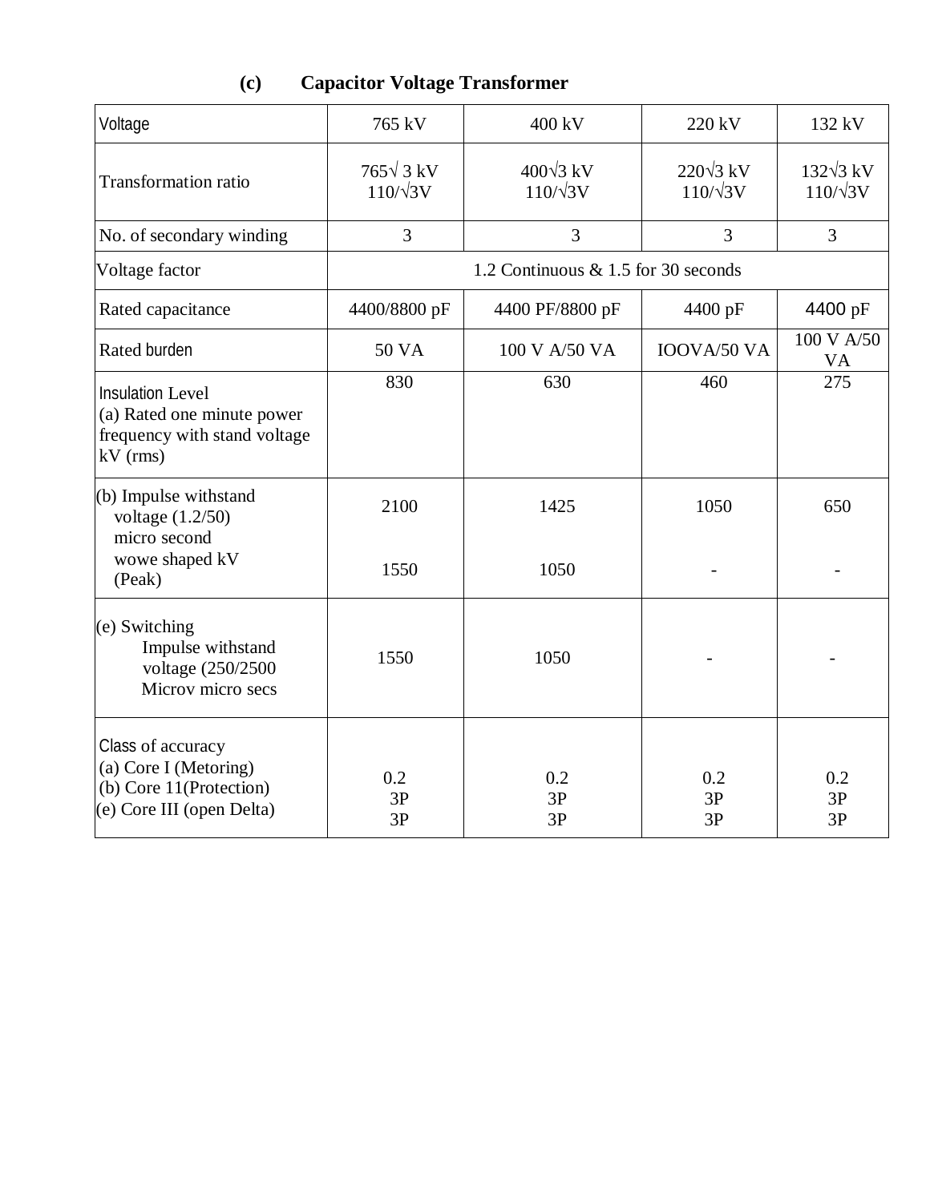### (c) Capacitor Voltage Transformer

| Voltage | 765 kV | 400 kV | 220 kV | 132 kV |
|---|---|---|---|---|
| Transformation ratio | 765√ 3 kV<br>110/√3V | 400√3 kV<br>110/√3V | 220√3 kV<br>110/√3V | 132√3 kV<br>110/√3V |
| No. of secondary winding | 3 | 3 | 3 | 3 |
| Voltage factor | 1.2 Continuous & 1.5 for 30 seconds | | | |
| Rated capacitance | 4400/8800 pF | 4400 PF/8800 pF | 4400 pF | 4400 pF |
| Rated burden | 50 VA | 100 V A/50 VA | IOOVA/50 VA | 100 V A/50 VA |
| Insulation Level<br>(a) Rated one minute power frequency with stand voltage kV (rms) | 830 | 630 | 460 | 275 |
| (b) Impulse withstand voltage (1.2/50) micro second wowe shaped kV (Peak) | 2100<br>1550 | 1425<br>1050 | 1050<br>- | 650<br>- |
| (e) Switching Impulse withstand voltage (250/2500 Microv micro secs | 1550 | 1050 | - | - |
| Class of accuracy<br>(a) Core I (Metoring)<br>(b) Core 11(Protection)<br>(e) Core III (open Delta) | 0.2<br>3P<br>3P | 0.2<br>3P<br>3P | 0.2<br>3P<br>3P | 0.2<br>3P<br>3P |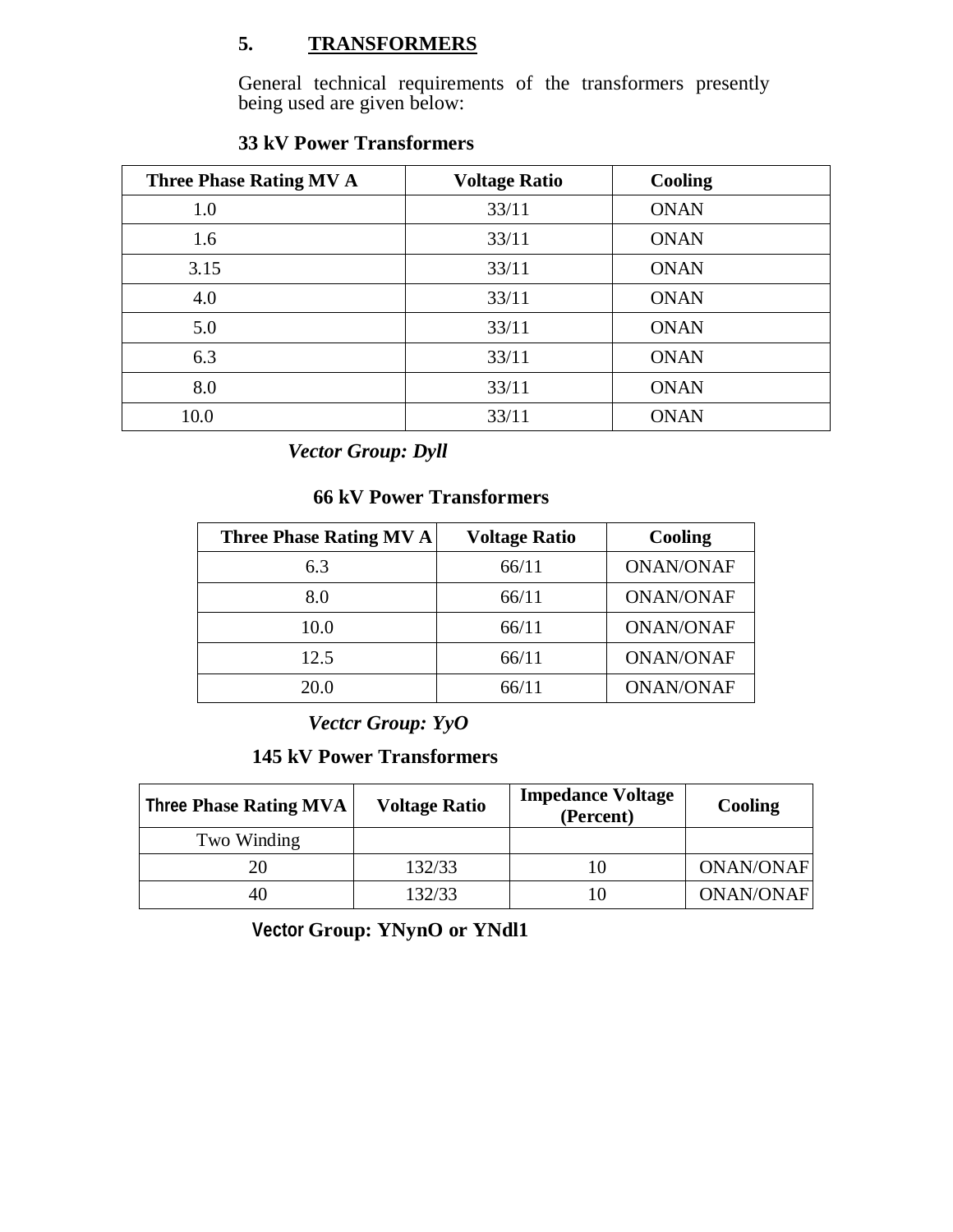## 5. TRANSFORMERS

General technical requirements of the transformers presently being used are given below:

**33 kV Power Transformers**

| Three Phase Rating MV A | Voltage Ratio | Cooling |
|---|---|---|
| 1.0 | 33/11 | ONAN |
| 1.6 | 33/11 | ONAN |
| 3.15 | 33/11 | ONAN |
| 4.0 | 33/11 | ONAN |
| 5.0 | 33/11 | ONAN |
| 6.3 | 33/11 | ONAN |
| 8.0 | 33/11 | ONAN |
| 10.0 | 33/11 | ONAN |

***Vector Group: Dyll***

**66 kV Power Transformers**

| Three Phase Rating MV A | Voltage Ratio | Cooling |
|---|---|---|
| 6.3 | 66/11 | ONAN/ONAF |
| 8.0 | 66/11 | ONAN/ONAF |
| 10.0 | 66/11 | ONAN/ONAF |
| 12.5 | 66/11 | ONAN/ONAF |
| 20.0 | 66/11 | ONAN/ONAF |

***Vectcr Group: YyO***

**145 kV Power Transformers**

| Three Phase Rating MVA | Voltage Ratio | Impedance Voltage (Percent) | Cooling |
|---|---|---|---|
| Two Winding | | | |
| 20 | 132/33 | 10 | ONAN/ONAF |
| 40 | 132/33 | 10 | ONAN/ONAF |

**Vector Group: YNynO or YNdl1**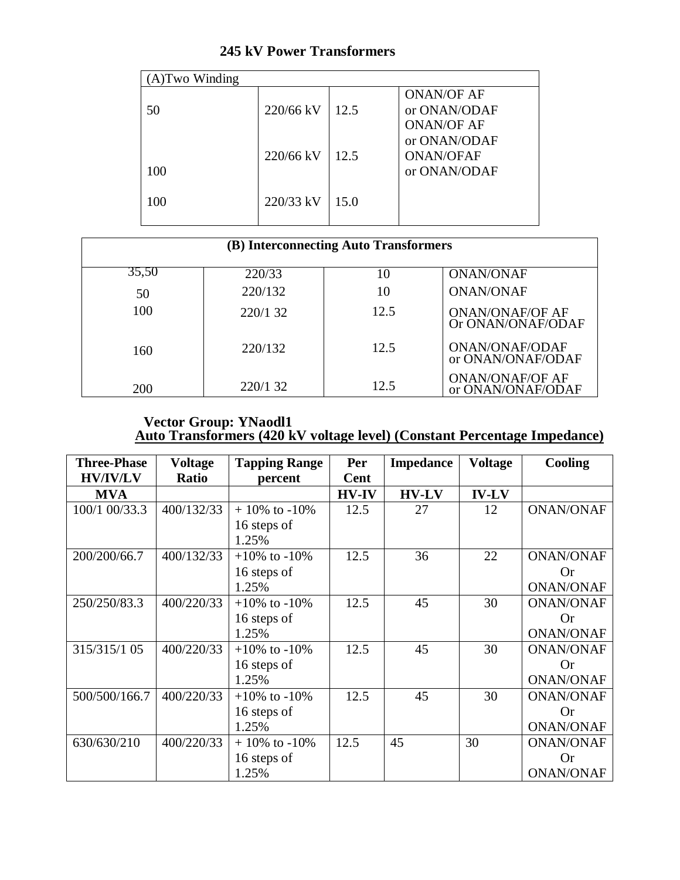## 245 kV Power Transformers

| (A)Two Winding | | | |
|---|---|---|---|
| 50 | 220/66 kV | 12.5 | ONAN/OF AF or ONAN/ODAF |
| 100 | 220/66 kV | 12.5 | ONAN/OF AF or ONAN/ODAF |
| 100 | 220/33 kV | 15.0 | ONAN/OFAF or ONAN/ODAF |

| (B) Interconnecting Auto Transformers | | | |
|---|---|---|---|
| 35,50 | 220/33 | 10 | ONAN/ONAF |
| 50 | 220/132 | 10 | ONAN/ONAF |
| 100 | 220/1 32 | 12.5 | ONAN/ONAF/OF AF Or ONAN/ONAF/ODAF |
| 160 | 220/132 | 12.5 | ONAN/ONAF/ODAF or ONAN/ONAF/ODAF |
| 200 | 220/1 32 | 12.5 | ONAN/ONAF/OF AF or ONAN/ONAF/ODAF |

**Vector Group: YNaodl1**

**Auto Transformers (420 kV voltage level) (Constant Percentage Impedance)**

| Three-Phase HV/IV/LV | Voltage Ratio | Tapping Range percent | Per Cent | Impedance | Voltage | Cooling |
|---|---|---|---|---|---|---|
| **MVA** | | | **HV-IV** | **HV-LV** | **IV-LV** | |
| 100/1 00/33.3 | 400/132/33 | + 10% to -10% 16 steps of 1.25% | 12.5 | 27 | 12 | ONAN/ONAF |
| 200/200/66.7 | 400/132/33 | +10% to -10% 16 steps of 1.25% | 12.5 | 36 | 22 | ONAN/ONAF Or ONAN/ONAF |
| 250/250/83.3 | 400/220/33 | +10% to -10% 16 steps of 1.25% | 12.5 | 45 | 30 | ONAN/ONAF Or ONAN/ONAF |
| 315/315/1 05 | 400/220/33 | +10% to -10% 16 steps of 1.25% | 12.5 | 45 | 30 | ONAN/ONAF Or ONAN/ONAF |
| 500/500/166.7 | 400/220/33 | +10% to -10% 16 steps of 1.25% | 12.5 | 45 | 30 | ONAN/ONAF Or ONAN/ONAF |
| 630/630/210 | 400/220/33 | + 10% to -10% 16 steps of 1.25% | 12.5 | 45 | 30 | ONAN/ONAF Or ONAN/ONAF |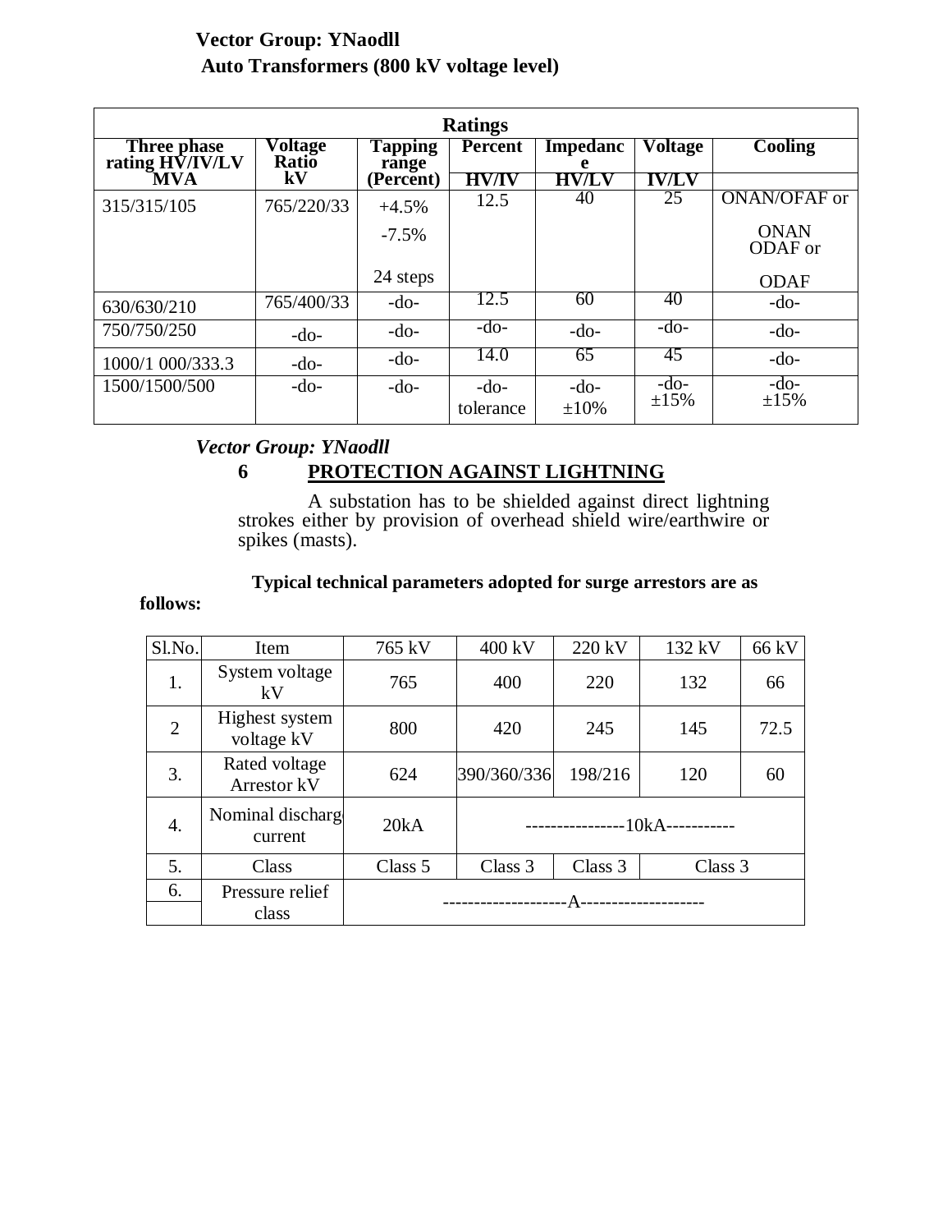**Vector Group: YNaodll**

**Auto Transformers (800 kV voltage level)**

| Ratings | | | | | | |
|---|---|---|---|---|---|---|
| **Three phase rating HV/IV/LV MVA** | **Voltage Ratio kV** | **Tapping range (Percent)** | **Percent** | **Impedance** | **Voltage** | **Cooling** |
| | | | **HV/IV** | **HV/LV** | **IV/LV** | |
| 315/315/105 | 765/220/33 | +4.5% -7.5% 24 steps | 12.5 | 40 | 25 | ONAN/OFAF or ONAN ODAF or ODAF |
| 630/630/210 | 765/400/33 | -do- | 12.5 | 60 | 40 | -do- |
| 750/750/250 | -do- | -do- | -do- | -do- | -do- | -do- |
| 1000/1 000/333.3 | -do- | -do- | 14.0 | 65 | 45 | -do- |
| 1500/1500/500 | -do- | -do- | -do- tolerance | -do- ±10% | -do- ±15% | -do- ±15% |

*Vector Group: YNaodll*

## 6 PROTECTION AGAINST LIGHTNING

A substation has to be shielded against direct lightning strokes either by provision of overhead shield wire/earthwire or spikes (masts).

**Typical technical parameters adopted for surge arrestors are as follows:**

| Sl.No. | Item | 765 kV | 400 kV | 220 kV | 132 kV | 66 kV |
|---|---|---|---|---|---|---|
| 1. | System voltage kV | 765 | 400 | 220 | 132 | 66 |
| 2 | Highest system voltage kV | 800 | 420 | 245 | 145 | 72.5 |
| 3. | Rated voltage Arrestor kV | 624 | 390/360/336 | 198/216 | 120 | 60 |
| 4. | Nominal discharge current | 20kA | ----------------10kA----------- | | | |
| 5. | Class | Class 5 | Class 3 | Class 3 | Class 3 | |
| 6. | Pressure relief class | --------------------A-------------------- | | | | |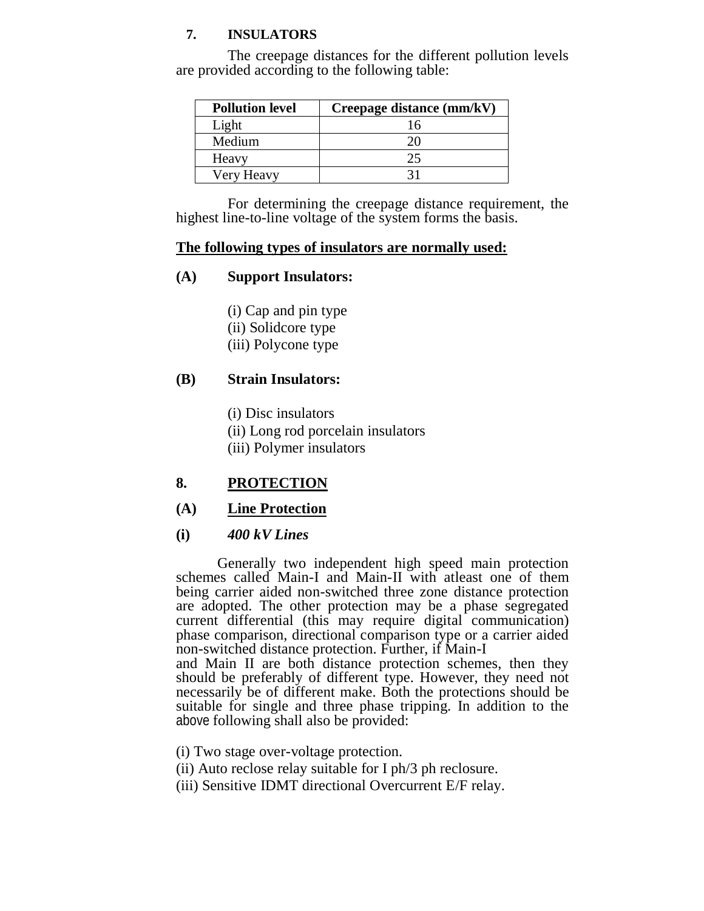## 7. INSULATORS

The creepage distances for the different pollution levels are provided according to the following table:

| Pollution level | Creepage distance (mm/kV) |
| --- | --- |
| Light | 16 |
| Medium | 20 |
| Heavy | 25 |
| Very Heavy | 31 |

For determining the creepage distance requirement, the highest line-to-line voltage of the system forms the basis.

**The following types of insulators are normally used:**

**(A) Support Insulators:**

(i) Cap and pin type
(ii) Solidcore type
(iii) Polycone type

**(B) Strain Insulators:**

(i) Disc insulators
(ii) Long rod porcelain insulators
(iii) Polymer insulators

## 8. PROTECTION

### (A) Line Protection

#### (i) *400 kV Lines*

Generally two independent high speed main protection schemes called Main-I and Main-II with atleast one of them being carrier aided non-switched three zone distance protection are adopted. The other protection may be a phase segregated current differential (this may require digital communication) phase comparison, directional comparison type or a carrier aided non-switched distance protection. Further, if Main-I and Main II are both distance protection schemes, then they should be preferably of different type. However, they need not necessarily be of different make. Both the protections should be suitable for single and three phase tripping. In addition to the above following shall also be provided:

(i) Two stage over-voltage protection.
(ii) Auto reclose relay suitable for I ph/3 ph reclosure.
(iii) Sensitive IDMT directional Overcurrent E/F relay.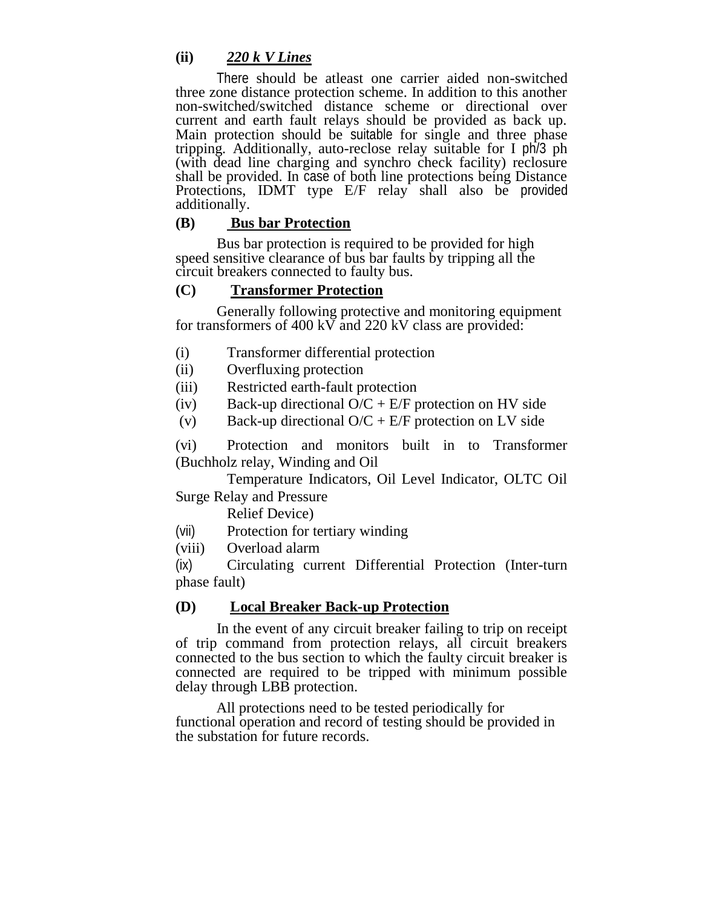**(ii)** ***220 k V Lines***

There should be atleast one carrier aided non-switched three zone distance protection scheme. In addition to this another non-switched/switched distance scheme or directional over current and earth fault relays should be provided as back up. Main protection should be suitable for single and three phase tripping. Additionally, auto-reclose relay suitable for I ph/3 ph (with dead line charging and synchro check facility) reclosure shall be provided. In case of both line protections being Distance Protections, IDMT type E/F relay shall also be provided additionally.

**(B) Bus bar Protection**

Bus bar protection is required to be provided for high speed sensitive clearance of bus bar faults by tripping all the circuit breakers connected to faulty bus.

**(C) Transformer Protection**

Generally following protective and monitoring equipment for transformers of 400 kV and 220 kV class are provided:

(i) Transformer differential protection

(ii) Overfluxing protection

(iii) Restricted earth-fault protection

(iv) Back-up directional O/C + E/F protection on HV side

(v) Back-up directional O/C + E/F protection on LV side

(vi) Protection and monitors built in to Transformer (Buchholz relay, Winding and Oil Temperature Indicators, Oil Level Indicator, OLTC Oil Surge Relay and Pressure Relief Device)

(vii) Protection for tertiary winding

(viii) Overload alarm

(ix) Circulating current Differential Protection (Inter-turn phase fault)

**(D) Local Breaker Back-up Protection**

In the event of any circuit breaker failing to trip on receipt of trip command from protection relays, all circuit breakers connected to the bus section to which the faulty circuit breaker is connected are required to be tripped with minimum possible delay through LBB protection.

All protections need to be tested periodically for functional operation and record of testing should be provided in the substation for future records.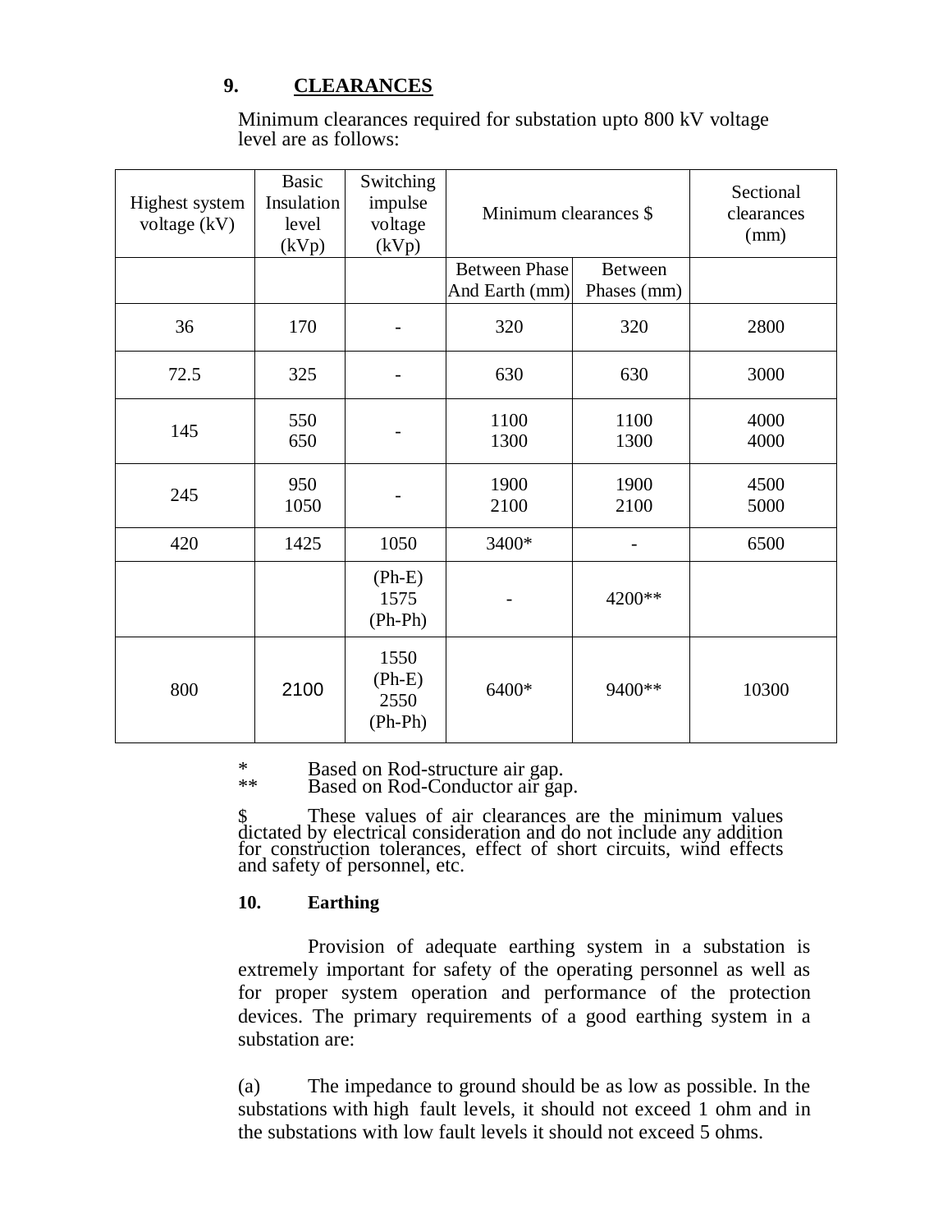## 9. CLEARANCES

Minimum clearances required for substation upto 800 kV voltage level are as follows:

| Highest system voltage (kV) | Basic Insulation level (kVp) | Switching impulse voltage (kVp) | Minimum clearances $ | | Sectional clearances (mm) |
|---|---|---|---|---|---|
| | | | Between Phase And Earth (mm) | Between Phases (mm) | |
| 36 | 170 | - | 320 | 320 | 2800 |
| 72.5 | 325 | - | 630 | 630 | 3000 |
| 145 | 550<br>650 | - | 1100<br>1300 | 1100<br>1300 | 4000<br>4000 |
| 245 | 950<br>1050 | - | 1900<br>2100 | 1900<br>2100 | 4500<br>5000 |
| 420 | 1425 | 1050 | 3400* | - | 6500 |
| | | (Ph-E)<br>1575<br>(Ph-Ph) | - | 4200** | |
| 800 | 2100 | 1550<br>(Ph-E)<br>2550<br>(Ph-Ph) | 6400* | 9400** | 10300 |

\* Based on Rod-structure air gap.
\*\* Based on Rod-Conductor air gap.

$ These values of air clearances are the minimum values dictated by electrical consideration and do not include any addition for construction tolerances, effect of short circuits, wind effects and safety of personnel, etc.

### 10. Earthing

Provision of adequate earthing system in a substation is extremely important for safety of the operating personnel as well as for proper system operation and performance of the protection devices. The primary requirements of a good earthing system in a substation are:

(a) The impedance to ground should be as low as possible. In the substations with high fault levels, it should not exceed 1 ohm and in the substations with low fault levels it should not exceed 5 ohms.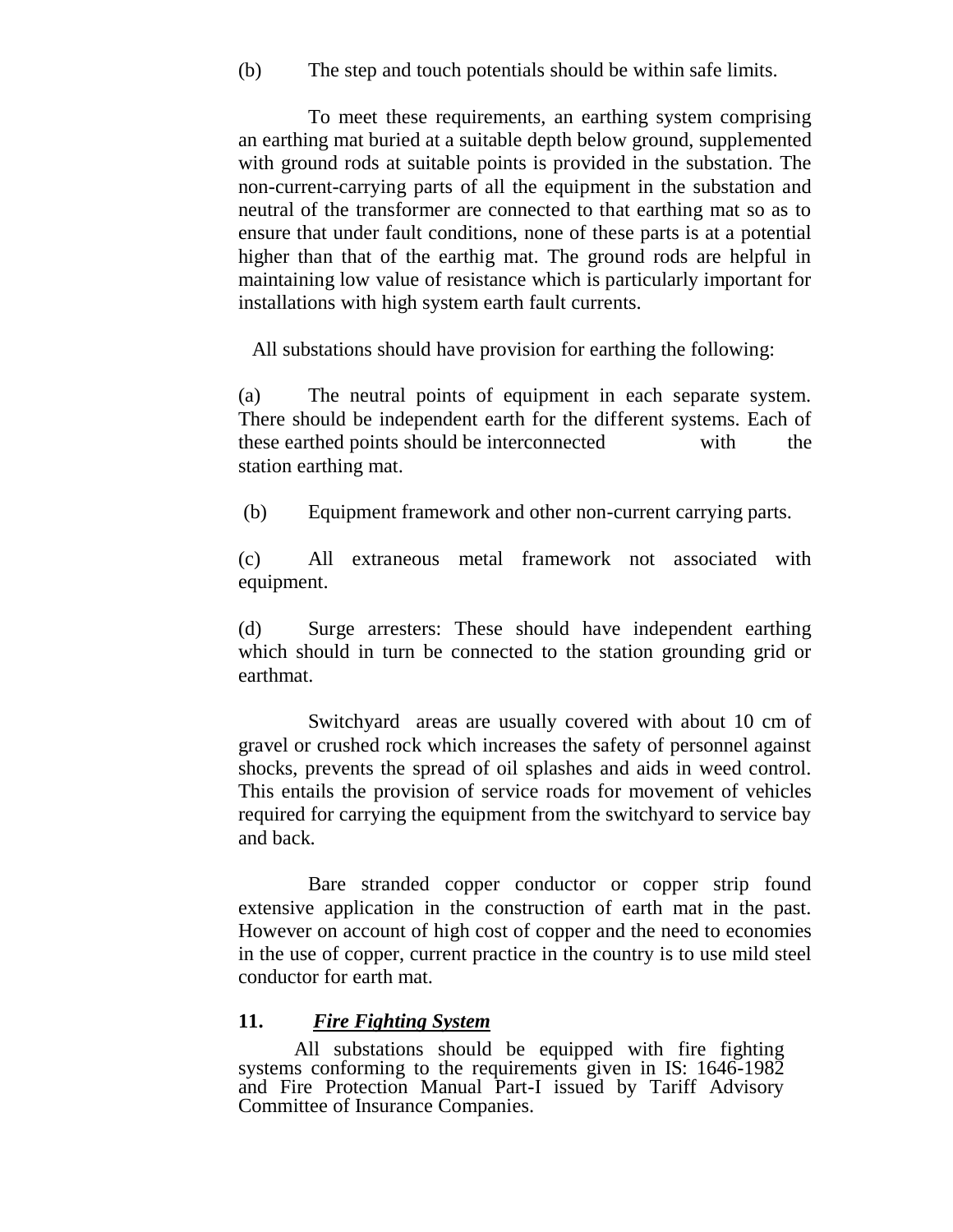(b) The step and touch potentials should be within safe limits.

To meet these requirements, an earthing system comprising an earthing mat buried at a suitable depth below ground, supplemented with ground rods at suitable points is provided in the substation. The non-current-carrying parts of all the equipment in the substation and neutral of the transformer are connected to that earthing mat so as to ensure that under fault conditions, none of these parts is at a potential higher than that of the earthig mat. The ground rods are helpful in maintaining low value of resistance which is particularly important for installations with high system earth fault currents.

All substations should have provision for earthing the following:

(a) The neutral points of equipment in each separate system. There should be independent earth for the different systems. Each of these earthed points should be interconnected with the station earthing mat.

(b) Equipment framework and other non-current carrying parts.

(c) All extraneous metal framework not associated with equipment.

(d) Surge arresters: These should have independent earthing which should in turn be connected to the station grounding grid or earthmat.

Switchyard areas are usually covered with about 10 cm of gravel or crushed rock which increases the safety of personnel against shocks, prevents the spread of oil splashes and aids in weed control. This entails the provision of service roads for movement of vehicles required for carrying the equipment from the switchyard to service bay and back.

Bare stranded copper conductor or copper strip found extensive application in the construction of earth mat in the past. However on account of high cost of copper and the need to economies in the use of copper, current practice in the country is to use mild steel conductor for earth mat.

## 11. ***Fire Fighting System***

All substations should be equipped with fire fighting systems conforming to the requirements given in IS: 1646-1982 and Fire Protection Manual Part-I issued by Tariff Advisory Committee of Insurance Companies.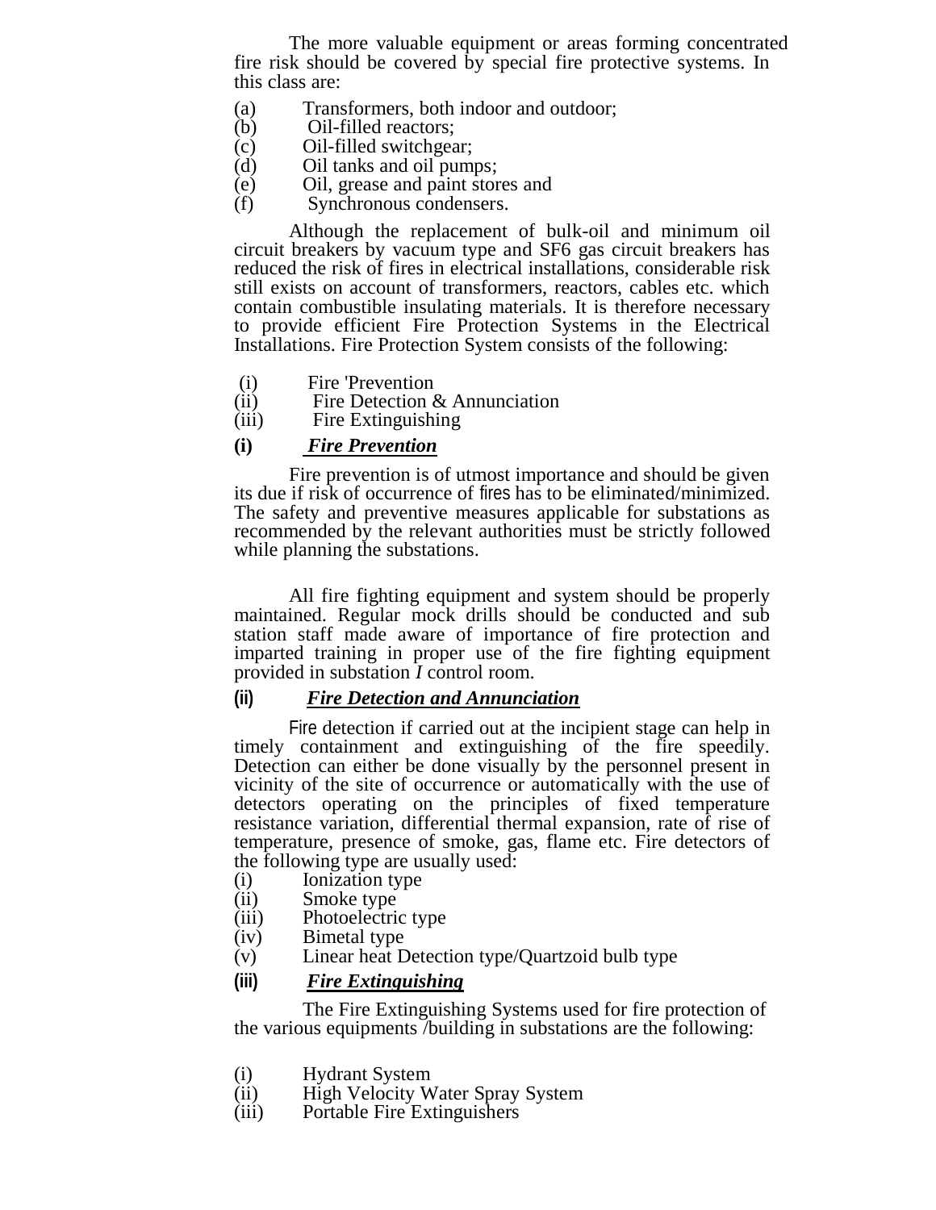The more valuable equipment or areas forming concentrated fire risk should be covered by special fire protective systems. In this class are:

(a) Transformers, both indoor and outdoor;
(b) Oil-filled reactors;
(c) Oil-filled switchgear;
(d) Oil tanks and oil pumps;
(e) Oil, grease and paint stores and
(f) Synchronous condensers.

Although the replacement of bulk-oil and minimum oil circuit breakers by vacuum type and SF6 gas circuit breakers has reduced the risk of fires in electrical installations, considerable risk still exists on account of transformers, reactors, cables etc. which contain combustible insulating materials. It is therefore necessary to provide efficient Fire Protection Systems in the Electrical Installations. Fire Protection System consists of the following:

(i) Fire 'Prevention
(ii) Fire Detection & Annunciation
(iii) Fire Extinguishing

**(i) *Fire Prevention***

Fire prevention is of utmost importance and should be given its due if risk of occurrence of fires has to be eliminated/minimized. The safety and preventive measures applicable for substations as recommended by the relevant authorities must be strictly followed while planning the substations.

All fire fighting equipment and system should be properly maintained. Regular mock drills should be conducted and sub station staff made aware of importance of fire protection and imparted training in proper use of the fire fighting equipment provided in substation *I* control room.

**(ii) *Fire Detection and Annunciation***

Fire detection if carried out at the incipient stage can help in timely containment and extinguishing of the fire speedily. Detection can either be done visually by the personnel present in vicinity of the site of occurrence or automatically with the use of detectors operating on the principles of fixed temperature resistance variation, differential thermal expansion, rate of rise of temperature, presence of smoke, gas, flame etc. Fire detectors of the following type are usually used:

(i) Ionization type
(ii) Smoke type
(iii) Photoelectric type
(iv) Bimetal type
(v) Linear heat Detection type/Quartzoid bulb type

**(iii) *Fire Extinguishing***

The Fire Extinguishing Systems used for fire protection of the various equipments /building in substations are the following:

(i) Hydrant System
(ii) High Velocity Water Spray System
(iii) Portable Fire Extinguishers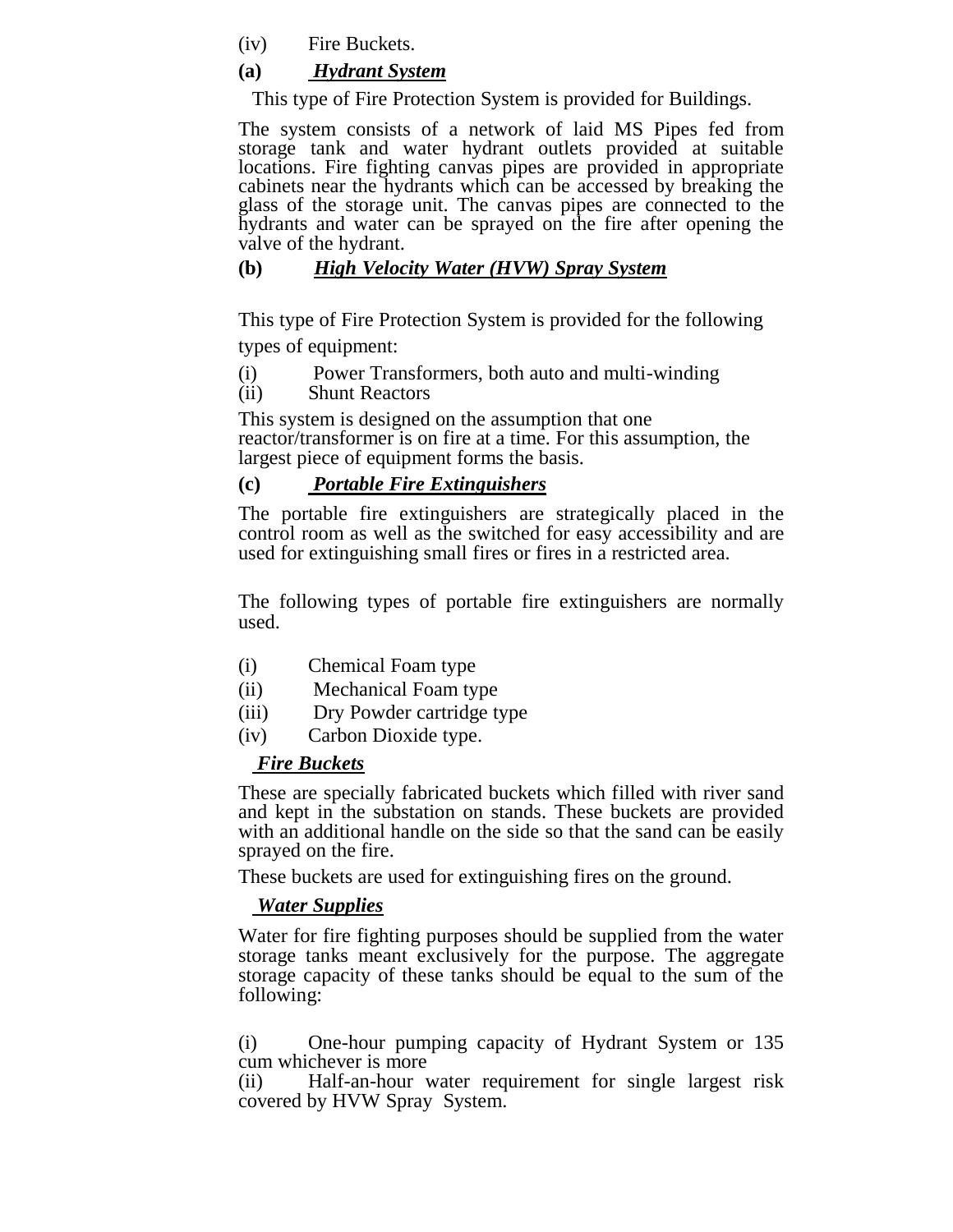(iv) Fire Buckets.

**(a) *Hydrant System***

This type of Fire Protection System is provided for Buildings.

The system consists of a network of laid MS Pipes fed from storage tank and water hydrant outlets provided at suitable locations. Fire fighting canvas pipes are provided in appropriate cabinets near the hydrants which can be accessed by breaking the glass of the storage unit. The canvas pipes are connected to the hydrants and water can be sprayed on the fire after opening the valve of the hydrant.

**(b) *High Velocity Water (HVW) Spray System***

This type of Fire Protection System is provided for the following types of equipment:

(i) Power Transformers, both auto and multi-winding
(ii) Shunt Reactors

This system is designed on the assumption that one reactor/transformer is on fire at a time. For this assumption, the largest piece of equipment forms the basis.

**(c) *Portable Fire Extinguishers***

The portable fire extinguishers are strategically placed in the control room as well as the switched for easy accessibility and are used for extinguishing small fires or fires in a restricted area.

The following types of portable fire extinguishers are normally used.

(i) Chemical Foam type
(ii) Mechanical Foam type
(iii) Dry Powder cartridge type
(iv) Carbon Dioxide type.

***Fire Buckets***

These are specially fabricated buckets which filled with river sand and kept in the substation on stands. These buckets are provided with an additional handle on the side so that the sand can be easily sprayed on the fire.

These buckets are used for extinguishing fires on the ground.

***Water Supplies***

Water for fire fighting purposes should be supplied from the water storage tanks meant exclusively for the purpose. The aggregate storage capacity of these tanks should be equal to the sum of the following:

(i) One-hour pumping capacity of Hydrant System or 135 cum whichever is more
(ii) Half-an-hour water requirement for single largest risk covered by HVW Spray System.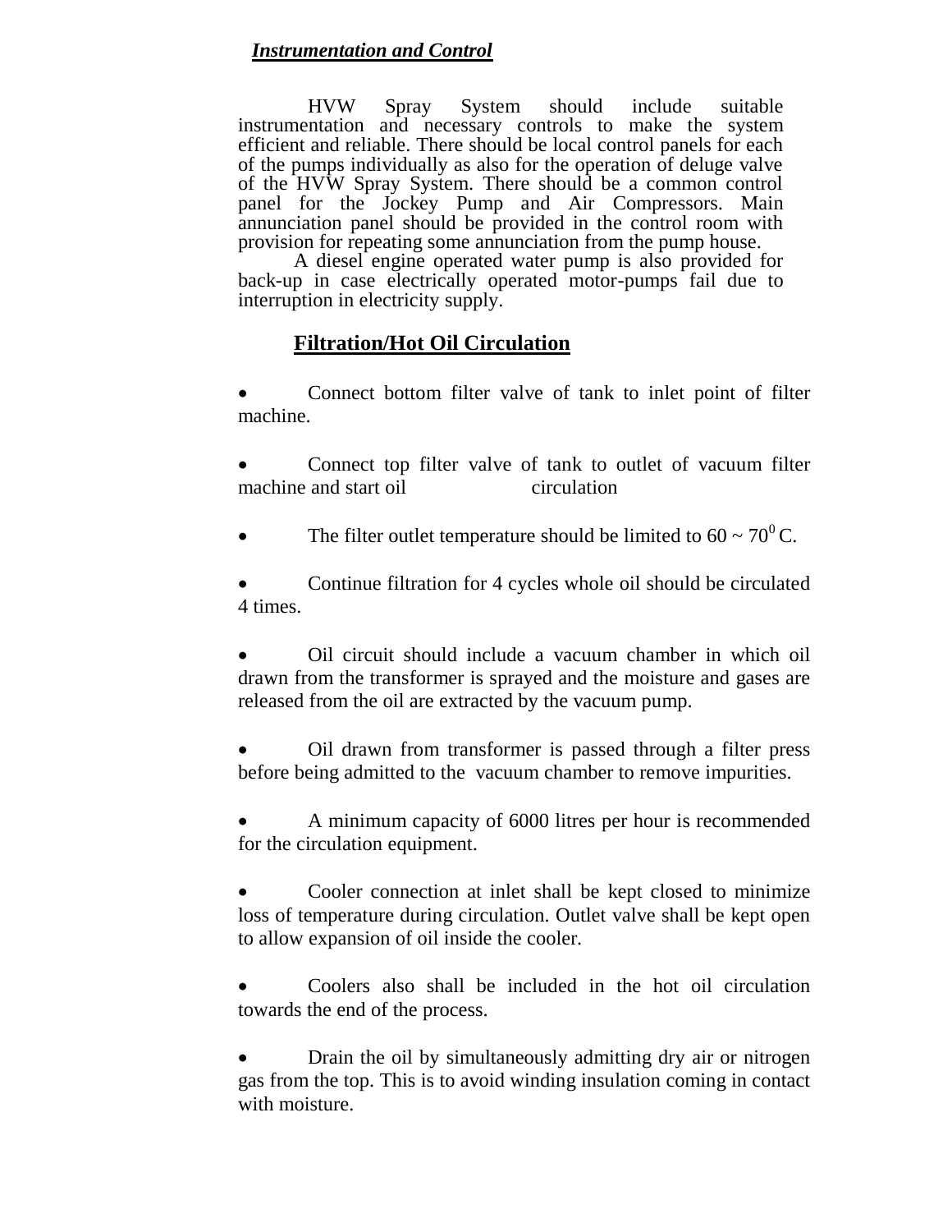***Instrumentation and Control***

HVW Spray System should include suitable instrumentation and necessary controls to make the system efficient and reliable. There should be local control panels for each of the pumps individually as also for the operation of deluge valve of the HVW Spray System. There should be a common control panel for the Jockey Pump and Air Compressors. Main annunciation panel should be provided in the control room with provision for repeating some annunciation from the pump house.

A diesel engine operated water pump is also provided for back-up in case electrically operated motor-pumps fail due to interruption in electricity supply.

## Filtration/Hot Oil Circulation

- Connect bottom filter valve of tank to inlet point of filter machine.
- Connect top filter valve of tank to outlet of vacuum filter machine and start oil circulation
- The filter outlet temperature should be limited to 60 ~ $70^0$ C.
- Continue filtration for 4 cycles whole oil should be circulated 4 times.
- Oil circuit should include a vacuum chamber in which oil drawn from the transformer is sprayed and the moisture and gases are released from the oil are extracted by the vacuum pump.
- Oil drawn from transformer is passed through a filter press before being admitted to the vacuum chamber to remove impurities.
- A minimum capacity of 6000 litres per hour is recommended for the circulation equipment.
- Cooler connection at inlet shall be kept closed to minimize loss of temperature during circulation. Outlet valve shall be kept open to allow expansion of oil inside the cooler.
- Coolers also shall be included in the hot oil circulation towards the end of the process.
- Drain the oil by simultaneously admitting dry air or nitrogen gas from the top. This is to avoid winding insulation coming in contact with moisture.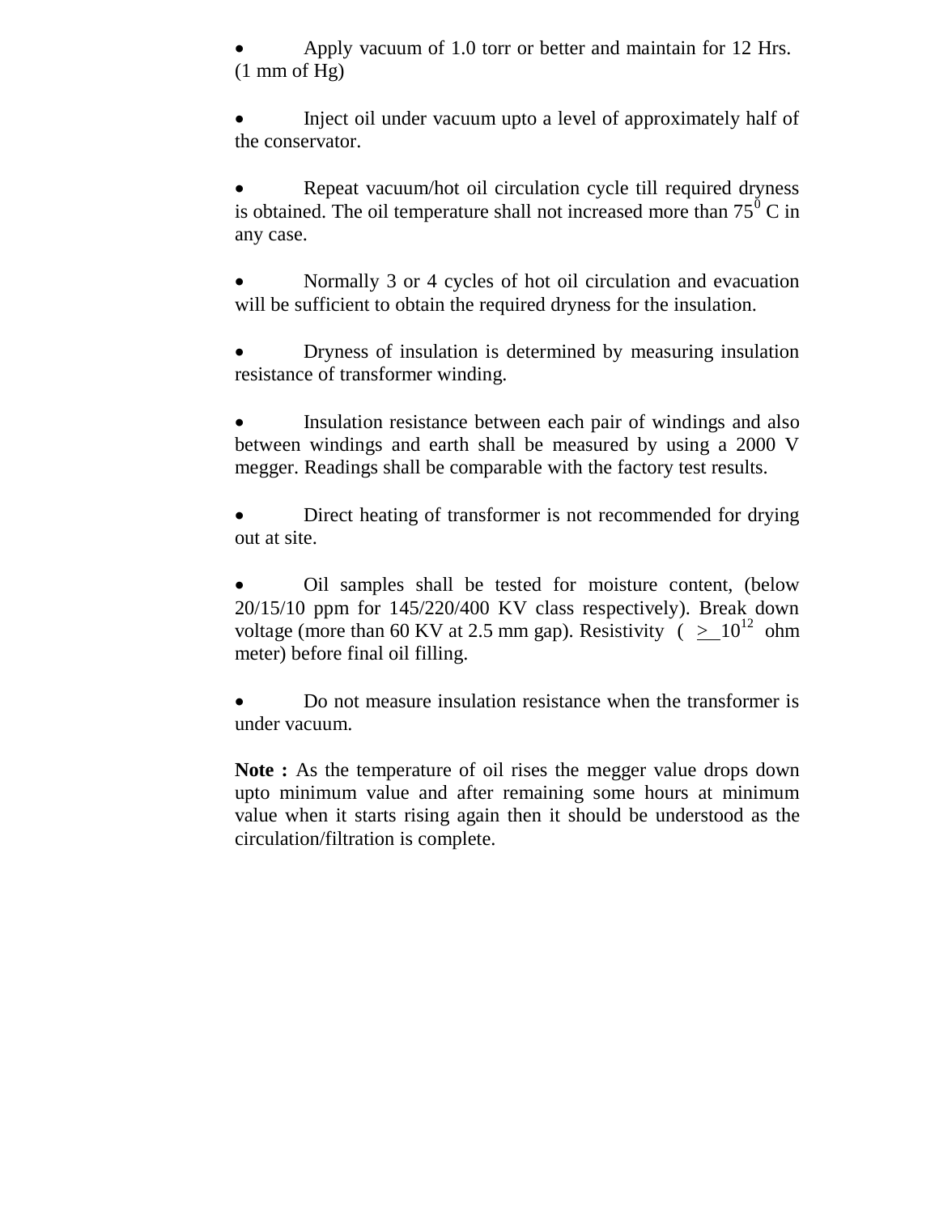- Apply vacuum of 1.0 torr or better and maintain for 12 Hrs. (1 mm of Hg)

- Inject oil under vacuum upto a level of approximately half of the conservator.

- Repeat vacuum/hot oil circulation cycle till required dryness is obtained. The oil temperature shall not increased more than $75^0$ C in any case.

- Normally 3 or 4 cycles of hot oil circulation and evacuation will be sufficient to obtain the required dryness for the insulation.

- Dryness of insulation is determined by measuring insulation resistance of transformer winding.

- Insulation resistance between each pair of windings and also between windings and earth shall be measured by using a 2000 V megger. Readings shall be comparable with the factory test results.

- Direct heating of transformer is not recommended for drying out at site.

- Oil samples shall be tested for moisture content, (below 20/15/10 ppm for 145/220/400 KV class respectively). Break down voltage (more than 60 KV at 2.5 mm gap). Resistivity ( $\geq 10^{12}$ ohm meter) before final oil filling.

- Do not measure insulation resistance when the transformer is under vacuum.

**Note :** As the temperature of oil rises the megger value drops down upto minimum value and after remaining some hours at minimum value when it starts rising again then it should be understood as the circulation/filtration is complete.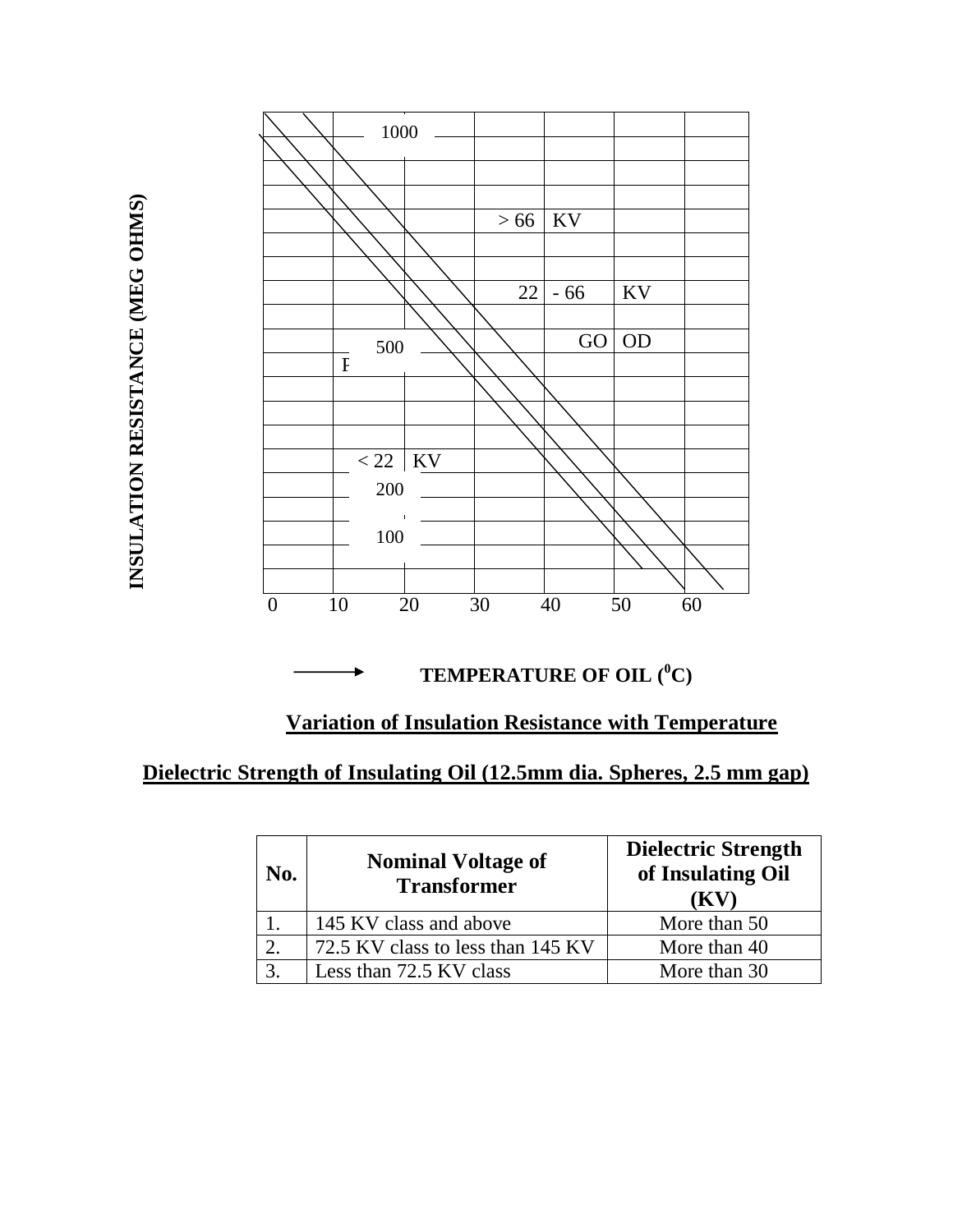INSULATION RESISTANCE (MEG OHMS)

1000

> 66 KV

22 - 66 KV

GO OD

500

P

< 22 KV

200

100

0 10 20 30 40 50 60

TEMPERATURE OF OIL ($^0$C)

**Variation of Insulation Resistance with Temperature**

## Dielectric Strength of Insulating Oil (12.5mm dia. Spheres, 2.5 mm gap)

| No. | Nominal Voltage of Transformer | Dielectric Strength of Insulating Oil (KV) |
|---|---|---|
| 1. | 145 KV class and above | More than 50 |
| 2. | 72.5 KV class to less than 145 KV | More than 40 |
| 3. | Less than 72.5 KV class | More than 30 |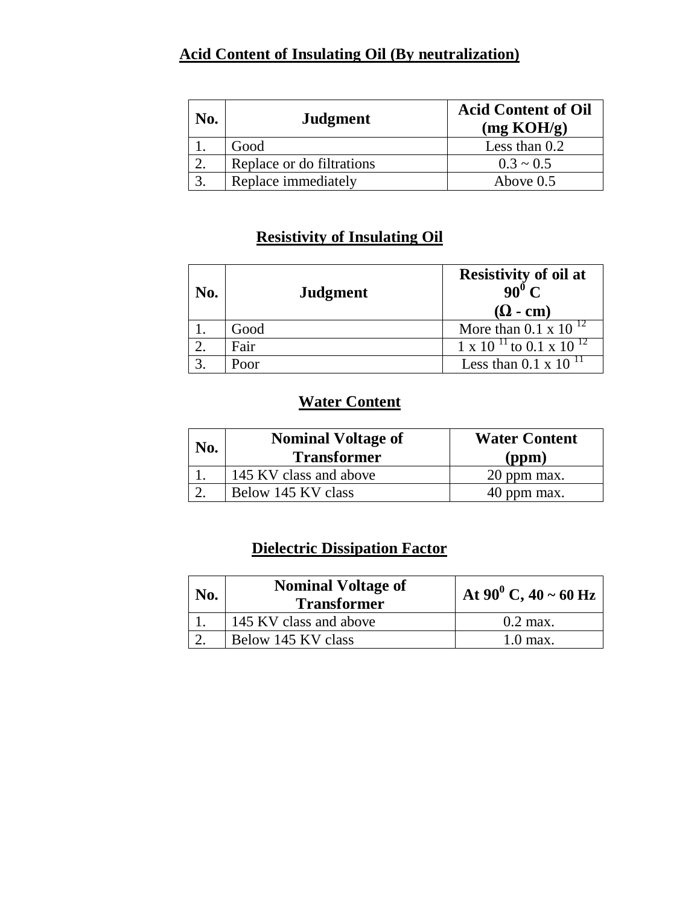## Acid Content of Insulating Oil (By neutralization)

| No. | Judgment | Acid Content of Oil (mg KOH/g) |
|---|---|---|
| 1. | Good | Less than 0.2 |
| 2. | Replace or do filtrations | 0.3 ~ 0.5 |
| 3. | Replace immediately | Above 0.5 |

## Resistivity of Insulating Oil

| No. | Judgment | Resistivity of oil at $90^0$ C ($\Omega$ - cm) |
|---|---|---|
| 1. | Good | More than $0.1 \times 10^{12}$ |
| 2. | Fair | $1 \times 10^{11}$ to $0.1 \times 10^{12}$ |
| 3. | Poor | Less than $0.1 \times 10^{11}$ |

## Water Content

| No. | Nominal Voltage of Transformer | Water Content (ppm) |
|---|---|---|
| 1. | 145 KV class and above | 20 ppm max. |
| 2. | Below 145 KV class | 40 ppm max. |

## Dielectric Dissipation Factor

| No. | Nominal Voltage of Transformer | At $90^0$ C, 40 ~ 60 Hz |
|---|---|---|
| 1. | 145 KV class and above | 0.2 max. |
| 2. | Below 145 KV class | 1.0 max. |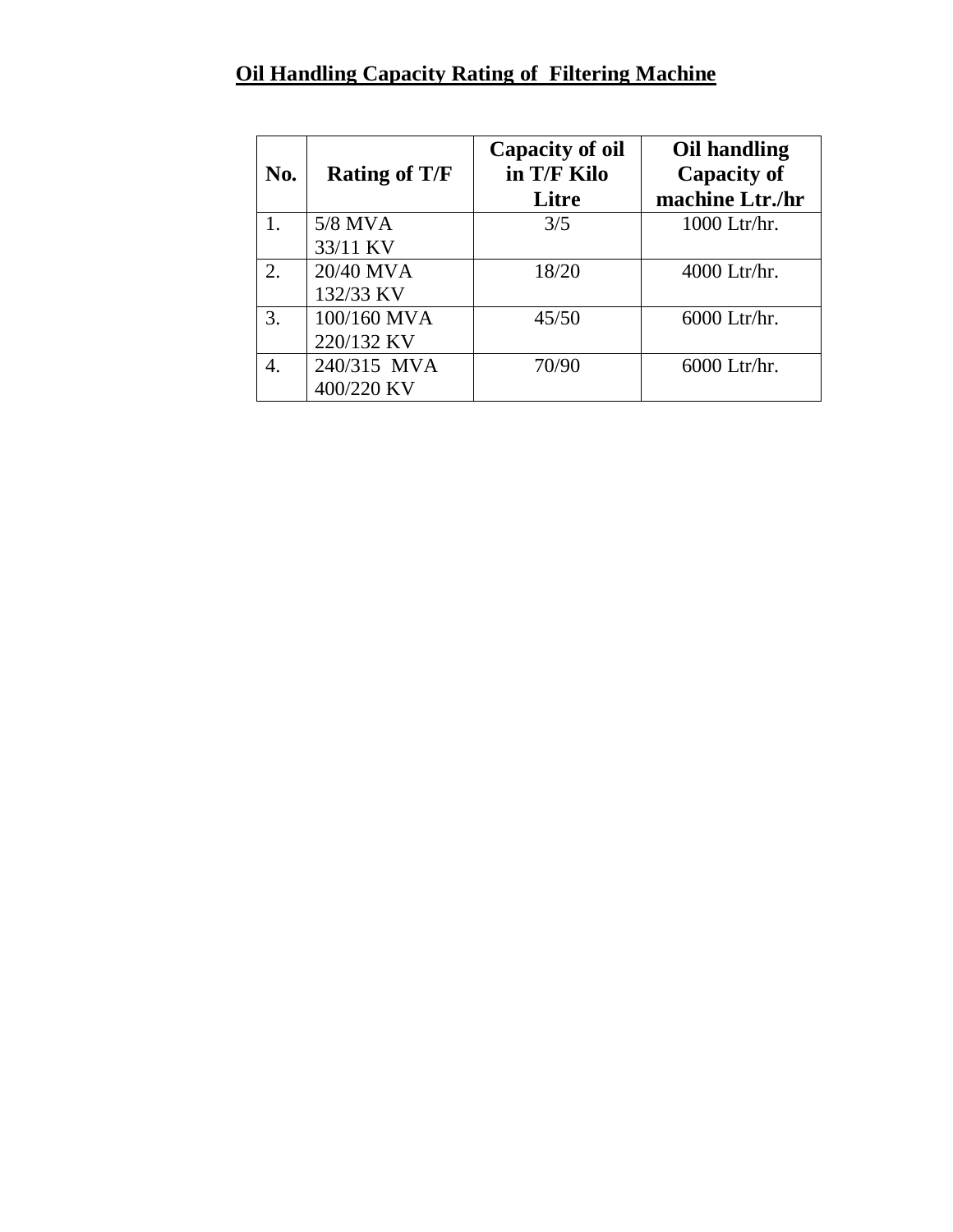## Oil Handling Capacity Rating of Filtering Machine

| No. | Rating of T/F | Capacity of oil in T/F Kilo Litre | Oil handling Capacity of machine Ltr./hr |
|---|---|---|---|
| 1. | 5/8 MVA 33/11 KV | 3/5 | 1000 Ltr/hr. |
| 2. | 20/40 MVA 132/33 KV | 18/20 | 4000 Ltr/hr. |
| 3. | 100/160 MVA 220/132 KV | 45/50 | 6000 Ltr/hr. |
| 4. | 240/315 MVA 400/220 KV | 70/90 | 6000 Ltr/hr. |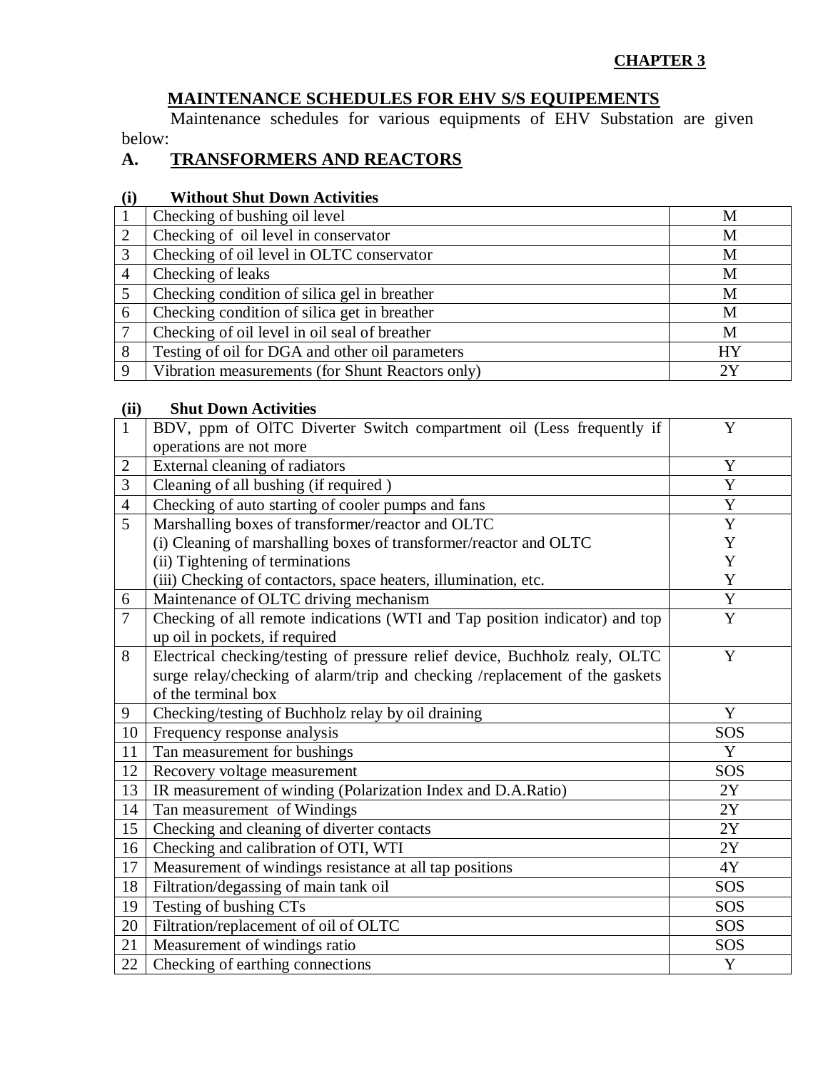**CHAPTER 3**

## MAINTENANCE SCHEDULES FOR EHV S/S EQUIPEMENTS

Maintenance schedules for various equipments of EHV Substation are given below:

## A. TRANSFORMERS AND REACTORS

**(i) Without Shut Down Activities**

| | | |
|---|---|---|
| 1 | Checking of bushing oil level | M |
| 2 | Checking of oil level in conservator | M |
| 3 | Checking of oil level in OLTC conservator | M |
| 4 | Checking of leaks | M |
| 5 | Checking condition of silica gel in breather | M |
| 6 | Checking condition of silica get in breather | M |
| 7 | Checking of oil level in oil seal of breather | M |
| 8 | Testing of oil for DGA and other oil parameters | HY |
| 9 | Vibration measurements (for Shunt Reactors only) | 2Y |

**(ii) Shut Down Activities**

| | | |
|---|---|---|
| 1 | BDV, ppm of OlTC Diverter Switch compartment oil (Less frequently if operations are not more | Y |
| 2 | External cleaning of radiators | Y |
| 3 | Cleaning of all bushing (if required ) | Y |
| 4 | Checking of auto starting of cooler pumps and fans | Y |
| 5 | Marshalling boxes of transformer/reactor and OLTC<br>(i) Cleaning of marshalling boxes of transformer/reactor and OLTC<br>(ii) Tightening of terminations<br>(iii) Checking of contactors, space heaters, illumination, etc. | Y<br>Y<br>Y<br>Y |
| 6 | Maintenance of OLTC driving mechanism | Y |
| 7 | Checking of all remote indications (WTI and Tap position indicator) and top up oil in pockets, if required | Y |
| 8 | Electrical checking/testing of pressure relief device, Buchholz realy, OLTC surge relay/checking of alarm/trip and checking /replacement of the gaskets of the terminal box | Y |
| 9 | Checking/testing of Buchholz relay by oil draining | Y |
| 10 | Frequency response analysis | SOS |
| 11 | Tan measurement for bushings | Y |
| 12 | Recovery voltage measurement | SOS |
| 13 | IR measurement of winding (Polarization Index and D.A.Ratio) | 2Y |
| 14 | Tan measurement of Windings | 2Y |
| 15 | Checking and cleaning of diverter contacts | 2Y |
| 16 | Checking and calibration of OTI, WTI | 2Y |
| 17 | Measurement of windings resistance at all tap positions | 4Y |
| 18 | Filtration/degassing of main tank oil | SOS |
| 19 | Testing of bushing CTs | SOS |
| 20 | Filtration/replacement of oil of OLTC | SOS |
| 21 | Measurement of windings ratio | SOS |
| 22 | Checking of earthing connections | Y |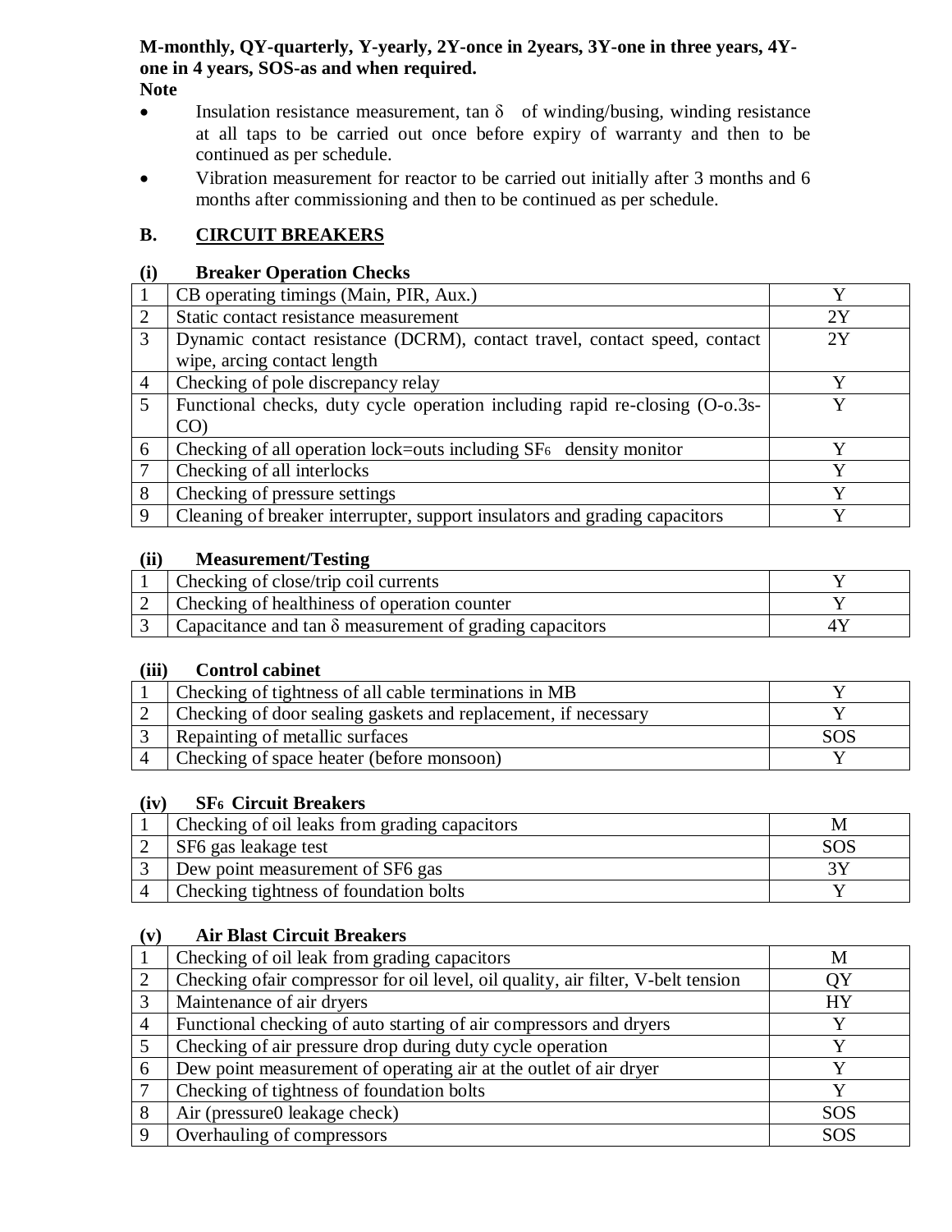**M-monthly, QY-quarterly, Y-yearly, 2Y-once in 2years, 3Y-one in three years, 4Y-one in 4 years, SOS-as and when required.**

**Note**

- Insulation resistance measurement, tan $\delta$ of winding/busing, winding resistance at all taps to be carried out once before expiry of warranty and then to be continued as per schedule.
- Vibration measurement for reactor to be carried out initially after 3 months and 6 months after commissioning and then to be continued as per schedule.

## B. CIRCUIT BREAKERS

**(i) Breaker Operation Checks**

| | | |
|---|---|---|
| 1 | CB operating timings (Main, PIR, Aux.) | Y |
| 2 | Static contact resistance measurement | 2Y |
| 3 | Dynamic contact resistance (DCRM), contact travel, contact speed, contact wipe, arcing contact length | 2Y |
| 4 | Checking of pole discrepancy relay | Y |
| 5 | Functional checks, duty cycle operation including rapid re-closing (O-o.3s-CO) | Y |
| 6 | Checking of all operation lock=outs including $SF_6$ density monitor | Y |
| 7 | Checking of all interlocks | Y |
| 8 | Checking of pressure settings | Y |
| 9 | Cleaning of breaker interrupter, support insulators and grading capacitors | Y |

**(ii) Measurement/Testing**

| | | |
|---|---|---|
| 1 | Checking of close/trip coil currents | Y |
| 2 | Checking of healthiness of operation counter | Y |
| 3 | Capacitance and tan $\delta$ measurement of grading capacitors | 4Y |

**(iii) Control cabinet**

| | | |
|---|---|---|
| 1 | Checking of tightness of all cable terminations in MB | Y |
| 2 | Checking of door sealing gaskets and replacement, if necessary | Y |
| 3 | Repainting of metallic surfaces | SOS |
| 4 | Checking of space heater (before monsoon) | Y |

**(iv) $SF_6$ Circuit Breakers**

| | | |
|---|---|---|
| 1 | Checking of oil leaks from grading capacitors | M |
| 2 | SF6 gas leakage test | SOS |
| 3 | Dew point measurement of SF6 gas | 3Y |
| 4 | Checking tightness of foundation bolts | Y |

**(v) Air Blast Circuit Breakers**

| | | |
|---|---|---|
| 1 | Checking of oil leak from grading capacitors | M |
| 2 | Checking ofair compressor for oil level, oil quality, air filter, V-belt tension | QY |
| 3 | Maintenance of air dryers | HY |
| 4 | Functional checking of auto starting of air compressors and dryers | Y |
| 5 | Checking of air pressure drop during duty cycle operation | Y |
| 6 | Dew point measurement of operating air at the outlet of air dryer | Y |
| 7 | Checking of tightness of foundation bolts | Y |
| 8 | Air (pressure0 leakage check) | SOS |
| 9 | Overhauling of compressors | SOS |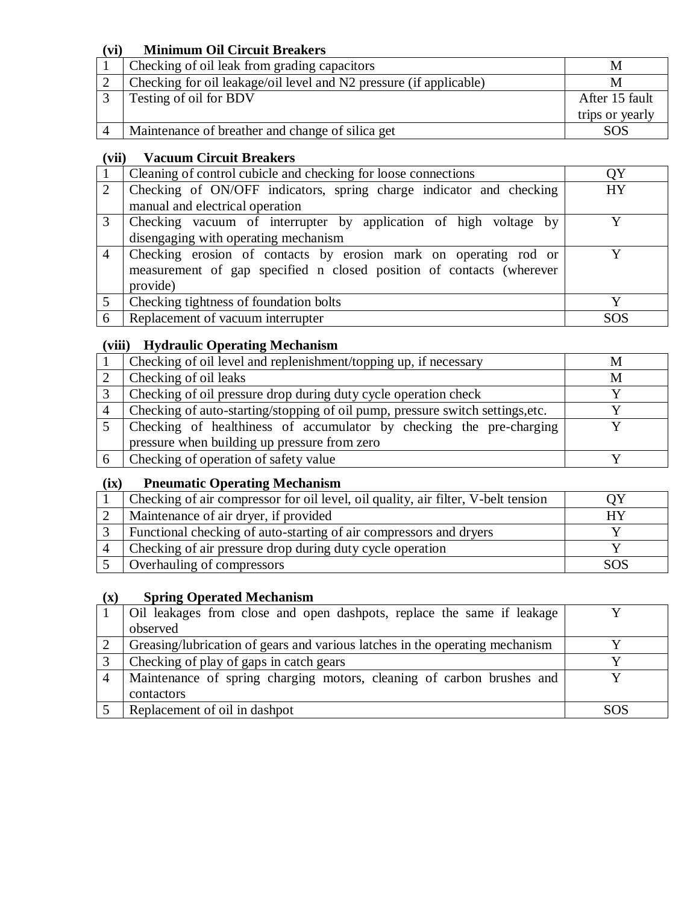**(vi) Minimum Oil Circuit Breakers**

| | | |
|---|---|---|
| 1 | Checking of oil leak from grading capacitors | M |
| 2 | Checking for oil leakage/oil level and N2 pressure (if applicable) | M |
| 3 | Testing of oil for BDV | After 15 fault trips or yearly |
| 4 | Maintenance of breather and change of silica get | SOS |

**(vii) Vacuum Circuit Breakers**

| | | |
|---|---|---|
| 1 | Cleaning of control cubicle and checking for loose connections | QY |
| 2 | Checking of ON/OFF indicators, spring charge indicator and checking manual and electrical operation | HY |
| 3 | Checking vacuum of interrupter by application of high voltage by disengaging with operating mechanism | Y |
| 4 | Checking erosion of contacts by erosion mark on operating rod or measurement of gap specified n closed position of contacts (wherever provide) | Y |
| 5 | Checking tightness of foundation bolts | Y |
| 6 | Replacement of vacuum interrupter | SOS |

**(viii) Hydraulic Operating Mechanism**

| | | |
|---|---|---|
| 1 | Checking of oil level and replenishment/topping up, if necessary | M |
| 2 | Checking of oil leaks | M |
| 3 | Checking of oil pressure drop during duty cycle operation check | Y |
| 4 | Checking of auto-starting/stopping of oil pump, pressure switch settings,etc. | Y |
| 5 | Checking of healthiness of accumulator by checking the pre-charging pressure when building up pressure from zero | Y |
| 6 | Checking of operation of safety value | Y |

**(ix) Pneumatic Operating Mechanism**

| | | |
|---|---|---|
| 1 | Checking of air compressor for oil level, oil quality, air filter, V-belt tension | QY |
| 2 | Maintenance of air dryer, if provided | HY |
| 3 | Functional checking of auto-starting of air compressors and dryers | Y |
| 4 | Checking of air pressure drop during duty cycle operation | Y |
| 5 | Overhauling of compressors | SOS |

**(x) Spring Operated Mechanism**

| | | |
|---|---|---|
| 1 | Oil leakages from close and open dashpots, replace the same if leakage observed | Y |
| 2 | Greasing/lubrication of gears and various latches in the operating mechanism | Y |
| 3 | Checking of play of gaps in catch gears | Y |
| 4 | Maintenance of spring charging motors, cleaning of carbon brushes and contactors | Y |
| 5 | Replacement of oil in dashpot | SOS |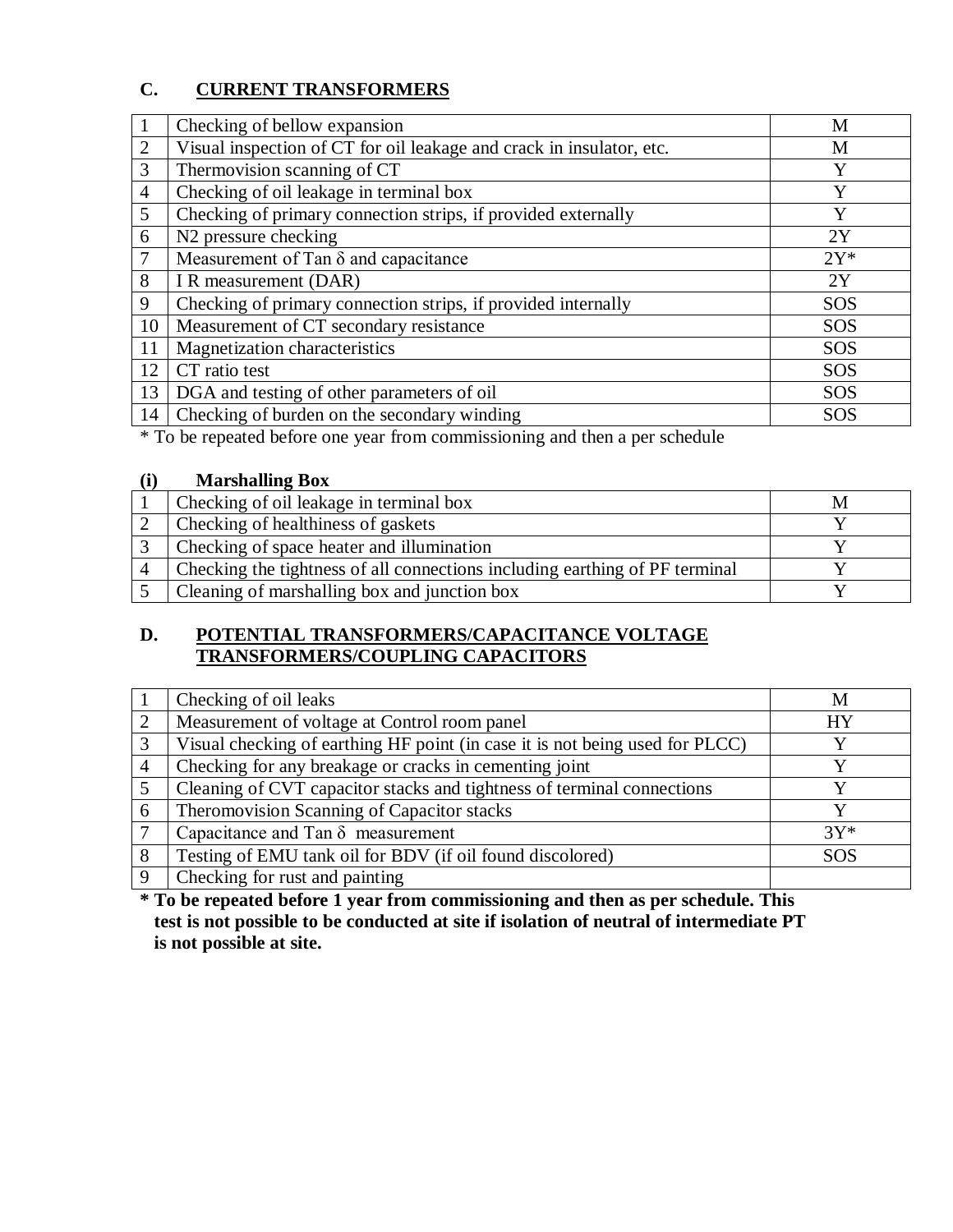## C. CURRENT TRANSFORMERS

| | | |
|---|---|---|
| 1 | Checking of bellow expansion | M |
| 2 | Visual inspection of CT for oil leakage and crack in insulator, etc. | M |
| 3 | Thermovision scanning of CT | Y |
| 4 | Checking of oil leakage in terminal box | Y |
| 5 | Checking of primary connection strips, if provided externally | Y |
| 6 | N2 pressure checking | 2Y |
| 7 | Measurement of Tan $\delta$ and capacitance | 2Y* |
| 8 | I R measurement (DAR) | 2Y |
| 9 | Checking of primary connection strips, if provided internally | SOS |
| 10 | Measurement of CT secondary resistance | SOS |
| 11 | Magnetization characteristics | SOS |
| 12 | CT ratio test | SOS |
| 13 | DGA and testing of other parameters of oil | SOS |
| 14 | Checking of burden on the secondary winding | SOS |

* To be repeated before one year from commissioning and then a per schedule

### (i) Marshalling Box

| | | |
|---|---|---|
| 1 | Checking of oil leakage in terminal box | M |
| 2 | Checking of healthiness of gaskets | Y |
| 3 | Checking of space heater and illumination | Y |
| 4 | Checking the tightness of all connections including earthing of PF terminal | Y |
| 5 | Cleaning of marshalling box and junction box | Y |

## D. POTENTIAL TRANSFORMERS/CAPACITANCE VOLTAGE TRANSFORMERS/COUPLING CAPACITORS

| | | |
|---|---|---|
| 1 | Checking of oil leaks | M |
| 2 | Measurement of voltage at Control room panel | HY |
| 3 | Visual checking of earthing HF point (in case it is not being used for PLCC) | Y |
| 4 | Checking for any breakage or cracks in cementing joint | Y |
| 5 | Cleaning of CVT capacitor stacks and tightness of terminal connections | Y |
| 6 | Theromovision Scanning of Capacitor stacks | Y |
| 7 | Capacitance and Tan $\delta$ measurement | 3Y* |
| 8 | Testing of EMU tank oil for BDV (if oil found discolored) | SOS |
| 9 | Checking for rust and painting | |

**\* To be repeated before 1 year from commissioning and then as per schedule. This test is not possible to be conducted at site if isolation of neutral of intermediate PT is not possible at site.**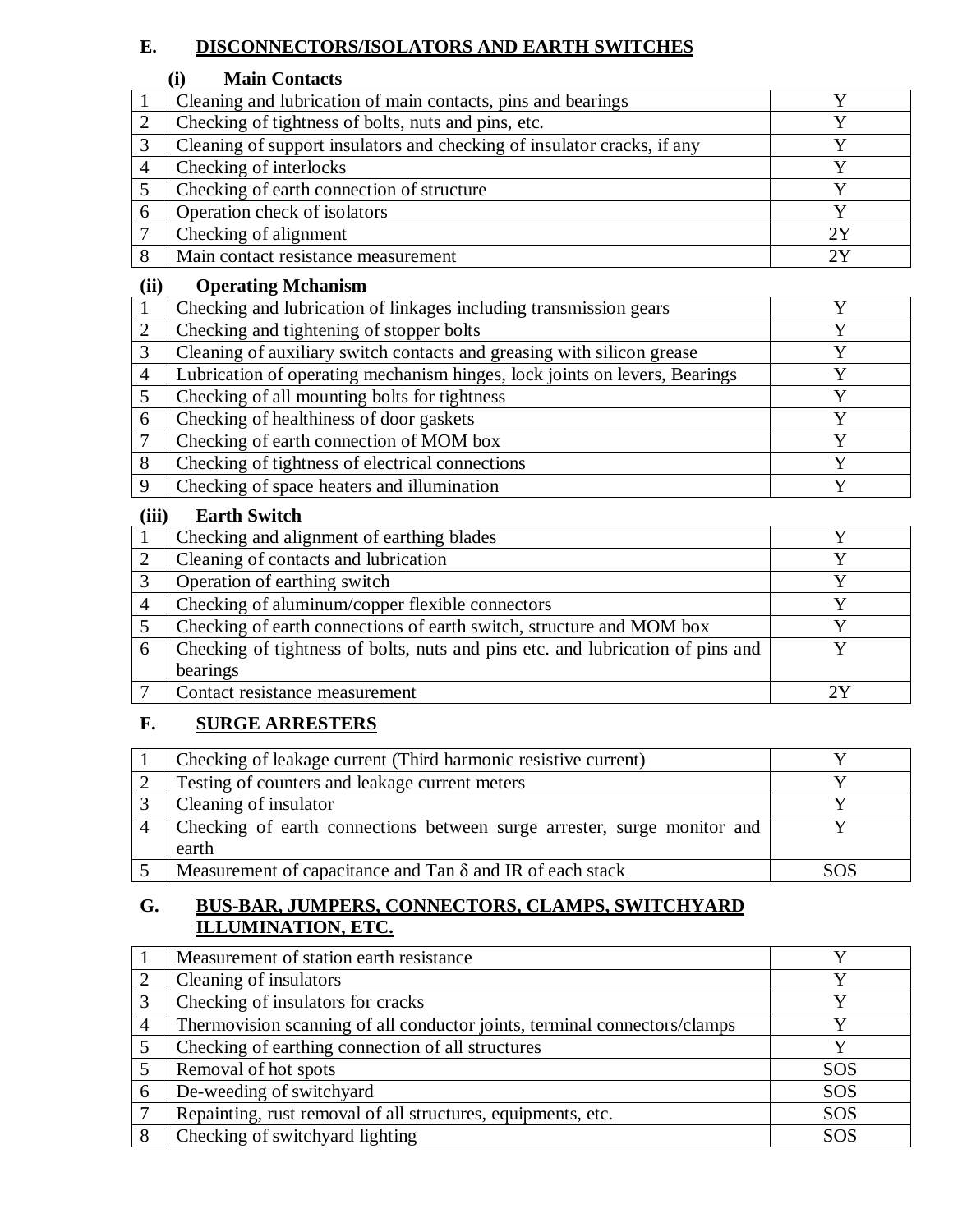## E. DISCONNECTORS/ISOLATORS AND EARTH SWITCHES

### (i) Main Contacts

| | | |
|---|---|---|
| 1 | Cleaning and lubrication of main contacts, pins and bearings | Y |
| 2 | Checking of tightness of bolts, nuts and pins, etc. | Y |
| 3 | Cleaning of support insulators and checking of insulator cracks, if any | Y |
| 4 | Checking of interlocks | Y |
| 5 | Checking of earth connection of structure | Y |
| 6 | Operation check of isolators | Y |
| 7 | Checking of alignment | 2Y |
| 8 | Main contact resistance measurement | 2Y |

### (ii) Operating Mchanism

| | | |
|---|---|---|
| 1 | Checking and lubrication of linkages including transmission gears | Y |
| 2 | Checking and tightening of stopper bolts | Y |
| 3 | Cleaning of auxiliary switch contacts and greasing with silicon grease | Y |
| 4 | Lubrication of operating mechanism hinges, lock joints on levers, Bearings | Y |
| 5 | Checking of all mounting bolts for tightness | Y |
| 6 | Checking of healthiness of door gaskets | Y |
| 7 | Checking of earth connection of MOM box | Y |
| 8 | Checking of tightness of electrical connections | Y |
| 9 | Checking of space heaters and illumination | Y |

### (iii) Earth Switch

| | | |
|---|---|---|
| 1 | Checking and alignment of earthing blades | Y |
| 2 | Cleaning of contacts and lubrication | Y |
| 3 | Operation of earthing switch | Y |
| 4 | Checking of aluminum/copper flexible connectors | Y |
| 5 | Checking of earth connections of earth switch, structure and MOM box | Y |
| 6 | Checking of tightness of bolts, nuts and pins etc. and lubrication of pins and bearings | Y |
| 7 | Contact resistance measurement | 2Y |

## F. SURGE ARRESTERS

| | | |
|---|---|---|
| 1 | Checking of leakage current (Third harmonic resistive current) | Y |
| 2 | Testing of counters and leakage current meters | Y |
| 3 | Cleaning of insulator | Y |
| 4 | Checking of earth connections between surge arrester, surge monitor and earth | Y |
| 5 | Measurement of capacitance and Tan $\delta$ and IR of each stack | SOS |

## G. BUS-BAR, JUMPERS, CONNECTORS, CLAMPS, SWITCHYARD ILLUMINATION, ETC.

| | | |
|---|---|---|
| 1 | Measurement of station earth resistance | Y |
| 2 | Cleaning of insulators | Y |
| 3 | Checking of insulators for cracks | Y |
| 4 | Thermovision scanning of all conductor joints, terminal connectors/clamps | Y |
| 5 | Checking of earthing connection of all structures | Y |
| 5 | Removal of hot spots | SOS |
| 6 | De-weeding of switchyard | SOS |
| 7 | Repainting, rust removal of all structures, equipments, etc. | SOS |
| 8 | Checking of switchyard lighting | SOS |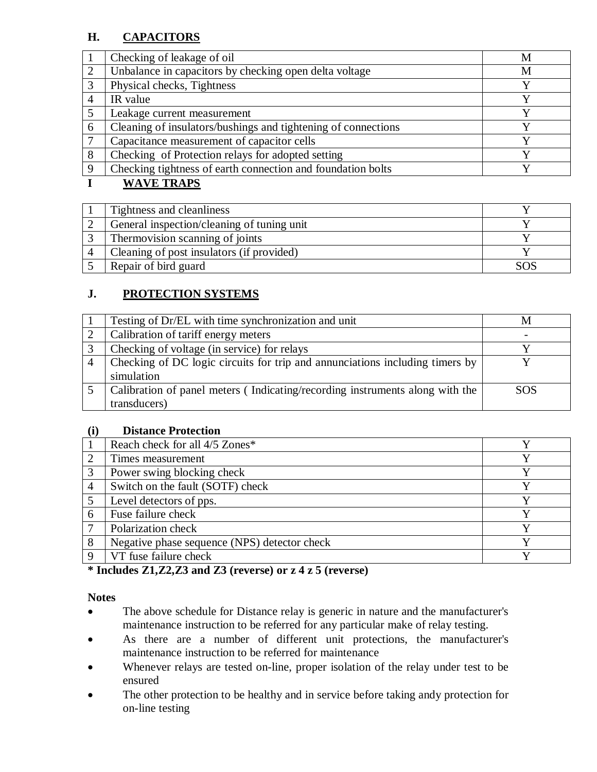## H. CAPACITORS

| | | |
|---|---|---|
| 1 | Checking of leakage of oil | M |
| 2 | Unbalance in capacitors by checking open delta voltage | M |
| 3 | Physical checks, Tightness | Y |
| 4 | IR value | Y |
| 5 | Leakage current measurement | Y |
| 6 | Cleaning of insulators/bushings and tightening of connections | Y |
| 7 | Capacitance measurement of capacitor cells | Y |
| 8 | Checking of Protection relays for adopted setting | Y |
| 9 | Checking tightness of earth connection and foundation bolts | Y |

## I WAVE TRAPS

| | | |
|---|---|---|
| 1 | Tightness and cleanliness | Y |
| 2 | General inspection/cleaning of tuning unit | Y |
| 3 | Thermovision scanning of joints | Y |
| 4 | Cleaning of post insulators (if provided) | Y |
| 5 | Repair of bird guard | SOS |

## J. PROTECTION SYSTEMS

| | | |
|---|---|---|
| 1 | Testing of Dr/EL with time synchronization and unit | M |
| 2 | Calibration of tariff energy meters | - |
| 3 | Checking of voltage (in service) for relays | Y |
| 4 | Checking of DC logic circuits for trip and annunciations including timers by simulation | Y |
| 5 | Calibration of panel meters ( Indicating/recording instruments along with the transducers) | SOS |

### (i) Distance Protection

| | | |
|---|---|---|
| 1 | Reach check for all 4/5 Zones* | Y |
| 2 | Times measurement | Y |
| 3 | Power swing blocking check | Y |
| 4 | Switch on the fault (SOTF) check | Y |
| 5 | Level detectors of pps. | Y |
| 6 | Fuse failure check | Y |
| 7 | Polarization check | Y |
| 8 | Negative phase sequence (NPS) detector check | Y |
| 9 | VT fuse failure check | Y |

**\* Includes Z1,Z2,Z3 and Z3 (reverse) or z 4 z 5 (reverse)**

**Notes**

- The above schedule for Distance relay is generic in nature and the manufacturer's maintenance instruction to be referred for any particular make of relay testing.
- As there are a number of different unit protections, the manufacturer's maintenance instruction to be referred for maintenance
- Whenever relays are tested on-line, proper isolation of the relay under test to be ensured
- The other protection to be healthy and in service before taking andy protection for on-line testing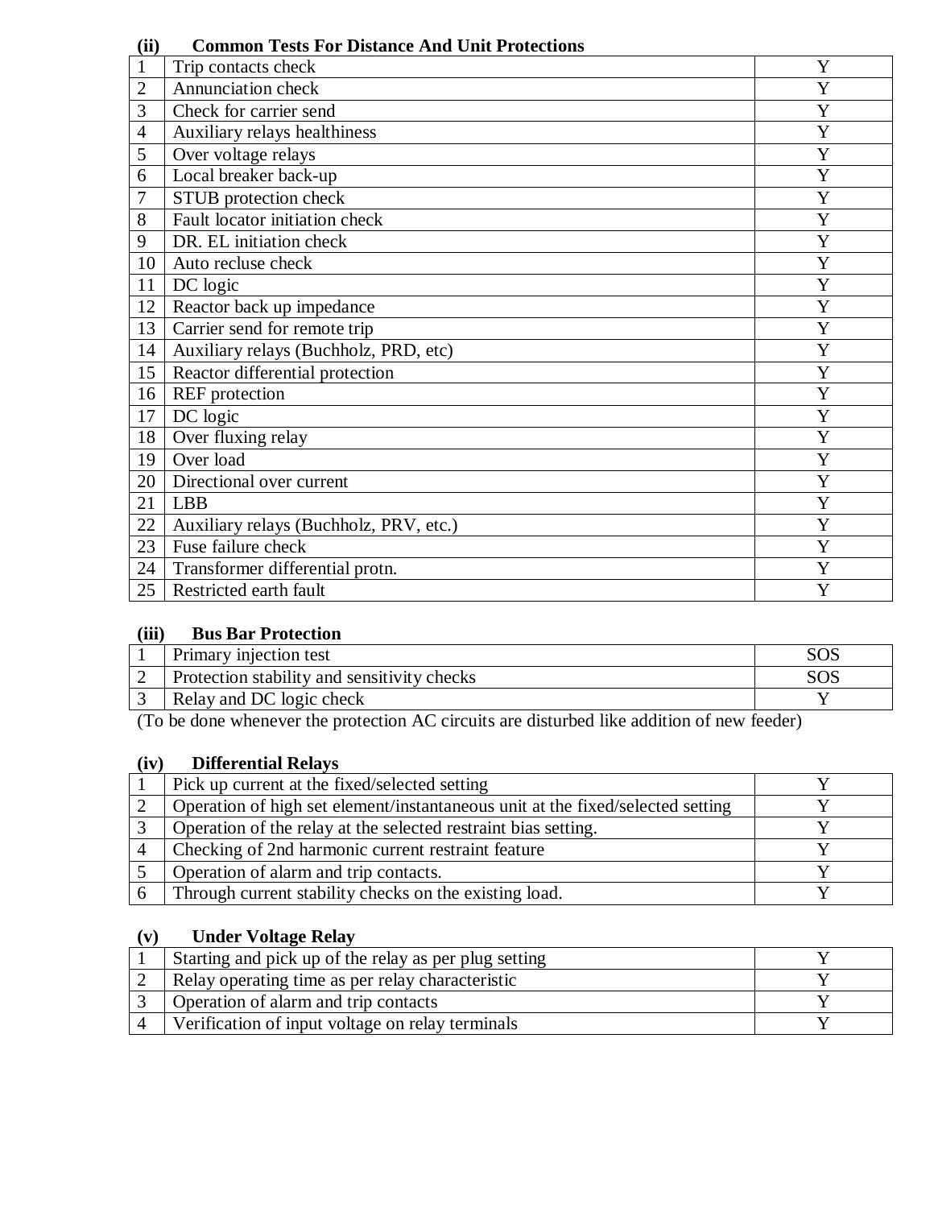**(ii) Common Tests For Distance And Unit Protections**

| | | |
|---|---|---|
| 1 | Trip contacts check | Y |
| 2 | Annunciation check | Y |
| 3 | Check for carrier send | Y |
| 4 | Auxiliary relays healthiness | Y |
| 5 | Over voltage relays | Y |
| 6 | Local breaker back-up | Y |
| 7 | STUB protection check | Y |
| 8 | Fault locator initiation check | Y |
| 9 | DR. EL initiation check | Y |
| 10 | Auto recluse check | Y |
| 11 | DC logic | Y |
| 12 | Reactor back up impedance | Y |
| 13 | Carrier send for remote trip | Y |
| 14 | Auxiliary relays (Buchholz, PRD, etc) | Y |
| 15 | Reactor differential protection | Y |
| 16 | REF protection | Y |
| 17 | DC logic | Y |
| 18 | Over fluxing relay | Y |
| 19 | Over load | Y |
| 20 | Directional over current | Y |
| 21 | LBB | Y |
| 22 | Auxiliary relays (Buchholz, PRV, etc.) | Y |
| 23 | Fuse failure check | Y |
| 24 | Transformer differential protn. | Y |
| 25 | Restricted earth fault | Y |

**(iii) Bus Bar Protection**

| | | |
|---|---|---|
| 1 | Primary injection test | SOS |
| 2 | Protection stability and sensitivity checks | SOS |
| 3 | Relay and DC logic check | Y |

(To be done whenever the protection AC circuits are disturbed like addition of new feeder)

**(iv) Differential Relays**

| | | |
|---|---|---|
| 1 | Pick up current at the fixed/selected setting | Y |
| 2 | Operation of high set element/instantaneous unit at the fixed/selected setting | Y |
| 3 | Operation of the relay at the selected restraint bias setting. | Y |
| 4 | Checking of 2nd harmonic current restraint feature | Y |
| 5 | Operation of alarm and trip contacts. | Y |
| 6 | Through current stability checks on the existing load. | Y |

**(v) Under Voltage Relay**

| | | |
|---|---|---|
| 1 | Starting and pick up of the relay as per plug setting | Y |
| 2 | Relay operating time as per relay characteristic | Y |
| 3 | Operation of alarm and trip contacts | Y |
| 4 | Verification of input voltage on relay terminals | Y |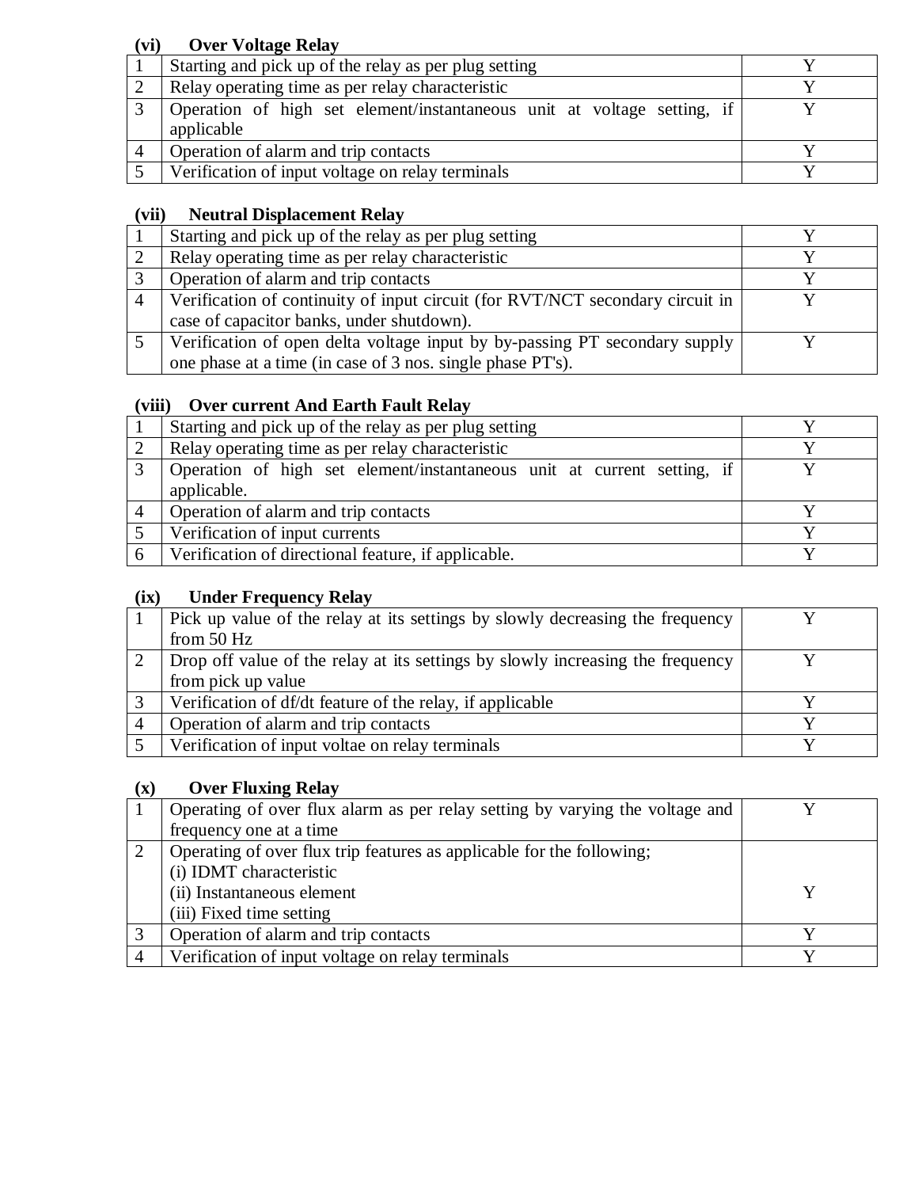**(vi) Over Voltage Relay**

| | | |
|---|---|---|
| 1 | Starting and pick up of the relay as per plug setting | Y |
| 2 | Relay operating time as per relay characteristic | Y |
| 3 | Operation of high set element/instantaneous unit at voltage setting, if applicable | Y |
| 4 | Operation of alarm and trip contacts | Y |
| 5 | Verification of input voltage on relay terminals | Y |

**(vii) Neutral Displacement Relay**

| | | |
|---|---|---|
| 1 | Starting and pick up of the relay as per plug setting | Y |
| 2 | Relay operating time as per relay characteristic | Y |
| 3 | Operation of alarm and trip contacts | Y |
| 4 | Verification of continuity of input circuit (for RVT/NCT secondary circuit in case of capacitor banks, under shutdown). | Y |
| 5 | Verification of open delta voltage input by by-passing PT secondary supply one phase at a time (in case of 3 nos. single phase PT's). | Y |

**(viii) Over current And Earth Fault Relay**

| | | |
|---|---|---|
| 1 | Starting and pick up of the relay as per plug setting | Y |
| 2 | Relay operating time as per relay characteristic | Y |
| 3 | Operation of high set element/instantaneous unit at current setting, if applicable. | Y |
| 4 | Operation of alarm and trip contacts | Y |
| 5 | Verification of input currents | Y |
| 6 | Verification of directional feature, if applicable. | Y |

**(ix) Under Frequency Relay**

| | | |
|---|---|---|
| 1 | Pick up value of the relay at its settings by slowly decreasing the frequency from 50 Hz | Y |
| 2 | Drop off value of the relay at its settings by slowly increasing the frequency from pick up value | Y |
| 3 | Verification of df/dt feature of the relay, if applicable | Y |
| 4 | Operation of alarm and trip contacts | Y |
| 5 | Verification of input voltae on relay terminals | Y |

**(x) Over Fluxing Relay**

| | | |
|---|---|---|
| 1 | Operating of over flux alarm as per relay setting by varying the voltage and frequency one at a time | Y |
| 2 | Operating of over flux trip features as applicable for the following;<br>(i) IDMT characteristic<br>(ii) Instantaneous element<br>(iii) Fixed time setting | Y |
| 3 | Operation of alarm and trip contacts | Y |
| 4 | Verification of input voltage on relay terminals | Y |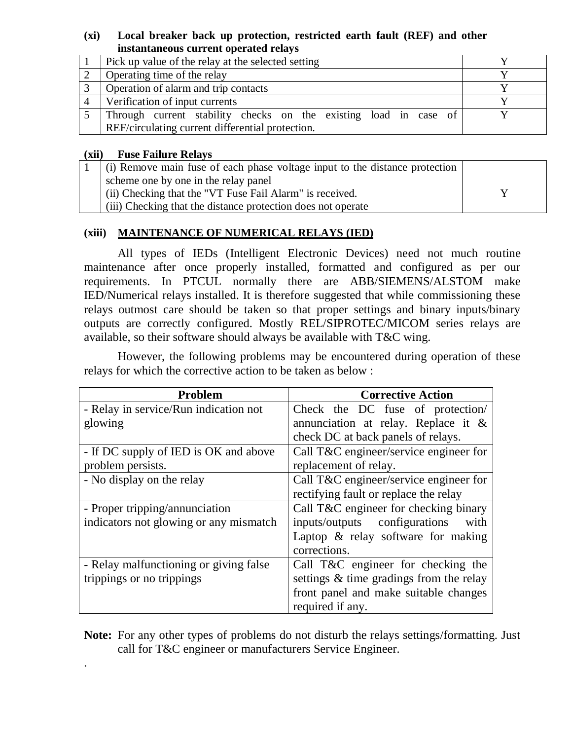**(xi) Local breaker back up protection, restricted earth fault (REF) and other instantaneous current operated relays**

| | | |
|---|---|---|
| 1 | Pick up value of the relay at the selected setting | Y |
| 2 | Operating time of the relay | Y |
| 3 | Operation of alarm and trip contacts | Y |
| 4 | Verification of input currents | Y |
| 5 | Through current stability checks on the existing load in case of REF/circulating current differential protection. | Y |

**(xii) Fuse Failure Relays**

| | | |
|---|---|---|
| 1 | (i) Remove main fuse of each phase voltage input to the distance protection scheme one by one in the relay panel<br>(ii) Checking that the "VT Fuse Fail Alarm" is received.<br>(iii) Checking that the distance protection does not operate | Y |

**(xiii) <u>MAINTENANCE OF NUMERICAL RELAYS (IED)</u>**

All types of IEDs (Intelligent Electronic Devices) need not much routine maintenance after once properly installed, formatted and configured as per our requirements. In PTCUL normally there are ABB/SIEMENS/ALSTOM make IED/Numerical relays installed. It is therefore suggested that while commissioning these relays outmost care should be taken so that proper settings and binary inputs/binary outputs are correctly configured. Mostly REL/SIPROTEC/MICOM series relays are available, so their software should always be available with T&C wing.

However, the following problems may be encountered during operation of these relays for which the corrective action to be taken as below :

| Problem | Corrective Action |
|---|---|
| - Relay in service/Run indication not glowing | Check the DC fuse of protection/ annunciation at relay. Replace it & check DC at back panels of relays. |
| - If DC supply of IED is OK and above problem persists. | Call T&C engineer/service engineer for replacement of relay. |
| - No display on the relay | Call T&C engineer/service engineer for rectifying fault or replace the relay |
| - Proper tripping/annunciation indicators not glowing or any mismatch | Call T&C engineer for checking binary inputs/outputs configurations with Laptop & relay software for making corrections. |
| - Relay malfunctioning or giving false trippings or no trippings | Call T&C engineer for checking the settings & time gradings from the relay front panel and make suitable changes required if any. |

**Note:** For any other types of problems do not disturb the relays settings/formatting. Just call for T&C engineer or manufacturers Service Engineer.

.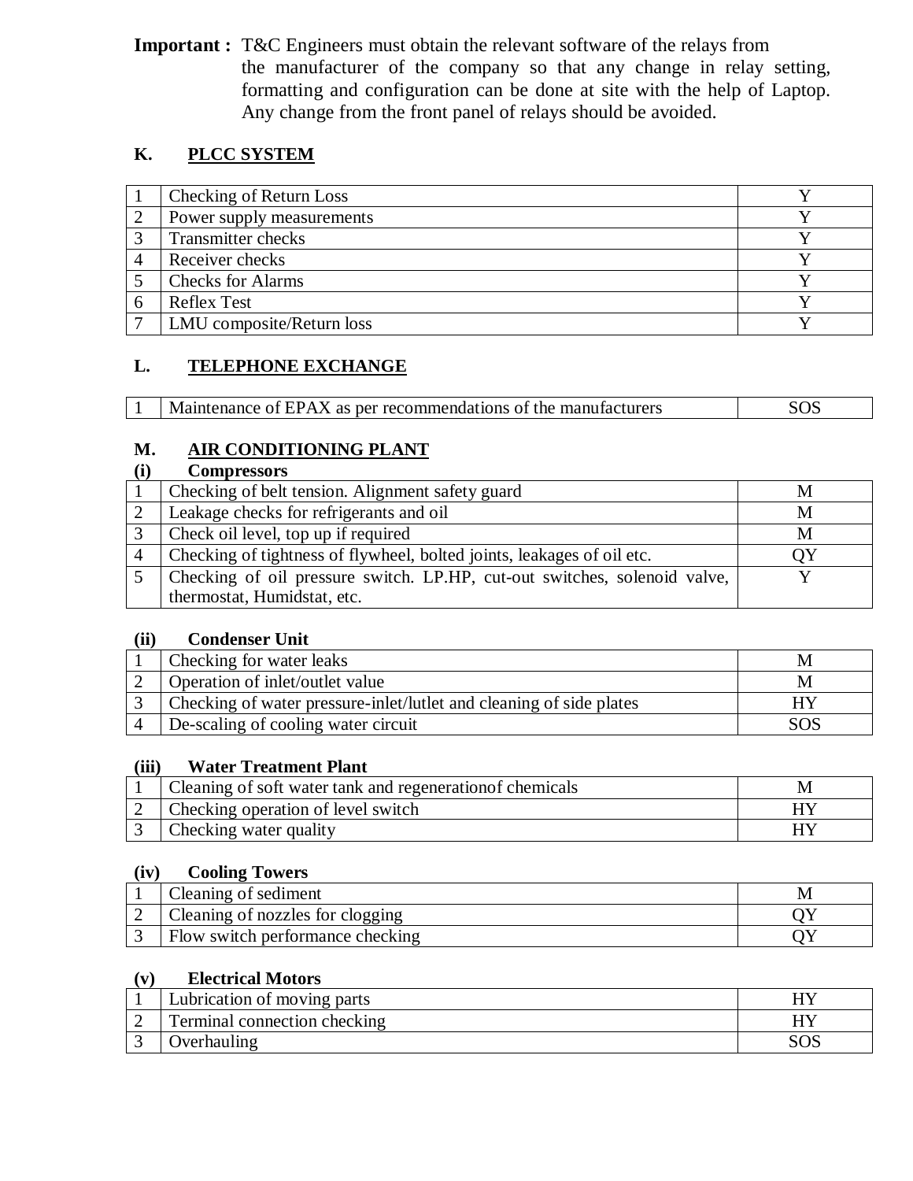**Important :** T&C Engineers must obtain the relevant software of the relays from the manufacturer of the company so that any change in relay setting, formatting and configuration can be done at site with the help of Laptop. Any change from the front panel of relays should be avoided.

## K. PLCC SYSTEM

| | | |
|---|---|---|
| 1 | Checking of Return Loss | Y |
| 2 | Power supply measurements | Y |
| 3 | Transmitter checks | Y |
| 4 | Receiver checks | Y |
| 5 | Checks for Alarms | Y |
| 6 | Reflex Test | Y |
| 7 | LMU composite/Return loss | Y |

## L. TELEPHONE EXCHANGE

| | | |
|---|---|---|
| 1 | Maintenance of EPAX as per recommendations of the manufacturers | SOS |

## M. AIR CONDITIONING PLANT

### (i) Compressors

| | | |
|---|---|---|
| 1 | Checking of belt tension. Alignment safety guard | M |
| 2 | Leakage checks for refrigerants and oil | M |
| 3 | Check oil level, top up if required | M |
| 4 | Checking of tightness of flywheel, bolted joints, leakages of oil etc. | QY |
| 5 | Checking of oil pressure switch. LP.HP, cut-out switches, solenoid valve, thermostat, Humidstat, etc. | Y |

### (ii) Condenser Unit

| | | |
|---|---|---|
| 1 | Checking for water leaks | M |
| 2 | Operation of inlet/outlet value | M |
| 3 | Checking of water pressure-inlet/lutlet and cleaning of side plates | HY |
| 4 | De-scaling of cooling water circuit | SOS |

### (iii) Water Treatment Plant

| | | |
|---|---|---|
| 1 | Cleaning of soft water tank and regenerationof chemicals | M |
| 2 | Checking operation of level switch | HY |
| 3 | Checking water quality | HY |

### (iv) Cooling Towers

| | | |
|---|---|---|
| 1 | Cleaning of sediment | M |
| 2 | Cleaning of nozzles for clogging | QY |
| 3 | Flow switch performance checking | QY |

### (v) Electrical Motors

| | | |
|---|---|---|
| 1 | Lubrication of moving parts | HY |
| 2 | Terminal connection checking | HY |
| 3 | Overhauling | SOS |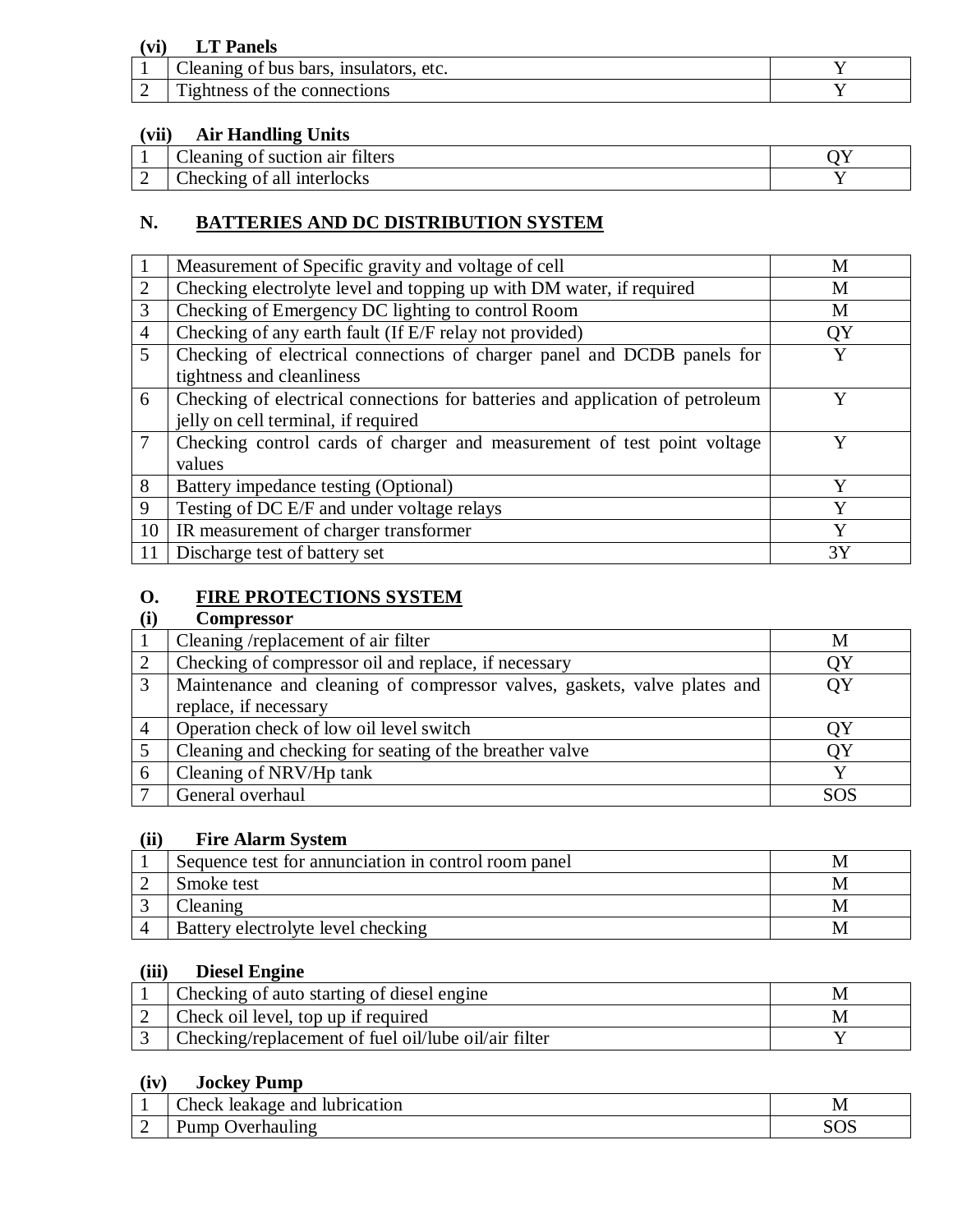**(vi) LT Panels**

| | | |
|---|---|---|
| 1 | Cleaning of bus bars, insulators, etc. | Y |
| 2 | Tightness of the connections | Y |

**(vii) Air Handling Units**

| | | |
|---|---|---|
| 1 | Cleaning of suction air filters | QY |
| 2 | Checking of all interlocks | Y |

## N. BATTERIES AND DC DISTRIBUTION SYSTEM

| | | |
|---|---|---|
| 1 | Measurement of Specific gravity and voltage of cell | M |
| 2 | Checking electrolyte level and topping up with DM water, if required | M |
| 3 | Checking of Emergency DC lighting to control Room | M |
| 4 | Checking of any earth fault (If E/F relay not provided) | QY |
| 5 | Checking of electrical connections of charger panel and DCDB panels for tightness and cleanliness | Y |
| 6 | Checking of electrical connections for batteries and application of petroleum jelly on cell terminal, if required | Y |
| 7 | Checking control cards of charger and measurement of test point voltage values | Y |
| 8 | Battery impedance testing (Optional) | Y |
| 9 | Testing of DC E/F and under voltage relays | Y |
| 10 | IR measurement of charger transformer | Y |
| 11 | Discharge test of battery set | 3Y |

## O. FIRE PROTECTIONS SYSTEM

**(i) Compressor**

| | | |
|---|---|---|
| 1 | Cleaning /replacement of air filter | M |
| 2 | Checking of compressor oil and replace, if necessary | QY |
| 3 | Maintenance and cleaning of compressor valves, gaskets, valve plates and replace, if necessary | QY |
| 4 | Operation check of low oil level switch | QY |
| 5 | Cleaning and checking for seating of the breather valve | QY |
| 6 | Cleaning of NRV/Hp tank | Y |
| 7 | General overhaul | SOS |

**(ii) Fire Alarm System**

| | | |
|---|---|---|
| 1 | Sequence test for annunciation in control room panel | M |
| 2 | Smoke test | M |
| 3 | Cleaning | M |
| 4 | Battery electrolyte level checking | M |

**(iii) Diesel Engine**

| | | |
|---|---|---|
| 1 | Checking of auto starting of diesel engine | M |
| 2 | Check oil level, top up if required | M |
| 3 | Checking/replacement of fuel oil/lube oil/air filter | Y |

**(iv) Jockey Pump**

| | | |
|---|---|---|
| 1 | Check leakage and lubrication | M |
| 2 | Pump Overhauling | SOS |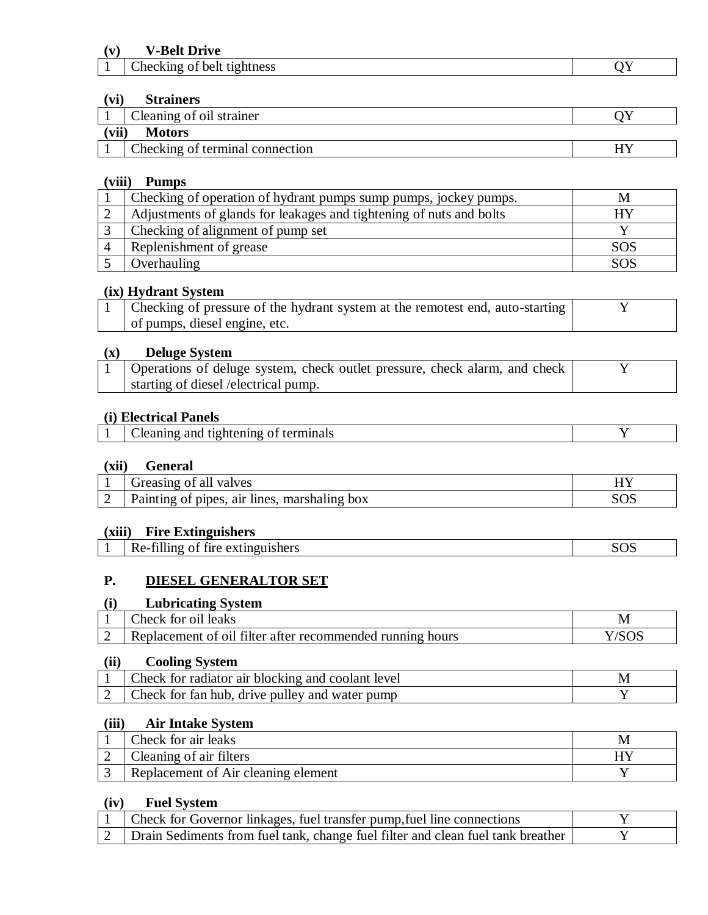**(v) V-Belt Drive**

| | | |
|---|---|---|
| 1 | Checking of belt tightness | QY |

**(vi) Strainers**

| | | |
|---|---|---|
| 1 | Cleaning of oil strainer | QY |

**(vii) Motors**

| | | |
|---|---|---|
| 1 | Checking of terminal connection | HY |

**(viii) Pumps**

| | | |
|---|---|---|
| 1 | Checking of operation of hydrant pumps sump pumps, jockey pumps. | M |
| 2 | Adjustments of glands for leakages and tightening of nuts and bolts | HY |
| 3 | Checking of alignment of pump set | Y |
| 4 | Replenishment of grease | SOS |
| 5 | Overhauling | SOS |

**(ix) Hydrant System**

| | | |
|---|---|---|
| 1 | Checking of pressure of the hydrant system at the remotest end, auto-starting of pumps, diesel engine, etc. | Y |

**(x) Deluge System**

| | | |
|---|---|---|
| 1 | Operations of deluge system, check outlet pressure, check alarm, and check starting of diesel /electrical pump. | Y |

**(i) Electrical Panels**

| | | |
|---|---|---|
| 1 | Cleaning and tightening of terminals | Y |

**(xii) General**

| | | |
|---|---|---|
| 1 | Greasing of all valves | HY |
| 2 | Painting of pipes, air lines, marshaling box | SOS |

**(xiii) Fire Extinguishers**

| | | |
|---|---|---|
| 1 | Re-filling of fire extinguishers | SOS |

## P. DIESEL GENERALTOR SET

**(i) Lubricating System**

| | | |
|---|---|---|
| 1 | Check for oil leaks | M |
| 2 | Replacement of oil filter after recommended running hours | Y/SOS |

**(ii) Cooling System**

| | | |
|---|---|---|
| 1 | Check for radiator air blocking and coolant level | M |
| 2 | Check for fan hub, drive pulley and water pump | Y |

**(iii) Air Intake System**

| | | |
|---|---|---|
| 1 | Check for air leaks | M |
| 2 | Cleaning of air filters | HY |
| 3 | Replacement of Air cleaning element | Y |

**(iv) Fuel System**

| | | |
|---|---|---|
| 1 | Check for Governor linkages, fuel transfer pump,fuel line connections | Y |
| 2 | Drain Sediments from fuel tank, change fuel filter and clean fuel tank breather | Y |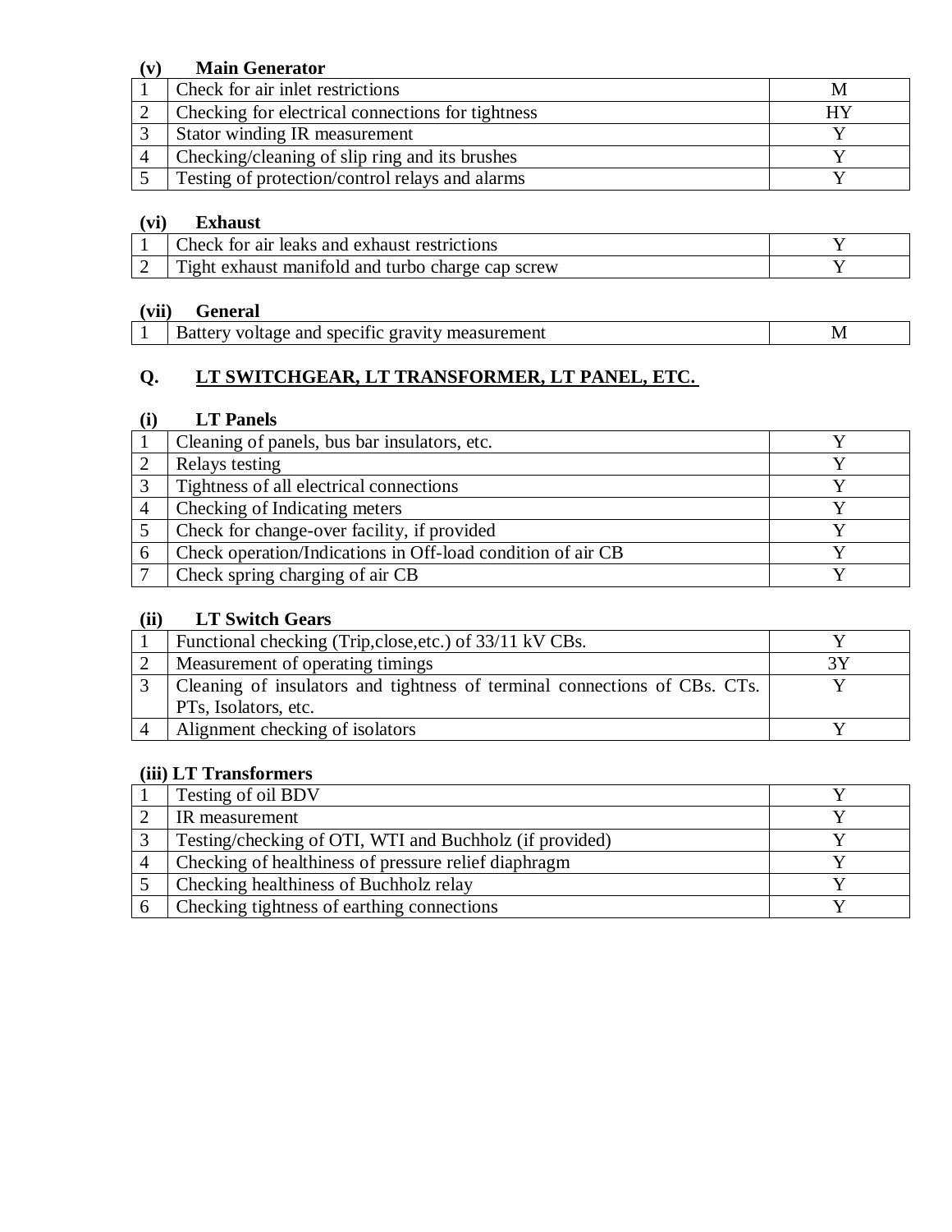**(v) Main Generator**

| | | |
|---|---|---|
| 1 | Check for air inlet restrictions | M |
| 2 | Checking for electrical connections for tightness | HY |
| 3 | Stator winding IR measurement | Y |
| 4 | Checking/cleaning of slip ring and its brushes | Y |
| 5 | Testing of protection/control relays and alarms | Y |

**(vi) Exhaust**

| | | |
|---|---|---|
| 1 | Check for air leaks and exhaust restrictions | Y |
| 2 | Tight exhaust manifold and turbo charge cap screw | Y |

**(vii) General**

| | | |
|---|---|---|
| 1 | Battery voltage and specific gravity measurement | M |

## Q. LT SWITCHGEAR, LT TRANSFORMER, LT PANEL, ETC.

**(i) LT Panels**

| | | |
|---|---|---|
| 1 | Cleaning of panels, bus bar insulators, etc. | Y |
| 2 | Relays testing | Y |
| 3 | Tightness of all electrical connections | Y |
| 4 | Checking of Indicating meters | Y |
| 5 | Check for change-over facility, if provided | Y |
| 6 | Check operation/Indications in Off-load condition of air CB | Y |
| 7 | Check spring charging of air CB | Y |

**(ii) LT Switch Gears**

| | | |
|---|---|---|
| 1 | Functional checking (Trip,close,etc.) of 33/11 kV CBs. | Y |
| 2 | Measurement of operating timings | 3Y |
| 3 | Cleaning of insulators and tightness of terminal connections of CBs. CTs. PTs, Isolators, etc. | Y |
| 4 | Alignment checking of isolators | Y |

**(iii) LT Transformers**

| | | |
|---|---|---|
| 1 | Testing of oil BDV | Y |
| 2 | IR measurement | Y |
| 3 | Testing/checking of OTI, WTI and Buchholz (if provided) | Y |
| 4 | Checking of healthiness of pressure relief diaphragm | Y |
| 5 | Checking healthiness of Buchholz relay | Y |
| 6 | Checking tightness of earthing connections | Y |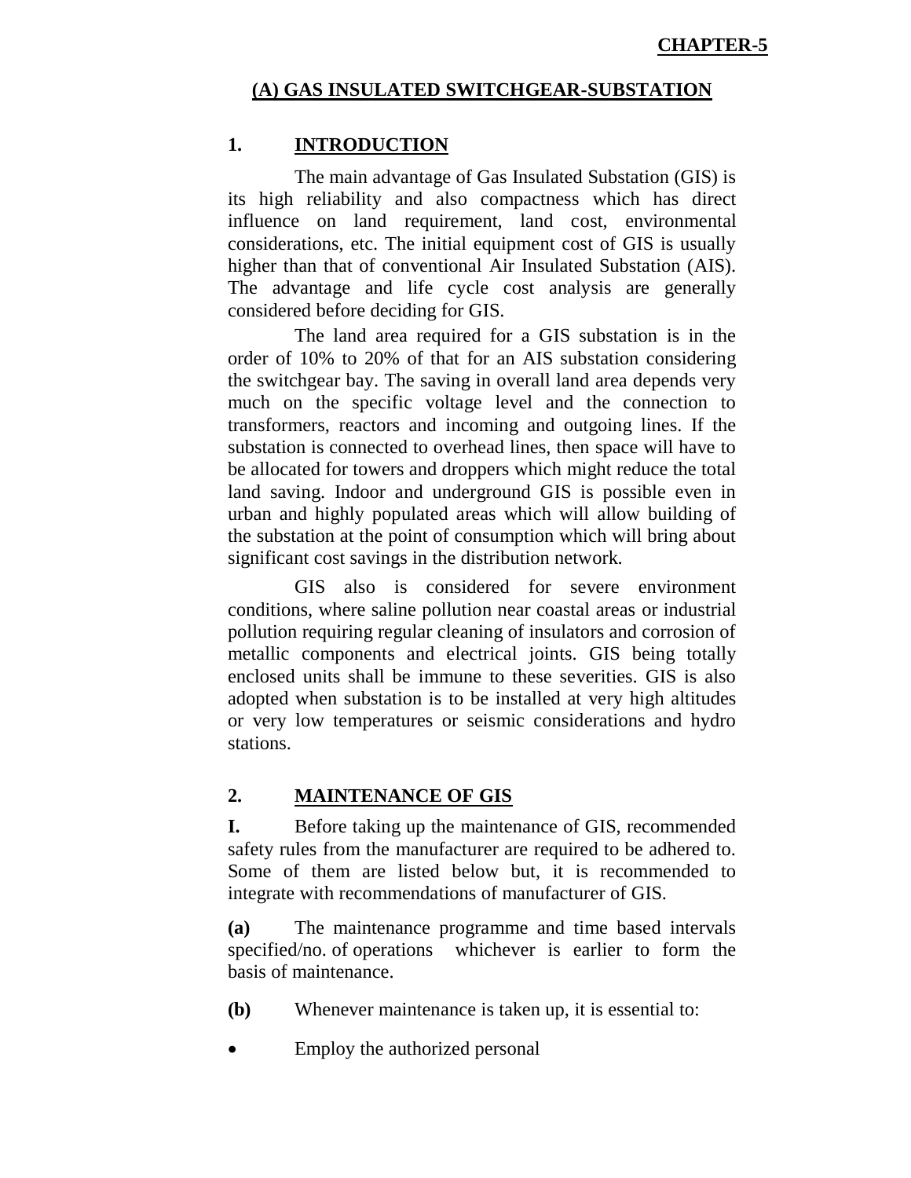**CHAPTER-5**

## (A) GAS INSULATED SWITCHGEAR-SUBSTATION

### 1. INTRODUCTION

The main advantage of Gas Insulated Substation (GIS) is its high reliability and also compactness which has direct influence on land requirement, land cost, environmental considerations, etc. The initial equipment cost of GIS is usually higher than that of conventional Air Insulated Substation (AIS). The advantage and life cycle cost analysis are generally considered before deciding for GIS.

The land area required for a GIS substation is in the order of 10% to 20% of that for an AIS substation considering the switchgear bay. The saving in overall land area depends very much on the specific voltage level and the connection to transformers, reactors and incoming and outgoing lines. If the substation is connected to overhead lines, then space will have to be allocated for towers and droppers which might reduce the total land saving. Indoor and underground GIS is possible even in urban and highly populated areas which will allow building of the substation at the point of consumption which will bring about significant cost savings in the distribution network.

GIS also is considered for severe environment conditions, where saline pollution near coastal areas or industrial pollution requiring regular cleaning of insulators and corrosion of metallic components and electrical joints. GIS being totally enclosed units shall be immune to these severities. GIS is also adopted when substation is to be installed at very high altitudes or very low temperatures or seismic considerations and hydro stations.

### 2. MAINTENANCE OF GIS

**I.** Before taking up the maintenance of GIS, recommended safety rules from the manufacturer are required to be adhered to. Some of them are listed below but, it is recommended to integrate with recommendations of manufacturer of GIS.

**(a)** The maintenance programme and time based intervals specified/no. of operations whichever is earlier to form the basis of maintenance.

**(b)** Whenever maintenance is taken up, it is essential to:

- Employ the authorized personal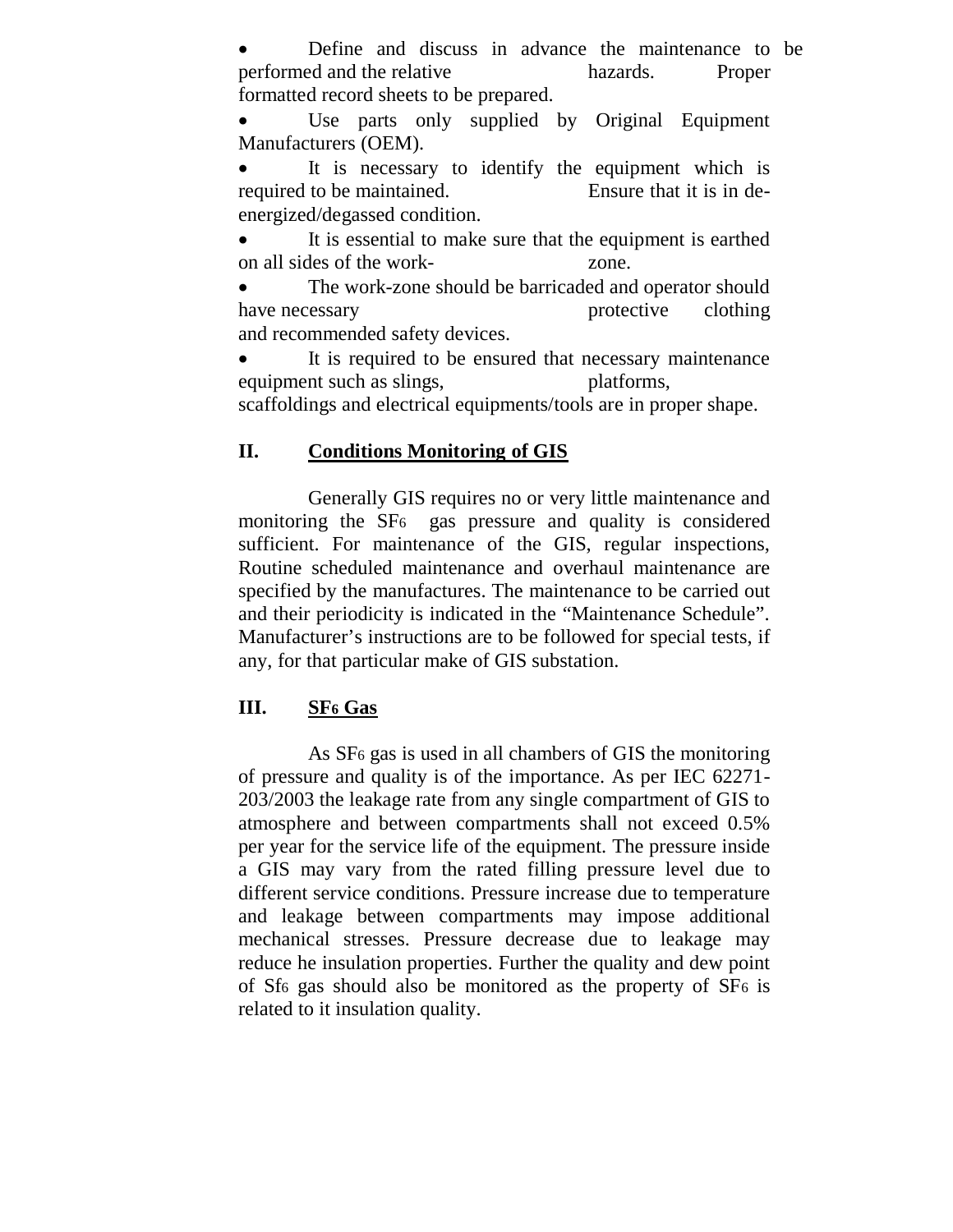- Define and discuss in advance the maintenance to be performed and the relative hazards. Proper formatted record sheets to be prepared.
- Use parts only supplied by Original Equipment Manufacturers (OEM).
- It is necessary to identify the equipment which is required to be maintained. Ensure that it is in de-energized/degassed condition.
- It is essential to make sure that the equipment is earthed on all sides of the work-zone.
- The work-zone should be barricaded and operator should have necessary protective clothing and recommended safety devices.
- It is required to be ensured that necessary maintenance equipment such as slings, platforms, scaffoldings and electrical equipments/tools are in proper shape.

## II. <u>Conditions Monitoring of GIS</u>

Generally GIS requires no or very little maintenance and monitoring the $SF_6$ gas pressure and quality is considered sufficient. For maintenance of the GIS, regular inspections, Routine scheduled maintenance and overhaul maintenance are specified by the manufactures. The maintenance to be carried out and their periodicity is indicated in the “Maintenance Schedule”. Manufacturer’s instructions are to be followed for special tests, if any, for that particular make of GIS substation.

## III. <u>$SF_6$ Gas</u>

As $SF_6$ gas is used in all chambers of GIS the monitoring of pressure and quality is of the importance. As per IEC 62271-203/2003 the leakage rate from any single compartment of GIS to atmosphere and between compartments shall not exceed 0.5% per year for the service life of the equipment. The pressure inside a GIS may vary from the rated filling pressure level due to different service conditions. Pressure increase due to temperature and leakage between compartments may impose additional mechanical stresses. Pressure decrease due to leakage may reduce he insulation properties. Further the quality and dew point of $Sf_6$ gas should also be monitored as the property of $SF_6$ is related to it insulation quality.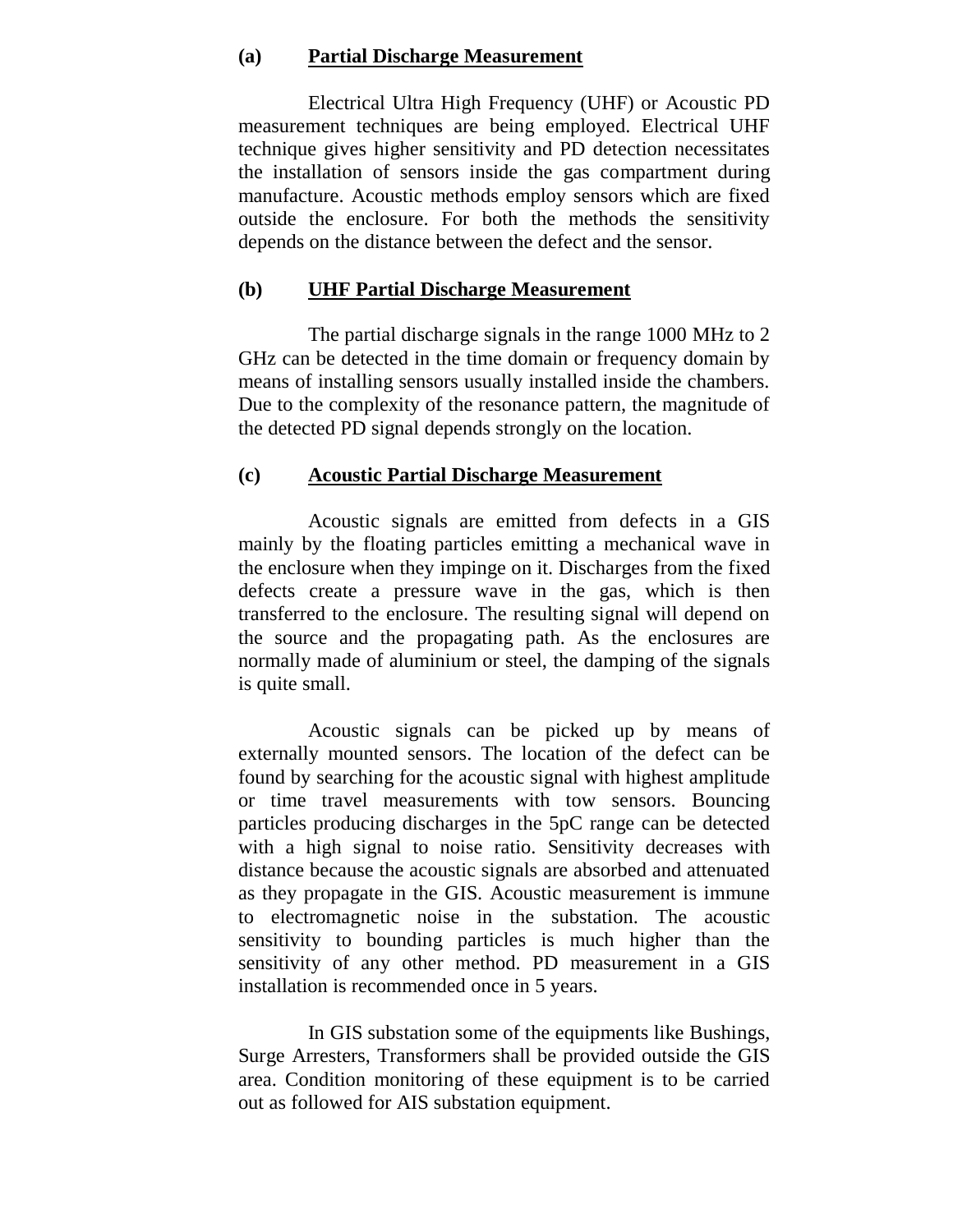### (a) Partial Discharge Measurement

Electrical Ultra High Frequency (UHF) or Acoustic PD measurement techniques are being employed. Electrical UHF technique gives higher sensitivity and PD detection necessitates the installation of sensors inside the gas compartment during manufacture. Acoustic methods employ sensors which are fixed outside the enclosure. For both the methods the sensitivity depends on the distance between the defect and the sensor.

### (b) UHF Partial Discharge Measurement

The partial discharge signals in the range 1000 MHz to 2 GHz can be detected in the time domain or frequency domain by means of installing sensors usually installed inside the chambers. Due to the complexity of the resonance pattern, the magnitude of the detected PD signal depends strongly on the location.

### (c) Acoustic Partial Discharge Measurement

Acoustic signals are emitted from defects in a GIS mainly by the floating particles emitting a mechanical wave in the enclosure when they impinge on it. Discharges from the fixed defects create a pressure wave in the gas, which is then transferred to the enclosure. The resulting signal will depend on the source and the propagating path. As the enclosures are normally made of aluminium or steel, the damping of the signals is quite small.

Acoustic signals can be picked up by means of externally mounted sensors. The location of the defect can be found by searching for the acoustic signal with highest amplitude or time travel measurements with tow sensors. Bouncing particles producing discharges in the 5pC range can be detected with a high signal to noise ratio. Sensitivity decreases with distance because the acoustic signals are absorbed and attenuated as they propagate in the GIS. Acoustic measurement is immune to electromagnetic noise in the substation. The acoustic sensitivity to bounding particles is much higher than the sensitivity of any other method. PD measurement in a GIS installation is recommended once in 5 years.

In GIS substation some of the equipments like Bushings, Surge Arresters, Transformers shall be provided outside the GIS area. Condition monitoring of these equipment is to be carried out as followed for AIS substation equipment.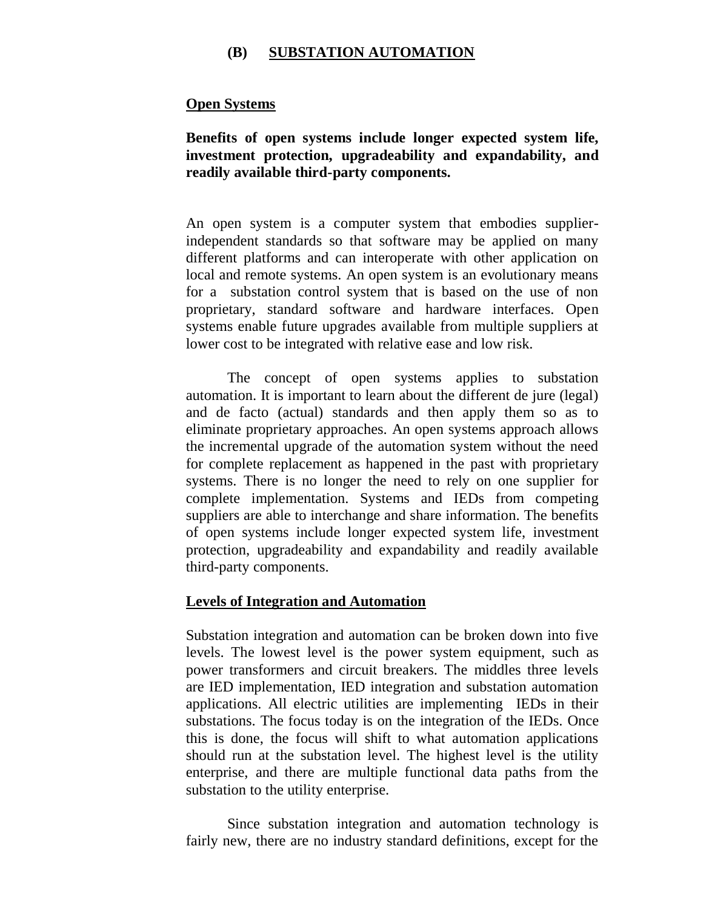## (B) SUBSTATION AUTOMATION

### Open Systems

**Benefits of open systems include longer expected system life, investment protection, upgradeability and expandability, and readily available third-party components.**

An open system is a computer system that embodies supplier-independent standards so that software may be applied on many different platforms and can interoperate with other application on local and remote systems. An open system is an evolutionary means for a substation control system that is based on the use of non proprietary, standard software and hardware interfaces. Open systems enable future upgrades available from multiple suppliers at lower cost to be integrated with relative ease and low risk.

The concept of open systems applies to substation automation. It is important to learn about the different de jure (legal) and de facto (actual) standards and then apply them so as to eliminate proprietary approaches. An open systems approach allows the incremental upgrade of the automation system without the need for complete replacement as happened in the past with proprietary systems. There is no longer the need to rely on one supplier for complete implementation. Systems and IEDs from competing suppliers are able to interchange and share information. The benefits of open systems include longer expected system life, investment protection, upgradeability and expandability and readily available third-party components.

### Levels of Integration and Automation

Substation integration and automation can be broken down into five levels. The lowest level is the power system equipment, such as power transformers and circuit breakers. The middles three levels are IED implementation, IED integration and substation automation applications. All electric utilities are implementing IEDs in their substations. The focus today is on the integration of the IEDs. Once this is done, the focus will shift to what automation applications should run at the substation level. The highest level is the utility enterprise, and there are multiple functional data paths from the substation to the utility enterprise.

Since substation integration and automation technology is fairly new, there are no industry standard definitions, except for the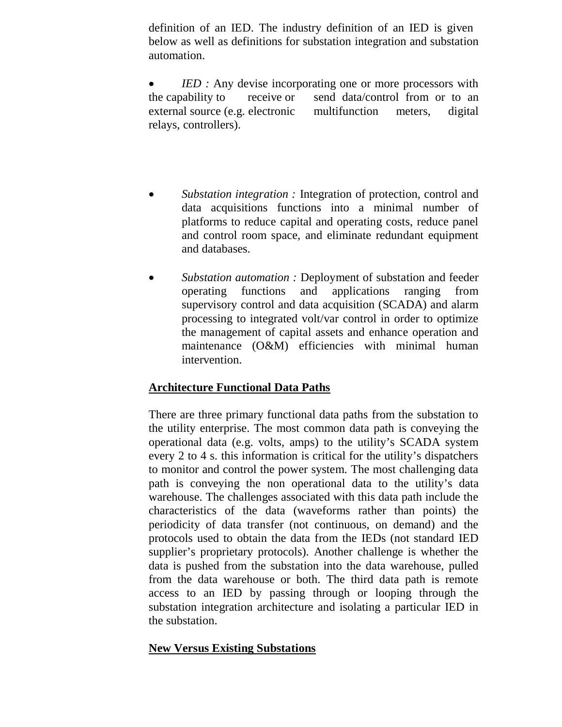definition of an IED. The industry definition of an IED is given below as well as definitions for substation integration and substation automation.

- *IED :* Any devise incorporating one or more processors with the capability to receive or send data/control from or to an external source (e.g. electronic multifunction meters, digital relays, controllers).

- *Substation integration :* Integration of protection, control and data acquisitions functions into a minimal number of platforms to reduce capital and operating costs, reduce panel and control room space, and eliminate redundant equipment and databases.

- *Substation automation :* Deployment of substation and feeder operating functions and applications ranging from supervisory control and data acquisition (SCADA) and alarm processing to integrated volt/var control in order to optimize the management of capital assets and enhance operation and maintenance (O&M) efficiencies with minimal human intervention.

**Architecture Functional Data Paths**

There are three primary functional data paths from the substation to the utility enterprise. The most common data path is conveying the operational data (e.g. volts, amps) to the utility's SCADA system every 2 to 4 s. this information is critical for the utility's dispatchers to monitor and control the power system. The most challenging data path is conveying the non operational data to the utility's data warehouse. The challenges associated with this data path include the characteristics of the data (waveforms rather than points) the periodicity of data transfer (not continuous, on demand) and the protocols used to obtain the data from the IEDs (not standard IED supplier's proprietary protocols). Another challenge is whether the data is pushed from the substation into the data warehouse, pulled from the data warehouse or both. The third data path is remote access to an IED by passing through or looping through the substation integration architecture and isolating a particular IED in the substation.

**New Versus Existing Substations**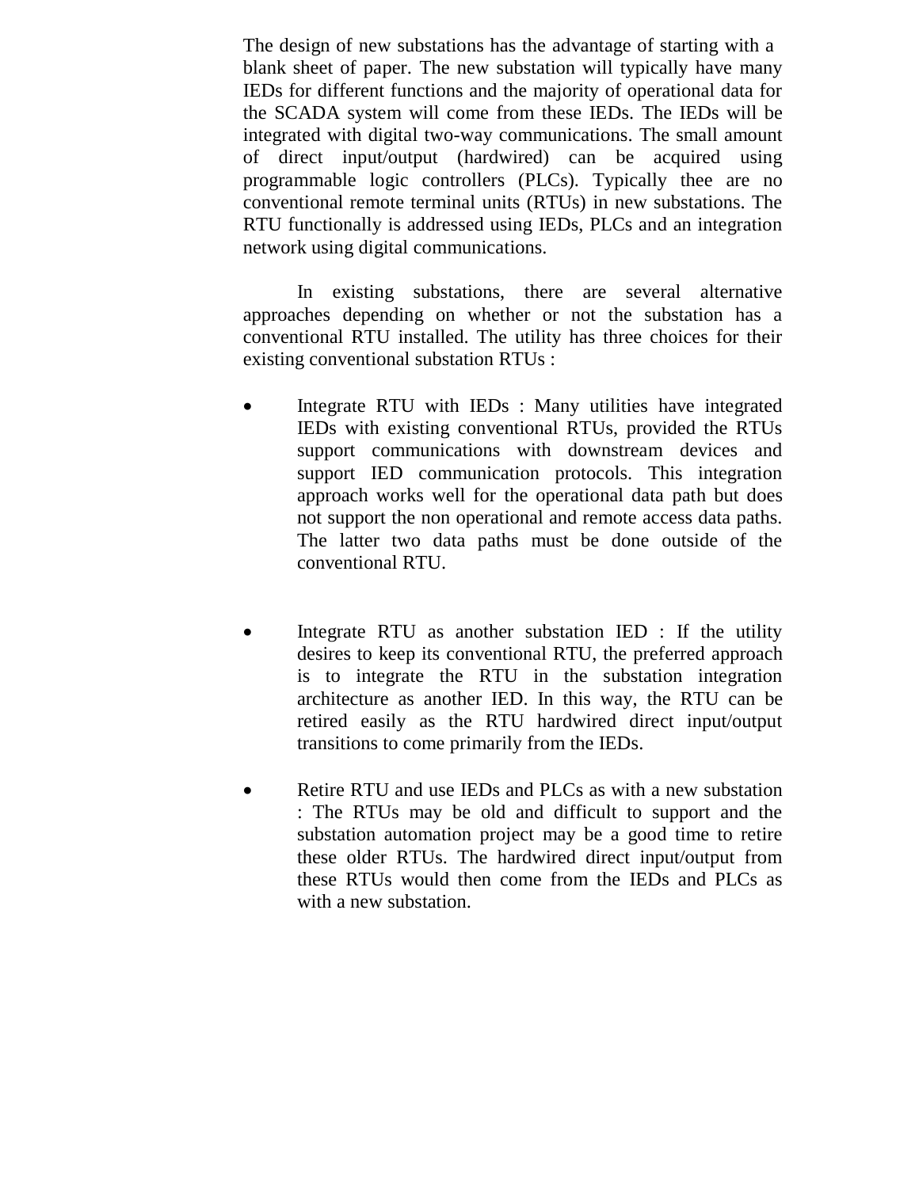The design of new substations has the advantage of starting with a blank sheet of paper. The new substation will typically have many IEDs for different functions and the majority of operational data for the SCADA system will come from these IEDs. The IEDs will be integrated with digital two-way communications. The small amount of direct input/output (hardwired) can be acquired using programmable logic controllers (PLCs). Typically thee are no conventional remote terminal units (RTUs) in new substations. The RTU functionally is addressed using IEDs, PLCs and an integration network using digital communications.

In existing substations, there are several alternative approaches depending on whether or not the substation has a conventional RTU installed. The utility has three choices for their existing conventional substation RTUs :

- Integrate RTU with IEDs : Many utilities have integrated IEDs with existing conventional RTUs, provided the RTUs support communications with downstream devices and support IED communication protocols. This integration approach works well for the operational data path but does not support the non operational and remote access data paths. The latter two data paths must be done outside of the conventional RTU.

- Integrate RTU as another substation IED : If the utility desires to keep its conventional RTU, the preferred approach is to integrate the RTU in the substation integration architecture as another IED. In this way, the RTU can be retired easily as the RTU hardwired direct input/output transitions to come primarily from the IEDs.

- Retire RTU and use IEDs and PLCs as with a new substation : The RTUs may be old and difficult to support and the substation automation project may be a good time to retire these older RTUs. The hardwired direct input/output from these RTUs would then come from the IEDs and PLCs as with a new substation.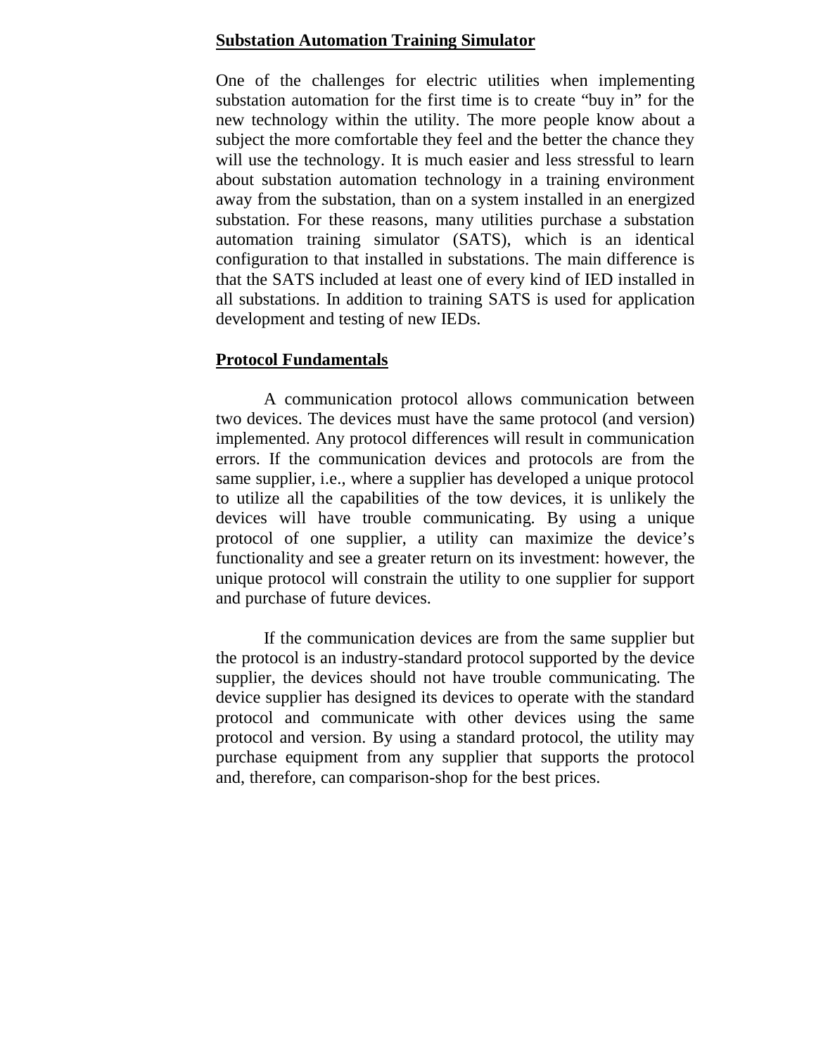## Substation Automation Training Simulator

One of the challenges for electric utilities when implementing substation automation for the first time is to create "buy in" for the new technology within the utility. The more people know about a subject the more comfortable they feel and the better the chance they will use the technology. It is much easier and less stressful to learn about substation automation technology in a training environment away from the substation, than on a system installed in an energized substation. For these reasons, many utilities purchase a substation automation training simulator (SATS), which is an identical configuration to that installed in substations. The main difference is that the SATS included at least one of every kind of IED installed in all substations. In addition to training SATS is used for application development and testing of new IEDs.

## Protocol Fundamentals

A communication protocol allows communication between two devices. The devices must have the same protocol (and version) implemented. Any protocol differences will result in communication errors. If the communication devices and protocols are from the same supplier, i.e., where a supplier has developed a unique protocol to utilize all the capabilities of the tow devices, it is unlikely the devices will have trouble communicating. By using a unique protocol of one supplier, a utility can maximize the device's functionality and see a greater return on its investment: however, the unique protocol will constrain the utility to one supplier for support and purchase of future devices.

If the communication devices are from the same supplier but the protocol is an industry-standard protocol supported by the device supplier, the devices should not have trouble communicating. The device supplier has designed its devices to operate with the standard protocol and communicate with other devices using the same protocol and version. By using a standard protocol, the utility may purchase equipment from any supplier that supports the protocol and, therefore, can comparison-shop for the best prices.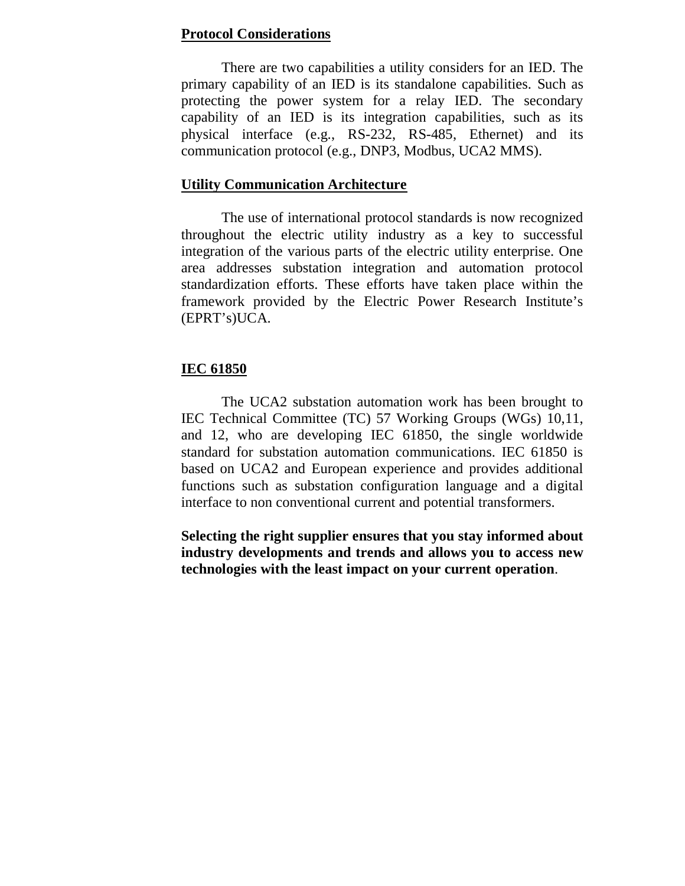**Protocol Considerations**

There are two capabilities a utility considers for an IED. The primary capability of an IED is its standalone capabilities. Such as protecting the power system for a relay IED. The secondary capability of an IED is its integration capabilities, such as its physical interface (e.g., RS-232, RS-485, Ethernet) and its communication protocol (e.g., DNP3, Modbus, UCA2 MMS).

**Utility Communication Architecture**

The use of international protocol standards is now recognized throughout the electric utility industry as a key to successful integration of the various parts of the electric utility enterprise. One area addresses substation integration and automation protocol standardization efforts. These efforts have taken place within the framework provided by the Electric Power Research Institute's (EPRT's)UCA.

**IEC 61850**

The UCA2 substation automation work has been brought to IEC Technical Committee (TC) 57 Working Groups (WGs) 10,11, and 12, who are developing IEC 61850, the single worldwide standard for substation automation communications. IEC 61850 is based on UCA2 and European experience and provides additional functions such as substation configuration language and a digital interface to non conventional current and potential transformers.

**Selecting the right supplier ensures that you stay informed about industry developments and trends and allows you to access new technologies with the least impact on your current operation**.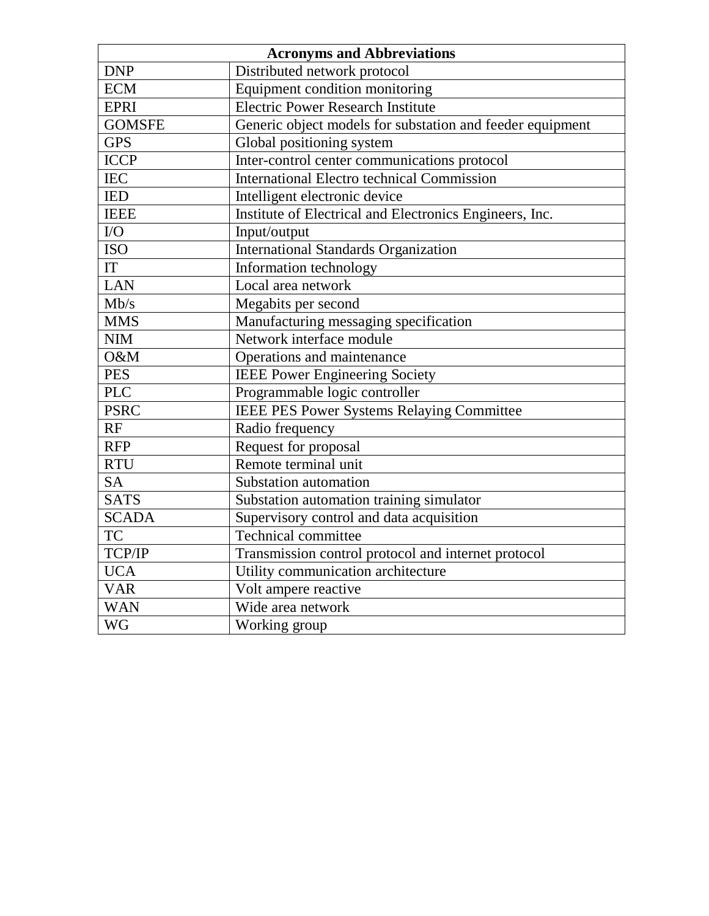| Acronyms and Abbreviations | |
|---|---|
| DNP | Distributed network protocol |
| ECM | Equipment condition monitoring |
| EPRI | Electric Power Research Institute |
| GOMSFE | Generic object models for substation and feeder equipment |
| GPS | Global positioning system |
| ICCP | Inter-control center communications protocol |
| IEC | International Electro technical Commission |
| IED | Intelligent electronic device |
| IEEE | Institute of Electrical and Electronics Engineers, Inc. |
| I/O | Input/output |
| ISO | International Standards Organization |
| IT | Information technology |
| LAN | Local area network |
| Mb/s | Megabits per second |
| MMS | Manufacturing messaging specification |
| NIM | Network interface module |
| O&M | Operations and maintenance |
| PES | IEEE Power Engineering Society |
| PLC | Programmable logic controller |
| PSRC | IEEE PES Power Systems Relaying Committee |
| RF | Radio frequency |
| RFP | Request for proposal |
| RTU | Remote terminal unit |
| SA | Substation automation |
| SATS | Substation automation training simulator |
| SCADA | Supervisory control and data acquisition |
| TC | Technical committee |
| TCP/IP | Transmission control protocol and internet protocol |
| UCA | Utility communication architecture |
| VAR | Volt ampere reactive |
| WAN | Wide area network |
| WG | Working group |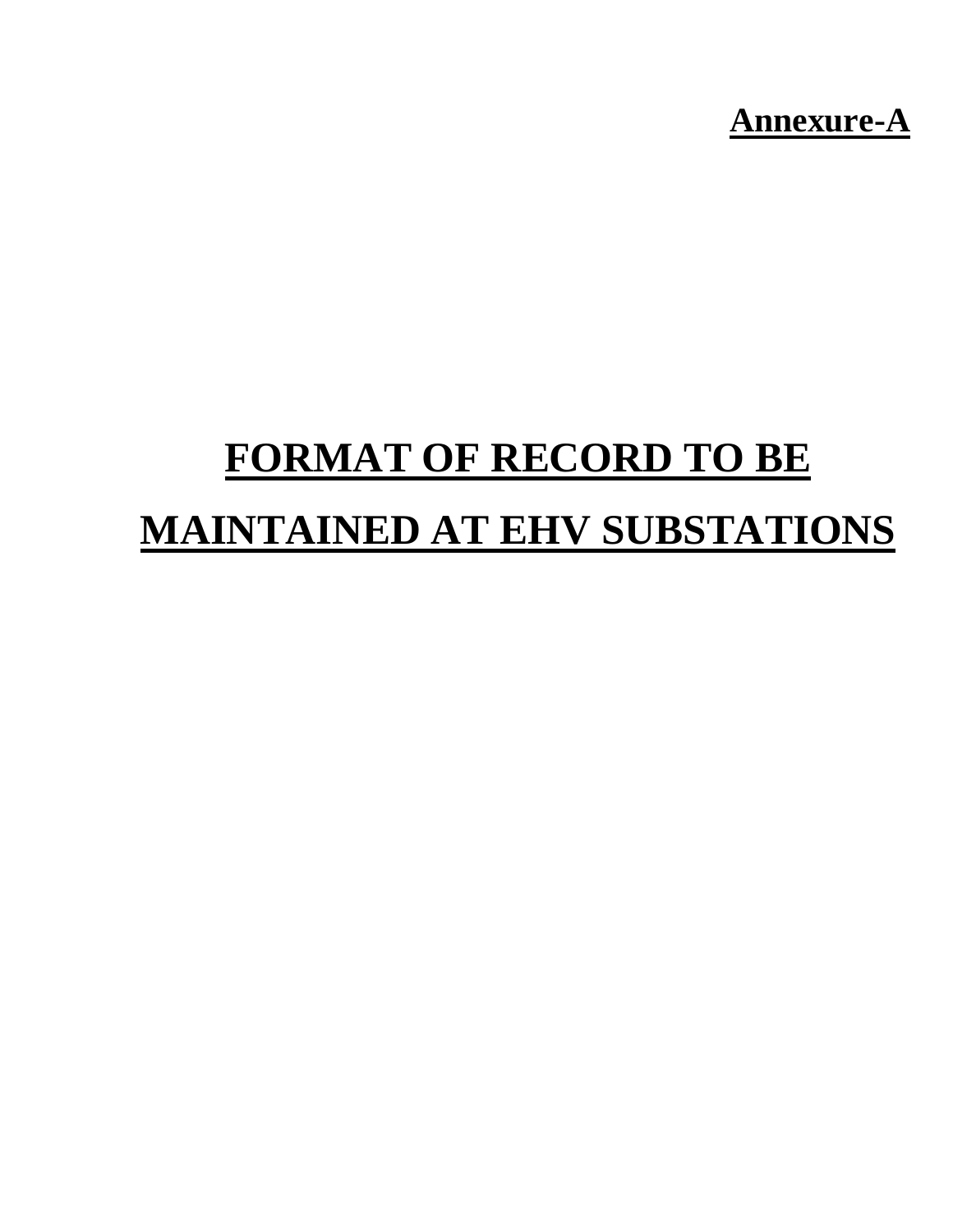**Annexure-A**

# FORMAT OF RECORD TO BE MAINTAINED AT EHV SUBSTATIONS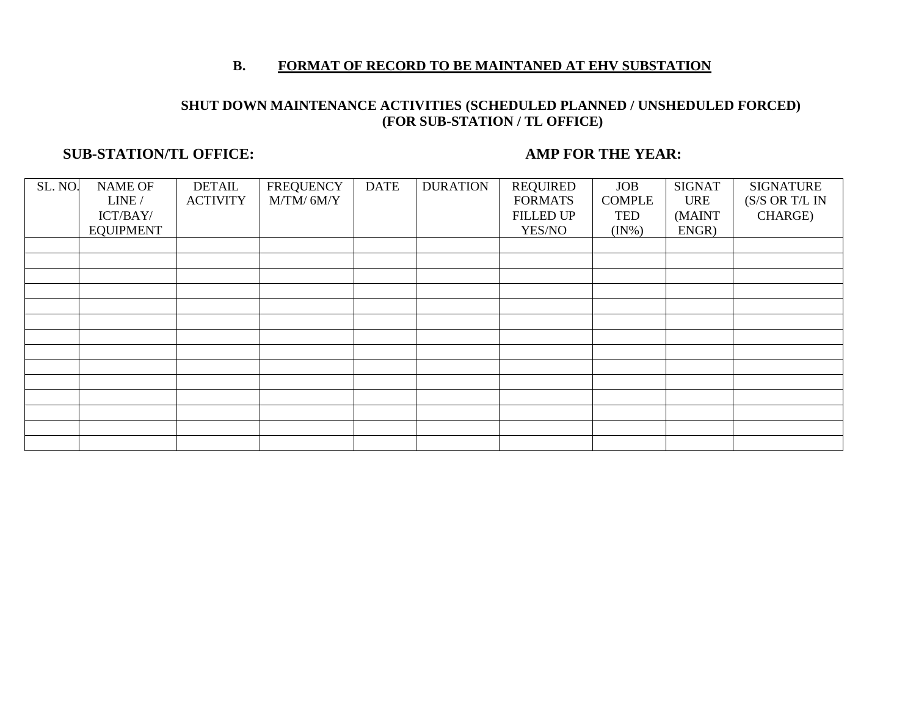### B. FORMAT OF RECORD TO BE MAINTANED AT EHV SUBSTATION

**SHUT DOWN MAINTENANCE ACTIVITIES (SCHEDULED PLANNED / UNSHEDULED FORCED) (FOR SUB-STATION / TL OFFICE)**

**SUB-STATION/TL OFFICE:** **AMP FOR THE YEAR:**

| SL. NO. | NAME OF LINE / ICT/BAY/ EQUIPMENT | DETAIL ACTIVITY | FREQUENCY M/TM/ 6M/Y | DATE | DURATION | REQUIRED FORMATS FILLED UP YES/NO | JOB COMPLE TED (IN%) | SIGNAT URE (MAINT ENGR) | SIGNATURE (S/S OR T/L IN CHARGE) |
|---|---|---|---|---|---|---|---|---|---|
| | | | | | | | | | |
| | | | | | | | | | |
| | | | | | | | | | |
| | | | | | | | | | |
| | | | | | | | | | |
| | | | | | | | | | |
| | | | | | | | | | |
| | | | | | | | | | |
| | | | | | | | | | |
| | | | | | | | | | |
| | | | | | | | | | |
| | | | | | | | | | |
| | | | | | | | | | |
| | | | | | | | | | |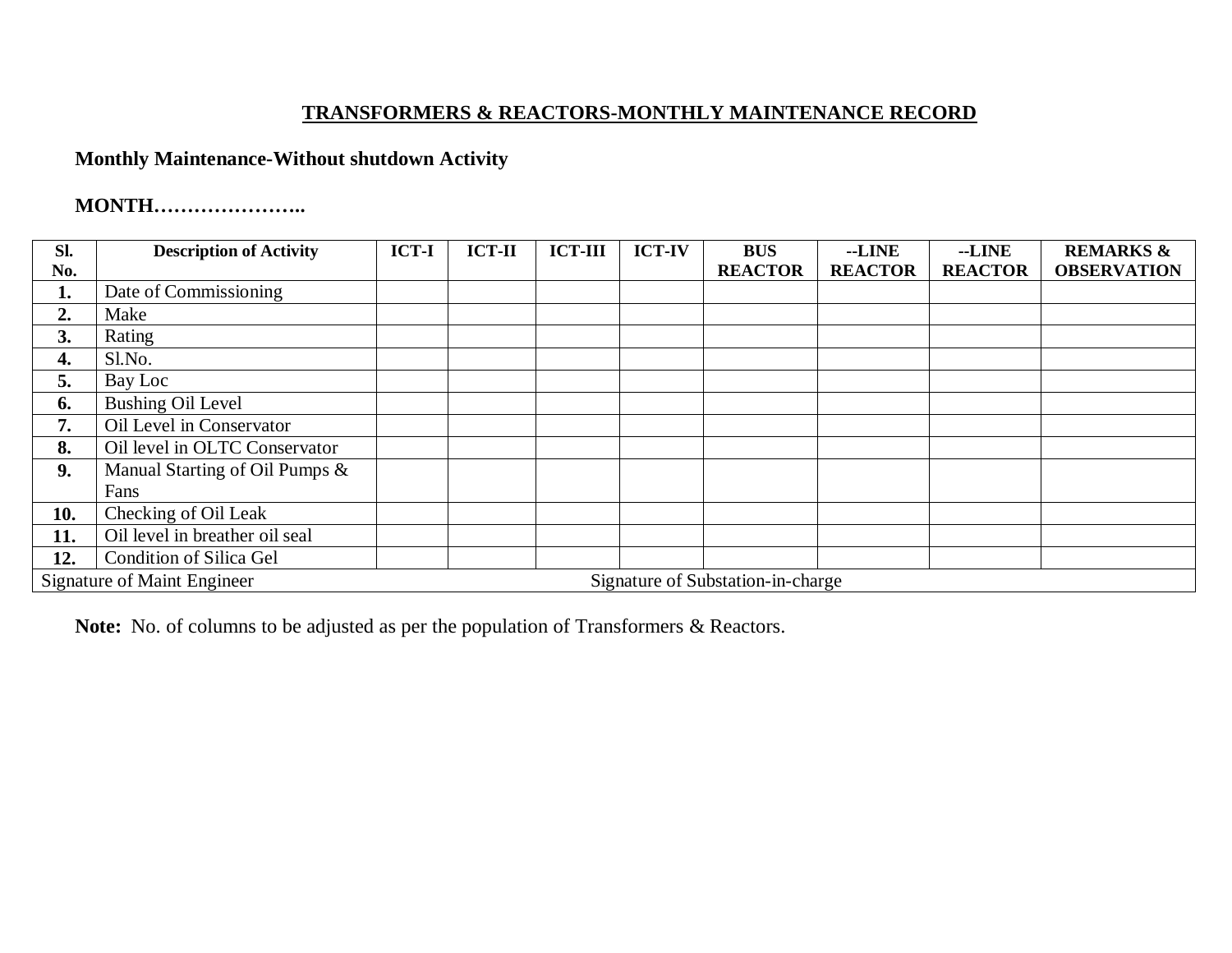## TRANSFORMERS & REACTORS-MONTHLY MAINTENANCE RECORD

**Monthly Maintenance-Without shutdown Activity**

**MONTH…………………..**

| Sl. No. | Description of Activity | ICT-I | ICT-II | ICT-III | ICT-IV | BUS REACTOR | --LINE REACTOR | --LINE REACTOR | REMARKS & OBSERVATION |
|---|---|---|---|---|---|---|---|---|---|
| **1.** | Date of Commissioning | | | | | | | | |
| **2.** | Make | | | | | | | | |
| **3.** | Rating | | | | | | | | |
| **4.** | Sl.No. | | | | | | | | |
| **5.** | Bay Loc | | | | | | | | |
| **6.** | Bushing Oil Level | | | | | | | | |
| **7.** | Oil Level in Conservator | | | | | | | | |
| **8.** | Oil level in OLTC Conservator | | | | | | | | |
| **9.** | Manual Starting of Oil Pumps & Fans | | | | | | | | |
| **10.** | Checking of Oil Leak | | | | | | | | |
| **11.** | Oil level in breather oil seal | | | | | | | | |
| **12.** | Condition of Silica Gel | | | | | | | | |
| Signature of Maint Engineer | | | | | Signature of Substation-in-charge | | | | |

**Note:** No. of columns to be adjusted as per the population of Transformers & Reactors.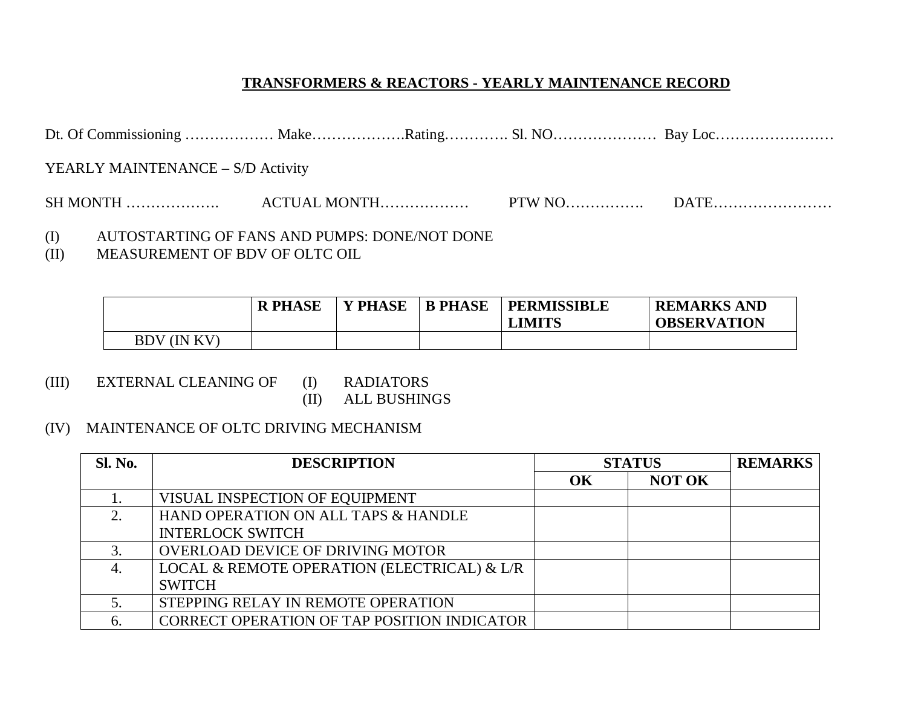## TRANSFORMERS & REACTORS - YEARLY MAINTENANCE RECORD

Dt. Of Commissioning ……………… Make……………….Rating………… Sl. NO………………… Bay Loc……………………

YEARLY MAINTENANCE – S/D Activity

SH MONTH ………………. ACTUAL MONTH……………… PTW NO……………. DATE……………………

(I) AUTOSTARTING OF FANS AND PUMPS: DONE/NOT DONE
(II) MEASUREMENT OF BDV OF OLTC OIL

| | R PHASE | Y PHASE | B PHASE | PERMISSIBLE LIMITS | REMARKS AND OBSERVATION |
|---|---|---|---|---|---|
| BDV (IN KV) | | | | | |

(III) EXTERNAL CLEANING OF (I) RADIATORS
(II) ALL BUSHINGS

(IV) MAINTENANCE OF OLTC DRIVING MECHANISM

| Sl. No. | DESCRIPTION | STATUS | | REMARKS |
|---|---|---|---|---|
| | | OK | NOT OK | |
| 1. | VISUAL INSPECTION OF EQUIPMENT | | | |
| 2. | HAND OPERATION ON ALL TAPS & HANDLE INTERLOCK SWITCH | | | |
| 3. | OVERLOAD DEVICE OF DRIVING MOTOR | | | |
| 4. | LOCAL & REMOTE OPERATION (ELECTRICAL) & L/R SWITCH | | | |
| 5. | STEPPING RELAY IN REMOTE OPERATION | | | |
| 6. | CORRECT OPERATION OF TAP POSITION INDICATOR | | | |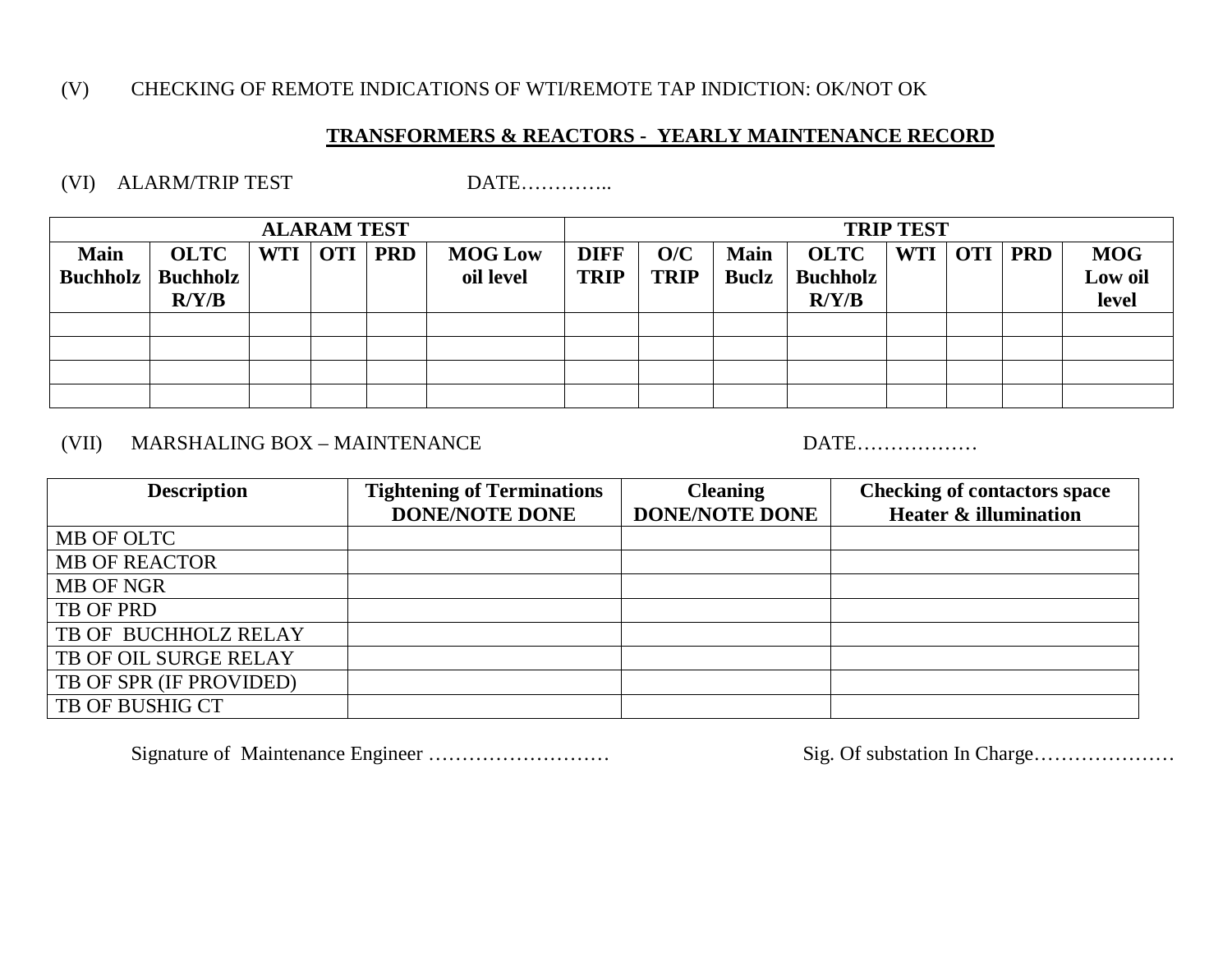(V) CHECKING OF REMOTE INDICATIONS OF WTI/REMOTE TAP INDICTION: OK/NOT OK

## TRANSFORMERS & REACTORS - YEARLY MAINTENANCE RECORD

(VI) ALARM/TRIP TEST DATE…………..

| ALARAM TEST | | | | | | TRIP TEST | | | | | | | |
|---|---|---|---|---|---|---|---|---|---|---|---|---|---|
| **Main Buchholz** | **OLTC Buchholz R/Y/B** | **WTI** | **OTI** | **PRD** | **MOG Low oil level** | **DIFF TRIP** | **O/C TRIP** | **Main Buclz** | **OLTC Buchholz R/Y/B** | **WTI** | **OTI** | **PRD** | **MOG Low oil level** |
| | | | | | | | | | | | | | |
| | | | | | | | | | | | | | |
| | | | | | | | | | | | | | |
| | | | | | | | | | | | | | |

(VII) MARSHALING BOX – MAINTENANCE DATE………………

| Description | Tightening of Terminations DONE/NOTE DONE | Cleaning DONE/NOTE DONE | Checking of contactors space Heater & illumination |
|---|---|---|---|
| MB OF OLTC | | | |
| MB OF REACTOR | | | |
| MB OF NGR | | | |
| TB OF PRD | | | |
| TB OF BUCHHOLZ RELAY | | | |
| TB OF OIL SURGE RELAY | | | |
| TB OF SPR (IF PROVIDED) | | | |
| TB OF BUSHIG CT | | | |

Signature of Maintenance Engineer ……………………… Sig. Of substation In Charge…………………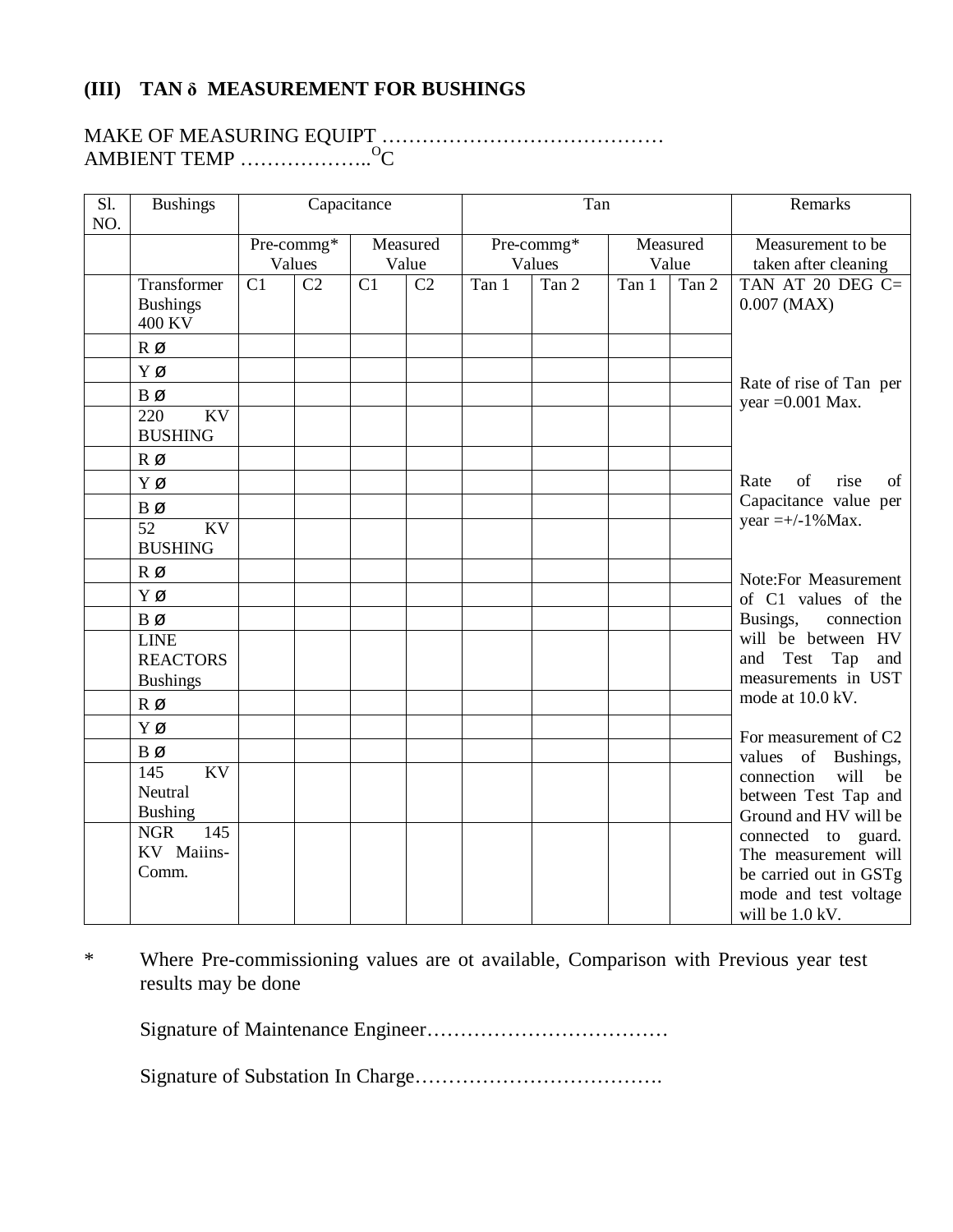## (III) TAN δ MEASUREMENT FOR BUSHINGS

MAKE OF MEASURING EQUIPT ……………………………………

AMBIENT TEMP ……………….. $^{O}$C

| Sl. NO. | Bushings | Capacitance | | | | Tan | | | | Remarks |
|---|---|---|---|---|---|---|---|---|---|---|
| | | Pre-commg* Values | | Measured Value | | Pre-commg* Values | | Measured Value | | Measurement to be taken after cleaning |
| | Transformer Bushings 400 KV | C1 | C2 | C1 | C2 | Tan 1 | Tan 2 | Tan 1 | Tan 2 | TAN AT 20 DEG C= 0.007 (MAX) |
| | R Ø | | | | | | | | | Rate of rise of Tan per year =0.001 Max. |
| | Y Ø | | | | | | | | | |
| | B Ø | | | | | | | | | |
| | 220 KV BUSHING | | | | | | | | | |
| | R Ø | | | | | | | | | Rate of rise of Capacitance value per year =+/-1%Max. |
| | Y Ø | | | | | | | | | |
| | B Ø | | | | | | | | | |
| | 52 KV BUSHING | | | | | | | | | |
| | R Ø | | | | | | | | | Note:For Measurement of C1 values of the Busings, connection will be between HV and Test Tap and measurements in UST mode at 10.0 kV. |
| | Y Ø | | | | | | | | | |
| | B Ø | | | | | | | | | |
| | LINE REACTORS Bushings | | | | | | | | | |
| | R Ø | | | | | | | | | |
| | Y Ø | | | | | | | | | For measurement of C2 values of Bushings, connection will be between Test Tap and Ground and HV will be connected to guard. The measurement will be carried out in GSTg mode and test voltage will be 1.0 kV. |
| | B Ø | | | | | | | | | |
| | 145 KV Neutral Bushing | | | | | | | | | |
| | NGR 145 KV Maiins-Comm. | | | | | | | | | |

\* Where Pre-commissioning values are ot available, Comparison with Previous year test results may be done

Signature of Maintenance Engineer………………………………

Signature of Substation In Charge……………………………….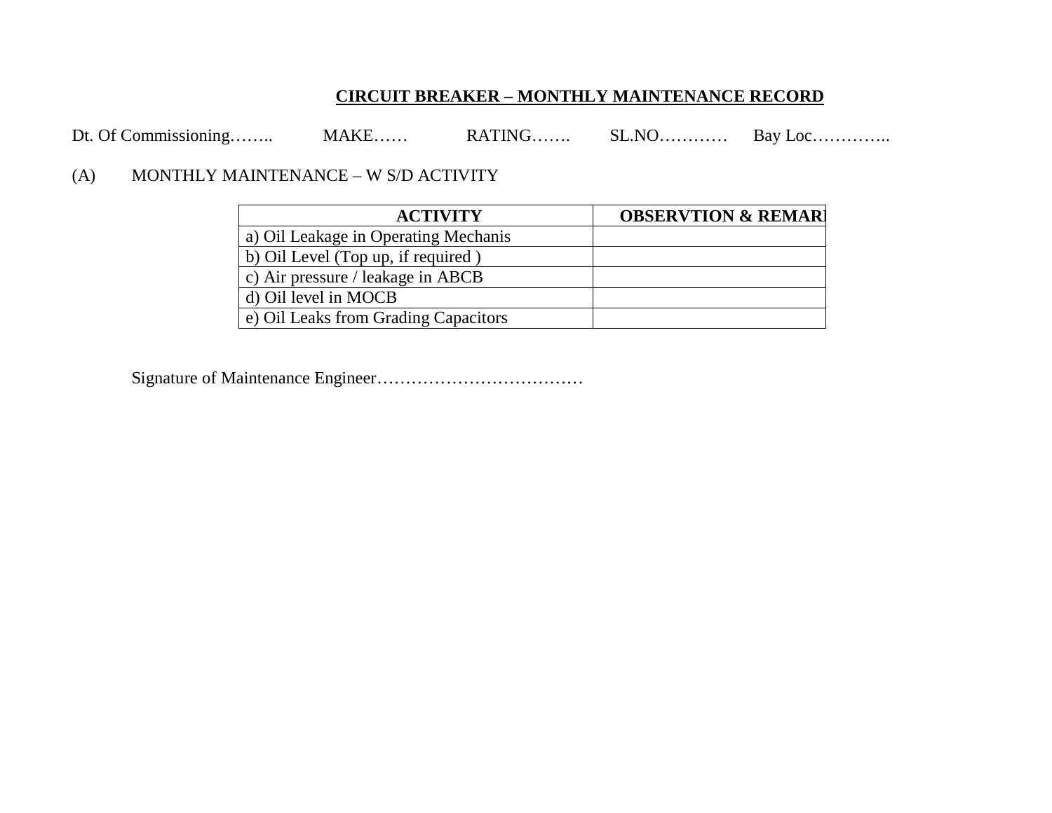# CIRCUIT BREAKER – MONTHLY MAINTENANCE RECORD

Dt. Of Commissioning…….. MAKE…… RATING……. SL.NO………… Bay Loc…………..

(A) MONTHLY MAINTENANCE – W S/D ACTIVITY

| ACTIVITY | OBSERVTION & REMARI |
|---|---|
| a) Oil Leakage in Operating Mechanis | |
| b) Oil Level (Top up, if required ) | |
| c) Air pressure / leakage in ABCB | |
| d) Oil level in MOCB | |
| e) Oil Leaks from Grading Capacitors | |

Signature of Maintenance Engineer………………………………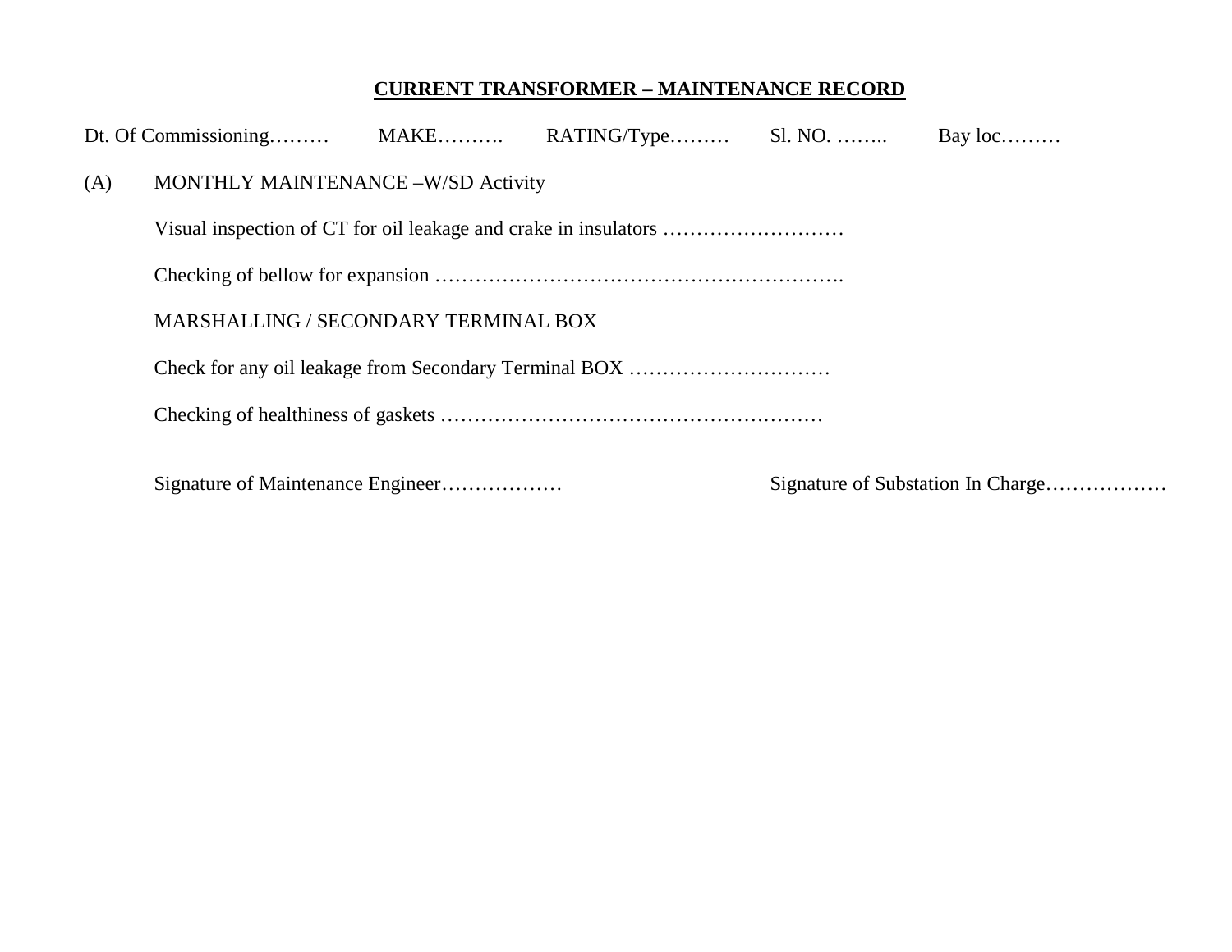## CURRENT TRANSFORMER – MAINTENANCE RECORD

Dt. Of Commissioning……… MAKE………. RATING/Type……… Sl. NO. …….. Bay loc………

(A) MONTHLY MAINTENANCE –W/SD Activity

Visual inspection of CT for oil leakage and crake in insulators ………………………

Checking of bellow for expansion ………………………………………………….

MARSHALLING / SECONDARY TERMINAL BOX

Check for any oil leakage from Secondary Terminal BOX …………………………

Checking of healthiness of gaskets …………………………………………………

Signature of Maintenance Engineer……………… Signature of Substation In Charge………………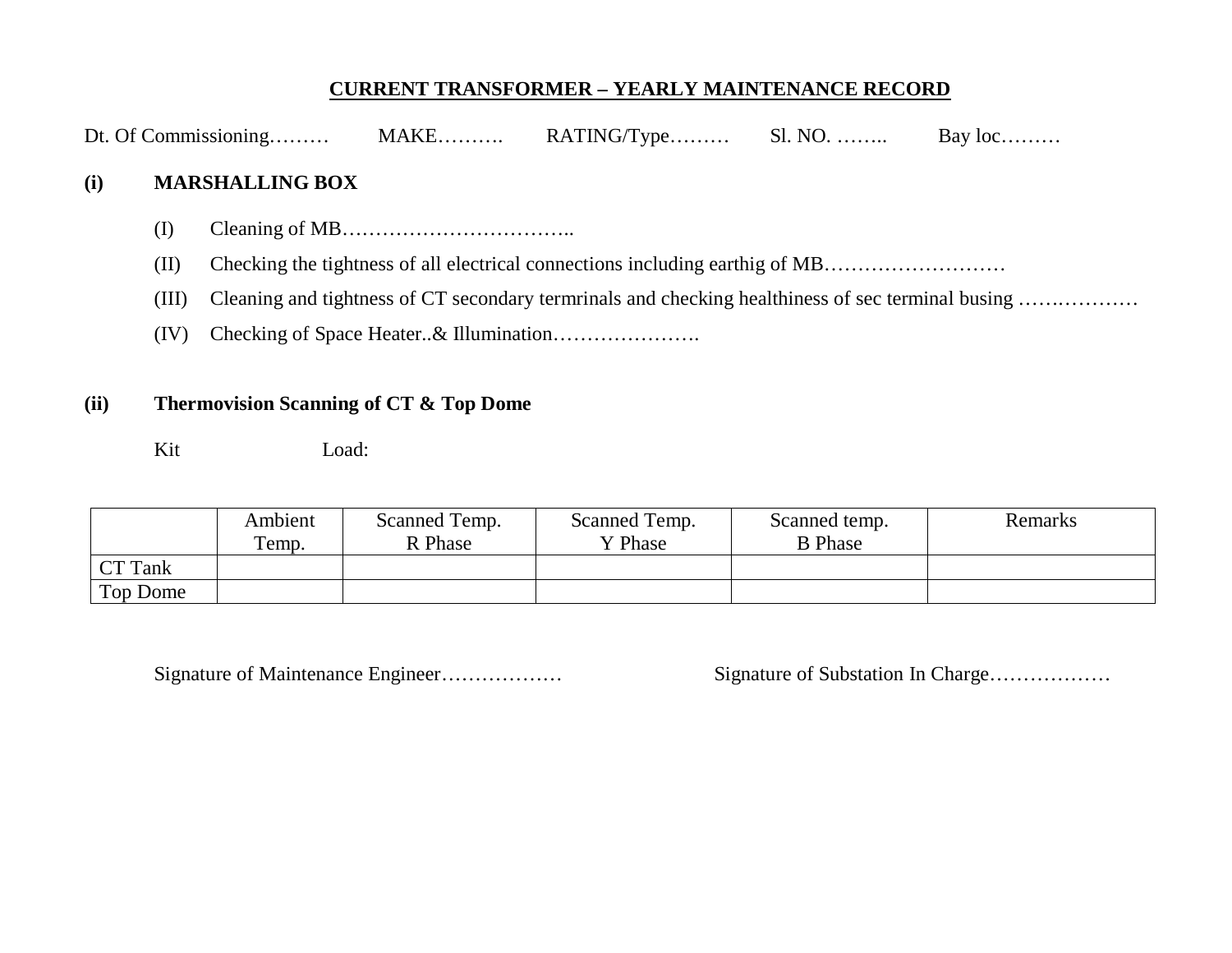# CURRENT TRANSFORMER – YEARLY MAINTENANCE RECORD

Dt. Of Commissioning……… MAKE………. RATING/Type……… Sl. NO. …….. Bay loc………

**(i) MARSHALLING BOX**

(I) Cleaning of MB……………………………..

(II) Checking the tightness of all electrical connections including earthig of MB………………………

(III) Cleaning and tightness of CT secondary termrinals and checking healthiness of sec terminal busing ……………….

(IV) Checking of Space Heater..& Illumination………………….

**(ii) Thermovision Scanning of CT & Top Dome**

Kit Load:

| | Ambient Temp. | Scanned Temp. R Phase | Scanned Temp. Y Phase | Scanned temp. B Phase | Remarks |
|---|---|---|---|---|---|
| CT Tank | | | | | |
| Top Dome | | | | | |

Signature of Maintenance Engineer……………… Signature of Substation In Charge………………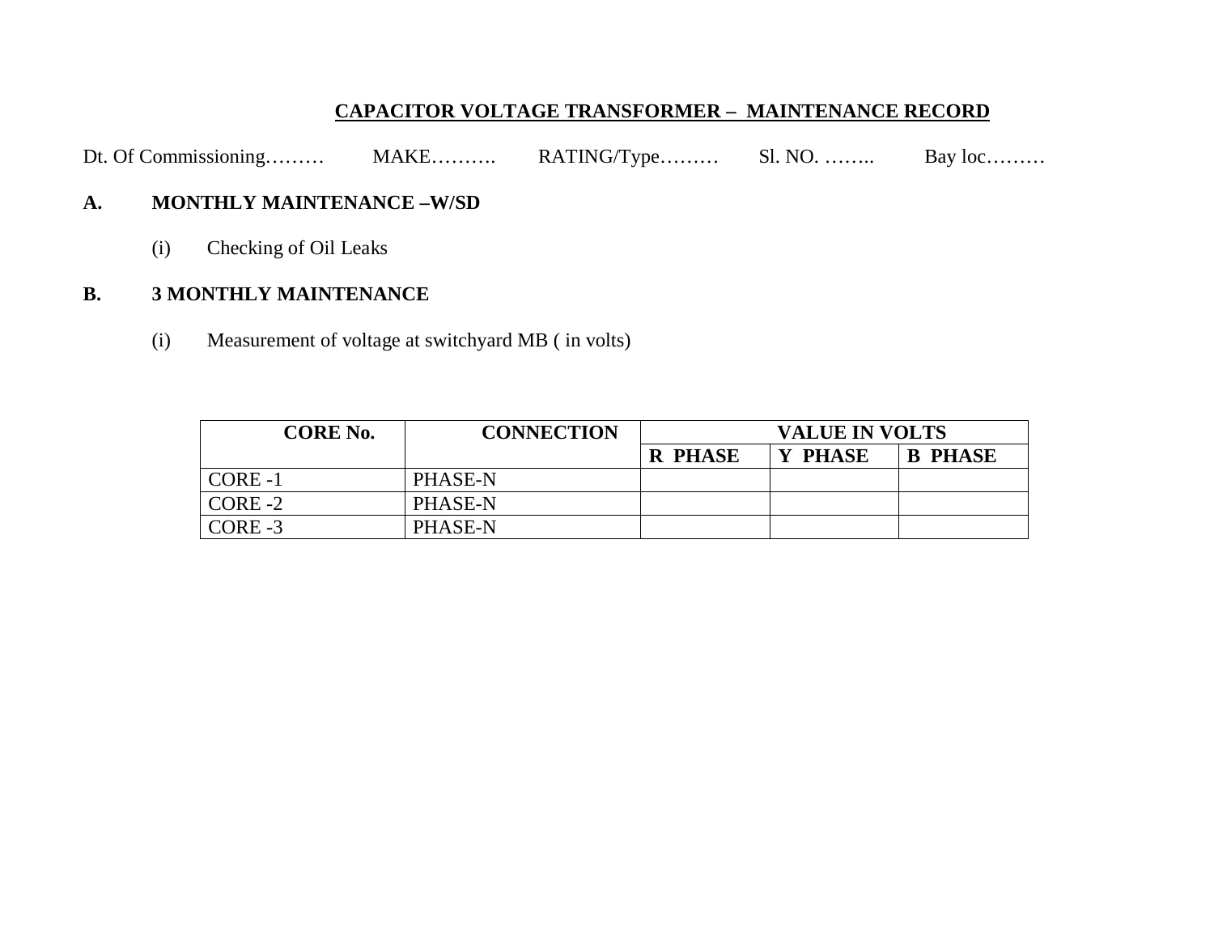# CAPACITOR VOLTAGE TRANSFORMER – MAINTENANCE RECORD

Dt. Of Commissioning……… MAKE………. RATING/Type……… Sl. NO. …….. Bay loc………

**A. MONTHLY MAINTENANCE –W/SD**

(i) Checking of Oil Leaks

**B. 3 MONTHLY MAINTENANCE**

(i) Measurement of voltage at switchyard MB ( in volts)

| CORE No. | CONNECTION | VALUE IN VOLTS | | |
|---|---|---|---|---|
| | | R PHASE | Y PHASE | B PHASE |
| CORE -1 | PHASE-N | | | |
| CORE -2 | PHASE-N | | | |
| CORE -3 | PHASE-N | | | |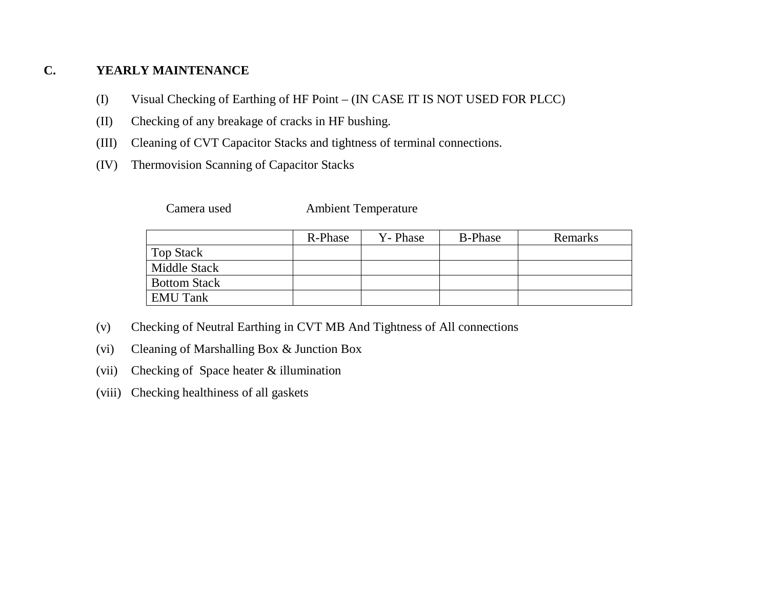## C. YEARLY MAINTENANCE

(I) Visual Checking of Earthing of HF Point – (IN CASE IT IS NOT USED FOR PLCC)

(II) Checking of any breakage of cracks in HF bushing.

(III) Cleaning of CVT Capacitor Stacks and tightness of terminal connections.

(IV) Thermovision Scanning of Capacitor Stacks

Camera used Ambient Temperature

| | R-Phase | Y- Phase | B-Phase | Remarks |
|---|---|---|---|---|
| Top Stack | | | | |
| Middle Stack | | | | |
| Bottom Stack | | | | |
| EMU Tank | | | | |

(v) Checking of Neutral Earthing in CVT MB And Tightness of All connections

(vi) Cleaning of Marshalling Box & Junction Box

(vii) Checking of Space heater & illumination

(viii) Checking healthiness of all gaskets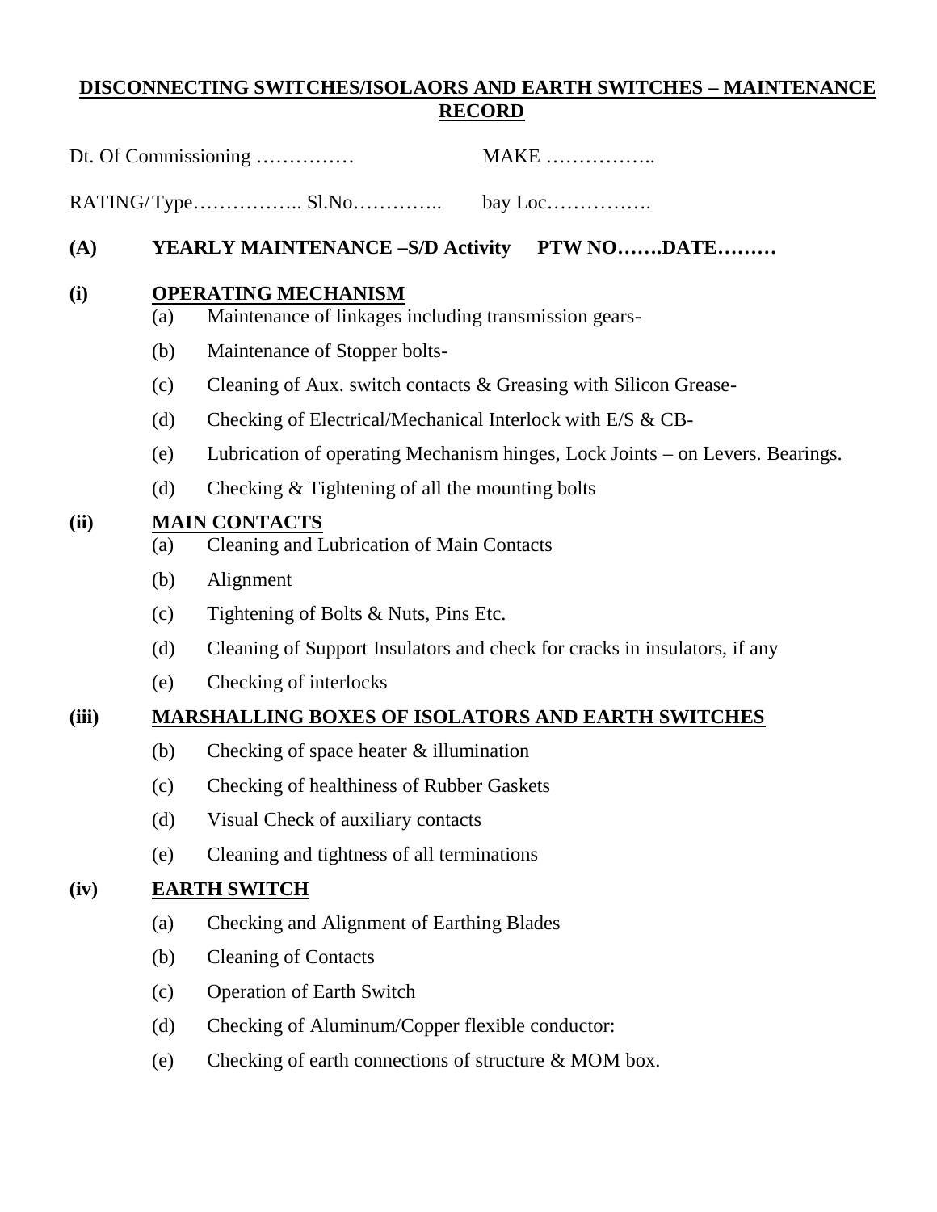**DISCONNECTING SWITCHES/ISOLAORS AND EARTH SWITCHES – MAINTENANCE RECORD**

Dt. Of Commissioning …………… MAKE ……………..

RATING/Type…………….. Sl.No………….. bay Loc…………….

**(A) YEARLY MAINTENANCE –S/D Activity PTW NO…….DATE………**

**(i) OPERATING MECHANISM**

(a) Maintenance of linkages including transmission gears-

(b) Maintenance of Stopper bolts-

(c) Cleaning of Aux. switch contacts & Greasing with Silicon Grease-

(d) Checking of Electrical/Mechanical Interlock with E/S & CB-

(e) Lubrication of operating Mechanism hinges, Lock Joints – on Levers. Bearings.

(d) Checking & Tightening of all the mounting bolts

**(ii) MAIN CONTACTS**

(a) Cleaning and Lubrication of Main Contacts

(b) Alignment

(c) Tightening of Bolts & Nuts, Pins Etc.

(d) Cleaning of Support Insulators and check for cracks in insulators, if any

(e) Checking of interlocks

**(iii) MARSHALLING BOXES OF ISOLATORS AND EARTH SWITCHES**

(b) Checking of space heater & illumination

(c) Checking of healthiness of Rubber Gaskets

(d) Visual Check of auxiliary contacts

(e) Cleaning and tightness of all terminations

**(iv) EARTH SWITCH**

(a) Checking and Alignment of Earthing Blades

(b) Cleaning of Contacts

(c) Operation of Earth Switch

(d) Checking of Aluminum/Copper flexible conductor:

(e) Checking of earth connections of structure & MOM box.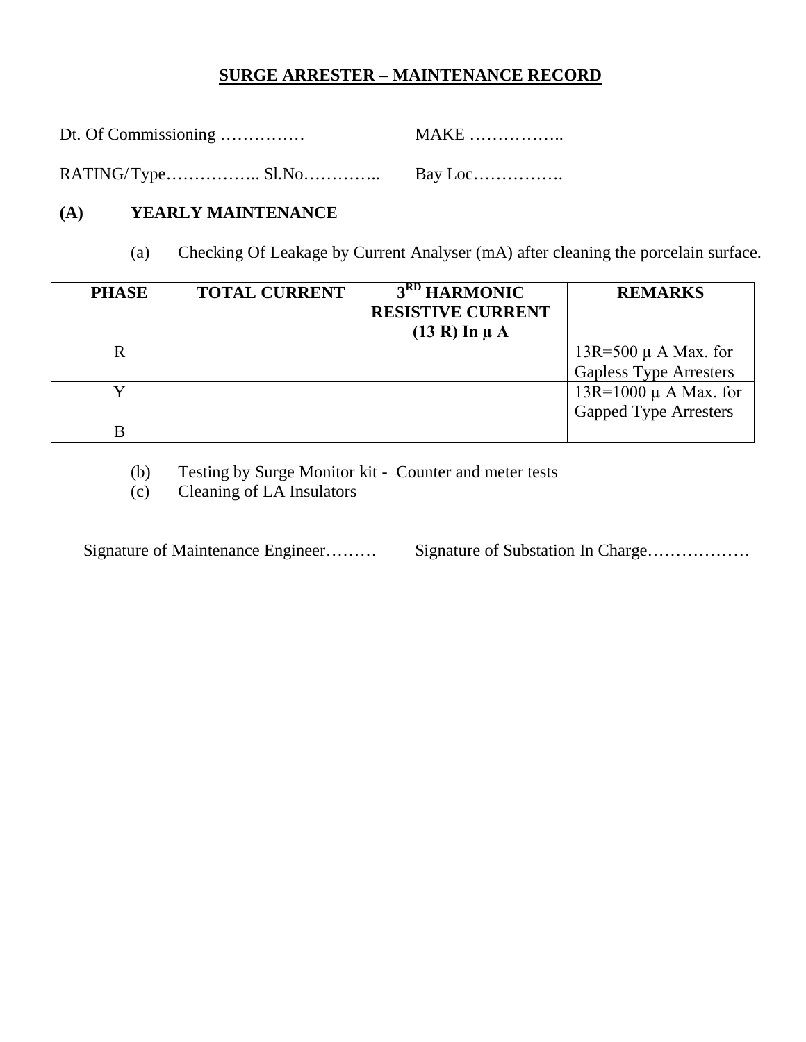# SURGE ARRESTER – MAINTENANCE RECORD

Dt. Of Commissioning ……………  MAKE ……………..

RATING/Type…………….. Sl.No…………..  Bay Loc…………….

**(A) YEARLY MAINTENANCE**

(a) Checking Of Leakage by Current Analyser (mA) after cleaning the porcelain surface.

| PHASE | TOTAL CURRENT | 3[RD] HARMONIC RESISTIVE CURRENT (13 R) In µ A | REMARKS |
|---|---|---|---|
| R | | | 13R=500 µ A Max. for Gapless Type Arresters |
| Y | | | 13R=1000 µ A Max. for Gapped Type Arresters |
| B | | | |

(b) Testing by Surge Monitor kit - Counter and meter tests

(c) Cleaning of LA Insulators

Signature of Maintenance Engineer………  Signature of Substation In Charge………………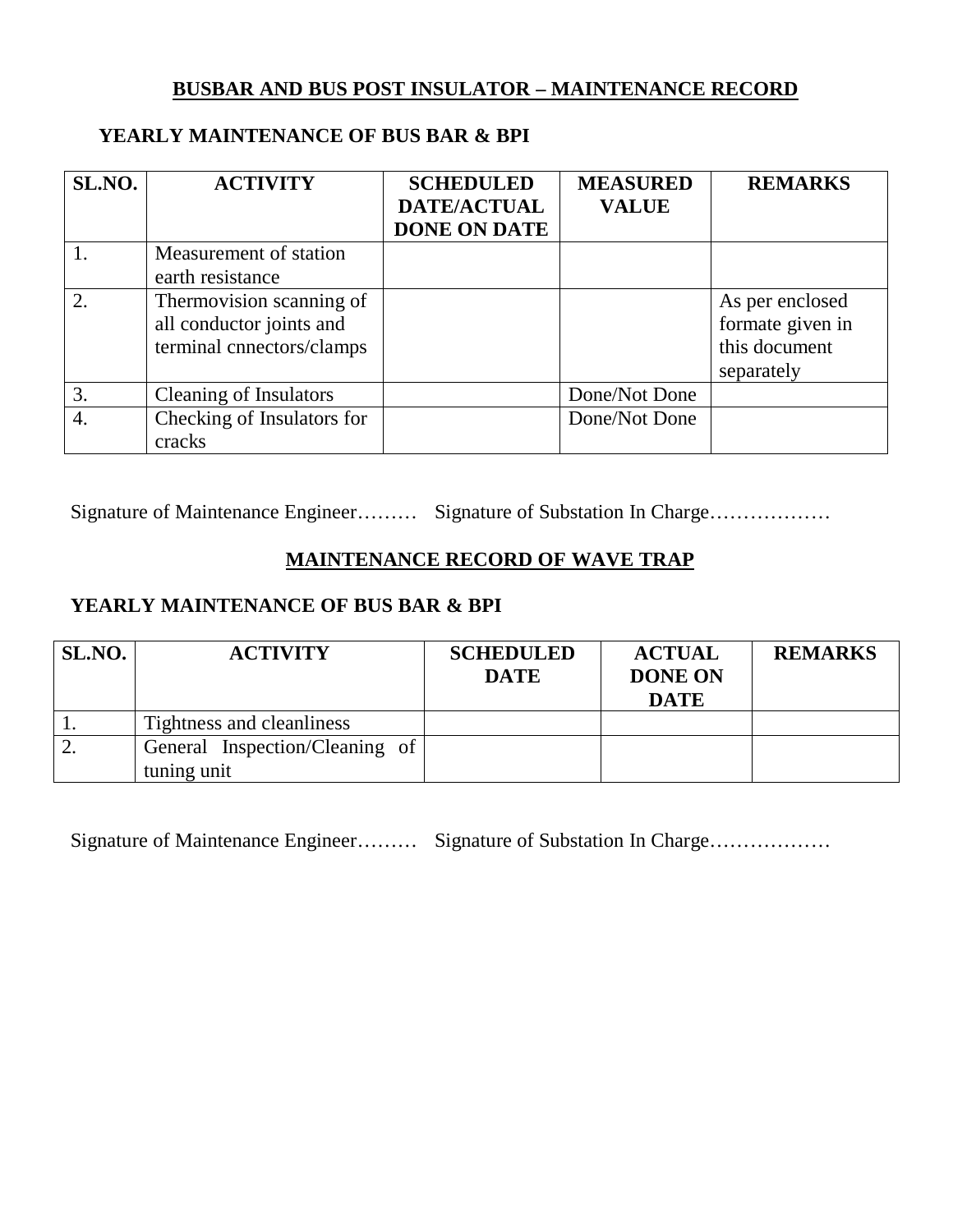## BUSBAR AND BUS POST INSULATOR – MAINTENANCE RECORD

### YEARLY MAINTENANCE OF BUS BAR & BPI

| SL.NO. | ACTIVITY | SCHEDULED DATE/ACTUAL DONE ON DATE | MEASURED VALUE | REMARKS |
|---|---|---|---|---|
| 1. | Measurement of station earth resistance | | | |
| 2. | Thermovision scanning of all conductor joints and terminal cnnectors/clamps | | | As per enclosed formate given in this document separately |
| 3. | Cleaning of Insulators | | Done/Not Done | |
| 4. | Checking of Insulators for cracks | | Done/Not Done | |

Signature of Maintenance Engineer……… Signature of Substation In Charge………………

## MAINTENANCE RECORD OF WAVE TRAP

### YEARLY MAINTENANCE OF BUS BAR & BPI

| SL.NO. | ACTIVITY | SCHEDULED DATE | ACTUAL DONE ON DATE | REMARKS |
|---|---|---|---|---|
| 1. | Tightness and cleanliness | | | |
| 2. | General Inspection/Cleaning of tuning unit | | | |

Signature of Maintenance Engineer……… Signature of Substation In Charge………………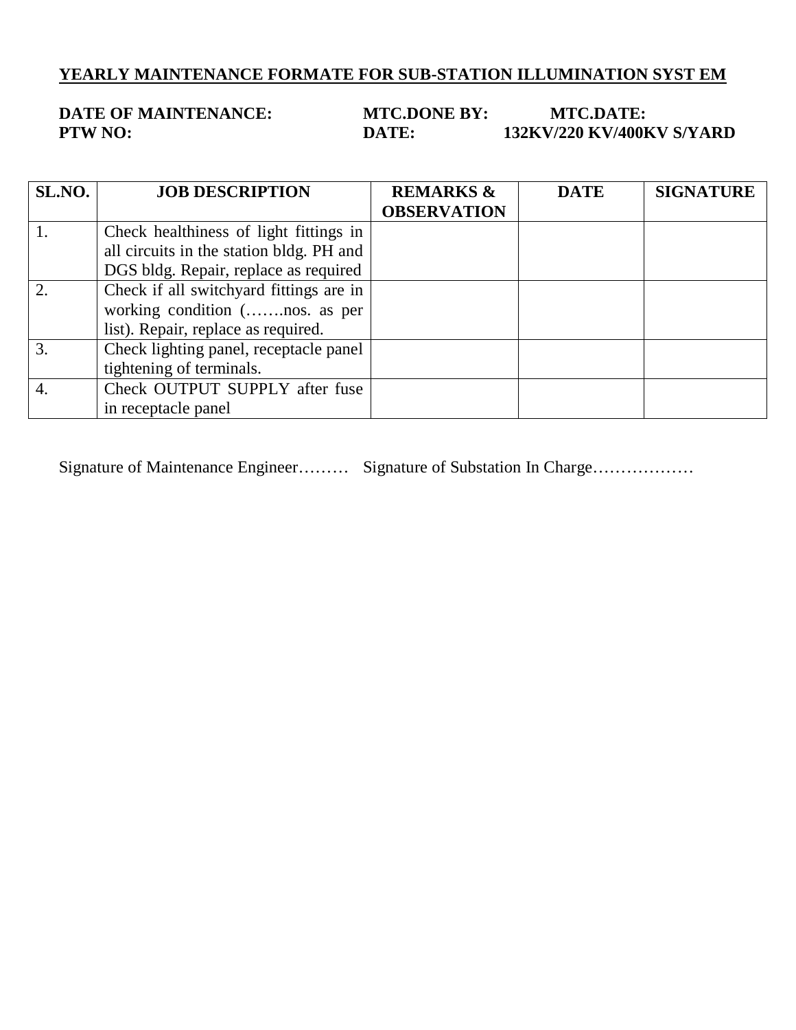# YEARLY MAINTENANCE FORMATE FOR SUB-STATION ILLUMINATION SYST EM

**DATE OF MAINTENANCE:** **MTC.DONE BY:** **MTC.DATE:**
**PTW NO:** **DATE:** **132KV/220 KV/400KV S/YARD**

| SL.NO. | JOB DESCRIPTION | REMARKS & OBSERVATION | DATE | SIGNATURE |
|---|---|---|---|---|
| 1. | Check healthiness of light fittings in all circuits in the station bldg. PH and DGS bldg. Repair, replace as required | | | |
| 2. | Check if all switchyard fittings are in working condition (…….nos. as per list). Repair, replace as required. | | | |
| 3. | Check lighting panel, receptacle panel tightening of terminals. | | | |
| 4. | Check OUTPUT SUPPLY after fuse in receptacle panel | | | |

Signature of Maintenance Engineer……… Signature of Substation In Charge………………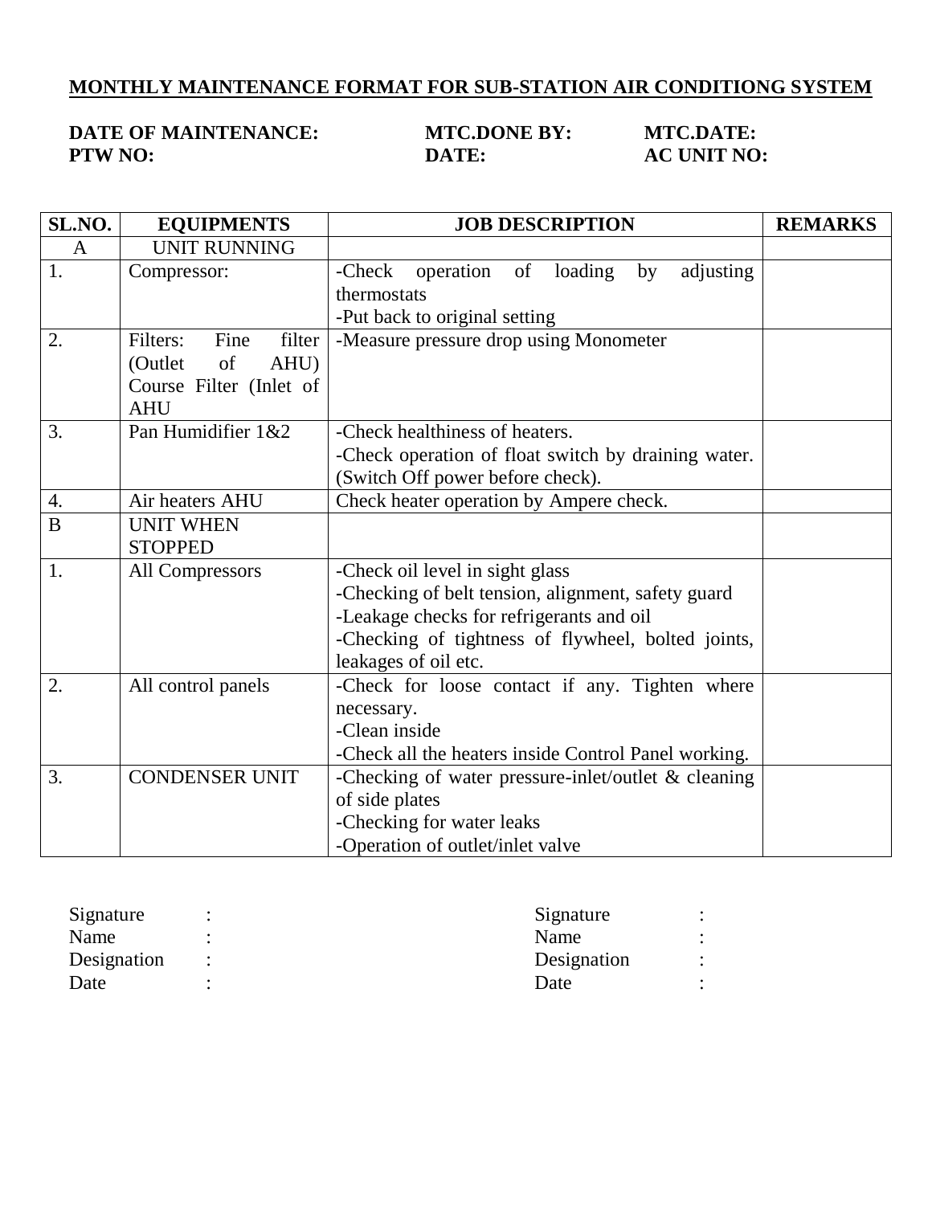## MONTHLY MAINTENANCE FORMAT FOR SUB-STATION AIR CONDITIONG SYSTEM

**DATE OF MAINTENANCE:** **MTC.DONE BY:** **MTC.DATE:**
**PTW NO:** **DATE:** **AC UNIT NO:**

| SL.NO. | EQUIPMENTS | JOB DESCRIPTION | REMARKS |
|---|---|---|---|
| A | UNIT RUNNING | | |
| 1. | Compressor: | -Check operation of loading by adjusting thermostats<br>-Put back to original setting | |
| 2. | Filters: Fine filter (Outlet of AHU) Course Filter (Inlet of AHU | -Measure pressure drop using Monometer | |
| 3. | Pan Humidifier 1&2 | -Check healthiness of heaters.<br>-Check operation of float switch by draining water. (Switch Off power before check). | |
| 4. | Air heaters AHU | Check heater operation by Ampere check. | |
| B | UNIT WHEN STOPPED | | |
| 1. | All Compressors | -Check oil level in sight glass<br>-Checking of belt tension, alignment, safety guard<br>-Leakage checks for refrigerants and oil<br>-Checking of tightness of flywheel, bolted joints, leakages of oil etc. | |
| 2. | All control panels | -Check for loose contact if any. Tighten where necessary.<br>-Clean inside<br>-Check all the heaters inside Control Panel working. | |
| 3. | CONDENSER UNIT | -Checking of water pressure-inlet/outlet & cleaning of side plates<br>-Checking for water leaks<br>-Operation of outlet/inlet valve | |

Signature :
Name :
Designation :
Date :

Signature :
Name :
Designation :
Date :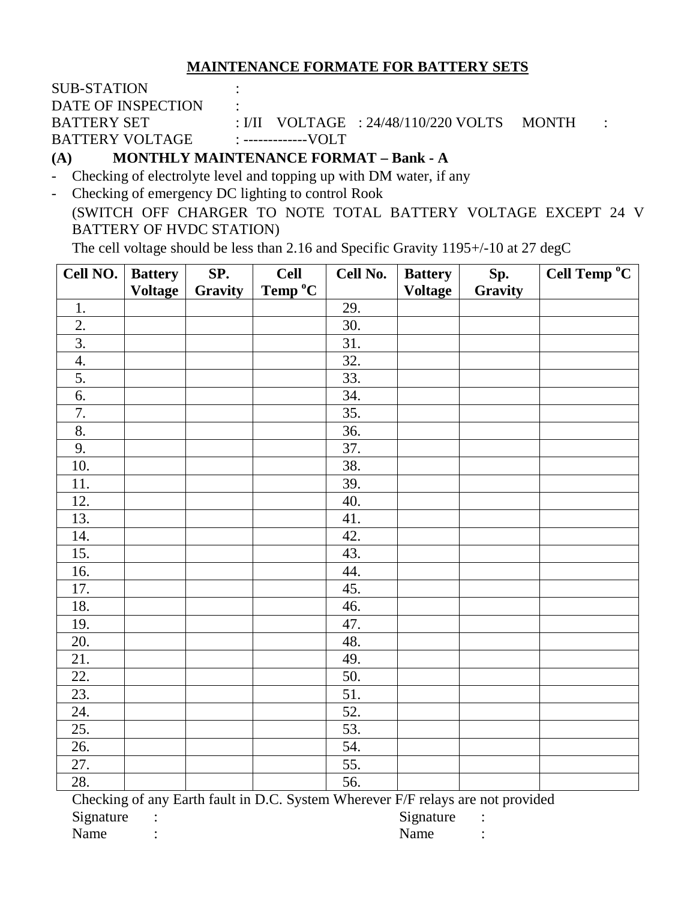## MAINTENANCE FORMATE FOR BATTERY SETS

SUB-STATION :
DATE OF INSPECTION :
BATTERY SET : I/II VOLTAGE : 24/48/110/220 VOLTS MONTH :
BATTERY VOLTAGE : -------------VOLT

### (A) MONTHLY MAINTENANCE FORMAT – Bank - A

- Checking of electrolyte level and topping up with DM water, if any
- Checking of emergency DC lighting to control Rook

  (SWITCH OFF CHARGER TO NOTE TOTAL BATTERY VOLTAGE EXCEPT 24 V BATTERY OF HVDC STATION)

  The cell voltage should be less than 2.16 and Specific Gravity 1195+/-10 at 27 degC

| Cell NO. | Battery Voltage | SP. Gravity | Cell Temp $^{o}$C | Cell No. | Battery Voltage | Sp. Gravity | Cell Temp $^{o}$C |
|---|---|---|---|---|---|---|---|
| 1. | | | | 29. | | | |
| 2. | | | | 30. | | | |
| 3. | | | | 31. | | | |
| 4. | | | | 32. | | | |
| 5. | | | | 33. | | | |
| 6. | | | | 34. | | | |
| 7. | | | | 35. | | | |
| 8. | | | | 36. | | | |
| 9. | | | | 37. | | | |
| 10. | | | | 38. | | | |
| 11. | | | | 39. | | | |
| 12. | | | | 40. | | | |
| 13. | | | | 41. | | | |
| 14. | | | | 42. | | | |
| 15. | | | | 43. | | | |
| 16. | | | | 44. | | | |
| 17. | | | | 45. | | | |
| 18. | | | | 46. | | | |
| 19. | | | | 47. | | | |
| 20. | | | | 48. | | | |
| 21. | | | | 49. | | | |
| 22. | | | | 50. | | | |
| 23. | | | | 51. | | | |
| 24. | | | | 52. | | | |
| 25. | | | | 53. | | | |
| 26. | | | | 54. | | | |
| 27. | | | | 55. | | | |
| 28. | | | | 56. | | | |

Checking of any Earth fault in D.C. System Wherever F/F relays are not provided

Signature : Signature :
Name : Name :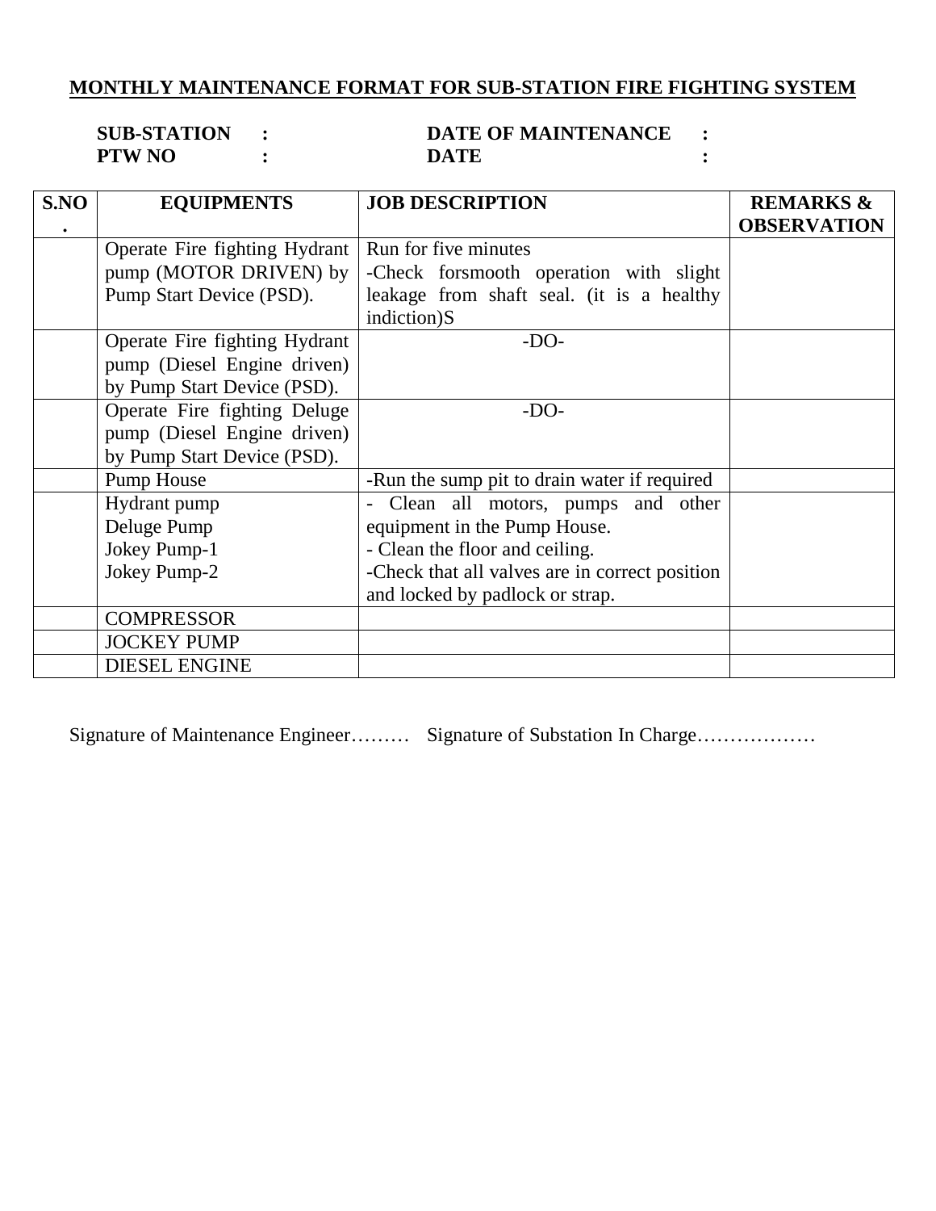## MONTHLY MAINTENANCE FORMAT FOR SUB-STATION FIRE FIGHTING SYSTEM

**SUB-STATION :** **DATE OF MAINTENANCE :**
**PTW NO :** **DATE :**

| S.NO. | EQUIPMENTS | JOB DESCRIPTION | REMARKS & OBSERVATION |
|---|---|---|---|
| | Operate Fire fighting Hydrant pump (MOTOR DRIVEN) by Pump Start Device (PSD). | Run for five minutes<br>-Check forsmooth operation with slight leakage from shaft seal. (it is a healthy indiction)S | |
| | Operate Fire fighting Hydrant pump (Diesel Engine driven) by Pump Start Device (PSD). | -DO- | |
| | Operate Fire fighting Deluge pump (Diesel Engine driven) by Pump Start Device (PSD). | -DO- | |
| | Pump House | -Run the sump pit to drain water if required | |
| | Hydrant pump<br>Deluge Pump<br>Jokey Pump-1<br>Jokey Pump-2 | - Clean all motors, pumps and other equipment in the Pump House.<br>- Clean the floor and ceiling.<br>-Check that all valves are in correct position and locked by padlock or strap. | |
| | COMPRESSOR | | |
| | JOCKEY PUMP | | |
| | DIESEL ENGINE | | |

Signature of Maintenance Engineer……… Signature of Substation In Charge………………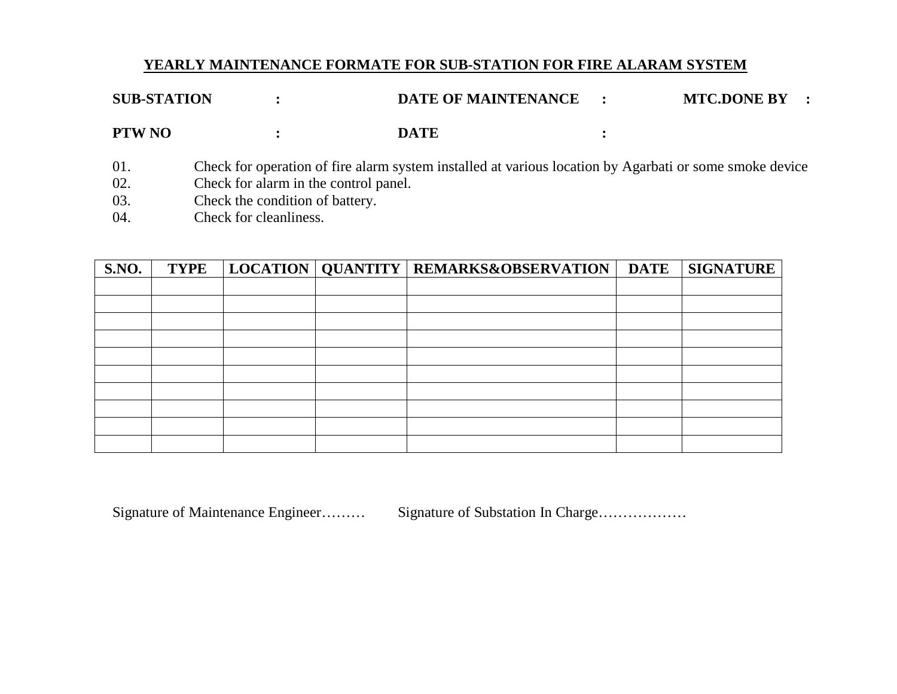## YEARLY MAINTENANCE FORMATE FOR SUB-STATION FOR FIRE ALARAM SYSTEM

**SUB-STATION :** **DATE OF MAINTENANCE :** **MTC.DONE BY :**

**PTW NO :** **DATE :**

01. Check for operation of fire alarm system installed at various location by Agarbati or some smoke device
02. Check for alarm in the control panel.
03. Check the condition of battery.
04. Check for cleanliness.

| S.NO. | TYPE | LOCATION | QUANTITY | REMARKS&OBSERVATION | DATE | SIGNATURE |
|---|---|---|---|---|---|---|
| | | | | | | |
| | | | | | | |
| | | | | | | |
| | | | | | | |
| | | | | | | |
| | | | | | | |
| | | | | | | |
| | | | | | | |
| | | | | | | |
| | | | | | | |

Signature of Maintenance Engineer……… Signature of Substation In Charge………………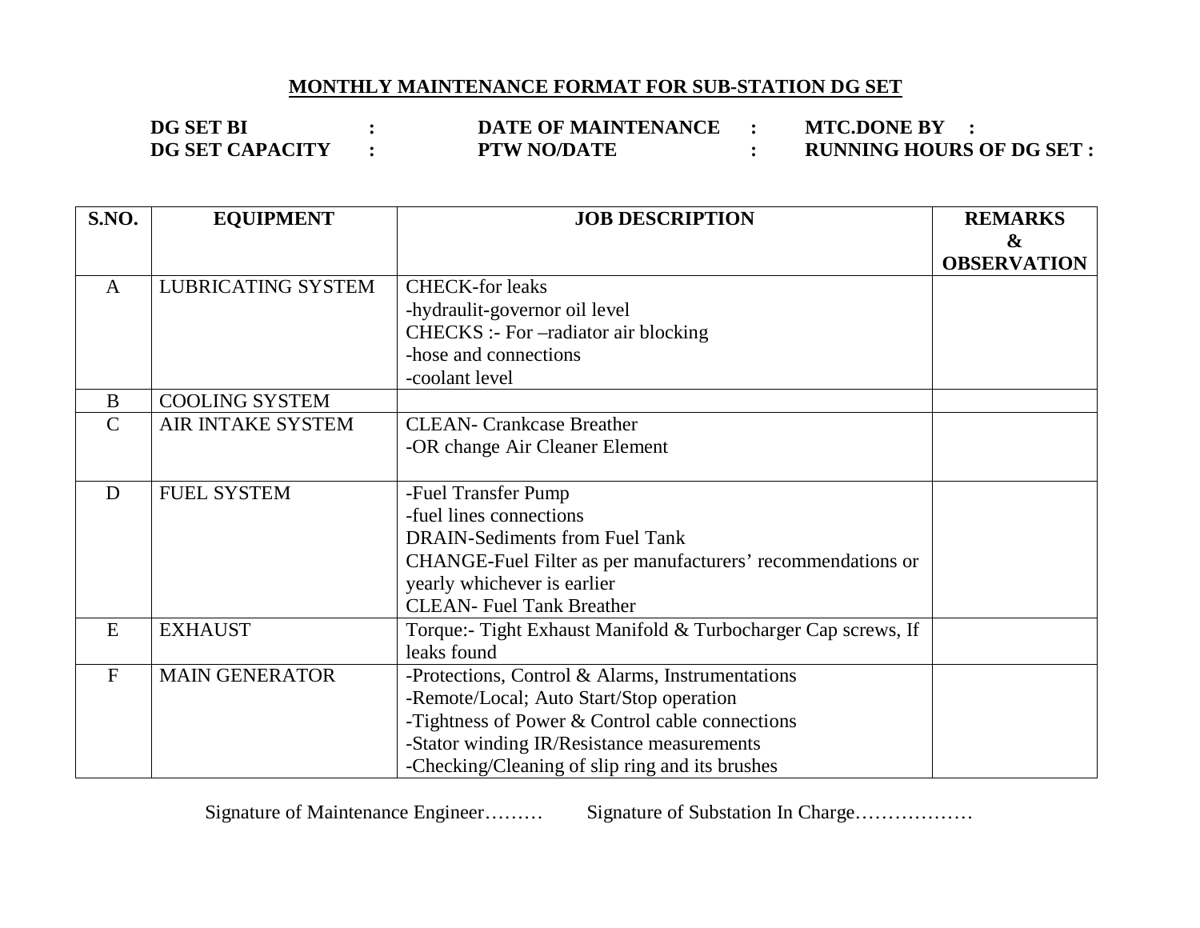## MONTHLY MAINTENANCE FORMAT FOR SUB-STATION DG SET

**DG SET BI :** &nbsp;&nbsp;&nbsp;&nbsp; **DATE OF MAINTENANCE :** &nbsp;&nbsp;&nbsp;&nbsp; **MTC.DONE BY :**

**DG SET CAPACITY :** &nbsp;&nbsp;&nbsp;&nbsp; **PTW NO/DATE :** &nbsp;&nbsp;&nbsp;&nbsp; **RUNNING HOURS OF DG SET :**

| S.NO. | EQUIPMENT | JOB DESCRIPTION | REMARKS & OBSERVATION |
|---|---|---|---|
| A | LUBRICATING SYSTEM | CHECK-for leaks<br>-hydraulit-governor oil level<br>CHECKS :- For –radiator air blocking<br>-hose and connections<br>-coolant level | |
| B | COOLING SYSTEM | | |
| C | AIR INTAKE SYSTEM | CLEAN- Crankcase Breather<br>-OR change Air Cleaner Element | |
| D | FUEL SYSTEM | -Fuel Transfer Pump<br>-fuel lines connections<br>DRAIN-Sediments from Fuel Tank<br>CHANGE-Fuel Filter as per manufacturers' recommendations or yearly whichever is earlier<br>CLEAN- Fuel Tank Breather | |
| E | EXHAUST | Torque:- Tight Exhaust Manifold & Turbocharger Cap screws, If leaks found | |
| F | MAIN GENERATOR | -Protections, Control & Alarms, Instrumentations<br>-Remote/Local; Auto Start/Stop operation<br>-Tightness of Power & Control cable connections<br>-Stator winding IR/Resistance measurements<br>-Checking/Cleaning of slip ring and its brushes | |

Signature of Maintenance Engineer……… &nbsp;&nbsp;&nbsp;&nbsp; Signature of Substation In Charge………………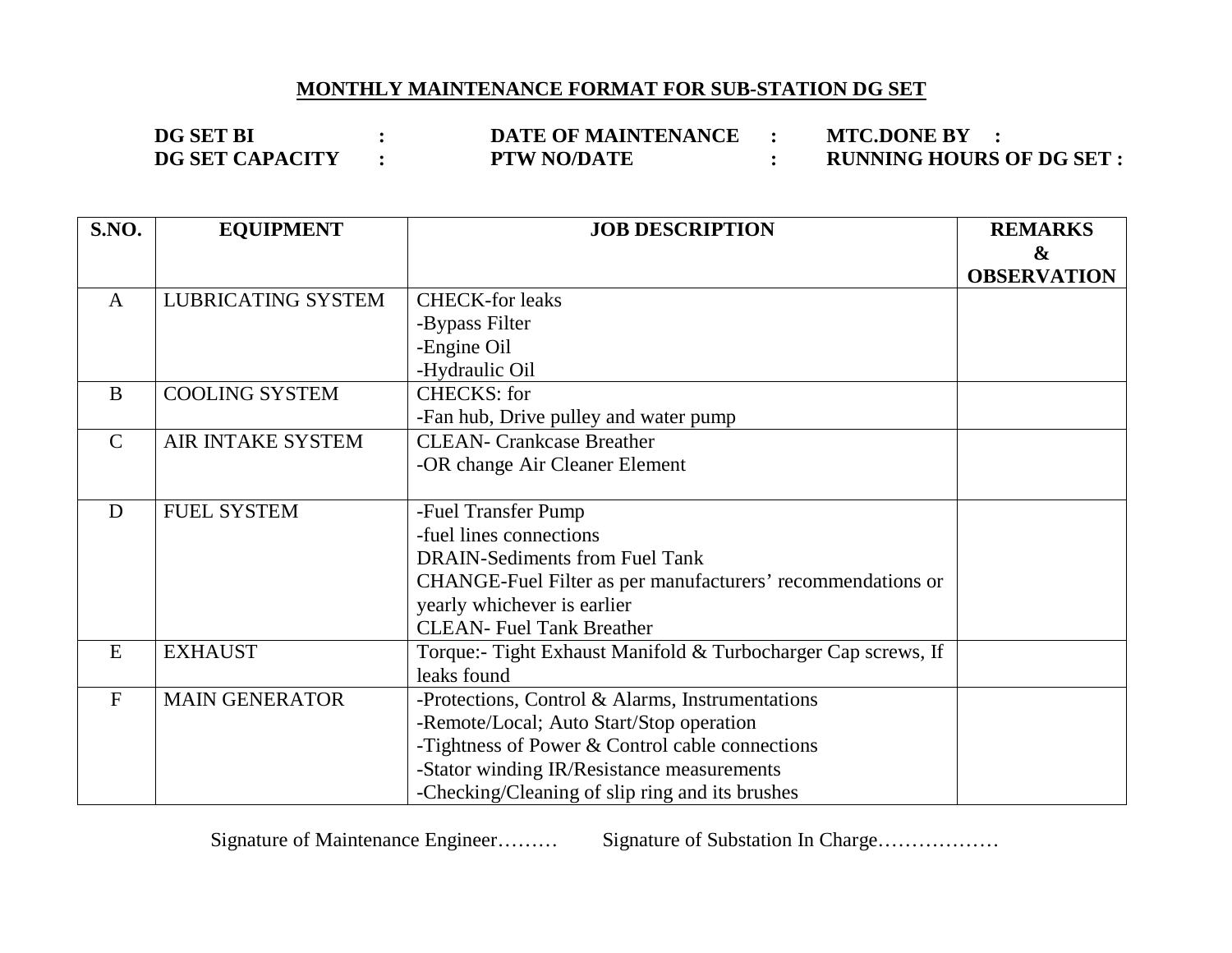## MONTHLY MAINTENANCE FORMAT FOR SUB-STATION DG SET

**DG SET BI :** &nbsp;&nbsp;&nbsp;&nbsp; **DATE OF MAINTENANCE :** &nbsp;&nbsp;&nbsp;&nbsp; **MTC.DONE BY :**

**DG SET CAPACITY :** &nbsp;&nbsp;&nbsp;&nbsp; **PTW NO/DATE :** &nbsp;&nbsp;&nbsp;&nbsp; **RUNNING HOURS OF DG SET :**

| S.NO. | EQUIPMENT | JOB DESCRIPTION | REMARKS & OBSERVATION |
|---|---|---|---|
| A | LUBRICATING SYSTEM | CHECK-for leaks<br>-Bypass Filter<br>-Engine Oil<br>-Hydraulic Oil | |
| B | COOLING SYSTEM | CHECKS: for<br>-Fan hub, Drive pulley and water pump | |
| C | AIR INTAKE SYSTEM | CLEAN- Crankcase Breather<br>-OR change Air Cleaner Element | |
| D | FUEL SYSTEM | -Fuel Transfer Pump<br>-fuel lines connections<br>DRAIN-Sediments from Fuel Tank<br>CHANGE-Fuel Filter as per manufacturers' recommendations or yearly whichever is earlier<br>CLEAN- Fuel Tank Breather | |
| E | EXHAUST | Torque:- Tight Exhaust Manifold & Turbocharger Cap screws, If leaks found | |
| F | MAIN GENERATOR | -Protections, Control & Alarms, Instrumentations<br>-Remote/Local; Auto Start/Stop operation<br>-Tightness of Power & Control cable connections<br>-Stator winding IR/Resistance measurements<br>-Checking/Cleaning of slip ring and its brushes | |

Signature of Maintenance Engineer……… &nbsp;&nbsp;&nbsp;&nbsp; Signature of Substation In Charge………………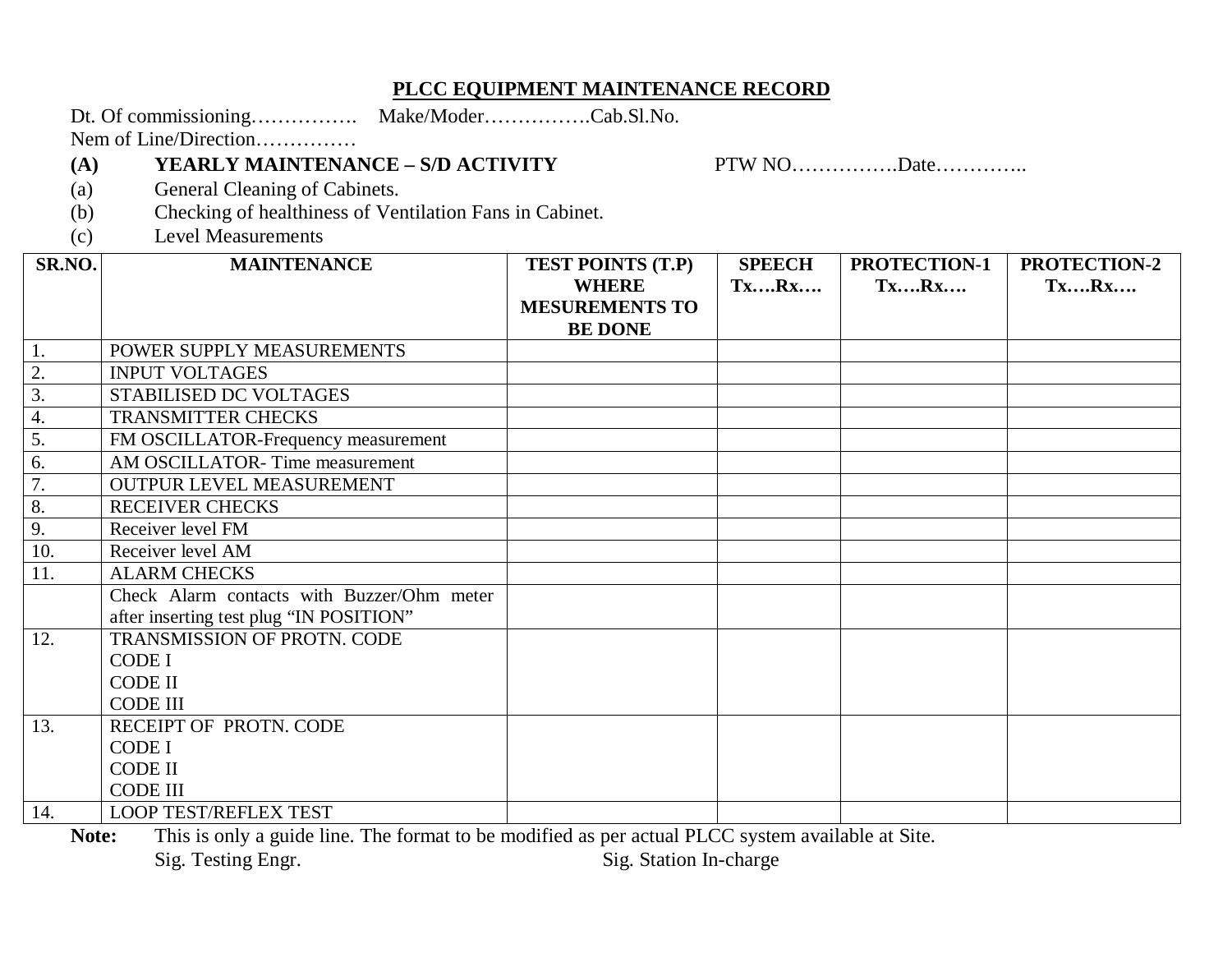## PLCC EQUIPMENT MAINTENANCE RECORD

Dt. Of commissioning……………. Make/Moder…………….Cab.Sl.No.

Nem of Line/Direction……………

**(A) YEARLY MAINTENANCE – S/D ACTIVITY** PTW NO…………….Date…………..

(a) General Cleaning of Cabinets.

(b) Checking of healthiness of Ventilation Fans in Cabinet.

(c) Level Measurements

| SR.NO. | MAINTENANCE | TEST POINTS (T.P) WHERE MESUREMENTS TO BE DONE | SPEECH Tx….Rx…. | PROTECTION-1 Tx….Rx…. | PROTECTION-2 Tx….Rx…. |
|---|---|---|---|---|---|
| 1. | POWER SUPPLY MEASUREMENTS | | | | |
| 2. | INPUT VOLTAGES | | | | |
| 3. | STABILISED DC VOLTAGES | | | | |
| 4. | TRANSMITTER CHECKS | | | | |
| 5. | FM OSCILLATOR-Frequency measurement | | | | |
| 6. | AM OSCILLATOR- Time measurement | | | | |
| 7. | OUTPUR LEVEL MEASUREMENT | | | | |
| 8. | RECEIVER CHECKS | | | | |
| 9. | Receiver level FM | | | | |
| 10. | Receiver level AM | | | | |
| 11. | ALARM CHECKS | | | | |
| | Check Alarm contacts with Buzzer/Ohm meter after inserting test plug "IN POSITION" | | | | |
| 12. | TRANSMISSION OF PROTN. CODE<br>CODE I<br>CODE II<br>CODE III | | | | |
| 13. | RECEIPT OF PROTN. CODE<br>CODE I<br>CODE II<br>CODE III | | | | |
| 14. | LOOP TEST/REFLEX TEST | | | | |

**Note:** This is only a guide line. The format to be modified as per actual PLCC system available at Site.

Sig. Testing Engr. Sig. Station In-charge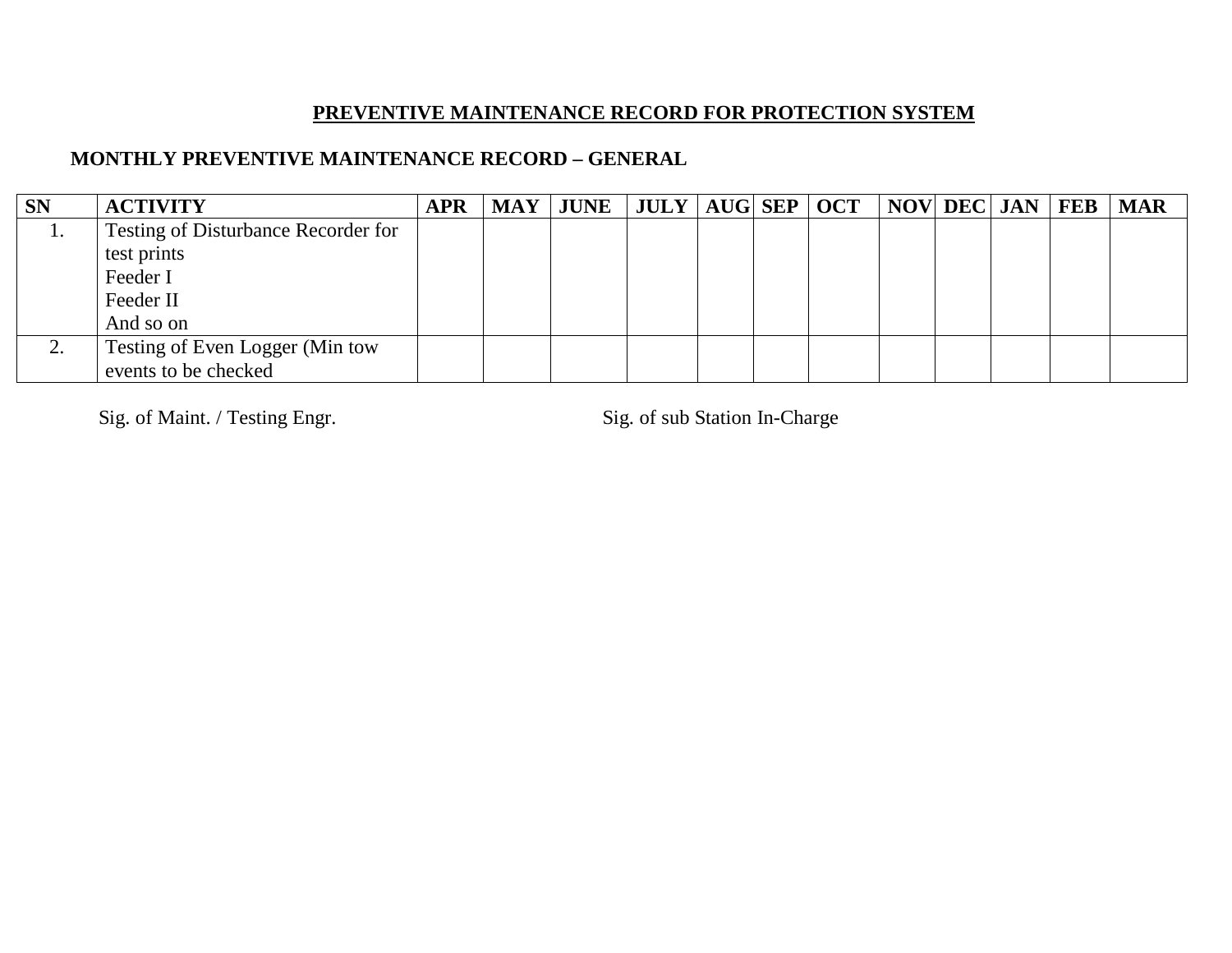# PREVENTIVE MAINTENANCE RECORD FOR PROTECTION SYSTEM

## MONTHLY PREVENTIVE MAINTENANCE RECORD – GENERAL

| SN | ACTIVITY | APR | MAY | JUNE | JULY | AUG | SEP | OCT | NOV | DEC | JAN | FEB | MAR |
|---|---|---|---|---|---|---|---|---|---|---|---|---|---|
| 1. | Testing of Disturbance Recorder for test prints<br>Feeder I<br>Feeder II<br>And so on | | | | | | | | | | | | |
| 2. | Testing of Even Logger (Min tow events to be checked | | | | | | | | | | | | |

Sig. of Maint. / Testing Engr.                                        Sig. of sub Station In-Charge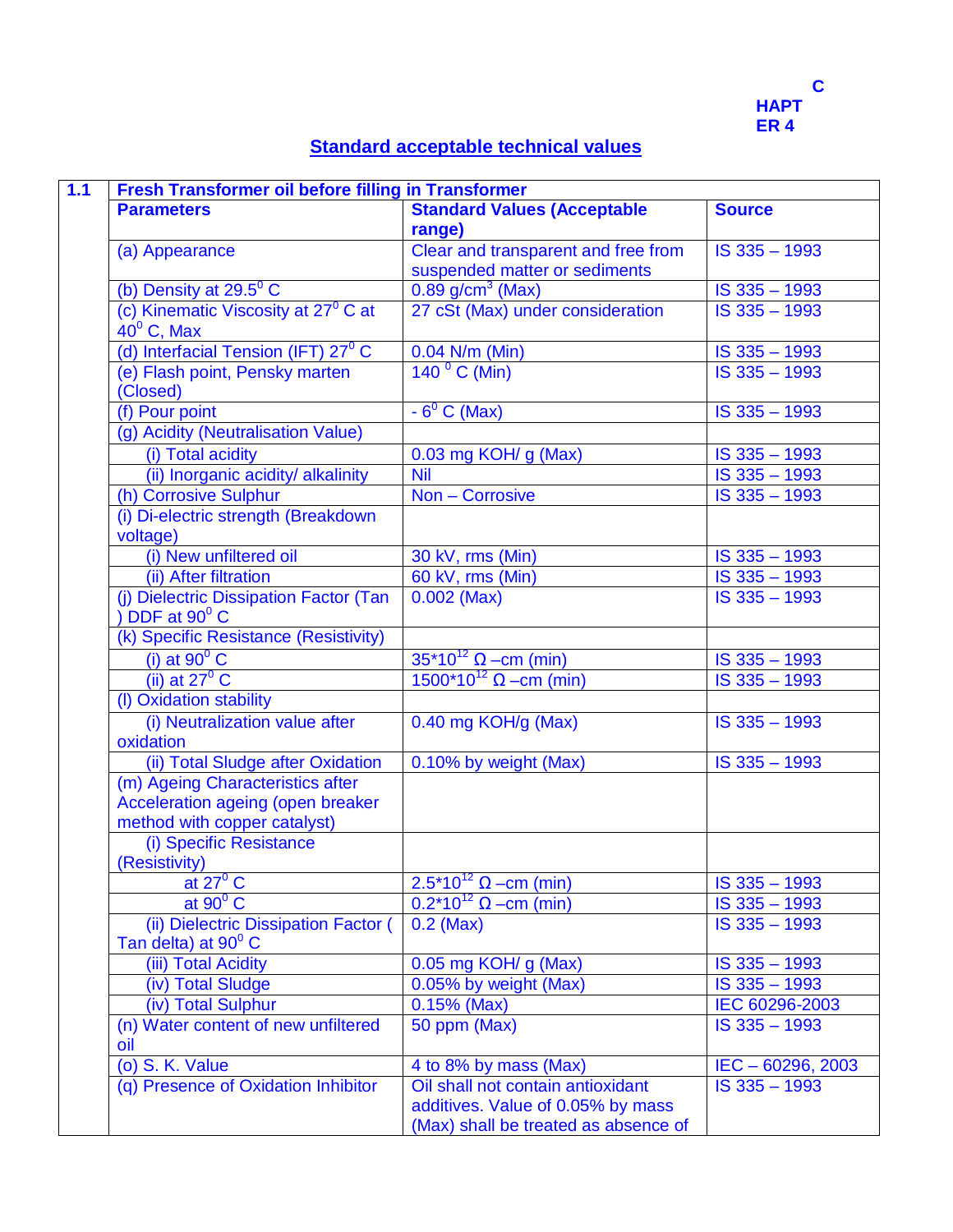# CHAPTER 4

## Standard acceptable technical values

| 1.1 | Fresh Transformer oil before filling in Transformer | | |
|---|---|---|---|
| | **Parameters** | **Standard Values (Acceptable range)** | **Source** |
| | (a) Appearance | Clear and transparent and free from suspended matter or sediments | IS 335 – 1993 |
| | (b) Density at 29.5$^0$ C | 0.89 g/cm$^3$ (Max) | IS 335 – 1993 |
| | (c) Kinematic Viscosity at 27$^0$ C at 40$^0$ C, Max | 27 cSt (Max) under consideration | IS 335 – 1993 |
| | (d) Interfacial Tension (IFT) 27$^0$ C | 0.04 N/m (Min) | IS 335 – 1993 |
| | (e) Flash point, Pensky marten (Closed) | 140 $^0$ C (Min) | IS 335 – 1993 |
| | (f) Pour point | - 6$^0$ C (Max) | IS 335 – 1993 |
| | (g) Acidity (Neutralisation Value) | | |
| | (i) Total acidity | 0.03 mg KOH/ g (Max) | IS 335 – 1993 |
| | (ii) Inorganic acidity/ alkalinity | Nil | IS 335 – 1993 |
| | (h) Corrosive Sulphur | Non – Corrosive | IS 335 – 1993 |
| | (i) Di-electric strength (Breakdown voltage) | | |
| | (i) New unfiltered oil | 30 kV, rms (Min) | IS 335 – 1993 |
| | (ii) After filtration | 60 kV, rms (Min) | IS 335 – 1993 |
| | (j) Dielectric Dissipation Factor (Tan ) DDF at 90$^0$ C | 0.002 (Max) | IS 335 – 1993 |
| | (k) Specific Resistance (Resistivity) | | |
| | (i) at 90$^0$ C | 35*10$^{12}$ Ω –cm (min) | IS 335 – 1993 |
| | (ii) at 27$^0$ C | 1500*10$^{12}$ Ω –cm (min) | IS 335 – 1993 |
| | (l) Oxidation stability | | |
| | (i) Neutralization value after oxidation | 0.40 mg KOH/g (Max) | IS 335 – 1993 |
| | (ii) Total Sludge after Oxidation | 0.10% by weight (Max) | IS 335 – 1993 |
| | (m) Ageing Characteristics after Acceleration ageing (open breaker method with copper catalyst) | | |
| | (i) Specific Resistance (Resistivity) | | |
| | at 27$^0$ C | 2.5*10$^{12}$ Ω –cm (min) | IS 335 – 1993 |
| | at 90$^0$ C | 0.2*10$^{12}$ Ω –cm (min) | IS 335 – 1993 |
| | (ii) Dielectric Dissipation Factor ( Tan delta) at 90$^0$ C | 0.2 (Max) | IS 335 – 1993 |
| | (iii) Total Acidity | 0.05 mg KOH/ g (Max) | IS 335 – 1993 |
| | (iv) Total Sludge | 0.05% by weight (Max) | IS 335 – 1993 |
| | (iv) Total Sulphur | 0.15% (Max) | IEC 60296-2003 |
| | (n) Water content of new unfiltered oil | 50 ppm (Max) | IS 335 – 1993 |
| | (o) S. K. Value | 4 to 8% by mass (Max) | IEC – 60296, 2003 |
| | (q) Presence of Oxidation Inhibitor | Oil shall not contain antioxidant additives. Value of 0.05% by mass (Max) shall be treated as absence of | IS 335 – 1993 |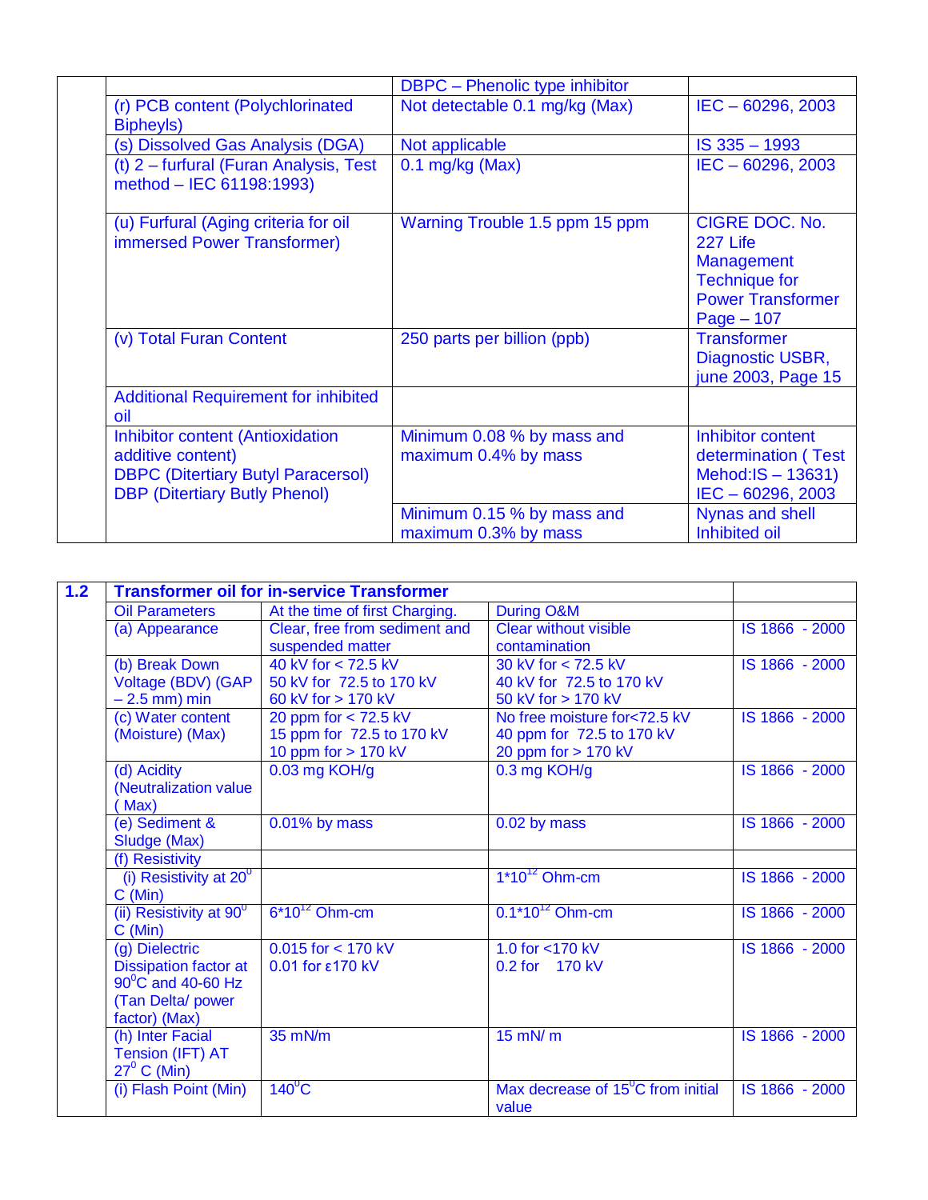| | | | |
|---|---|---|---|
| | | DBPC – Phenolic type inhibitor | |
| | (r) PCB content (Polychlorinated Bipheyls) | Not detectable 0.1 mg/kg (Max) | IEC – 60296, 2003 |
| | (s) Dissolved Gas Analysis (DGA) | Not applicable | IS 335 – 1993 |
| | (t) 2 – furfural (Furan Analysis, Test method – IEC 61198:1993) | 0.1 mg/kg (Max) | IEC – 60296, 2003 |
| | (u) Furfural (Aging criteria for oil immersed Power Transformer) | Warning Trouble 1.5 ppm 15 ppm | CIGRE DOC. No. 227 Life Management Technique for Power Transformer Page – 107 |
| | (v) Total Furan Content | 250 parts per billion (ppb) | Transformer Diagnostic USBR, june 2003, Page 15 |
| | Additional Requirement for inhibited oil | | |
| | Inhibitor content (Antioxidation additive content) DBPC (Ditertiary Butyl Paracersol) DBP (Ditertiary Butly Phenol) | Minimum 0.08 % by mass and maximum 0.4% by mass | Inhibitor content determination ( Test Mehod:IS – 13631) IEC – 60296, 2003 |
| | | Minimum 0.15 % by mass and maximum 0.3% by mass | Nynas and shell Inhibited oil |

| **1.2** | **Transformer oil for in-service Transformer** | | | |
|---|---|---|---|---|
| | Oil Parameters | At the time of first Charging. | During O&M | |
| | (a) Appearance | Clear, free from sediment and suspended matter | Clear without visible contamination | IS 1866 - 2000 |
| | (b) Break Down Voltage (BDV) (GAP – 2.5 mm) min | 40 kV for < 72.5 kV<br>50 kV for 72.5 to 170 kV<br>60 kV for > 170 kV | 30 kV for < 72.5 kV<br>40 kV for 72.5 to 170 kV<br>50 kV for > 170 kV | IS 1866 - 2000 |
| | (c) Water content (Moisture) (Max) | 20 ppm for < 72.5 kV<br>15 ppm for 72.5 to 170 kV<br>10 ppm for > 170 kV | No free moisture for<72.5 kV<br>40 ppm for 72.5 to 170 kV<br>20 ppm for > 170 kV | IS 1866 - 2000 |
| | (d) Acidity (Neutralization value ( Max) | 0.03 mg KOH/g | 0.3 mg KOH/g | IS 1866 - 2000 |
| | (e) Sediment & Sludge (Max) | 0.01% by mass | 0.02 by mass | IS 1866 - 2000 |
| | (f) Resistivity | | | |
| | (i) Resistivity at 20$^0$ C (Min) | | 1*10$^{12}$ Ohm-cm | IS 1866 - 2000 |
| | (ii) Resistivity at 90$^0$ C (Min) | 6*10$^{12}$ Ohm-cm | 0.1*10$^{12}$ Ohm-cm | IS 1866 - 2000 |
| | (g) Dielectric Dissipation factor at 90$^0$C and 40-60 Hz (Tan Delta/ power factor) (Max) | 0.015 for < 170 kV<br>0.01 for ε170 kV | 1.0 for <170 kV<br>0.2 for 170 kV | IS 1866 - 2000 |
| | (h) Inter Facial Tension (IFT) AT 27$^0$ C (Min) | 35 mN/m | 15 mN/ m | IS 1866 - 2000 |
| | (i) Flash Point (Min) | 140$^0$C | Max decrease of 15$^0$C from initial value | IS 1866 - 2000 |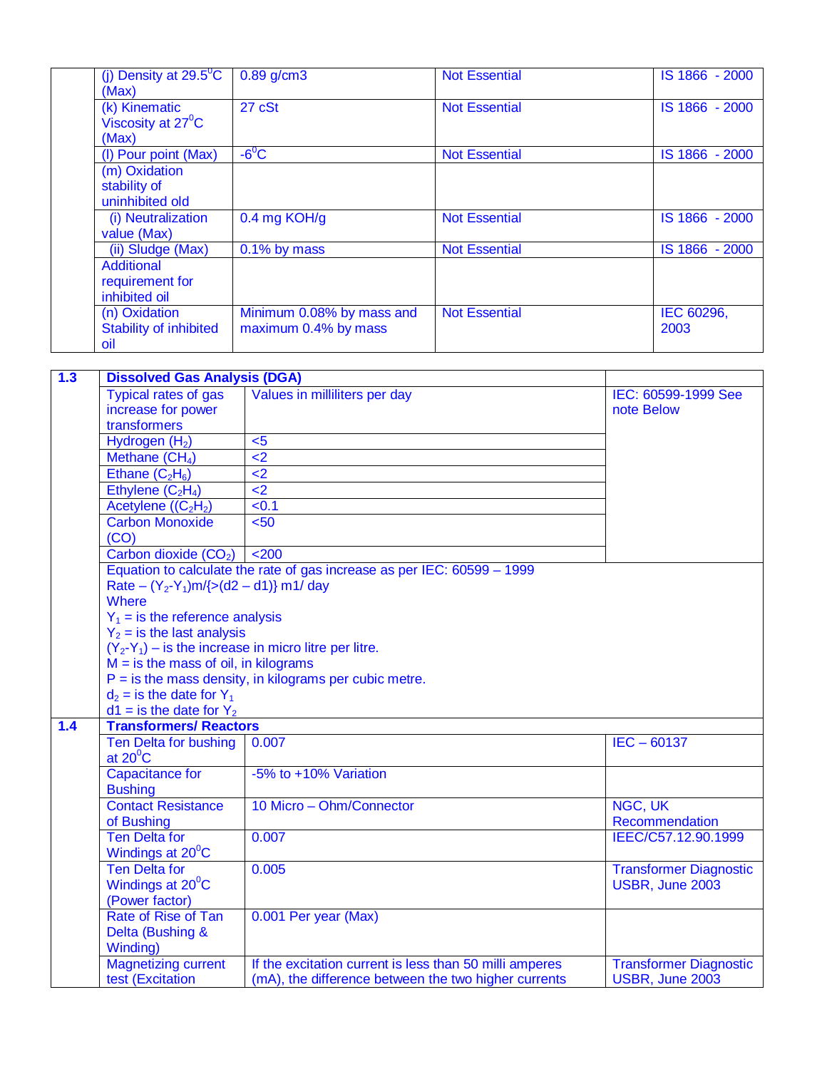| | | | | |
|---|---|---|---|---|
| | (j) Density at 29.5$^0$C (Max) | 0.89 g/cm3 | Not Essential | IS 1866 - 2000 |
| | (k) Kinematic Viscosity at 27$^0$C (Max) | 27 cSt | Not Essential | IS 1866 - 2000 |
| | (l) Pour point (Max) | -6$^0$C | Not Essential | IS 1866 - 2000 |
| | (m) Oxidation stability of uninhibited old | | | |
| | (i) Neutralization value (Max) | 0.4 mg KOH/g | Not Essential | IS 1866 - 2000 |
| | (ii) Sludge (Max) | 0.1% by mass | Not Essential | IS 1866 - 2000 |
| | Additional requirement for inhibited oil | | | |
| | (n) Oxidation Stability of inhibited oil | Minimum 0.08% by mass and maximum 0.4% by mass | Not Essential | IEC 60296, 2003 |

| | | | |
|---|---|---|---|
| **1.3** | **Dissolved Gas Analysis (DGA)** | | |
| | Typical rates of gas increase for power transformers | Values in milliliters per day | IEC: 60599-1999 See note Below |
| | Hydrogen ($H_2$) | <5 | |
| | Methane ($CH_4$) | <2 | |
| | Ethane ($C_2H_6$) | <2 | |
| | Ethylene ($C_2H_4$) | <2 | |
| | Acetylene (($C_2H_2$) | <0.1 | |
| | Carbon Monoxide (CO) | <50 | |
| | Carbon dioxide ($CO_2$) | <200 | |
| | Equation to calculate the rate of gas increase as per IEC: 60599 – 1999<br>Rate – $(Y_2-Y_1)m/\{>(d2 - d1)\}$ m1/ day<br>Where<br>$Y_1$ = is the reference analysis<br>$Y_2$ = is the last analysis<br>$(Y_2-Y_1)$ – is the increase in micro litre per litre.<br>M = is the mass of oil, in kilograms<br>P = is the mass density, in kilograms per cubic metre.<br>$d_2$ = is the date for $Y_1$<br>d1 = is the date for $Y_2$ | | |
| **1.4** | **Transformers/ Reactors** | | |
| | Ten Delta for bushing at 20$^0$C | 0.007 | IEC – 60137 |
| | Capacitance for Bushing | -5% to +10% Variation | |
| | Contact Resistance of Bushing | 10 Micro – Ohm/Connector | NGC, UK Recommendation |
| | Ten Delta for Windings at 20$^0$C | 0.007 | IEEC/C57.12.90.1999 |
| | Ten Delta for Windings at 20$^0$C (Power factor) | 0.005 | Transformer Diagnostic USBR, June 2003 |
| | Rate of Rise of Tan Delta (Bushing & Winding) | 0.001 Per year (Max) | |
| | Magnetizing current test (Excitation | If the excitation current is less than 50 milli amperes (mA), the difference between the two higher currents | Transformer Diagnostic USBR, June 2003 |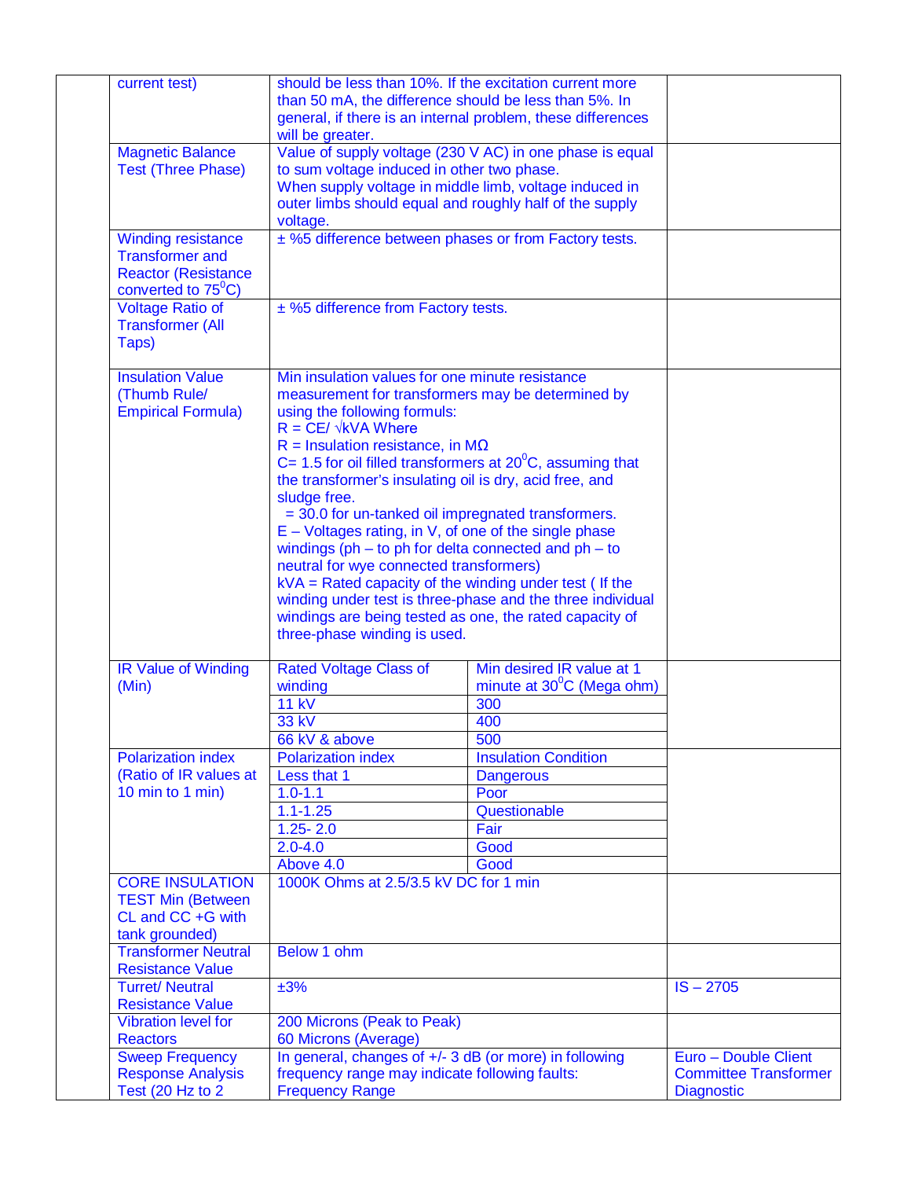| | | | | |
|---|---|---|---|---|
| | current test) | should be less than 10%. If the excitation current more than 50 mA, the difference should be less than 5%. In general, if there is an internal problem, these differences will be greater. | | |
| | Magnetic Balance Test (Three Phase) | Value of supply voltage (230 V AC) in one phase is equal to sum voltage induced in other two phase. When supply voltage in middle limb, voltage induced in outer limbs should equal and roughly half of the supply voltage. | | |
| | Winding resistance Transformer and Reactor (Resistance converted to $75^0$C) | ± %5 difference between phases or from Factory tests. | | |
| | Voltage Ratio of Transformer (All Taps) | ± %5 difference from Factory tests. | | |
| | Insulation Value (Thumb Rule/ Empirical Formula) | Min insulation values for one minute resistance measurement for transformers may be determined by using the following formuls:<br>R = CE/ √kVA Where<br>R = Insulation resistance, in MΩ<br>C= 1.5 for oil filled transformers at $20^0$C, assuming that the transformer's insulating oil is dry, acid free, and sludge free.<br>= 30.0 for un-tanked oil impregnated transformers.<br>E – Voltages rating, in V, of one of the single phase windings (ph – to ph for delta connected and ph – to neutral for wye connected transformers)<br>kVA = Rated capacity of the winding under test ( If the winding under test is three-phase and the three individual windings are being tested as one, the rated capacity of three-phase winding is used. | | |
| | IR Value of Winding (Min) | Rated Voltage Class of winding | Min desired IR value at 1 minute at $30^0$C (Mega ohm) | |
| | | 11 kV | 300 | |
| | | 33 kV | 400 | |
| | | 66 kV & above | 500 | |
| | Polarization index (Ratio of IR values at 10 min to 1 min) | Polarization index | Insulation Condition | |
| | | Less that 1 | Dangerous | |
| | | 1.0-1.1 | Poor | |
| | | 1.1-1.25 | Questionable | |
| | | 1.25- 2.0 | Fair | |
| | | 2.0-4.0 | Good | |
| | | Above 4.0 | Good | |
| | CORE INSULATION TEST Min (Between CL and CC +G with tank grounded) | 1000K Ohms at 2.5/3.5 kV DC for 1 min | | |
| | Transformer Neutral Resistance Value | Below 1 ohm | | |
| | Turret/ Neutral Resistance Value | ±3% | | IS – 2705 |
| | Vibration level for Reactors | 200 Microns (Peak to Peak)<br>60 Microns (Average) | | |
| | Sweep Frequency Response Analysis Test (20 Hz to 2 | In general, changes of +/- 3 dB (or more) in following frequency range may indicate following faults:<br>Frequency Range | | Euro – Double Client Committee Transformer Diagnostic |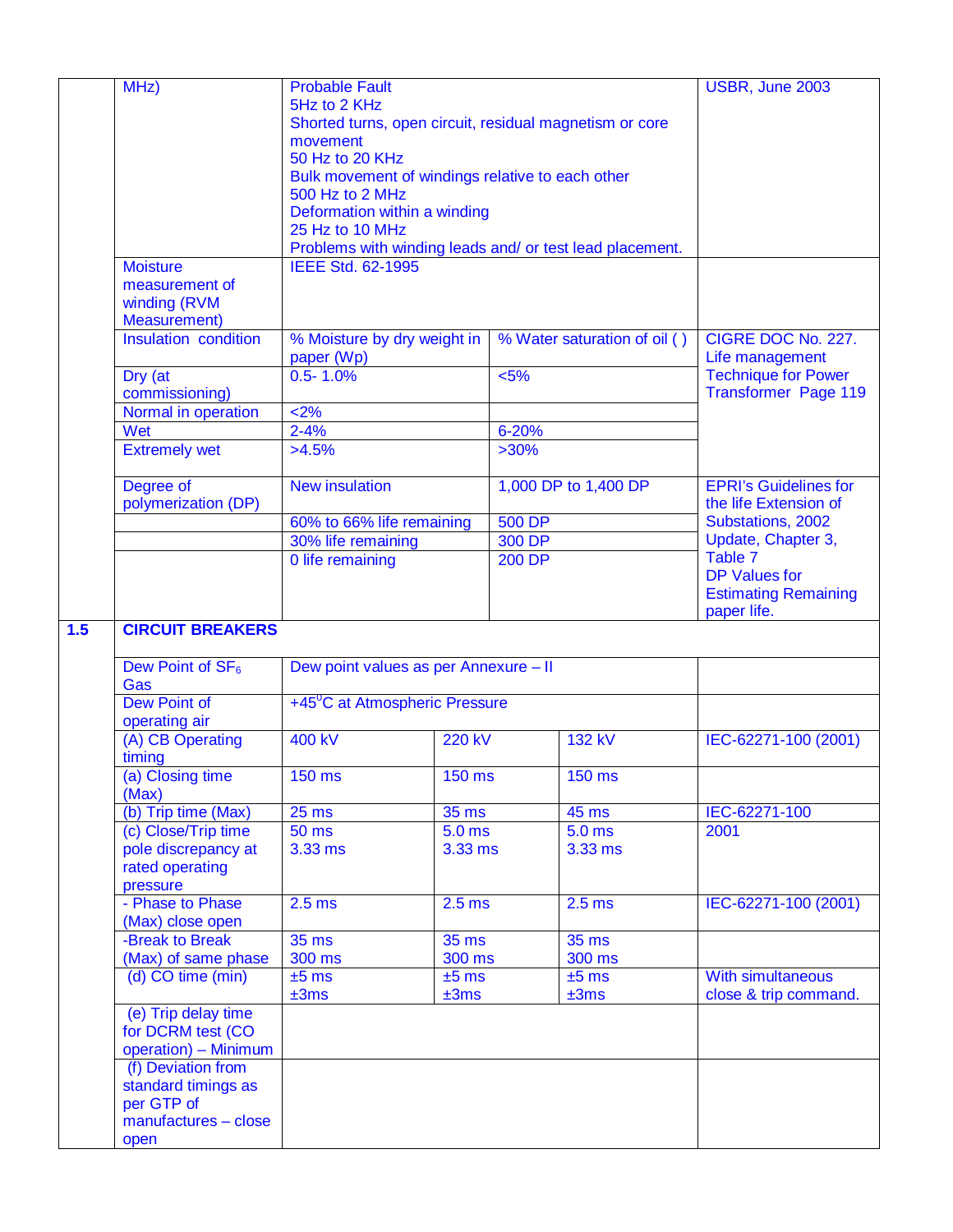| | | | | | |
|---|---|---|---|---|---|
| | MHz) | Probable Fault<br>5Hz to 2 KHz<br>Shorted turns, open circuit, residual magnetism or core movement<br>50 Hz to 20 KHz<br>Bulk movement of windings relative to each other<br>500 Hz to 2 MHz<br>Deformation within a winding<br>25 Hz to 10 MHz<br>Problems with winding leads and/ or test lead placement. | | | USBR, June 2003 |
| | Moisture measurement of winding (RVM Measurement) | IEEE Std. 62-1995 | | | |
| | Insulation condition | % Moisture by dry weight in paper (Wp) | % Water saturation of oil ( ) | | CIGRE DOC No. 227. Life management Technique for Power Transformer Page 119 |
| | Dry (at commissioning) | 0.5- 1.0% | <5% | | |
| | Normal in operation | <2% | | | |
| | Wet | 2-4% | 6-20% | | |
| | Extremely wet | >4.5% | >30% | | |
| | Degree of polymerization (DP) | New insulation | 1,000 DP to 1,400 DP | | EPRI's Guidelines for the life Extension of Substations, 2002 Update, Chapter 3, Table 7<br>DP Values for Estimating Remaining paper life. |
| | | 60% to 66% life remaining | 500 DP | | |
| | | 30% life remaining | 300 DP | | |
| | | 0 life remaining | 200 DP | | |
| **1.5** | **CIRCUIT BREAKERS** | | | | |
| | Dew Point of $SF_6$ Gas | Dew point values as per Annexure – II | | | |
| | Dew Point of operating air | +45$^{0}$C at Atmospheric Pressure | | | |
| | (A) CB Operating timing | 400 kV | 220 kV | 132 kV | IEC-62271-100 (2001) |
| | (a) Closing time (Max) | 150 ms | 150 ms | 150 ms | |
| | (b) Trip time (Max) | 25 ms | 35 ms | 45 ms | IEC-62271-100 |
| | (c) Close/Trip time pole discrepancy at rated operating pressure | 50 ms<br>3.33 ms | 5.0 ms<br>3.33 ms | 5.0 ms<br>3.33 ms | 2001 |
| | - Phase to Phase (Max) close open | 2.5 ms | 2.5 ms | 2.5 ms | IEC-62271-100 (2001) |
| | -Break to Break (Max) of same phase | 35 ms<br>300 ms | 35 ms<br>300 ms | 35 ms<br>300 ms | |
| | (d) CO time (min) | ±5 ms<br>±3ms | ±5 ms<br>±3ms | ±5 ms<br>±3ms | With simultaneous close & trip command. |
| | (e) Trip delay time for DCRM test (CO operation) – Minimum | | | | |
| | (f) Deviation from standard timings as per GTP of manufactures – close open | | | | |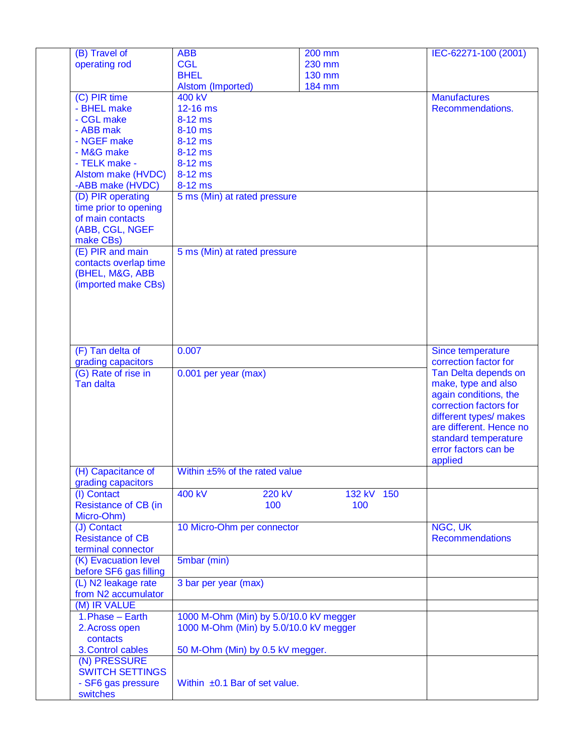| | | | | |
|---|---|---|---|---|
| | (B) Travel of operating rod | ABB<br>CGL<br>BHEL<br>Alstom (Imported) | 200 mm<br>230 mm<br>130 mm<br>184 mm | IEC-62271-100 (2001) |
| | (C) PIR time<br>- BHEL make<br>- CGL make<br>- ABB mak<br>- NGEF make<br>- M&G make<br>- TELK make -<br>Alstom make (HVDC)<br>-ABB make (HVDC) | 400 kV<br>12-16 ms<br>8-12 ms<br>8-10 ms<br>8-12 ms<br>8-12 ms<br>8-12 ms<br>8-12 ms<br>8-12 ms | | Manufactures Recommendations. |
| | (D) PIR operating time prior to opening of main contacts (ABB, CGL, NGEF make CBs) | 5 ms (Min) at rated pressure | | |
| | (E) PIR and main contacts overlap time (BHEL, M&G, ABB (imported make CBs) | 5 ms (Min) at rated pressure | | |
| | (F) Tan delta of grading capacitors | 0.007 | | Since temperature correction factor for Tan Delta depends on make, type and also again conditions, the correction factors for different types/ makes are different. Hence no standard temperature error factors can be applied |
| | (G) Rate of rise in Tan dalta | 0.001 per year (max) | | |
| | (H) Capacitance of grading capacitors | Within ±5% of the rated value | | |
| | (I) Contact Resistance of CB (in Micro-Ohm) | 400 kV 220 kV<br>100 | 132 kV 150<br>100 | |
| | (J) Contact Resistance of CB terminal connector | 10 Micro-Ohm per connector | | NGC, UK Recommendations |
| | (K) Evacuation level before SF6 gas filling | 5mbar (min) | | |
| | (L) N2 leakage rate from N2 accumulator | 3 bar per year (max) | | |
| | (M) IR VALUE | | | |
| | 1. Phase – Earth<br>2. Across open contacts<br>3. Control cables | 1000 M-Ohm (Min) by 5.0/10.0 kV megger<br>1000 M-Ohm (Min) by 5.0/10.0 kV megger<br><br>50 M-Ohm (Min) by 0.5 kV megger. | | |
| | (N) PRESSURE SWITCH SETTINGS<br>- SF6 gas pressure switches | Within ±0.1 Bar of set value. | | |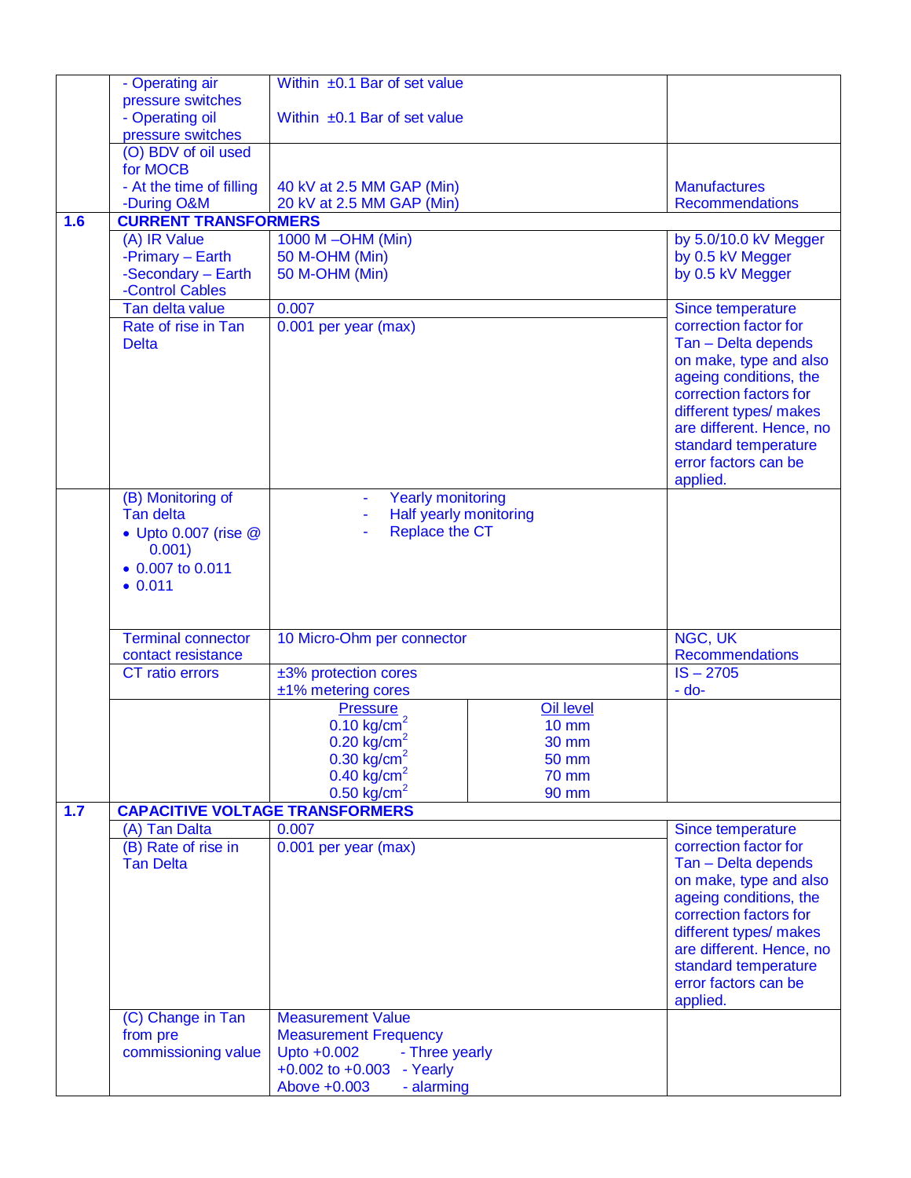| | | | |
|---|---|---|---|
| | - Operating air pressure switches<br>- Operating oil pressure switches | Within ±0.1 Bar of set value<br><br>Within ±0.1 Bar of set value | |
| | (O) BDV of oil used for MOCB<br>- At the time of filling<br>-During O&M | <br><br>40 kV at 2.5 MM GAP (Min)<br>20 kV at 2.5 MM GAP (Min) | <br><br>Manufactures Recommendations |
| **1.6** | **CURRENT TRANSFORMERS** | | |
| | (A) IR Value<br>-Primary – Earth<br>-Secondary – Earth<br>-Control Cables | 1000 M –OHM (Min)<br>50 M-OHM (Min)<br>50 M-OHM (Min) | by 5.0/10.0 kV Megger<br>by 0.5 kV Megger<br>by 0.5 kV Megger |
| | Tan delta value | 0.007 | Since temperature correction factor for Tan – Delta depends on make, type and also ageing conditions, the correction factors for different types/ makes are different. Hence, no standard temperature error factors can be applied. |
| | Rate of rise in Tan Delta | 0.001 per year (max) | |
| | (B) Monitoring of Tan delta<br>• Upto 0.007 (rise @ 0.001)<br>• 0.007 to 0.011<br>• 0.011 | <br><br>- Yearly monitoring<br>- Half yearly monitoring<br>- Replace the CT | |
| | Terminal connector contact resistance | 10 Micro-Ohm per connector | NGC, UK Recommendations |
| | CT ratio errors | ±3% protection cores<br>±1% metering cores | IS – 2705<br>- do- |
| | | Pressure / Oil level<br>$0.10\ kg/cm^2$ – 10 mm<br>$0.20\ kg/cm^2$ – 30 mm<br>$0.30\ kg/cm^2$ – 50 mm<br>$0.40\ kg/cm^2$ – 70 mm<br>$0.50\ kg/cm^2$ – 90 mm | |
| **1.7** | **CAPACITIVE VOLTAGE TRANSFORMERS** | | |
| | (A) Tan Dalta | 0.007 | Since temperature correction factor for Tan – Delta depends on make, type and also ageing conditions, the correction factors for different types/ makes are different. Hence, no standard temperature error factors can be applied. |
| | (B) Rate of rise in Tan Delta | 0.001 per year (max) | |
| | (C) Change in Tan from pre commissioning value | Measurement Value / Measurement Frequency<br>Upto +0.002 - Three yearly<br>+0.002 to +0.003 - Yearly<br>Above +0.003 - alarming | |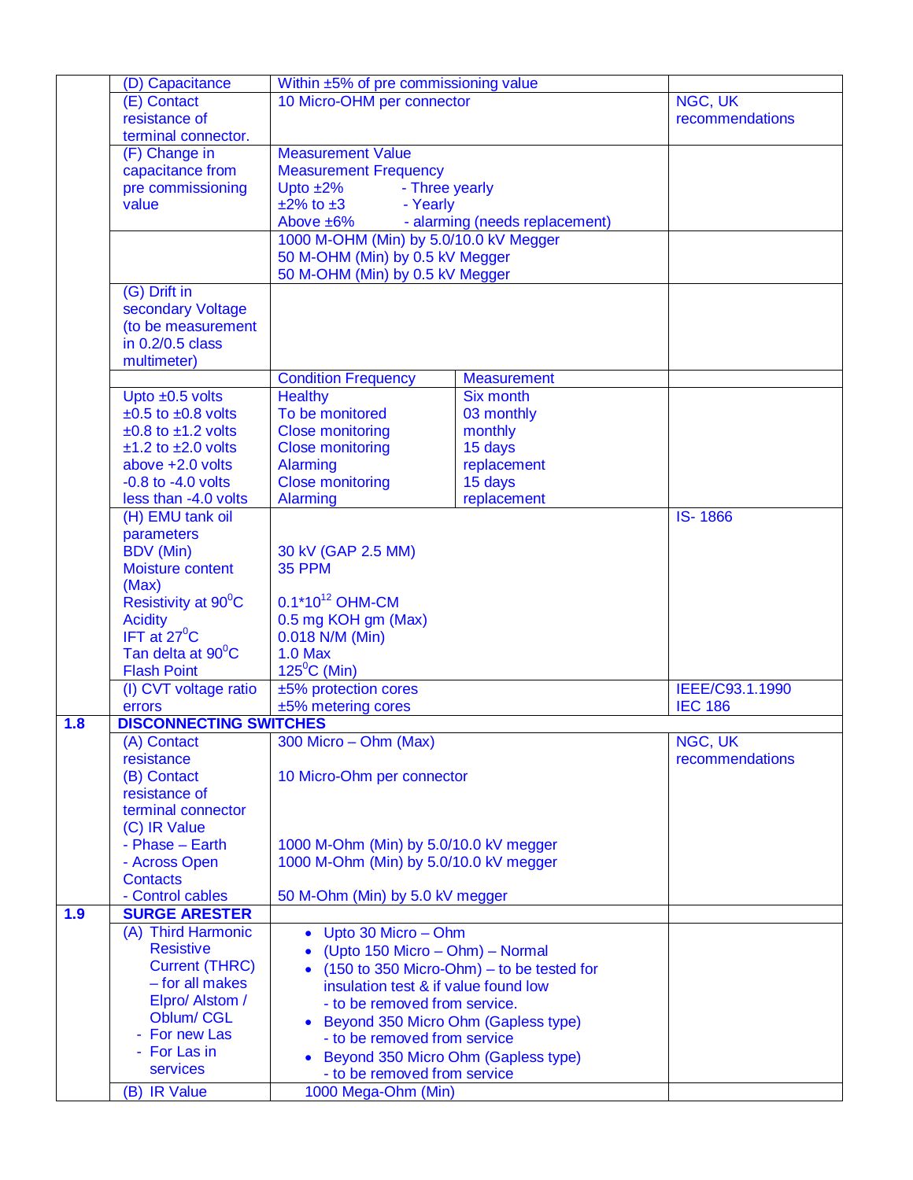| | | | | |
|---|---|---|---|---|
| | (D) Capacitance | Within ±5% of pre commissioning value | | |
| | (E) Contact resistance of terminal connector. | 10 Micro-OHM per connector | | NGC, UK recommendations |
| | (F) Change in capacitance from pre commissioning value | Measurement Value<br>Measurement Frequency<br>Upto ±2% - Three yearly<br>±2% to ±3 - Yearly<br>Above ±6% - alarming (needs replacement) | | |
| | | 1000 M-OHM (Min) by 5.0/10.0 kV Megger<br>50 M-OHM (Min) by 0.5 kV Megger<br>50 M-OHM (Min) by 0.5 kV Megger | | |
| | (G) Drift in secondary Voltage (to be measurement in 0.2/0.5 class multimeter) | | | |
| | | Condition Frequency | Measurement | |
| | Upto ±0.5 volts<br>±0.5 to ±0.8 volts<br>±0.8 to ±1.2 volts<br>±1.2 to ±2.0 volts<br>above +2.0 volts<br>-0.8 to -4.0 volts<br>less than -4.0 volts | Healthy<br>To be monitored<br>Close monitoring<br>Close monitoring<br>Alarming<br>Close monitoring<br>Alarming | Six month<br>03 monthly<br>monthly<br>15 days<br>replacement<br>15 days<br>replacement | |
| | (H) EMU tank oil parameters<br>BDV (Min)<br>Moisture content (Max)<br>Resistivity at 90$^0$C<br>Acidity<br>IFT at 27$^0$C<br>Tan delta at 90$^0$C<br>Flash Point | <br><br>30 kV (GAP 2.5 MM)<br>35 PPM<br><br>$0.1*10^{12}$ OHM-CM<br>0.5 mg KOH gm (Max)<br>0.018 N/M (Min)<br>1.0 Max<br>125$^0$C (Min) | | IS- 1866 |
| | (I) CVT voltage ratio errors | ±5% protection cores<br>±5% metering cores | | IEEE/C93.1.1990<br>IEC 186 |
| **1.8** | **DISCONNECTING SWITCHES** | | | |
| | (A) Contact resistance<br>(B) Contact resistance of terminal connector<br>(C) IR Value<br>- Phase – Earth<br>- Across Open Contacts<br>- Control cables | 300 Micro – Ohm (Max)<br><br>10 Micro-Ohm per connector<br><br><br>1000 M-Ohm (Min) by 5.0/10.0 kV megger<br>1000 M-Ohm (Min) by 5.0/10.0 kV megger<br><br>50 M-Ohm (Min) by 5.0 kV megger | | NGC, UK recommendations |
| **1.9** | **SURGE ARESTER** | | | |
| | (A) Third Harmonic Resistive Current (THRC) – for all makes Elpro/ Alstom / Oblum/ CGL<br>- For new Las<br>- For Las in services | • Upto 30 Micro – Ohm<br>• (Upto 150 Micro – Ohm) – Normal<br>• (150 to 350 Micro-Ohm) – to be tested for insulation test & if value found low - to be removed from service.<br>• Beyond 350 Micro Ohm (Gapless type) - to be removed from service<br>• Beyond 350 Micro Ohm (Gapless type) - to be removed from service | | |
| | (B) IR Value | 1000 Mega-Ohm (Min) | | |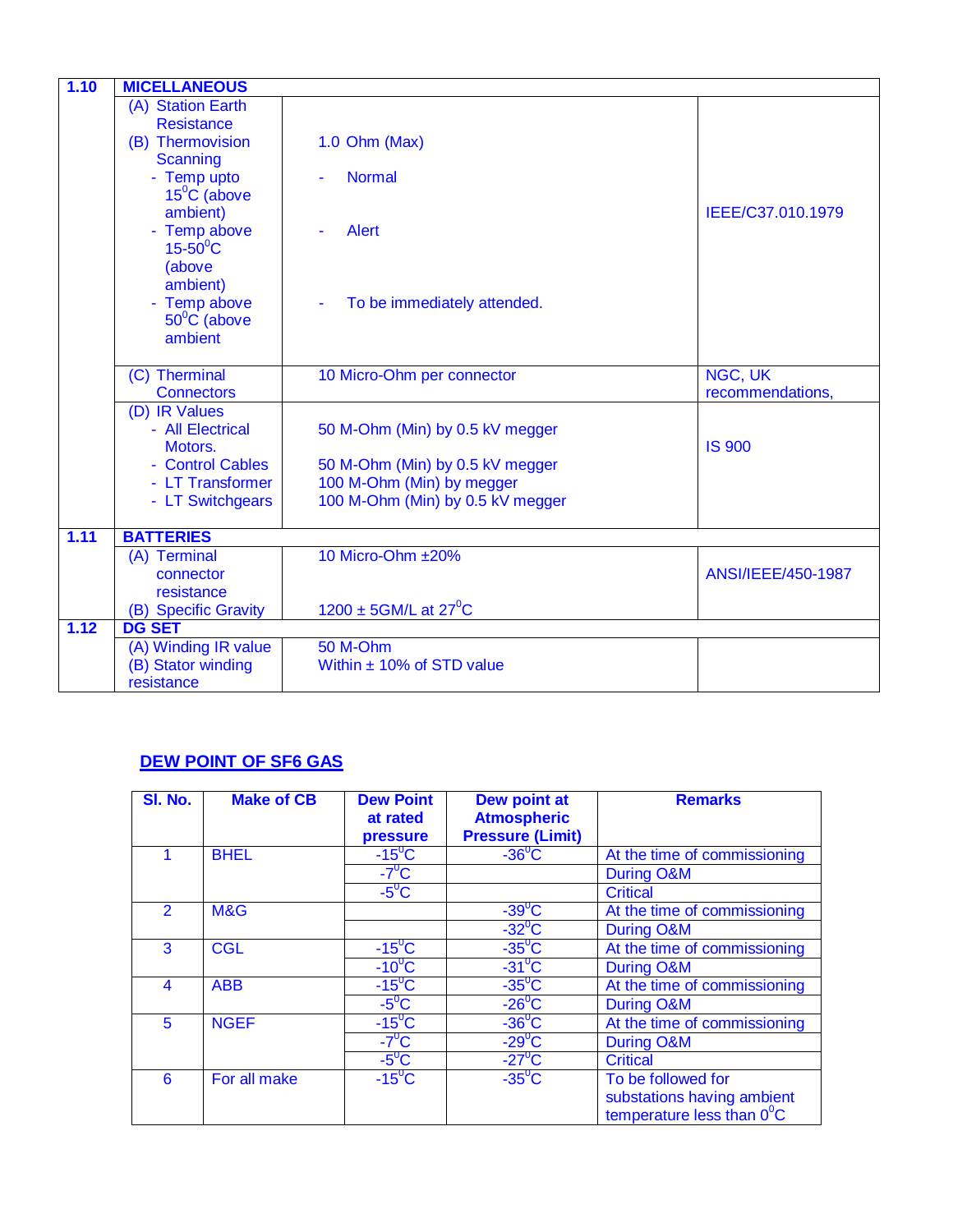| 1.10 | MICELLANEOUS | | |
|---|---|---|---|
| | (A) Station Earth Resistance<br>(B) Thermovision Scanning<br>- Temp upto 15$^0$C (above ambient)<br>- Temp above 15-50$^0$C (above ambient)<br>- Temp above 50$^0$C (above ambient | 1.0 Ohm (Max)<br>- Normal<br>- Alert<br>- To be immediately attended. | IEEE/C37.010.1979 |
| | (C) Therminal Connectors | 10 Micro-Ohm per connector | NGC, UK recommendations, |
| | (D) IR Values<br>- All Electrical Motors.<br>- Control Cables<br>- LT Transformer<br>- LT Switchgears | 50 M-Ohm (Min) by 0.5 kV megger<br>50 M-Ohm (Min) by 0.5 kV megger<br>100 M-Ohm (Min) by megger<br>100 M-Ohm (Min) by 0.5 kV megger | IS 900 |
| 1.11 | BATTERIES | | |
| | (A) Terminal connector resistance<br>(B) Specific Gravity | 10 Micro-Ohm ±20%<br>1200 ± 5GM/L at 27$^0$C | ANSI/IEEE/450-1987 |
| 1.12 | DG SET | | |
| | (A) Winding IR value<br>(B) Stator winding resistance | 50 M-Ohm<br>Within ± 10% of STD value | |

## DEW POINT OF SF6 GAS

| Sl. No. | Make of CB | Dew Point at rated pressure | Dew point at Atmospheric Pressure (Limit) | Remarks |
|---|---|---|---|---|
| 1 | BHEL | -15$^0$C | -36$^0$C | At the time of commissioning |
| | | -7$^0$C | | During O&M |
| | | -5$^0$C | | Critical |
| 2 | M&G | | -39$^0$C | At the time of commissioning |
| | | | -32$^0$C | During O&M |
| 3 | CGL | -15$^0$C | -35$^0$C | At the time of commissioning |
| | | -10$^0$C | -31$^0$C | During O&M |
| 4 | ABB | -15$^0$C | -35$^0$C | At the time of commissioning |
| | | -5$^0$C | -26$^0$C | During O&M |
| 5 | NGEF | -15$^0$C | -36$^0$C | At the time of commissioning |
| | | -7$^0$C | -29$^0$C | During O&M |
| | | -5$^0$C | -27$^0$C | Critical |
| 6 | For all make | -15$^0$C | -35$^0$C | To be followed for substations having ambient temperature less than 0$^0$C |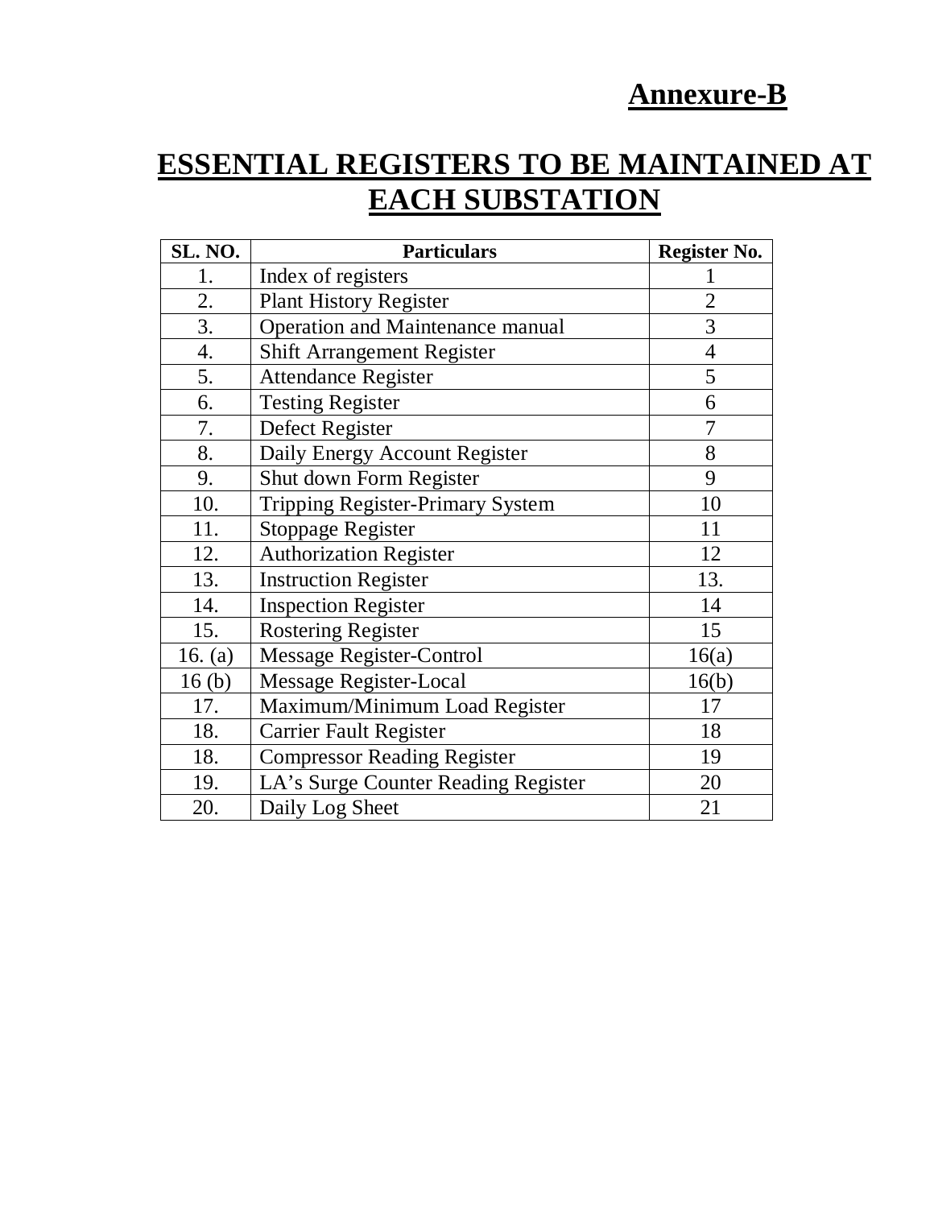**Annexure-B**

# ESSENTIAL REGISTERS TO BE MAINTAINED AT EACH SUBSTATION

| SL. NO. | Particulars | Register No. |
|---|---|---|
| 1. | Index of registers | 1 |
| 2. | Plant History Register | 2 |
| 3. | Operation and Maintenance manual | 3 |
| 4. | Shift Arrangement Register | 4 |
| 5. | Attendance Register | 5 |
| 6. | Testing Register | 6 |
| 7. | Defect Register | 7 |
| 8. | Daily Energy Account Register | 8 |
| 9. | Shut down Form Register | 9 |
| 10. | Tripping Register-Primary System | 10 |
| 11. | Stoppage Register | 11 |
| 12. | Authorization Register | 12 |
| 13. | Instruction Register | 13. |
| 14. | Inspection Register | 14 |
| 15. | Rostering Register | 15 |
| 16. (a) | Message Register-Control | 16(a) |
| 16 (b) | Message Register-Local | 16(b) |
| 17. | Maximum/Minimum Load Register | 17 |
| 18. | Carrier Fault Register | 18 |
| 18. | Compressor Reading Register | 19 |
| 19. | LA's Surge Counter Reading Register | 20 |
| 20. | Daily Log Sheet | 21 |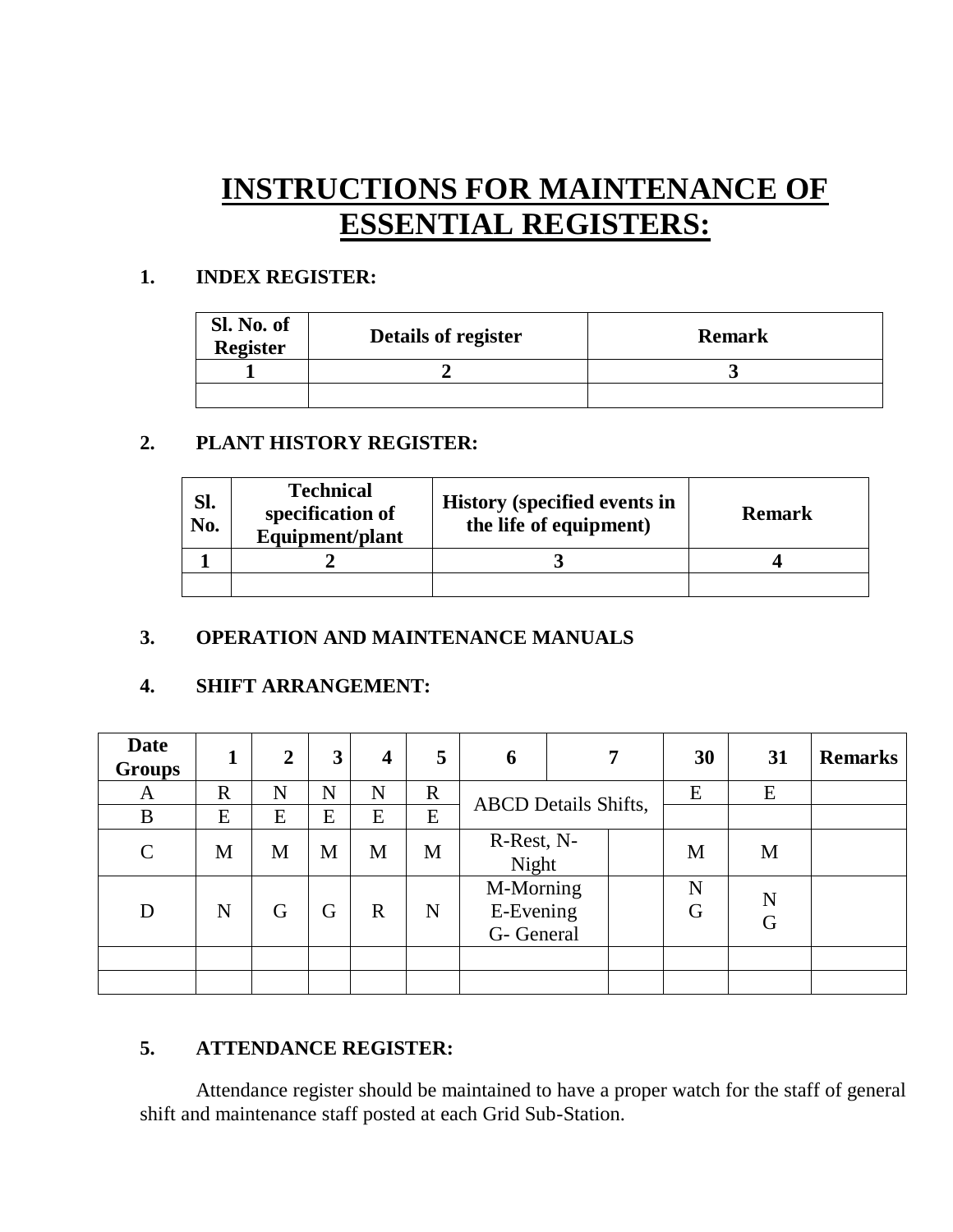# INSTRUCTIONS FOR MAINTENANCE OF ESSENTIAL REGISTERS:

**1. INDEX REGISTER:**

| Sl. No. of Register | Details of register | Remark |
|---|---|---|
| 1 | 2 | 3 |
| | | |

**2. PLANT HISTORY REGISTER:**

| Sl. No. | Technical specification of Equipment/plant | History (specified events in the life of equipment) | Remark |
|---|---|---|---|
| 1 | 2 | 3 | 4 |
| | | | |

**3. OPERATION AND MAINTENANCE MANUALS**

**4. SHIFT ARRANGEMENT:**

| Date Groups | 1 | 2 | 3 | 4 | 5 | 6 | 7 | 30 | 31 | Remarks |
|---|---|---|---|---|---|---|---|---|---|---|
| A | R | N | N | N | R | ABCD Details Shifts, | | E | E | |
| B | E | E | E | E | E | | | | | |
| C | M | M | M | M | M | R-Rest, N-Night | | M | M | |
| D | N | G | G | R | N | M-Morning E-Evening G- General | | N G | N G | |
| | | | | | | | | | | |
| | | | | | | | | | | |

**5. ATTENDANCE REGISTER:**

Attendance register should be maintained to have a proper watch for the staff of general shift and maintenance staff posted at each Grid Sub-Station.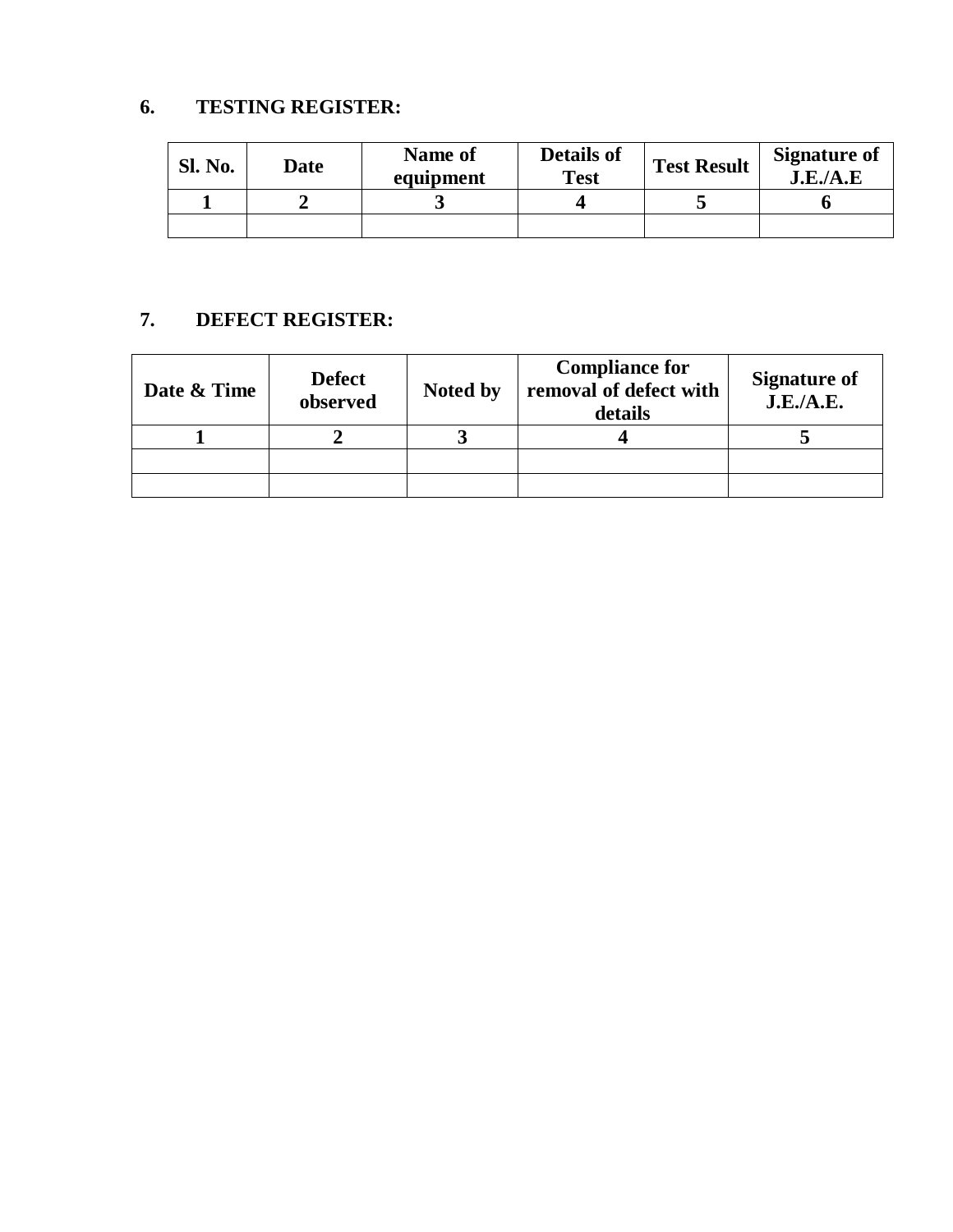## 6. TESTING REGISTER:

| Sl. No. | Date | Name of equipment | Details of Test | Test Result | Signature of J.E./A.E |
|---|---|---|---|---|---|
| 1 | 2 | 3 | 4 | 5 | 6 |
| | | | | | |

## 7. DEFECT REGISTER:

| Date & Time | Defect observed | Noted by | Compliance for removal of defect with details | Signature of J.E./A.E. |
|---|---|---|---|---|
| 1 | 2 | 3 | 4 | 5 |
| | | | | |
| | | | | |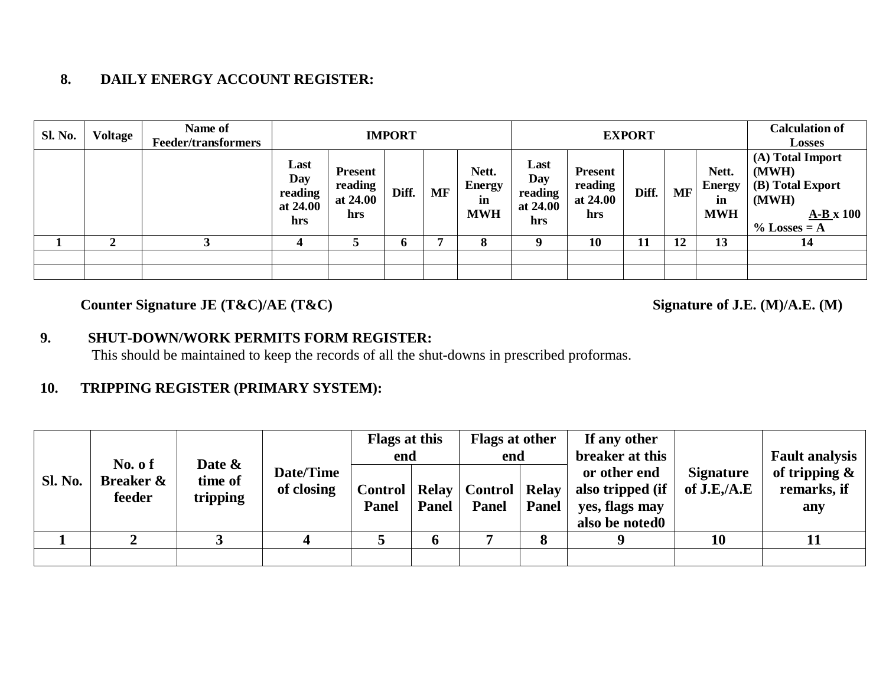## 8. DAILY ENERGY ACCOUNT REGISTER:

| Sl. No. | Voltage | Name of Feeder/transformers | IMPORT | | | | | EXPORT | | | | | Calculation of Losses |
|---|---|---|---|---|---|---|---|---|---|---|---|---|---|
| | | | Last Day reading at 24.00 hrs | Present reading at 24.00 hrs | Diff. | MF | Nett. Energy in MWH | Last Day reading at 24.00 hrs | Present reading at 24.00 hrs | Diff. | MF | Nett. Energy in MWH | (A) Total Import (MWH) (B) Total Export (MWH) A-B x 100 % Losses = A |
| 1 | 2 | 3 | 4 | 5 | 6 | 7 | 8 | 9 | 10 | 11 | 12 | 13 | 14 |
| | | | | | | | | | | | | | |
| | | | | | | | | | | | | | |

**Counter Signature JE (T&C)/AE (T&C)** **Signature of J.E. (M)/A.E. (M)**

## 9. SHUT-DOWN/WORK PERMITS FORM REGISTER:

This should be maintained to keep the records of all the shut-downs in prescribed proformas.

## 10. TRIPPING REGISTER (PRIMARY SYSTEM):

| Sl. No. | No. o f Breaker & feeder | Date & time of tripping | Date/Time of closing | Flags at this end | | Flags at other end | | If any other breaker at this or other end also tripped (if yes, flags may also be noted0 | Signature of J.E,/A.E | Fault analysis of tripping & remarks, if any |
|---|---|---|---|---|---|---|---|---|---|---|
| | | | | Control Panel | Relay Panel | Control Panel | Relay Panel | | | |
| 1 | 2 | 3 | 4 | 5 | 6 | 7 | 8 | 9 | 10 | 11 |
| | | | | | | | | | | |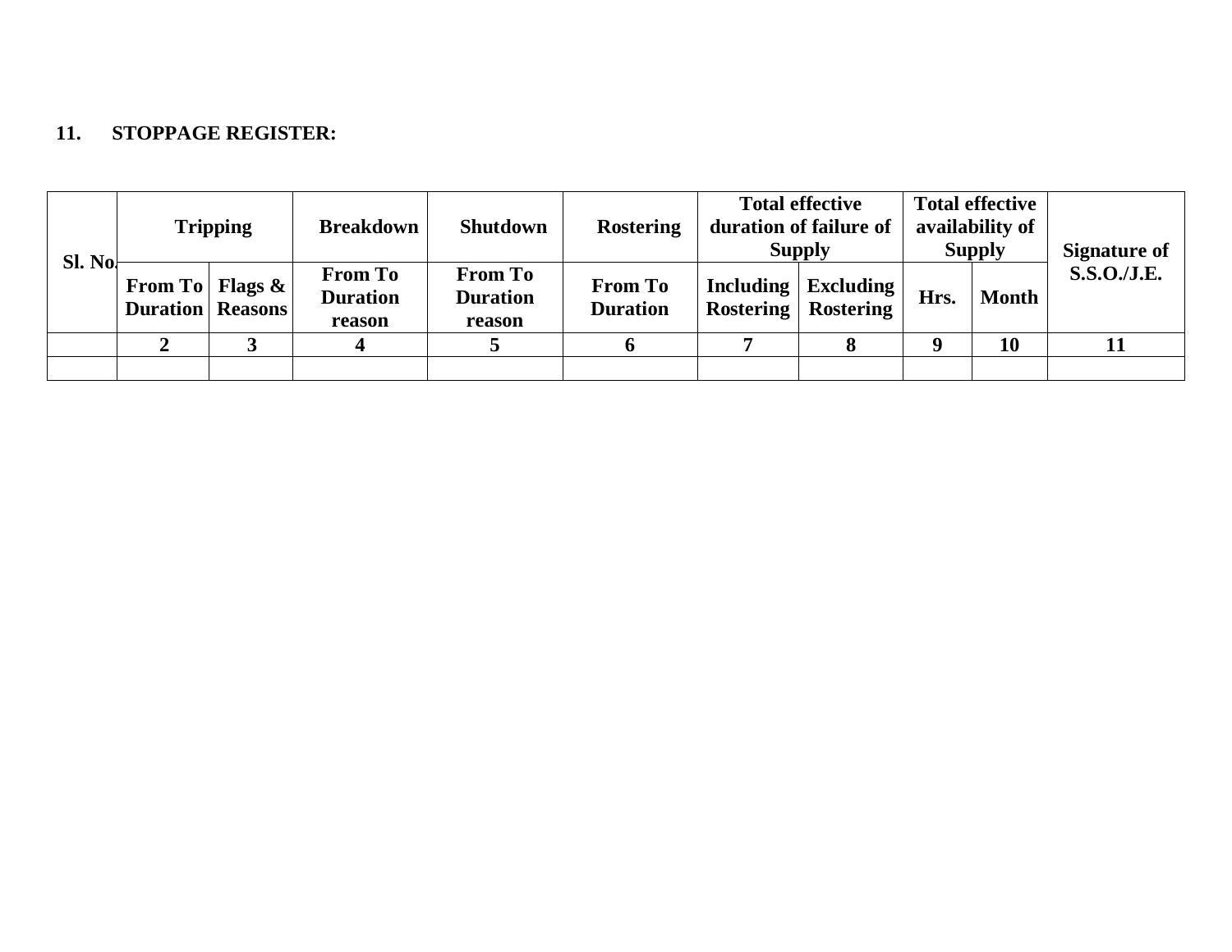## 11. STOPPAGE REGISTER:

| Sl. No. | Tripping | | Breakdown | Shutdown | Rostering | Total effective duration of failure of Supply | | Total effective availability of Supply | | Signature of S.S.O./J.E. |
|---|---|---|---|---|---|---|---|---|---|---|
| | From To Duration | Flags & Reasons | From To Duration reason | From To Duration reason | From To Duration | Including Rostering | Excluding Rostering | Hrs. | Month | |
| | 2 | 3 | 4 | 5 | 6 | 7 | 8 | 9 | 10 | 11 |
| | | | | | | | | | | |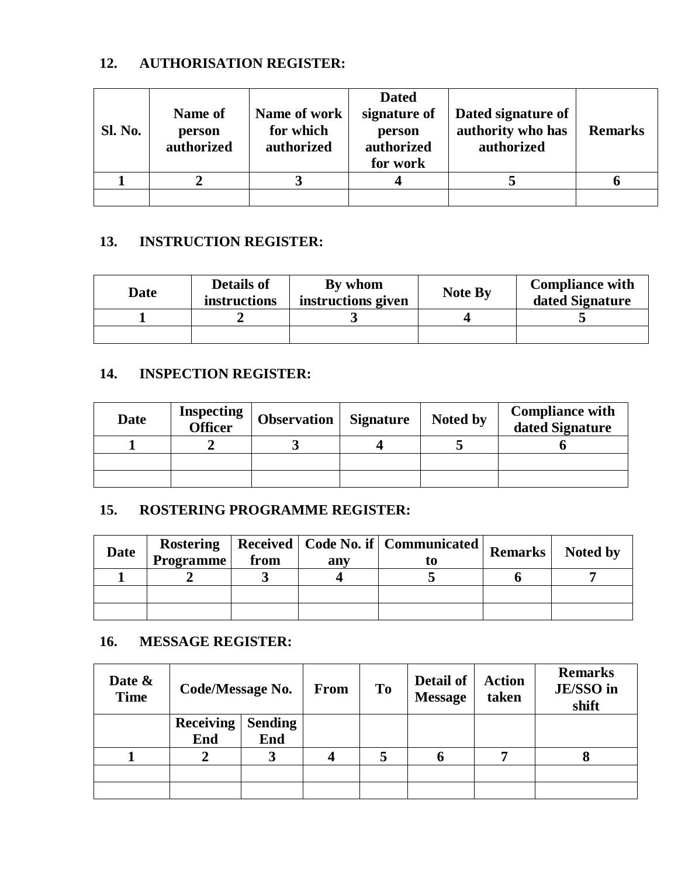**12. AUTHORISATION REGISTER:**

| Sl. No. | Name of person authorized | Name of work for which authorized | Dated signature of person authorized for work | Dated signature of authority who has authorized | Remarks |
|---|---|---|---|---|---|
| 1 | 2 | 3 | 4 | 5 | 6 |
| | | | | | |

**13. INSTRUCTION REGISTER:**

| Date | Details of instructions | By whom instructions given | Note By | Compliance with dated Signature |
|---|---|---|---|---|
| 1 | 2 | 3 | 4 | 5 |
| | | | | |

**14. INSPECTION REGISTER:**

| Date | Inspecting Officer | Observation | Signature | Noted by | Compliance with dated Signature |
|---|---|---|---|---|---|
| 1 | 2 | 3 | 4 | 5 | 6 |
| | | | | | |
| | | | | | |

**15. ROSTERING PROGRAMME REGISTER:**

| Date | Rostering Programme | Received from | Code No. if any | Communicated to | Remarks | Noted by |
|---|---|---|---|---|---|---|
| 1 | 2 | 3 | 4 | 5 | 6 | 7 |
| | | | | | | |
| | | | | | | |

**16. MESSAGE REGISTER:**

| Date & Time | Code/Message No. | | From | To | Detail of Message | Action taken | Remarks JE/SSO in shift |
|---|---|---|---|---|---|---|---|
| | Receiving End | Sending End | | | | | |
| 1 | 2 | 3 | 4 | 5 | 6 | 7 | 8 |
| | | | | | | | |
| | | | | | | | |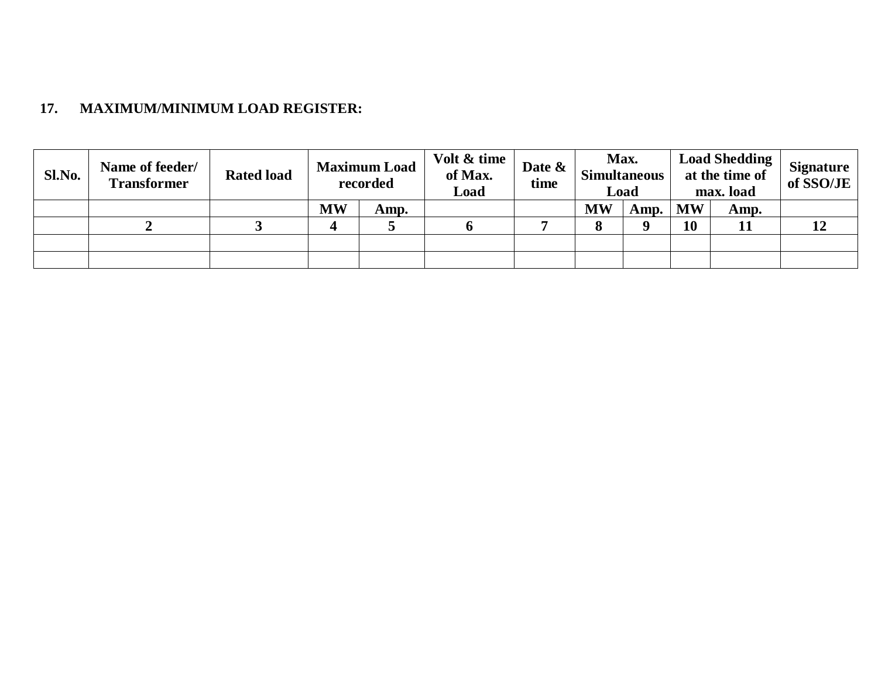**17. MAXIMUM/MINIMUM LOAD REGISTER:**

| Sl.No. | Name of feeder/ Transformer | Rated load | Maximum Load recorded | | Volt & time of Max. Load | Date & time | Max. Simultaneous Load | | Load Shedding at the time of max. load | | Signature of SSO/JE |
|---|---|---|---|---|---|---|---|---|---|---|---|
| | | | MW | Amp. | | | MW | Amp. | MW | Amp. | |
| | 2 | 3 | 4 | 5 | 6 | 7 | 8 | 9 | 10 | 11 | 12 |
| | | | | | | | | | | | |
| | | | | | | | | | | | |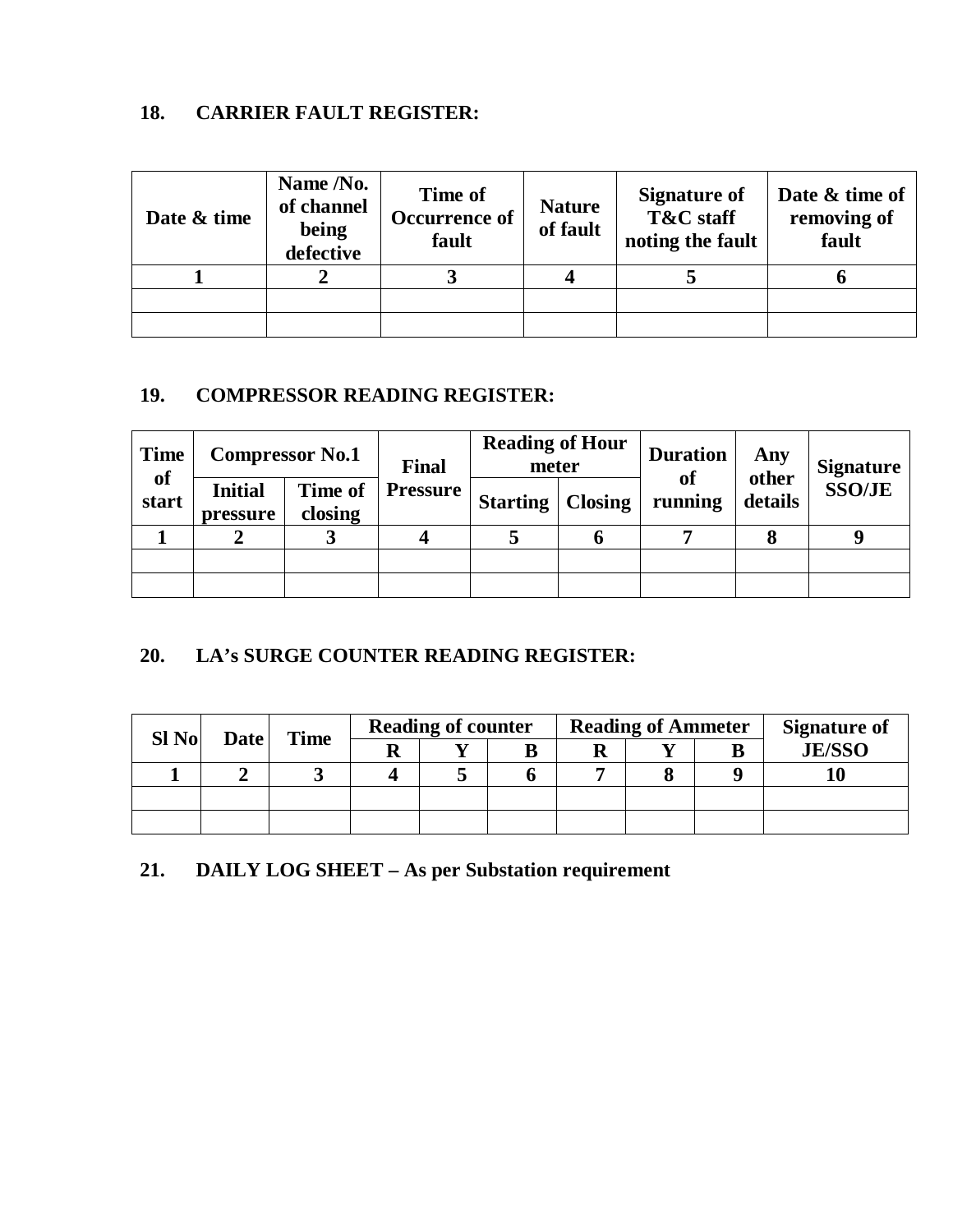## 18. CARRIER FAULT REGISTER:

| Date & time | Name /No. of channel being defective | Time of Occurrence of fault | Nature of fault | Signature of T&C staff noting the fault | Date & time of removing of fault |
|---|---|---|---|---|---|
| 1 | 2 | 3 | 4 | 5 | 6 |
| | | | | | |
| | | | | | |

## 19. COMPRESSOR READING REGISTER:

| Time of start | Compressor No.1 | | Final Pressure | Reading of Hour meter | | Duration of running | Any other details | Signature SSO/JE |
|---|---|---|---|---|---|---|---|---|
| | Initial pressure | Time of closing | | Starting | Closing | | | |
| 1 | 2 | 3 | 4 | 5 | 6 | 7 | 8 | 9 |
| | | | | | | | | |
| | | | | | | | | |

## 20. LA's SURGE COUNTER READING REGISTER:

| Sl No | Date | Time | Reading of counter | | | Reading of Ammeter | | | Signature of JE/SSO |
|---|---|---|---|---|---|---|---|---|---|
| | | | R | Y | B | R | Y | B | |
| 1 | 2 | 3 | 4 | 5 | 6 | 7 | 8 | 9 | 10 |
| | | | | | | | | | |
| | | | | | | | | | |

## 21. DAILY LOG SHEET – As per Substation requirement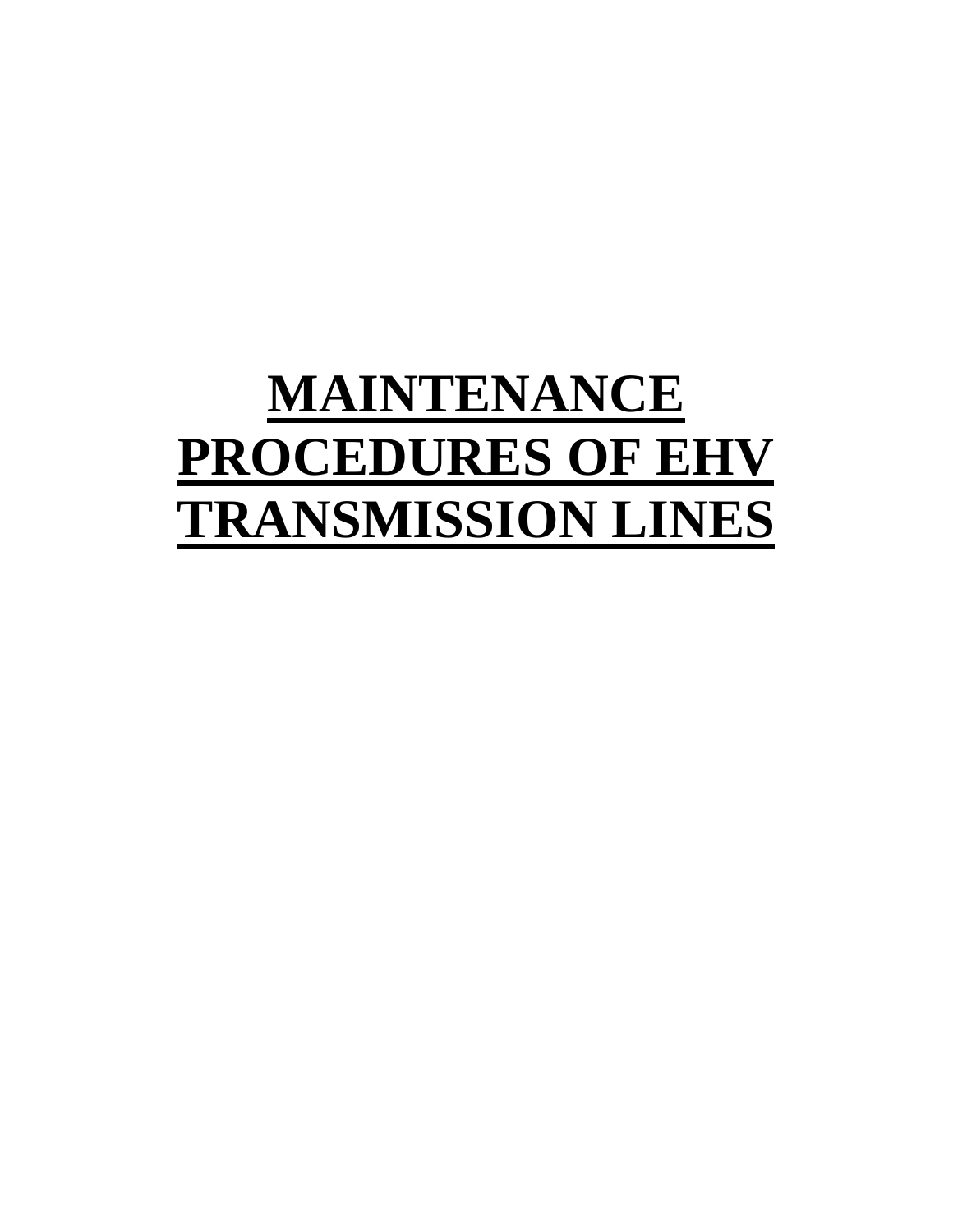# **MAINTENANCE PROCEDURES OF EHV TRANSMISSION LINES**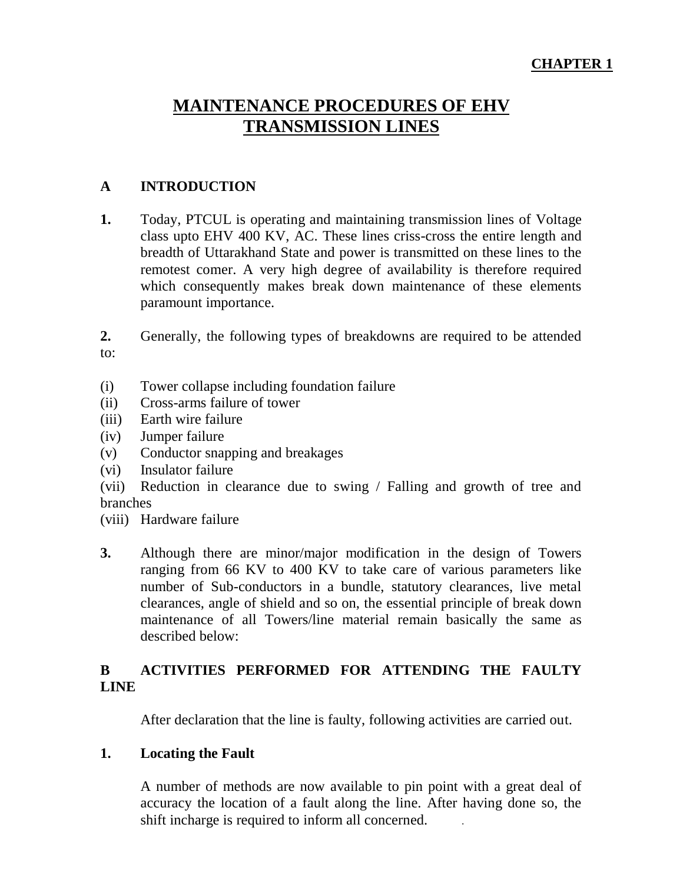**CHAPTER 1**

# MAINTENANCE PROCEDURES OF EHV TRANSMISSION LINES

## A INTRODUCTION

**1.** Today, PTCUL is operating and maintaining transmission lines of Voltage class upto EHV 400 KV, AC. These lines criss-cross the entire length and breadth of Uttarakhand State and power is transmitted on these lines to the remotest comer. A very high degree of availability is therefore required which consequently makes break down maintenance of these elements paramount importance.

**2.** Generally, the following types of breakdowns are required to be attended to:

(i) Tower collapse including foundation failure
(ii) Cross-arms failure of tower
(iii) Earth wire failure
(iv) Jumper failure
(v) Conductor snapping and breakages
(vi) Insulator failure
(vii) Reduction in clearance due to swing / Falling and growth of tree and branches
(viii) Hardware failure

**3.** Although there are minor/major modification in the design of Towers ranging from 66 KV to 400 KV to take care of various parameters like number of Sub-conductors in a bundle, statutory clearances, live metal clearances, angle of shield and so on, the essential principle of break down maintenance of all Towers/line material remain basically the same as described below:

## B ACTIVITIES PERFORMED FOR ATTENDING THE FAULTY LINE

After declaration that the line is faulty, following activities are carried out.

### 1. Locating the Fault

A number of methods are now available to pin point with a great deal of accuracy the location of a fault along the line. After having done so, the shift incharge is required to inform all concerned.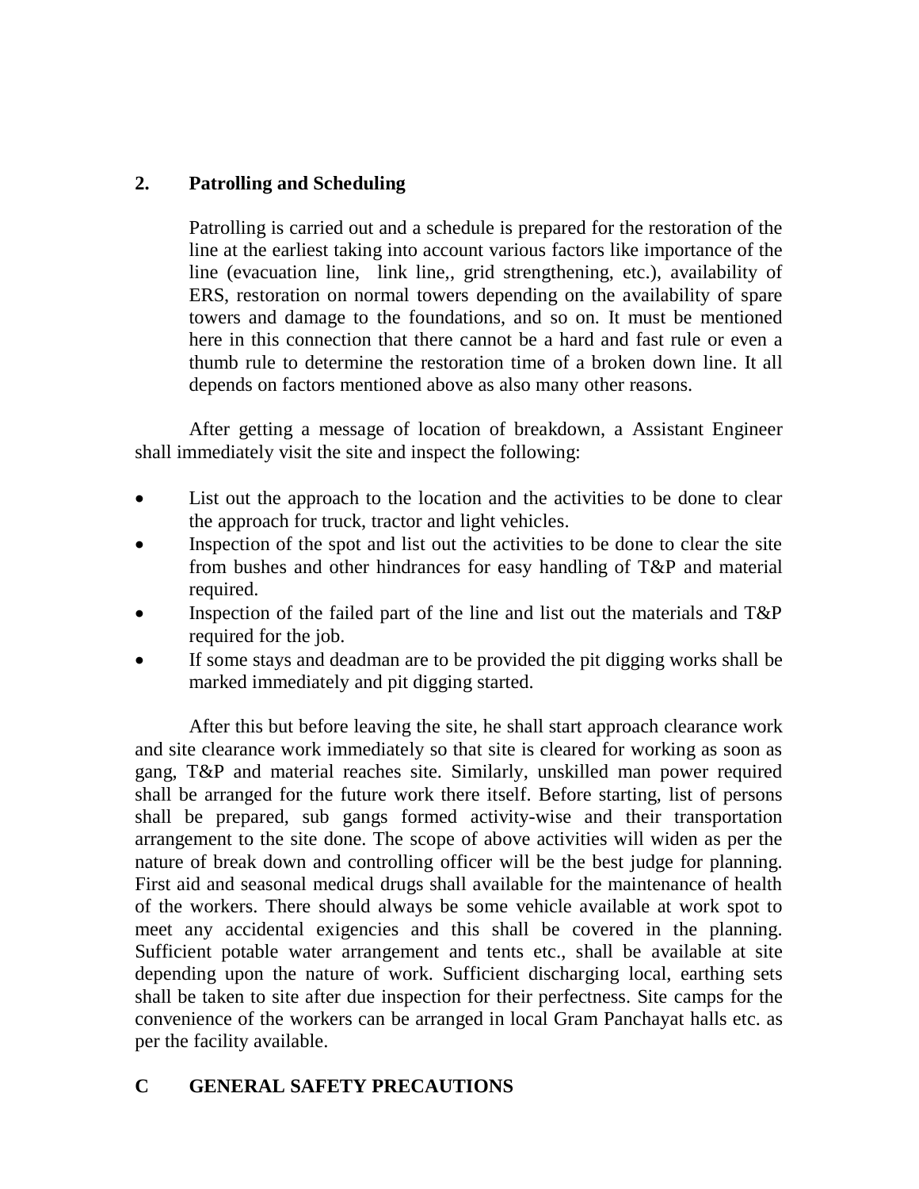## 2. Patrolling and Scheduling

Patrolling is carried out and a schedule is prepared for the restoration of the line at the earliest taking into account various factors like importance of the line (evacuation line, link line,, grid strengthening, etc.), availability of ERS, restoration on normal towers depending on the availability of spare towers and damage to the foundations, and so on. It must be mentioned here in this connection that there cannot be a hard and fast rule or even a thumb rule to determine the restoration time of a broken down line. It all depends on factors mentioned above as also many other reasons.

After getting a message of location of breakdown, a Assistant Engineer shall immediately visit the site and inspect the following:

- List out the approach to the location and the activities to be done to clear the approach for truck, tractor and light vehicles.
- Inspection of the spot and list out the activities to be done to clear the site from bushes and other hindrances for easy handling of T&P and material required.
- Inspection of the failed part of the line and list out the materials and T&P required for the job.
- If some stays and deadman are to be provided the pit digging works shall be marked immediately and pit digging started.

After this but before leaving the site, he shall start approach clearance work and site clearance work immediately so that site is cleared for working as soon as gang, T&P and material reaches site. Similarly, unskilled man power required shall be arranged for the future work there itself. Before starting, list of persons shall be prepared, sub gangs formed activity-wise and their transportation arrangement to the site done. The scope of above activities will widen as per the nature of break down and controlling officer will be the best judge for planning. First aid and seasonal medical drugs shall available for the maintenance of health of the workers. There should always be some vehicle available at work spot to meet any accidental exigencies and this shall be covered in the planning. Sufficient potable water arrangement and tents etc., shall be available at site depending upon the nature of work. Sufficient discharging local, earthing sets shall be taken to site after due inspection for their perfectness. Site camps for the convenience of the workers can be arranged in local Gram Panchayat halls etc. as per the facility available.

# C GENERAL SAFETY PRECAUTIONS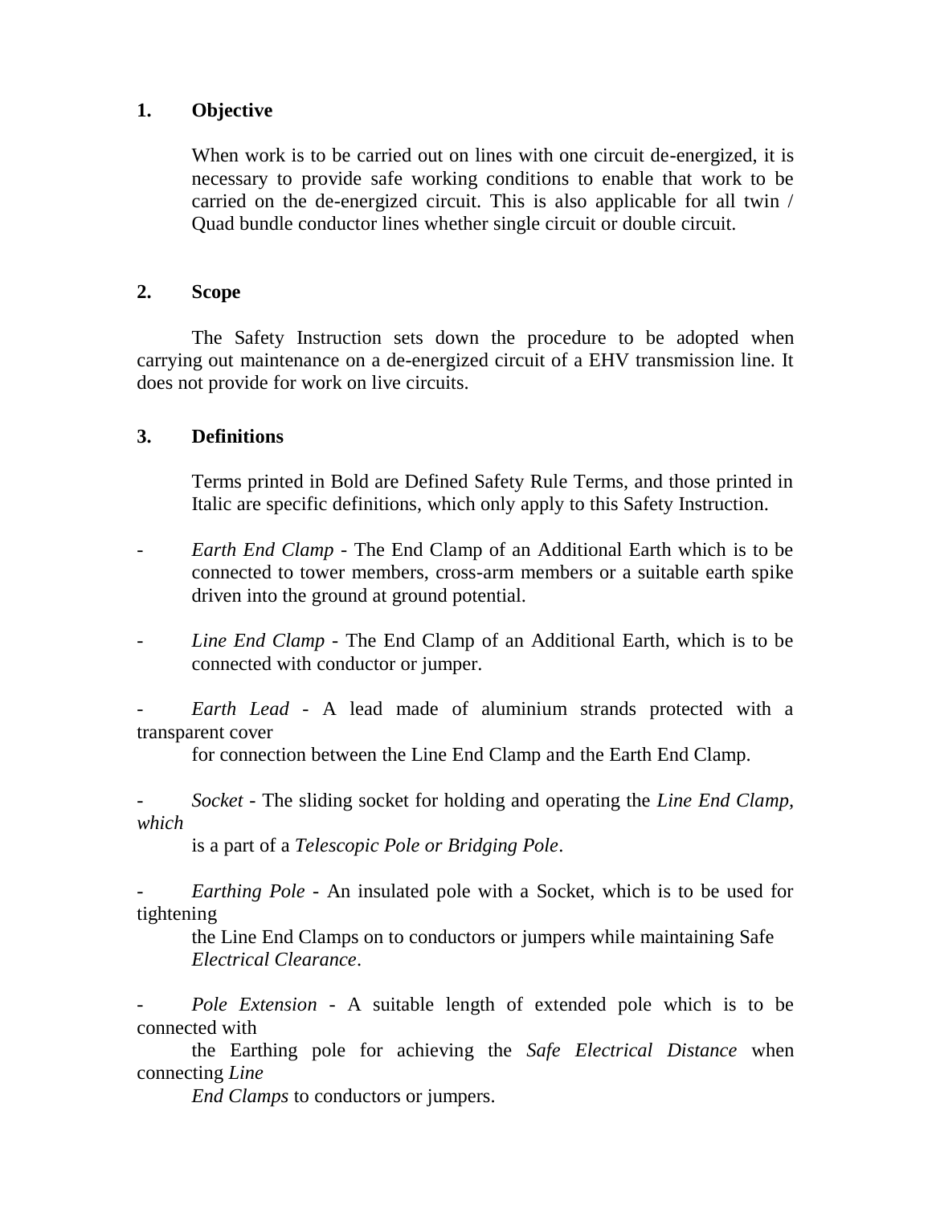## 1. Objective

When work is to be carried out on lines with one circuit de-energized, it is necessary to provide safe working conditions to enable that work to be carried on the de-energized circuit. This is also applicable for all twin / Quad bundle conductor lines whether single circuit or double circuit.

## 2. Scope

The Safety Instruction sets down the procedure to be adopted when carrying out maintenance on a de-energized circuit of a EHV transmission line. It does not provide for work on live circuits.

## 3. Definitions

Terms printed in Bold are Defined Safety Rule Terms, and those printed in Italic are specific definitions, which only apply to this Safety Instruction.

- *Earth End Clamp* - The End Clamp of an Additional Earth which is to be connected to tower members, cross-arm members or a suitable earth spike driven into the ground at ground potential.

- *Line End Clamp* - The End Clamp of an Additional Earth, which is to be connected with conductor or jumper.

- *Earth Lead* - A lead made of aluminium strands protected with a transparent cover for connection between the Line End Clamp and the Earth End Clamp.

- *Socket* - The sliding socket for holding and operating the *Line End Clamp, which* is a part of a *Telescopic Pole or Bridging Pole*.

- *Earthing Pole* - An insulated pole with a Socket, which is to be used for tightening the Line End Clamps on to conductors or jumpers while maintaining Safe *Electrical Clearance*.

- *Pole Extension* - A suitable length of extended pole which is to be connected with the Earthing pole for achieving the *Safe Electrical Distance* when connecting *Line End Clamps* to conductors or jumpers.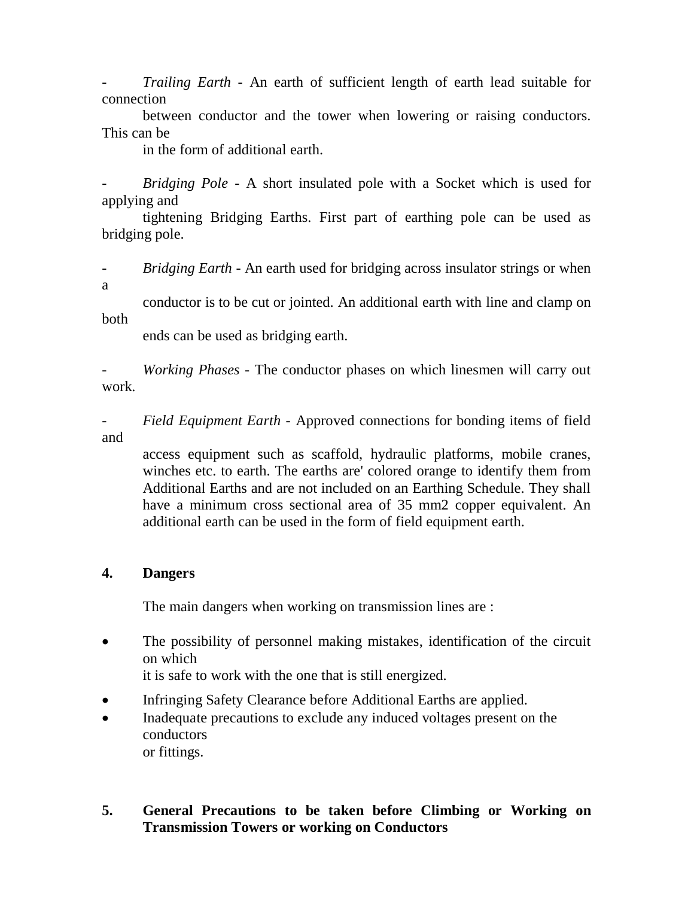- *Trailing Earth* - An earth of sufficient length of earth lead suitable for connection between conductor and the tower when lowering or raising conductors. This can be in the form of additional earth.

- *Bridging Pole* - A short insulated pole with a Socket which is used for applying and tightening Bridging Earths. First part of earthing pole can be used as bridging pole.

- *Bridging Earth* - An earth used for bridging across insulator strings or when a conductor is to be cut or jointed. An additional earth with line and clamp on both ends can be used as bridging earth.

- *Working Phases* - The conductor phases on which linesmen will carry out work.

- *Field Equipment Earth* - Approved connections for bonding items of field and access equipment such as scaffold, hydraulic platforms, mobile cranes, winches etc. to earth. The earths are' colored orange to identify them from Additional Earths and are not included on an Earthing Schedule. They shall have a minimum cross sectional area of 35 mm2 copper equivalent. An additional earth can be used in the form of field equipment earth.

## 4. Dangers

The main dangers when working on transmission lines are :

- The possibility of personnel making mistakes, identification of the circuit on which it is safe to work with the one that is still energized.
- Infringing Safety Clearance before Additional Earths are applied.
- Inadequate precautions to exclude any induced voltages present on the conductors or fittings.

## 5. General Precautions to be taken before Climbing or Working on Transmission Towers or working on Conductors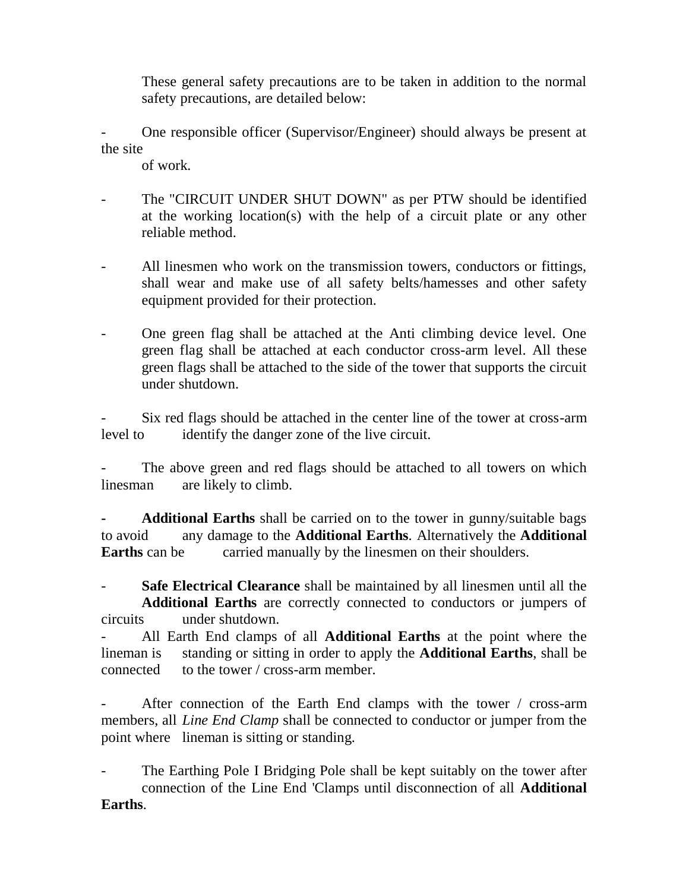These general safety precautions are to be taken in addition to the normal safety precautions, are detailed below:

- One responsible officer (Supervisor/Engineer) should always be present at the site of work.

- The "CIRCUIT UNDER SHUT DOWN" as per PTW should be identified at the working location(s) with the help of a circuit plate or any other reliable method.

- All linesmen who work on the transmission towers, conductors or fittings, shall wear and make use of all safety belts/hamesses and other safety equipment provided for their protection.

- One green flag shall be attached at the Anti climbing device level. One green flag shall be attached at each conductor cross-arm level. All these green flags shall be attached to the side of the tower that supports the circuit under shutdown.

- Six red flags should be attached in the center line of the tower at cross-arm level to identify the danger zone of the live circuit.

- The above green and red flags should be attached to all towers on which linesman are likely to climb.

- **Additional Earths** shall be carried on to the tower in gunny/suitable bags to avoid any damage to the **Additional Earths**. Alternatively the **Additional Earths** can be carried manually by the linesmen on their shoulders.

- **Safe Electrical Clearance** shall be maintained by all linesmen until all the **Additional Earths** are correctly connected to conductors or jumpers of circuits under shutdown.

- All Earth End clamps of all **Additional Earths** at the point where the lineman is standing or sitting in order to apply the **Additional Earths**, shall be connected to the tower / cross-arm member.

- After connection of the Earth End clamps with the tower / cross-arm members, all *Line End Clamp* shall be connected to conductor or jumper from the point where lineman is sitting or standing.

- The Earthing Pole I Bridging Pole shall be kept suitably on the tower after connection of the Line End 'Clamps until disconnection of all **Additional Earths**.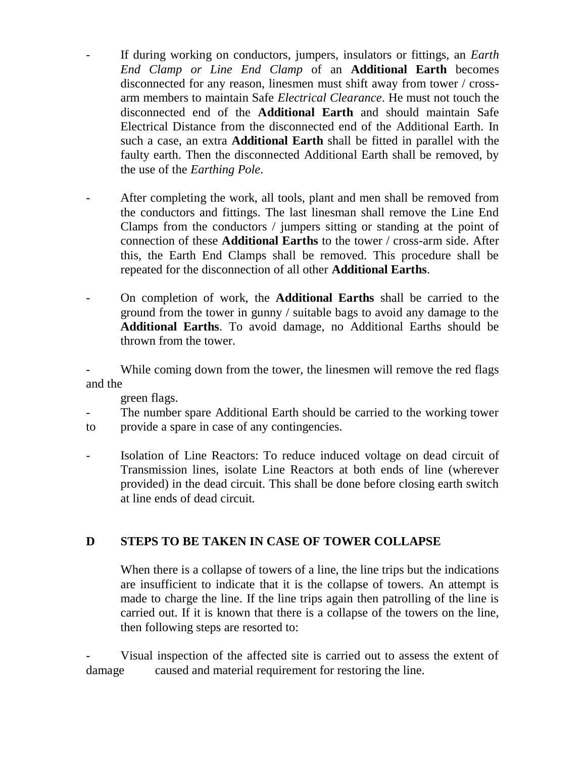- If during working on conductors, jumpers, insulators or fittings, an *Earth End Clamp or Line End Clamp* of an **Additional Earth** becomes disconnected for any reason, linesmen must shift away from tower / cross-arm members to maintain Safe *Electrical Clearance*. He must not touch the disconnected end of the **Additional Earth** and should maintain Safe Electrical Distance from the disconnected end of the Additional Earth. In such a case, an extra **Additional Earth** shall be fitted in parallel with the faulty earth. Then the disconnected Additional Earth shall be removed, by the use of the *Earthing Pole*.

- After completing the work, all tools, plant and men shall be removed from the conductors and fittings. The last linesman shall remove the Line End Clamps from the conductors / jumpers sitting or standing at the point of connection of these **Additional Earths** to the tower / cross-arm side. After this, the Earth End Clamps shall be removed. This procedure shall be repeated for the disconnection of all other **Additional Earths**.

- On completion of work, the **Additional Earths** shall be carried to the ground from the tower in gunny / suitable bags to avoid any damage to the **Additional Earths**. To avoid damage, no Additional Earths should be thrown from the tower.

- While coming down from the tower, the linesmen will remove the red flags and the green flags.

- The number spare Additional Earth should be carried to the working tower to provide a spare in case of any contingencies.

- Isolation of Line Reactors: To reduce induced voltage on dead circuit of Transmission lines, isolate Line Reactors at both ends of line (wherever provided) in the dead circuit. This shall be done before closing earth switch at line ends of dead circuit.

## D STEPS TO BE TAKEN IN CASE OF TOWER COLLAPSE

When there is a collapse of towers of a line, the line trips but the indications are insufficient to indicate that it is the collapse of towers. An attempt is made to charge the line. If the line trips again then patrolling of the line is carried out. If it is known that there is a collapse of the towers on the line, then following steps are resorted to:

- Visual inspection of the affected site is carried out to assess the extent of damage caused and material requirement for restoring the line.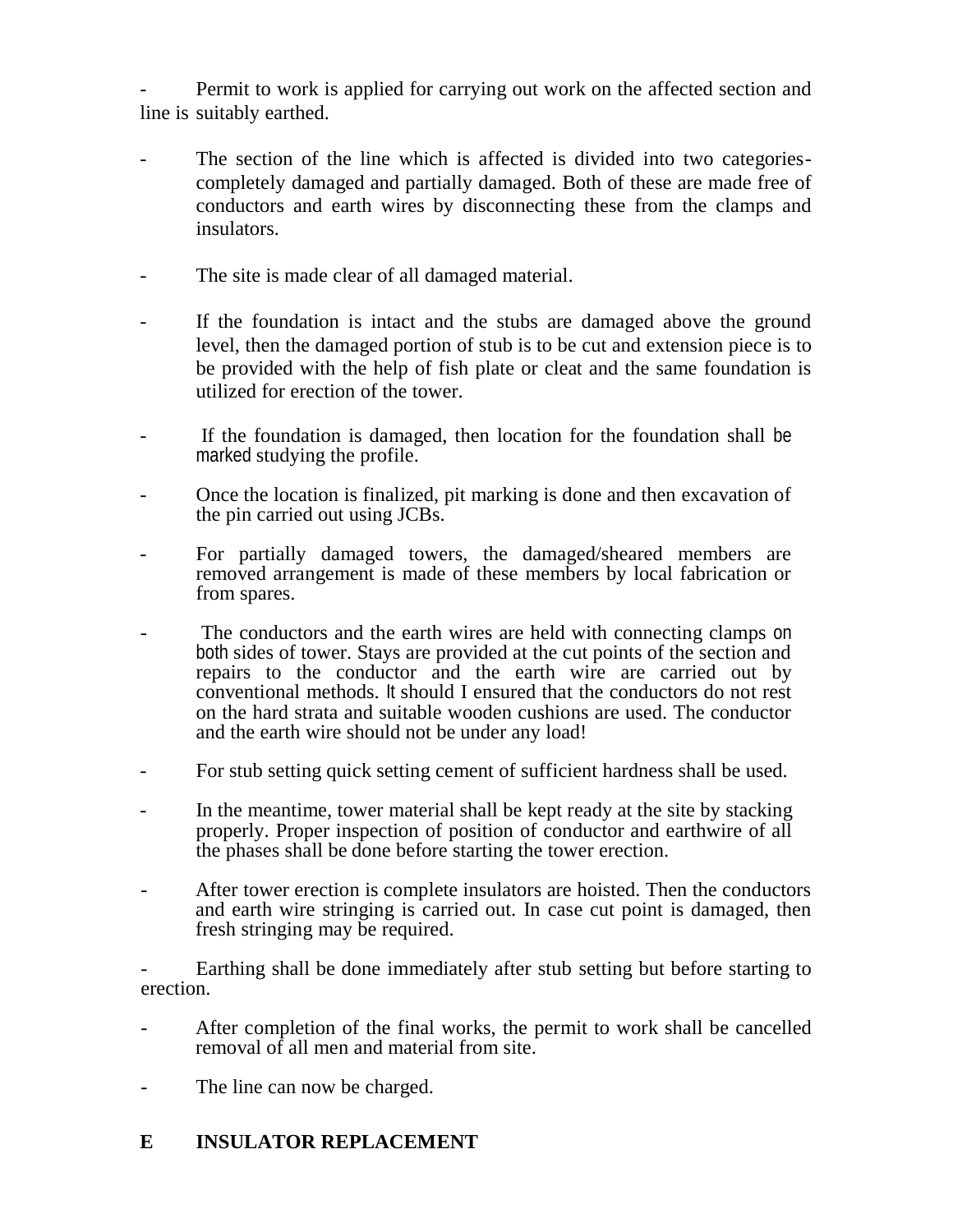- Permit to work is applied for carrying out work on the affected section and line is suitably earthed.

- The section of the line which is affected is divided into two categories- completely damaged and partially damaged. Both of these are made free of conductors and earth wires by disconnecting these from the clamps and insulators.

- The site is made clear of all damaged material.

- If the foundation is intact and the stubs are damaged above the ground level, then the damaged portion of stub is to be cut and extension piece is to be provided with the help of fish plate or cleat and the same foundation is utilized for erection of the tower.

- If the foundation is damaged, then location for the foundation shall be marked studying the profile.

- Once the location is finalized, pit marking is done and then excavation of the pin carried out using JCBs.

- For partially damaged towers, the damaged/sheared members are removed arrangement is made of these members by local fabrication or from spares.

- The conductors and the earth wires are held with connecting clamps on both sides of tower. Stays are provided at the cut points of the section and repairs to the conductor and the earth wire are carried out by conventional methods. It should I ensured that the conductors do not rest on the hard strata and suitable wooden cushions are used. The conductor and the earth wire should not be under any load!

- For stub setting quick setting cement of sufficient hardness shall be used.

- In the meantime, tower material shall be kept ready at the site by stacking properly. Proper inspection of position of conductor and earthwire of all the phases shall be done before starting the tower erection.

- After tower erection is complete insulators are hoisted. Then the conductors and earth wire stringing is carried out. In case cut point is damaged, then fresh stringing may be required.

- Earthing shall be done immediately after stub setting but before starting to erection.

- After completion of the final works, the permit to work shall be cancelled removal of all men and material from site.

- The line can now be charged.

## E INSULATOR REPLACEMENT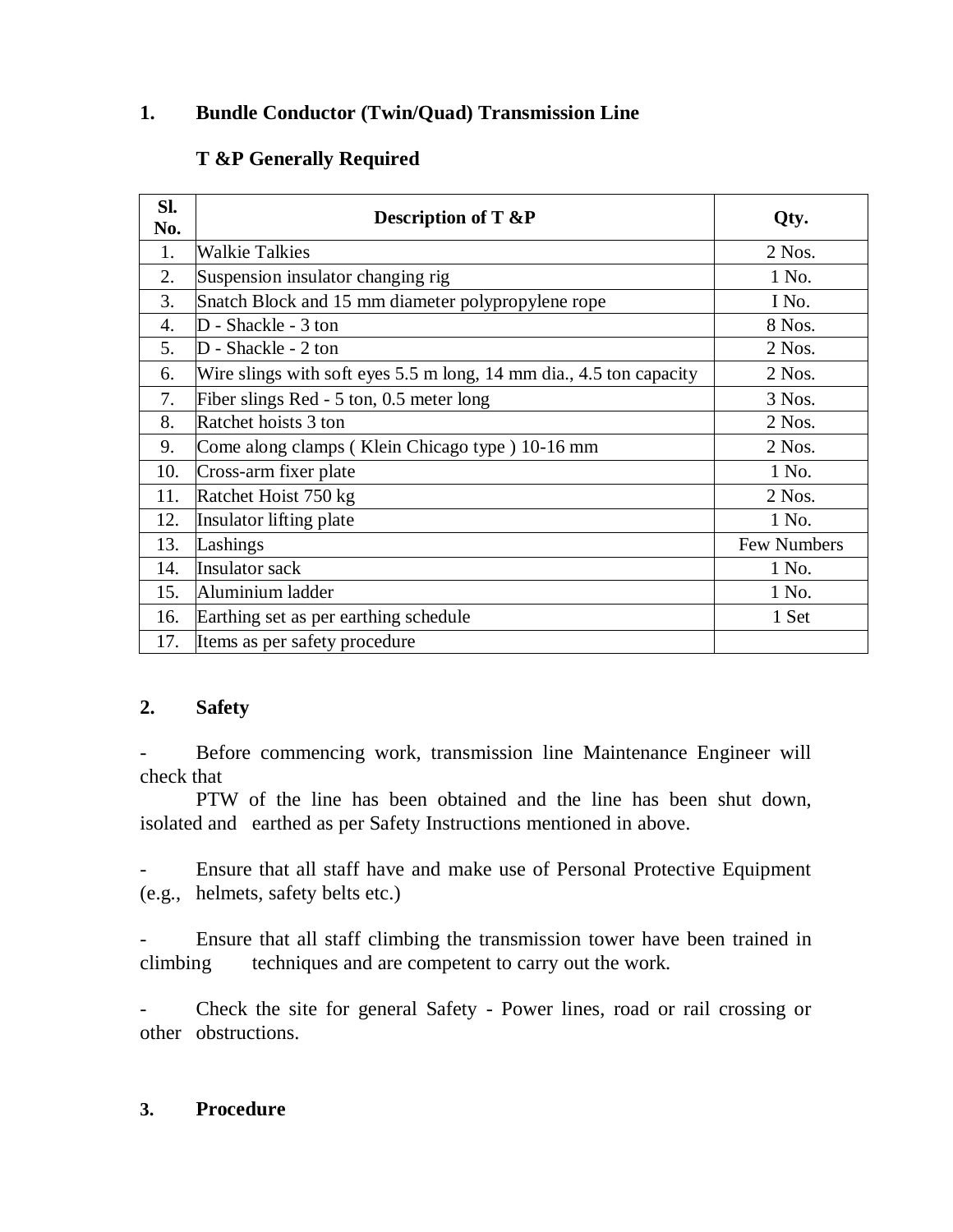## 1. Bundle Conductor (Twin/Quad) Transmission Line

### T &P Generally Required

| Sl. No. | Description of T &P | Qty. |
|---|---|---|
| 1. | Walkie Talkies | 2 Nos. |
| 2. | Suspension insulator changing rig | 1 No. |
| 3. | Snatch Block and 15 mm diameter polypropylene rope | I No. |
| 4. | D - Shackle - 3 ton | 8 Nos. |
| 5. | D - Shackle - 2 ton | 2 Nos. |
| 6. | Wire slings with soft eyes 5.5 m long, 14 mm dia., 4.5 ton capacity | 2 Nos. |
| 7. | Fiber slings Red - 5 ton, 0.5 meter long | 3 Nos. |
| 8. | Ratchet hoists 3 ton | 2 Nos. |
| 9. | Come along clamps ( Klein Chicago type ) 10-16 mm | 2 Nos. |
| 10. | Cross-arm fixer plate | 1 No. |
| 11. | Ratchet Hoist 750 kg | 2 Nos. |
| 12. | Insulator lifting plate | 1 No. |
| 13. | Lashings | Few Numbers |
| 14. | Insulator sack | 1 No. |
| 15. | Aluminium ladder | 1 No. |
| 16. | Earthing set as per earthing schedule | 1 Set |
| 17. | Items as per safety procedure | |

## 2. Safety

- Before commencing work, transmission line Maintenance Engineer will check that PTW of the line has been obtained and the line has been shut down, isolated and earthed as per Safety Instructions mentioned in above.

- Ensure that all staff have and make use of Personal Protective Equipment (e.g., helmets, safety belts etc.)

- Ensure that all staff climbing the transmission tower have been trained in climbing techniques and are competent to carry out the work.

- Check the site for general Safety - Power lines, road or rail crossing or other obstructions.

## 3. Procedure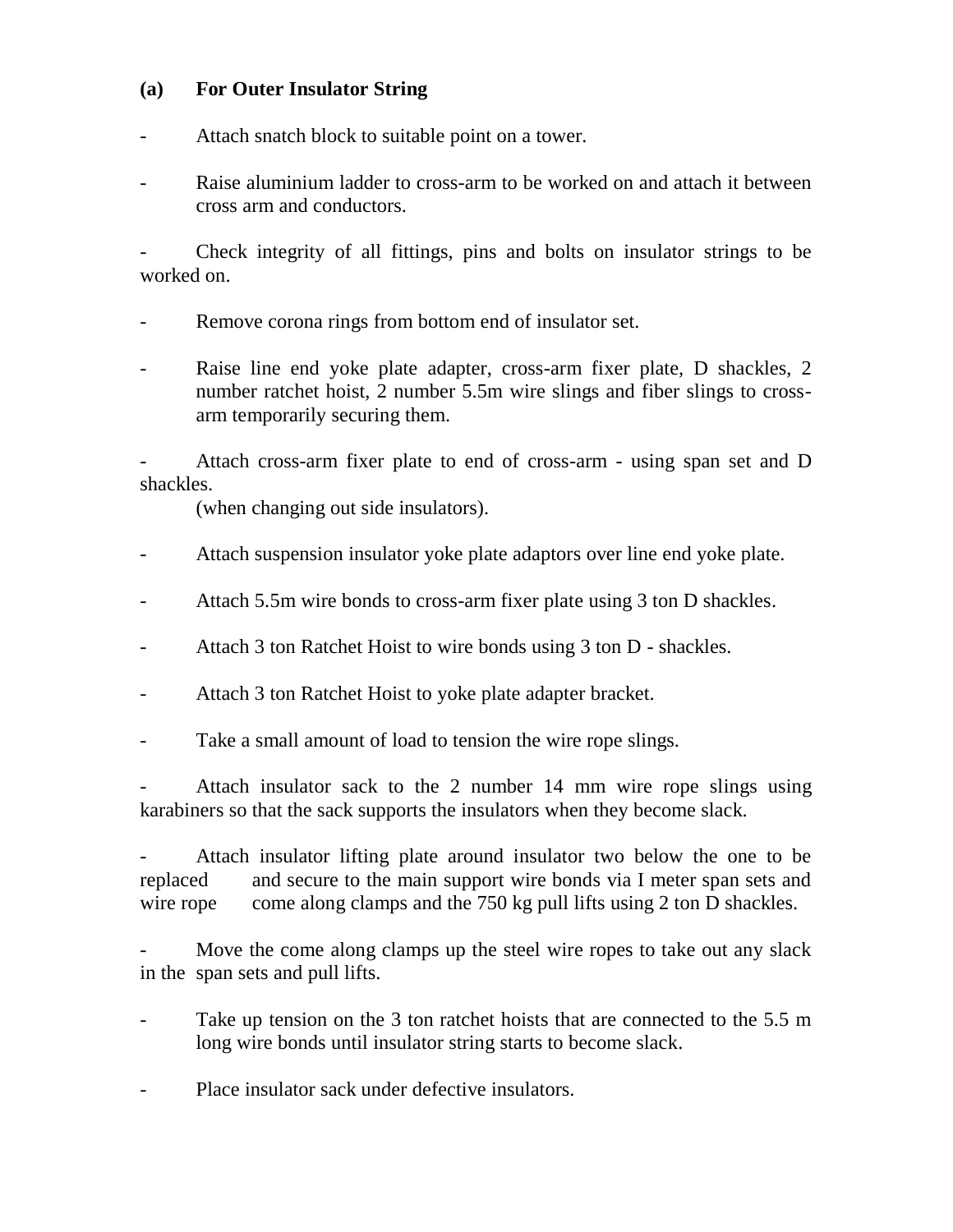**(a) For Outer Insulator String**

- Attach snatch block to suitable point on a tower.
- Raise aluminium ladder to cross-arm to be worked on and attach it between cross arm and conductors.
- Check integrity of all fittings, pins and bolts on insulator strings to be worked on.
- Remove corona rings from bottom end of insulator set.
- Raise line end yoke plate adapter, cross-arm fixer plate, D shackles, 2 number ratchet hoist, 2 number 5.5m wire slings and fiber slings to cross-arm temporarily securing them.
- Attach cross-arm fixer plate to end of cross-arm - using span set and D shackles.
  (when changing out side insulators).
- Attach suspension insulator yoke plate adaptors over line end yoke plate.
- Attach 5.5m wire bonds to cross-arm fixer plate using 3 ton D shackles.
- Attach 3 ton Ratchet Hoist to wire bonds using 3 ton D - shackles.
- Attach 3 ton Ratchet Hoist to yoke plate adapter bracket.
- Take a small amount of load to tension the wire rope slings.
- Attach insulator sack to the 2 number 14 mm wire rope slings using karabiners so that the sack supports the insulators when they become slack.
- Attach insulator lifting plate around insulator two below the one to be replaced and secure to the main support wire bonds via I meter span sets and wire rope come along clamps and the 750 kg pull lifts using 2 ton D shackles.
- Move the come along clamps up the steel wire ropes to take out any slack in the span sets and pull lifts.
- Take up tension on the 3 ton ratchet hoists that are connected to the 5.5 m long wire bonds until insulator string starts to become slack.
- Place insulator sack under defective insulators.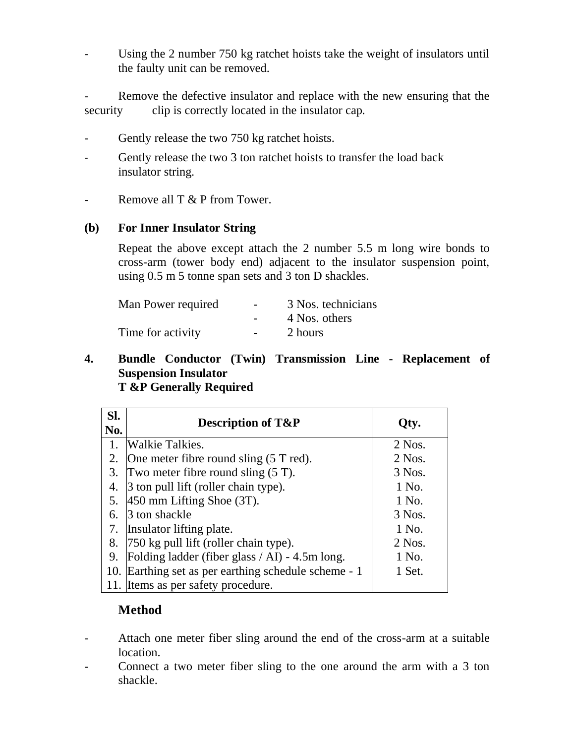- Using the 2 number 750 kg ratchet hoists take the weight of insulators until the faulty unit can be removed.

- Remove the defective insulator and replace with the new ensuring that the security clip is correctly located in the insulator cap.

- Gently release the two 750 kg ratchet hoists.
- Gently release the two 3 ton ratchet hoists to transfer the load back insulator string.

- Remove all T & P from Tower.

**(b) For Inner Insulator String**

Repeat the above except attach the 2 number 5.5 m long wire bonds to cross-arm (tower body end) adjacent to the insulator suspension point, using 0.5 m 5 tonne span sets and 3 ton D shackles.

| | | |
|---|---|---|
| Man Power required | - | 3 Nos. technicians |
| | - | 4 Nos. others |
| Time for activity | - | 2 hours |

**4. Bundle Conductor (Twin) Transmission Line - Replacement of Suspension Insulator**
**T &P Generally Required**

| Sl. No. | Description of T&P | Qty. |
|---|---|---|
| 1. | Walkie Talkies. | 2 Nos. |
| 2. | One meter fibre round sling (5 T red). | 2 Nos. |
| 3. | Two meter fibre round sling (5 T). | 3 Nos. |
| 4. | 3 ton pull lift (roller chain type). | 1 No. |
| 5. | 450 mm Lifting Shoe (3T). | 1 No. |
| 6. | 3 ton shackle | 3 Nos. |
| 7. | Insulator lifting plate. | 1 No. |
| 8. | 750 kg pull lift (roller chain type). | 2 Nos. |
| 9. | Folding ladder (fiber glass / Al) - 4.5m long. | 1 No. |
| 10. | Earthing set as per earthing schedule scheme - 1 | 1 Set. |
| 11. | Items as per safety procedure. | |

**Method**

- Attach one meter fiber sling around the end of the cross-arm at a suitable location.
- Connect a two meter fiber sling to the one around the arm with a 3 ton shackle.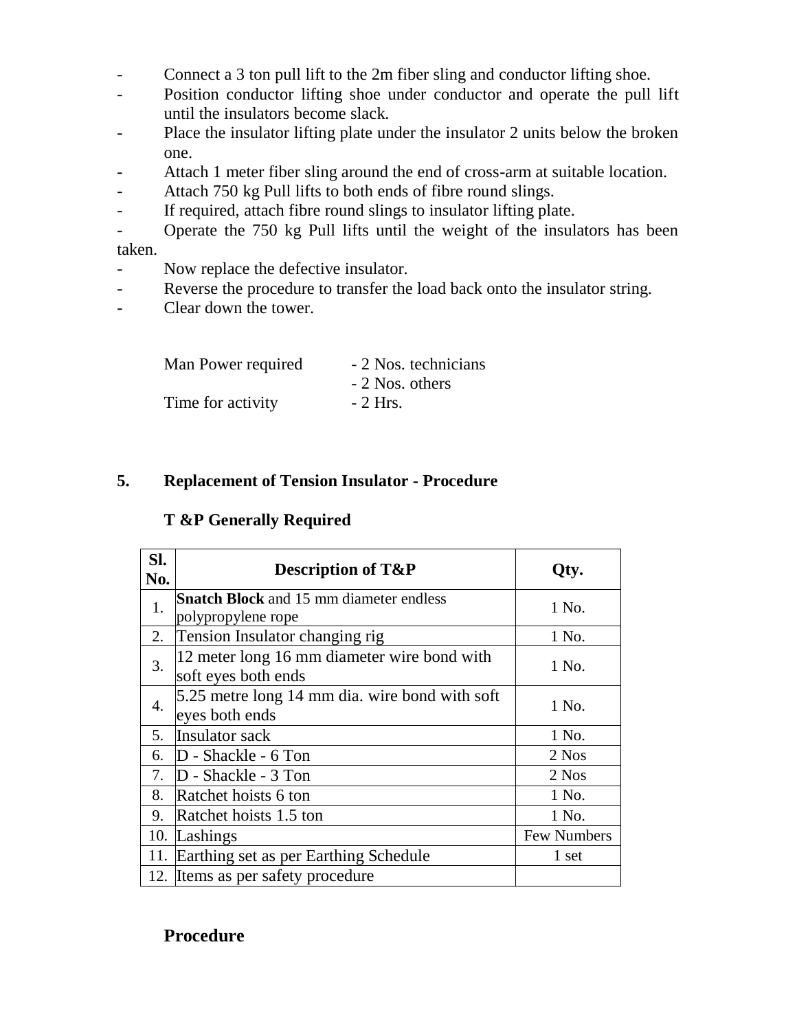- Connect a 3 ton pull lift to the 2m fiber sling and conductor lifting shoe.
- Position conductor lifting shoe under conductor and operate the pull lift until the insulators become slack.
- Place the insulator lifting plate under the insulator 2 units below the broken one.
- Attach 1 meter fiber sling around the end of cross-arm at suitable location.
- Attach 750 kg Pull lifts to both ends of fibre round slings.
- If required, attach fibre round slings to insulator lifting plate.
- Operate the 750 kg Pull lifts until the weight of the insulators has been taken.
- Now replace the defective insulator.
- Reverse the procedure to transfer the load back onto the insulator string.
- Clear down the tower.

Man Power required - 2 Nos. technicians
- 2 Nos. others

Time for activity - 2 Hrs.

## 5. Replacement of Tension Insulator - Procedure

### T &P Generally Required

| Sl. No. | Description of T&P | Qty. |
|---|---|---|
| 1. | **Snatch Block** and 15 mm diameter endless polypropylene rope | 1 No. |
| 2. | Tension Insulator changing rig | 1 No. |
| 3. | 12 meter long 16 mm diameter wire bond with soft eyes both ends | 1 No. |
| 4. | 5.25 metre long 14 mm dia. wire bond with soft eyes both ends | 1 No. |
| 5. | Insulator sack | 1 No. |
| 6. | D - Shackle - 6 Ton | 2 Nos |
| 7. | D - Shackle - 3 Ton | 2 Nos |
| 8. | Ratchet hoists 6 ton | 1 No. |
| 9. | Ratchet hoists 1.5 ton | 1 No. |
| 10. | Lashings | Few Numbers |
| 11. | Earthing set as per Earthing Schedule | 1 set |
| 12. | Items as per safety procedure | |

### Procedure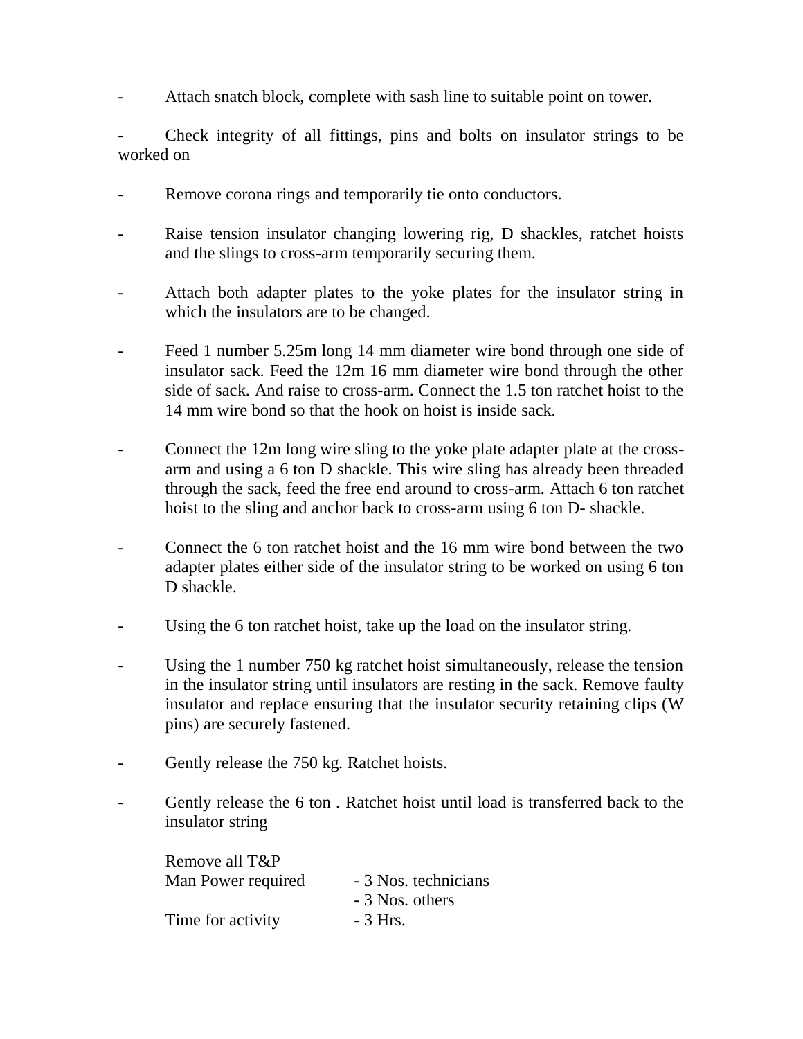- Attach snatch block, complete with sash line to suitable point on tower.

- Check integrity of all fittings, pins and bolts on insulator strings to be worked on

- Remove corona rings and temporarily tie onto conductors.

- Raise tension insulator changing lowering rig, D shackles, ratchet hoists and the slings to cross-arm temporarily securing them.

- Attach both adapter plates to the yoke plates for the insulator string in which the insulators are to be changed.

- Feed 1 number 5.25m long 14 mm diameter wire bond through one side of insulator sack. Feed the 12m 16 mm diameter wire bond through the other side of sack. And raise to cross-arm. Connect the 1.5 ton ratchet hoist to the 14 mm wire bond so that the hook on hoist is inside sack.

- Connect the 12m long wire sling to the yoke plate adapter plate at the cross-arm and using a 6 ton D shackle. This wire sling has already been threaded through the sack, feed the free end around to cross-arm. Attach 6 ton ratchet hoist to the sling and anchor back to cross-arm using 6 ton D- shackle.

- Connect the 6 ton ratchet hoist and the 16 mm wire bond between the two adapter plates either side of the insulator string to be worked on using 6 ton D shackle.

- Using the 6 ton ratchet hoist, take up the load on the insulator string.

- Using the 1 number 750 kg ratchet hoist simultaneously, release the tension in the insulator string until insulators are resting in the sack. Remove faulty insulator and replace ensuring that the insulator security retaining clips (W pins) are securely fastened.

- Gently release the 750 kg. Ratchet hoists.

- Gently release the 6 ton . Ratchet hoist until load is transferred back to the insulator string

Remove all T&P

| | |
|---|---|
| Man Power required | - 3 Nos. technicians |
| | - 3 Nos. others |
| Time for activity | - 3 Hrs. |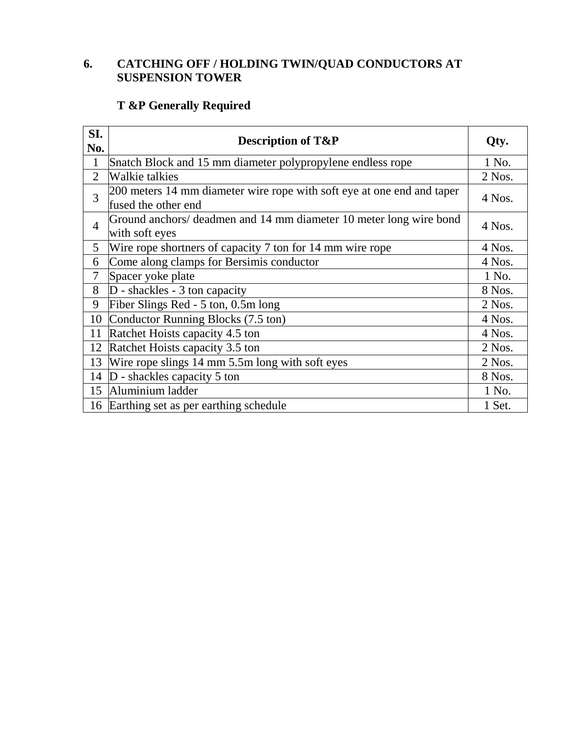## 6. CATCHING OFF / HOLDING TWIN/QUAD CONDUCTORS AT SUSPENSION TOWER

### T &P Generally Required

| SI. No. | Description of T&P | Qty. |
|---|---|---|
| 1 | Snatch Block and 15 mm diameter polypropylene endless rope | 1 No. |
| 2 | Walkie talkies | 2 Nos. |
| 3 | 200 meters 14 mm diameter wire rope with soft eye at one end and taper fused the other end | 4 Nos. |
| 4 | Ground anchors/ deadmen and 14 mm diameter 10 meter long wire bond with soft eyes | 4 Nos. |
| 5 | Wire rope shortners of capacity 7 ton for 14 mm wire rope | 4 Nos. |
| 6 | Come along clamps for Bersimis conductor | 4 Nos. |
| 7 | Spacer yoke plate | 1 No. |
| 8 | D - shackles - 3 ton capacity | 8 Nos. |
| 9 | Fiber Slings Red - 5 ton, 0.5m long | 2 Nos. |
| 10 | Conductor Running Blocks (7.5 ton) | 4 Nos. |
| 11 | Ratchet Hoists capacity 4.5 ton | 4 Nos. |
| 12 | Ratchet Hoists capacity 3.5 ton | 2 Nos. |
| 13 | Wire rope slings 14 mm 5.5m long with soft eyes | 2 Nos. |
| 14 | D - shackles capacity 5 ton | 8 Nos. |
| 15 | Aluminium ladder | 1 No. |
| 16 | Earthing set as per earthing schedule | 1 Set. |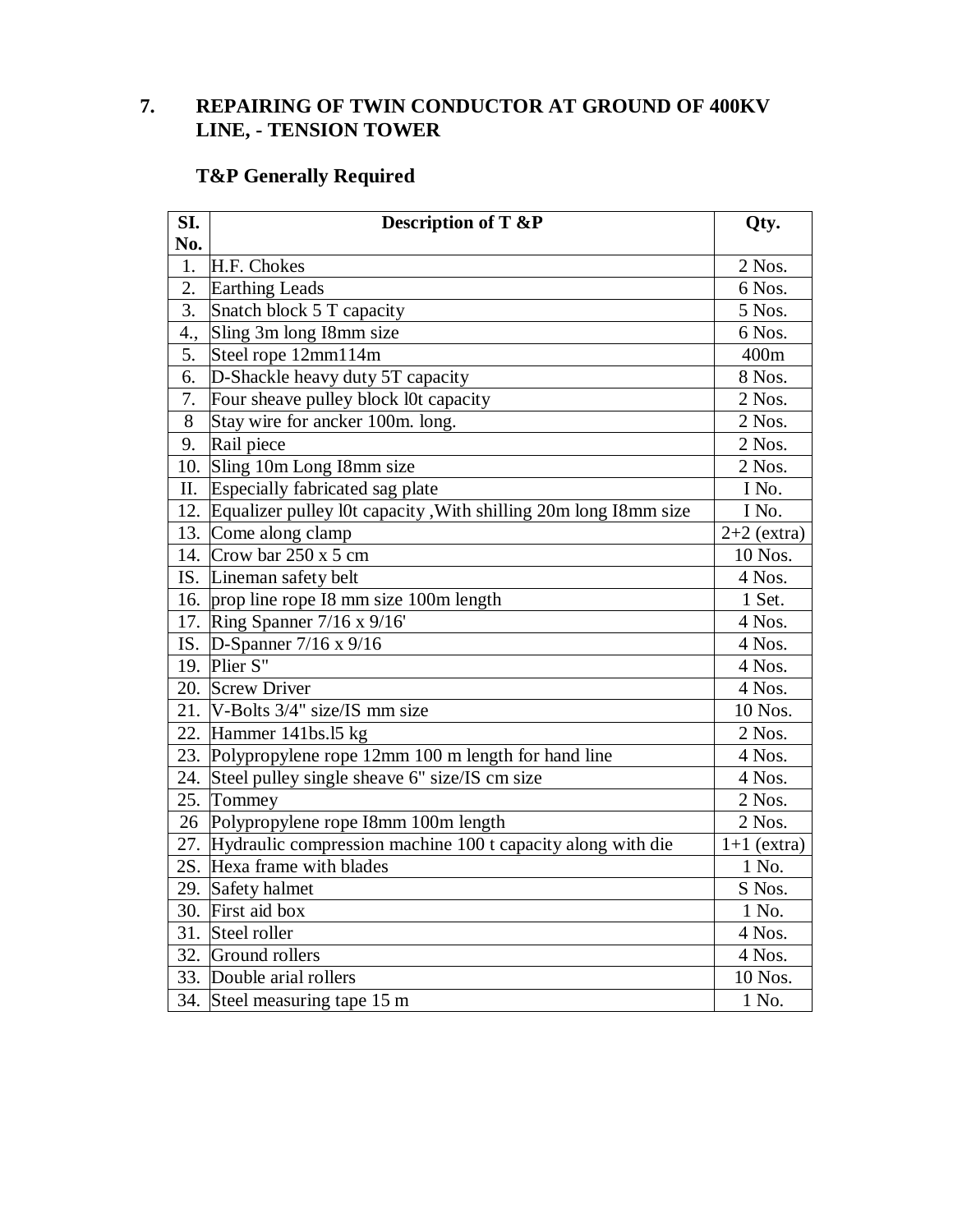## 7. REPAIRING OF TWIN CONDUCTOR AT GROUND OF 400KV LINE, - TENSION TOWER

### T&P Generally Required

| SI. No. | Description of T &P | Qty. |
|---|---|---|
| 1. | H.F. Chokes | 2 Nos. |
| 2. | Earthing Leads | 6 Nos. |
| 3. | Snatch block 5 T capacity | 5 Nos. |
| 4., | Sling 3m long I8mm size | 6 Nos. |
| 5. | Steel rope 12mm114m | 400m |
| 6. | D-Shackle heavy duty 5T capacity | 8 Nos. |
| 7. | Four sheave pulley block l0t capacity | 2 Nos. |
| 8 | Stay wire for ancker 100m. long. | 2 Nos. |
| 9. | Rail piece | 2 Nos. |
| 10. | Sling 10m Long I8mm size | 2 Nos. |
| II. | Especially fabricated sag plate | I No. |
| 12. | Equalizer pulley l0t capacity ,With shilling 20m long I8mm size | I No. |
| 13. | Come along clamp | 2+2 (extra) |
| 14. | Crow bar 250 x 5 cm | 10 Nos. |
| IS. | Lineman safety belt | 4 Nos. |
| 16. | prop line rope I8 mm size 100m length | 1 Set. |
| 17. | Ring Spanner 7/16 x 9/16' | 4 Nos. |
| IS. | D-Spanner 7/16 x 9/16 | 4 Nos. |
| 19. | Plier S" | 4 Nos. |
| 20. | Screw Driver | 4 Nos. |
| 21. | V-Bolts 3/4" size/IS mm size | 10 Nos. |
| 22. | Hammer 141bs.l5 kg | 2 Nos. |
| 23. | Polypropylene rope 12mm 100 m length for hand line | 4 Nos. |
| 24. | Steel pulley single sheave 6" size/IS cm size | 4 Nos. |
| 25. | Tommey | 2 Nos. |
| 26 | Polypropylene rope I8mm 100m length | 2 Nos. |
| 27. | Hydraulic compression machine 100 t capacity along with die | 1+1 (extra) |
| 2S. | Hexa frame with blades | 1 No. |
| 29. | Safety halmet | S Nos. |
| 30. | First aid box | 1 No. |
| 31. | Steel roller | 4 Nos. |
| 32. | Ground rollers | 4 Nos. |
| 33. | Double arial rollers | 10 Nos. |
| 34. | Steel measuring tape 15 m | 1 No. |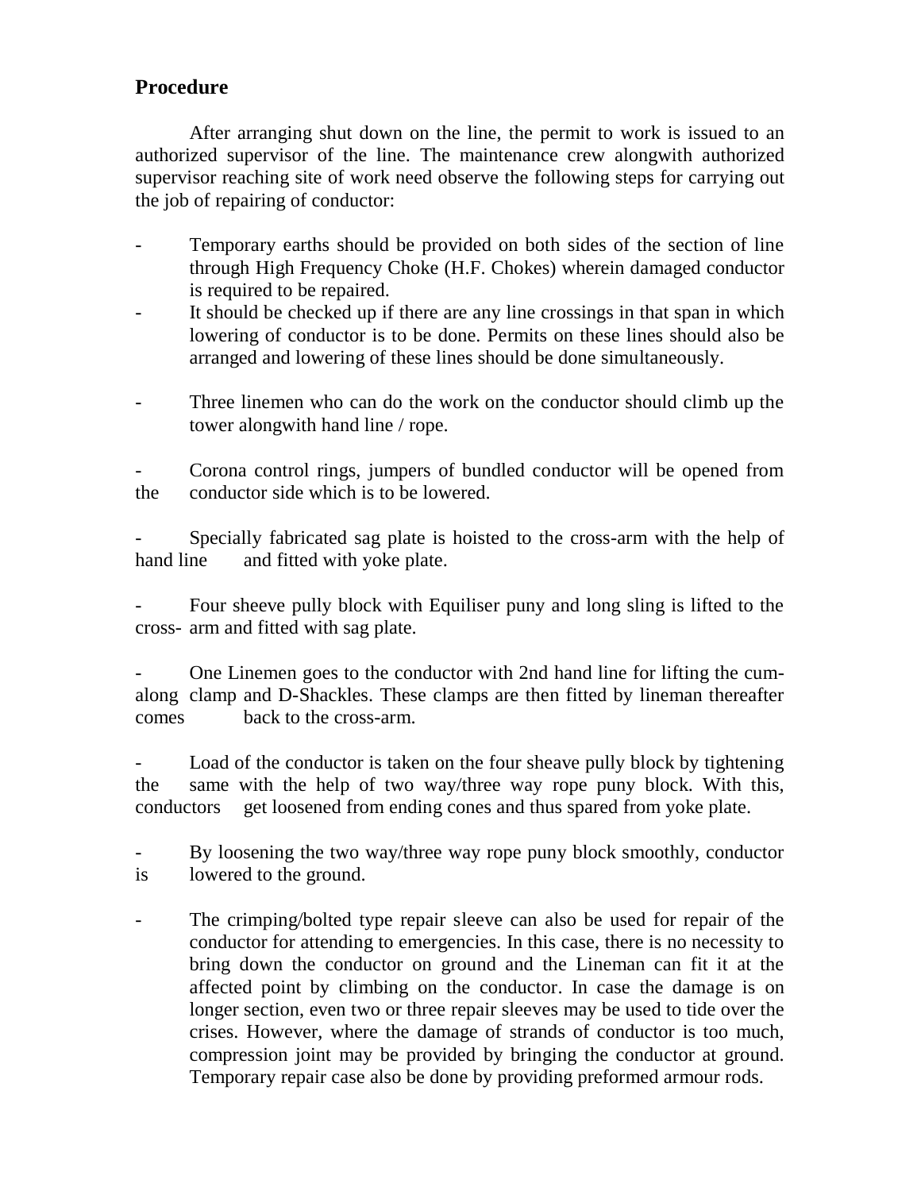## Procedure

After arranging shut down on the line, the permit to work is issued to an authorized supervisor of the line. The maintenance crew alongwith authorized supervisor reaching site of work need observe the following steps for carrying out the job of repairing of conductor:

- Temporary earths should be provided on both sides of the section of line through High Frequency Choke (H.F. Chokes) wherein damaged conductor is required to be repaired.
- It should be checked up if there are any line crossings in that span in which lowering of conductor is to be done. Permits on these lines should also be arranged and lowering of these lines should be done simultaneously.
- Three linemen who can do the work on the conductor should climb up the tower alongwith hand line / rope.
- Corona control rings, jumpers of bundled conductor will be opened from the conductor side which is to be lowered.
- Specially fabricated sag plate is hoisted to the cross-arm with the help of hand line and fitted with yoke plate.
- Four sheeve pully block with Equiliser puny and long sling is lifted to the cross- arm and fitted with sag plate.
- One Linemen goes to the conductor with 2nd hand line for lifting the cum-along clamp and D-Shackles. These clamps are then fitted by lineman thereafter comes back to the cross-arm.
- Load of the conductor is taken on the four sheave pully block by tightening the same with the help of two way/three way rope puny block. With this, conductors get loosened from ending cones and thus spared from yoke plate.
- By loosening the two way/three way rope puny block smoothly, conductor is lowered to the ground.
- The crimping/bolted type repair sleeve can also be used for repair of the conductor for attending to emergencies. In this case, there is no necessity to bring down the conductor on ground and the Lineman can fit it at the affected point by climbing on the conductor. In case the damage is on longer section, even two or three repair sleeves may be used to tide over the crises. However, where the damage of strands of conductor is too much, compression joint may be provided by bringing the conductor at ground. Temporary repair case also be done by providing preformed armour rods.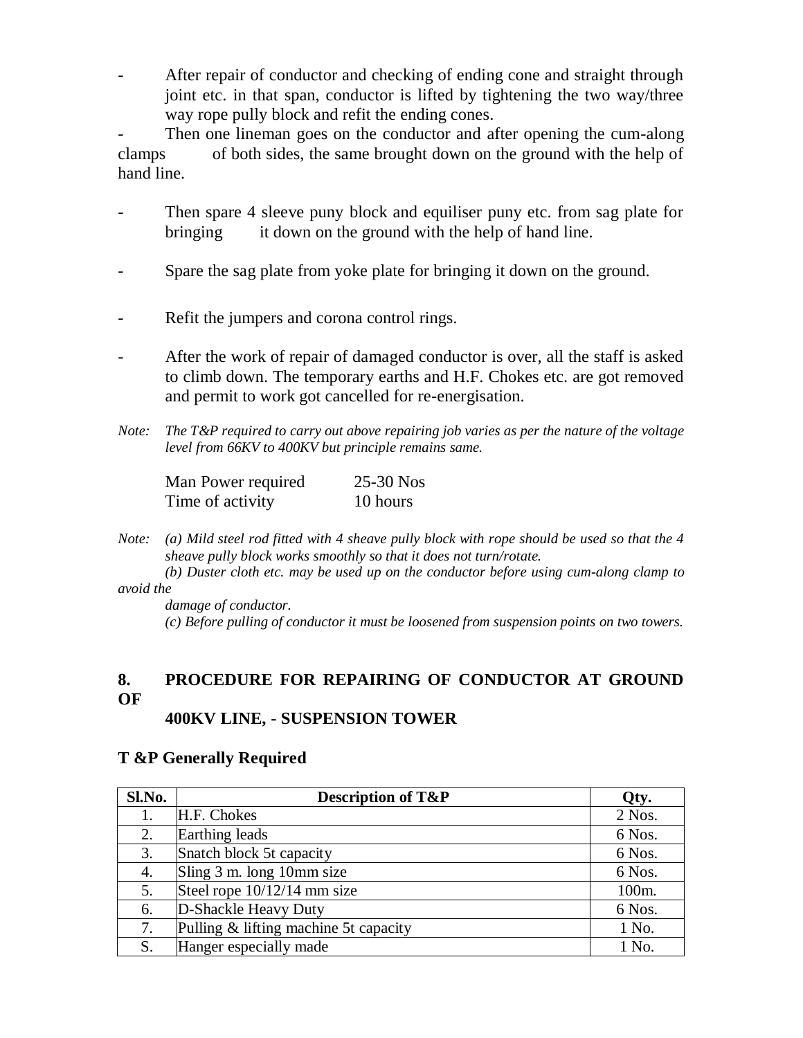- After repair of conductor and checking of ending cone and straight through joint etc. in that span, conductor is lifted by tightening the two way/three way rope pully block and refit the ending cones.
- Then one lineman goes on the conductor and after opening the cum-along clamps of both sides, the same brought down on the ground with the help of hand line.
- Then spare 4 sleeve puny block and equiliser puny etc. from sag plate for bringing it down on the ground with the help of hand line.
- Spare the sag plate from yoke plate for bringing it down on the ground.
- Refit the jumpers and corona control rings.
- After the work of repair of damaged conductor is over, all the staff is asked to climb down. The temporary earths and H.F. Chokes etc. are got removed and permit to work got cancelled for re-energisation.

*Note: The T&P required to carry out above repairing job varies as per the nature of the voltage level from 66KV to 400KV but principle remains same.*

Man Power required 25-30 Nos
Time of activity 10 hours

*Note: (a) Mild steel rod fitted with 4 sheave pully block with rope should be used so that the 4 sheave pully block works smoothly so that it does not turn/rotate.*
*(b) Duster cloth etc. may be used up on the conductor before using cum-along clamp to avoid the damage of conductor.*
*(c) Before pulling of conductor it must be loosened from suspension points on two towers.*

## 8. PROCEDURE FOR REPAIRING OF CONDUCTOR AT GROUND OF 400KV LINE, - SUSPENSION TOWER

### T &P Generally Required

| Sl.No. | Description of T&P | Qty. |
|---|---|---|
| 1. | H.F. Chokes | 2 Nos. |
| 2. | Earthing leads | 6 Nos. |
| 3. | Snatch block 5t capacity | 6 Nos. |
| 4. | Sling 3 m. long 10mm size | 6 Nos. |
| 5. | Steel rope 10/12/14 mm size | 100m. |
| 6. | D-Shackle Heavy Duty | 6 Nos. |
| 7. | Pulling & lifting machine 5t capacity | 1 No. |
| S. | Hanger especially made | 1 No. |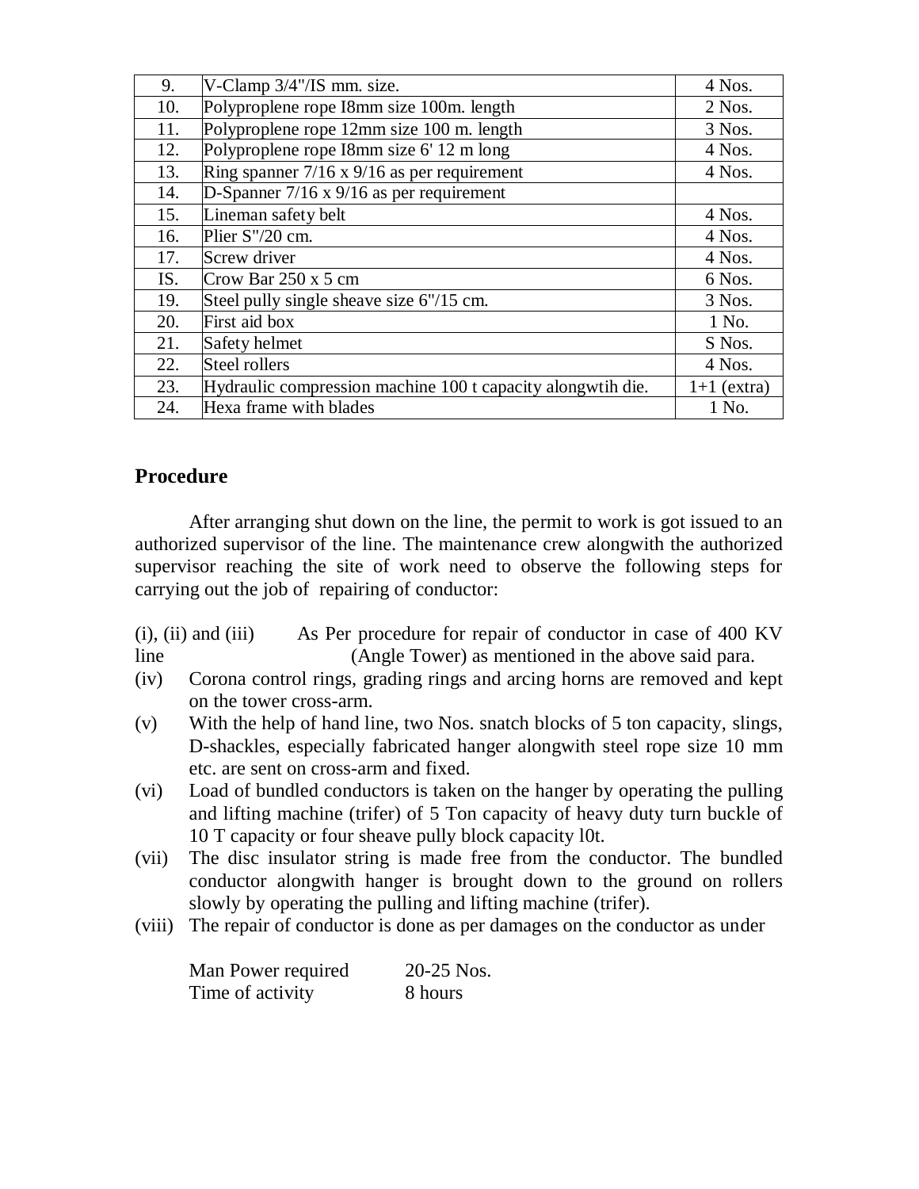| 9. | V-Clamp 3/4"/IS mm. size. | 4 Nos. |
|---|---|---|
| 10. | Polyproplene rope I8mm size 100m. length | 2 Nos. |
| 11. | Polyproplene rope 12mm size 100 m. length | 3 Nos. |
| 12. | Polyproplene rope I8mm size 6' 12 m long | 4 Nos. |
| 13. | Ring spanner 7/16 x 9/16 as per requirement | 4 Nos. |
| 14. | D-Spanner 7/16 x 9/16 as per requirement | |
| 15. | Lineman safety belt | 4 Nos. |
| 16. | Plier S"/20 cm. | 4 Nos. |
| 17. | Screw driver | 4 Nos. |
| IS. | Crow Bar 250 x 5 cm | 6 Nos. |
| 19. | Steel pully single sheave size 6"/15 cm. | 3 Nos. |
| 20. | First aid box | 1 No. |
| 21. | Safety helmet | S Nos. |
| 22. | Steel rollers | 4 Nos. |
| 23. | Hydraulic compression machine 100 t capacity alongwtih die. | 1+1 (extra) |
| 24. | Hexa frame with blades | 1 No. |

## Procedure

After arranging shut down on the line, the permit to work is got issued to an authorized supervisor of the line. The maintenance crew alongwith the authorized supervisor reaching the site of work need to observe the following steps for carrying out the job of repairing of conductor:

(i), (ii) and (iii) As Per procedure for repair of conductor in case of 400 KV line (Angle Tower) as mentioned in the above said para.

(iv) Corona control rings, grading rings and arcing horns are removed and kept on the tower cross-arm.

(v) With the help of hand line, two Nos. snatch blocks of 5 ton capacity, slings, D-shackles, especially fabricated hanger alongwith steel rope size 10 mm etc. are sent on cross-arm and fixed.

(vi) Load of bundled conductors is taken on the hanger by operating the pulling and lifting machine (trifer) of 5 Ton capacity of heavy duty turn buckle of 10 T capacity or four sheave pully block capacity l0t.

(vii) The disc insulator string is made free from the conductor. The bundled conductor alongwith hanger is brought down to the ground on rollers slowly by operating the pulling and lifting machine (trifer).

(viii) The repair of conductor is done as per damages on the conductor as under

Man Power required 20-25 Nos.
Time of activity 8 hours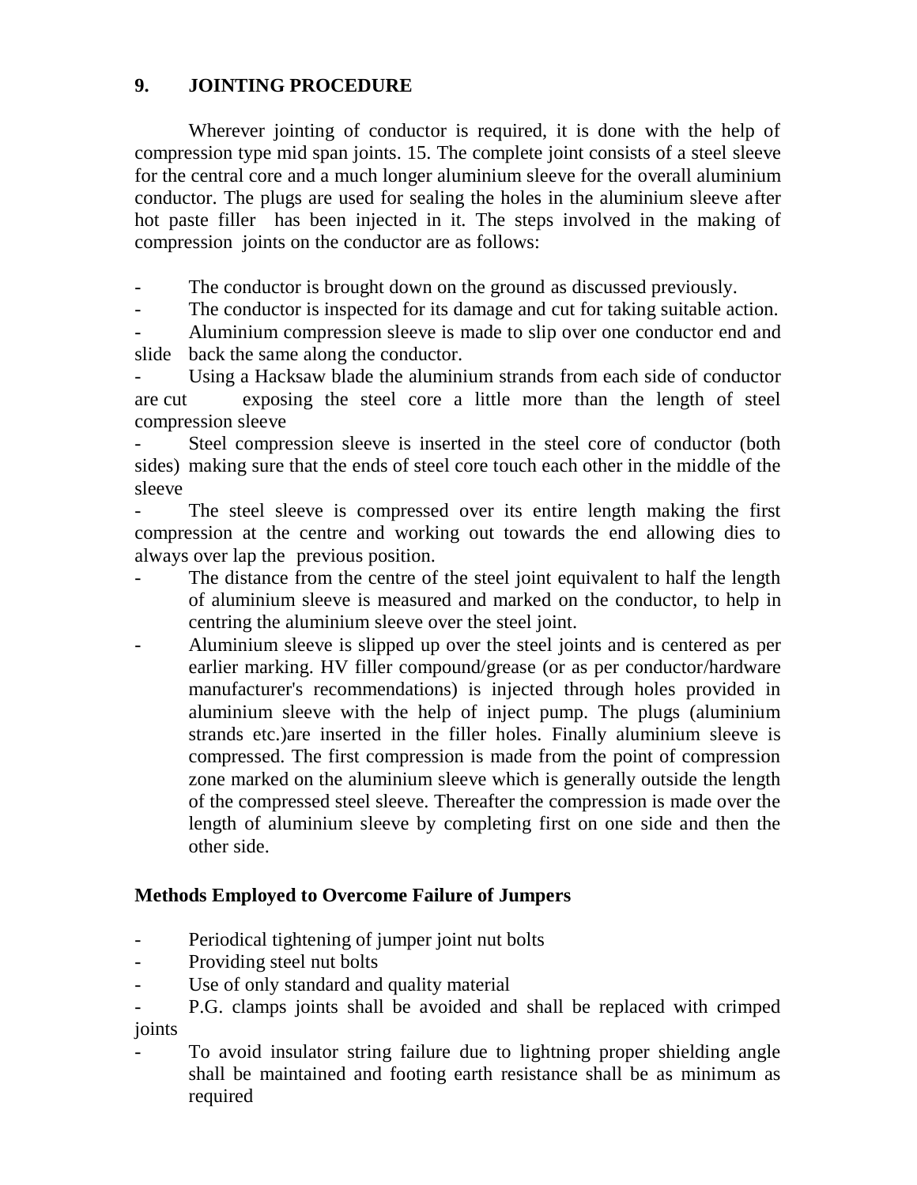## 9. JOINTING PROCEDURE

Wherever jointing of conductor is required, it is done with the help of compression type mid span joints. 15. The complete joint consists of a steel sleeve for the central core and a much longer aluminium sleeve for the overall aluminium conductor. The plugs are used for sealing the holes in the aluminium sleeve after hot paste filler has been injected in it. The steps involved in the making of compression joints on the conductor are as follows:

- The conductor is brought down on the ground as discussed previously.
- The conductor is inspected for its damage and cut for taking suitable action.
- Aluminium compression sleeve is made to slip over one conductor end and slide back the same along the conductor.
- Using a Hacksaw blade the aluminium strands from each side of conductor are cut exposing the steel core a little more than the length of steel compression sleeve
- Steel compression sleeve is inserted in the steel core of conductor (both sides) making sure that the ends of steel core touch each other in the middle of the sleeve
- The steel sleeve is compressed over its entire length making the first compression at the centre and working out towards the end allowing dies to always over lap the previous position.
- The distance from the centre of the steel joint equivalent to half the length of aluminium sleeve is measured and marked on the conductor, to help in centring the aluminium sleeve over the steel joint.
- Aluminium sleeve is slipped up over the steel joints and is centered as per earlier marking. HV filler compound/grease (or as per conductor/hardware manufacturer's recommendations) is injected through holes provided in aluminium sleeve with the help of inject pump. The plugs (aluminium strands etc.)are inserted in the filler holes. Finally aluminium sleeve is compressed. The first compression is made from the point of compression zone marked on the aluminium sleeve which is generally outside the length of the compressed steel sleeve. Thereafter the compression is made over the length of aluminium sleeve by completing first on one side and then the other side.

### Methods Employed to Overcome Failure of Jumpers

- Periodical tightening of jumper joint nut bolts
- Providing steel nut bolts
- Use of only standard and quality material
- P.G. clamps joints shall be avoided and shall be replaced with crimped joints
- To avoid insulator string failure due to lightning proper shielding angle shall be maintained and footing earth resistance shall be as minimum as required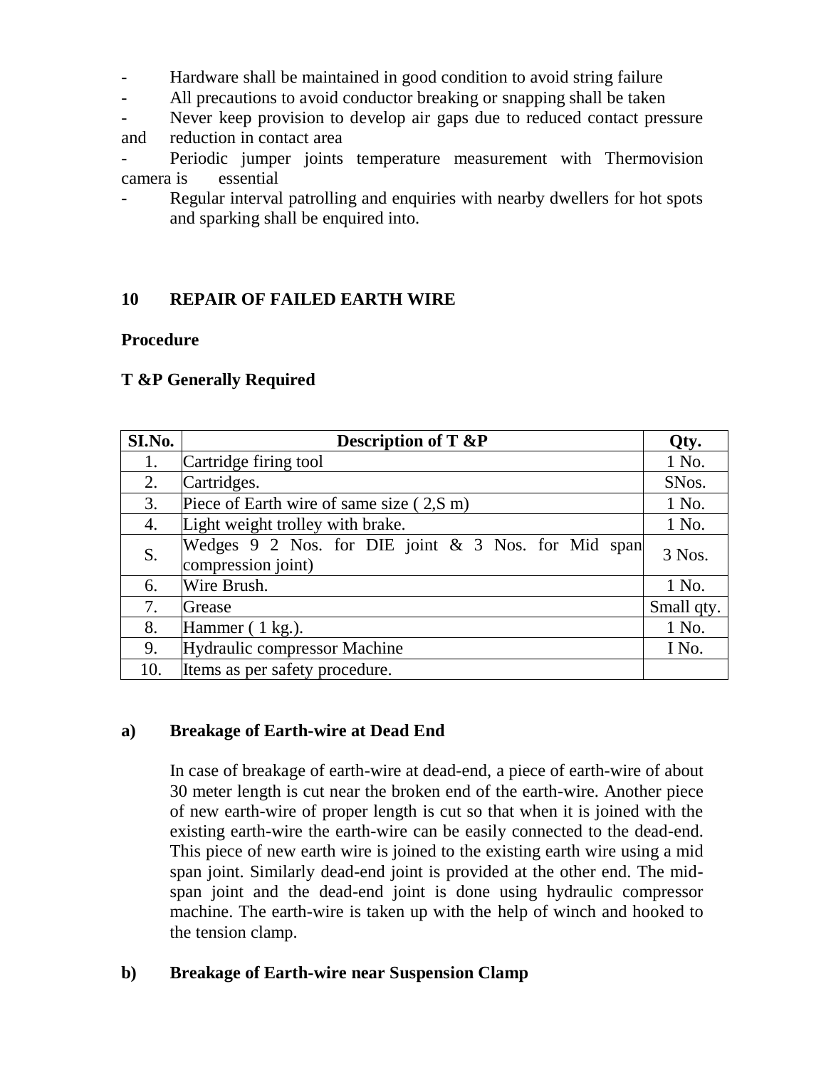- Hardware shall be maintained in good condition to avoid string failure
- All precautions to avoid conductor breaking or snapping shall be taken
- Never keep provision to develop air gaps due to reduced contact pressure and reduction in contact area
- Periodic jumper joints temperature measurement with Thermovision camera is essential
- Regular interval patrolling and enquiries with nearby dwellers for hot spots and sparking shall be enquired into.

## 10 REPAIR OF FAILED EARTH WIRE

**Procedure**

**T &P Generally Required**

| SI.No. | Description of T &P | Qty. |
|---|---|---|
| 1. | Cartridge firing tool | 1 No. |
| 2. | Cartridges. | SNos. |
| 3. | Piece of Earth wire of same size ( 2,S m) | 1 No. |
| 4. | Light weight trolley with brake. | 1 No. |
| S. | Wedges 9 2 Nos. for DIE joint & 3 Nos. for Mid span compression joint) | 3 Nos. |
| 6. | Wire Brush. | 1 No. |
| 7. | Grease | Small qty. |
| 8. | Hammer ( 1 kg.). | 1 No. |
| 9. | Hydraulic compressor Machine | I No. |
| 10. | Items as per safety procedure. | |

**a) Breakage of Earth-wire at Dead End**

In case of breakage of earth-wire at dead-end, a piece of earth-wire of about 30 meter length is cut near the broken end of the earth-wire. Another piece of new earth-wire of proper length is cut so that when it is joined with the existing earth-wire the earth-wire can be easily connected to the dead-end. This piece of new earth wire is joined to the existing earth wire using a mid span joint. Similarly dead-end joint is provided at the other end. The mid-span joint and the dead-end joint is done using hydraulic compressor machine. The earth-wire is taken up with the help of winch and hooked to the tension clamp.

**b) Breakage of Earth-wire near Suspension Clamp**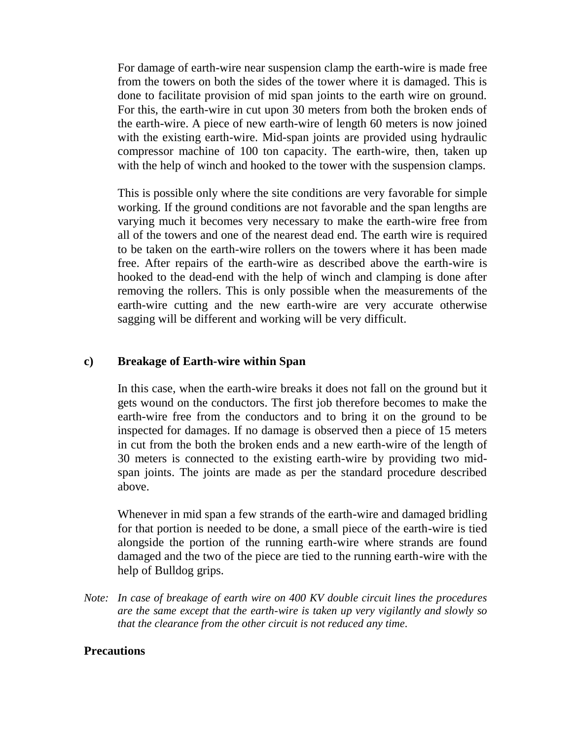For damage of earth-wire near suspension clamp the earth-wire is made free from the towers on both the sides of the tower where it is damaged. This is done to facilitate provision of mid span joints to the earth wire on ground. For this, the earth-wire in cut upon 30 meters from both the broken ends of the earth-wire. A piece of new earth-wire of length 60 meters is now joined with the existing earth-wire. Mid-span joints are provided using hydraulic compressor machine of 100 ton capacity. The earth-wire, then, taken up with the help of winch and hooked to the tower with the suspension clamps.

This is possible only where the site conditions are very favorable for simple working. If the ground conditions are not favorable and the span lengths are varying much it becomes very necessary to make the earth-wire free from all of the towers and one of the nearest dead end. The earth wire is required to be taken on the earth-wire rollers on the towers where it has been made free. After repairs of the earth-wire as described above the earth-wire is hooked to the dead-end with the help of winch and clamping is done after removing the rollers. This is only possible when the measurements of the earth-wire cutting and the new earth-wire are very accurate otherwise sagging will be different and working will be very difficult.

### c) Breakage of Earth-wire within Span

In this case, when the earth-wire breaks it does not fall on the ground but it gets wound on the conductors. The first job therefore becomes to make the earth-wire free from the conductors and to bring it on the ground to be inspected for damages. If no damage is observed then a piece of 15 meters in cut from the both the broken ends and a new earth-wire of the length of 30 meters is connected to the existing earth-wire by providing two mid-span joints. The joints are made as per the standard procedure described above.

Whenever in mid span a few strands of the earth-wire and damaged bridling for that portion is needed to be done, a small piece of the earth-wire is tied alongside the portion of the running earth-wire where strands are found damaged and the two of the piece are tied to the running earth-wire with the help of Bulldog grips.

*Note: In case of breakage of earth wire on 400 KV double circuit lines the procedures are the same except that the earth-wire is taken up very vigilantly and slowly so that the clearance from the other circuit is not reduced any time.*

**Precautions**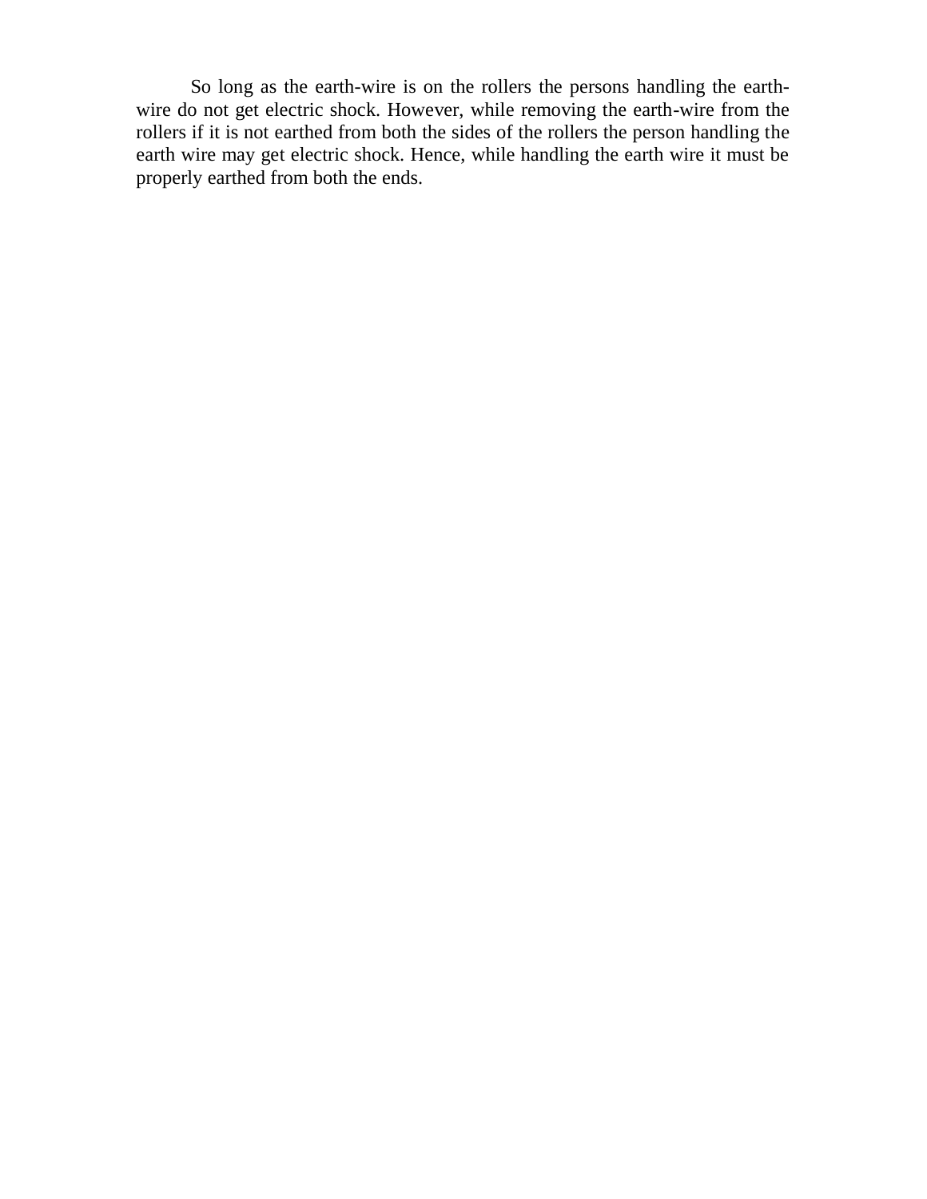So long as the earth-wire is on the rollers the persons handling the earth-wire do not get electric shock. However, while removing the earth-wire from the rollers if it is not earthed from both the sides of the rollers the person handling the earth wire may get electric shock. Hence, while handling the earth wire it must be properly earthed from both the ends.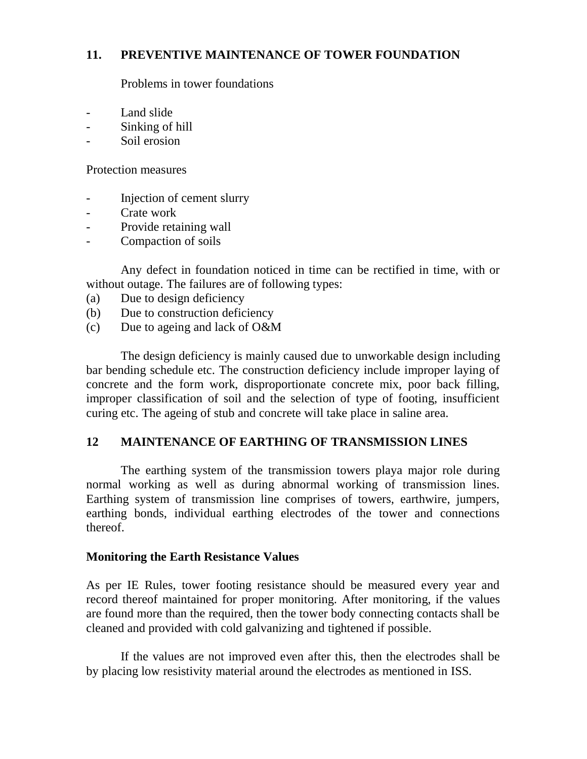## 11. PREVENTIVE MAINTENANCE OF TOWER FOUNDATION

Problems in tower foundations

- Land slide
- Sinking of hill
- Soil erosion

Protection measures

- Injection of cement slurry
- Crate work
- Provide retaining wall
- Compaction of soils

Any defect in foundation noticed in time can be rectified in time, with or without outage. The failures are of following types:

(a) Due to design deficiency
(b) Due to construction deficiency
(c) Due to ageing and lack of O&M

The design deficiency is mainly caused due to unworkable design including bar bending schedule etc. The construction deficiency include improper laying of concrete and the form work, disproportionate concrete mix, poor back filling, improper classification of soil and the selection of type of footing, insufficient curing etc. The ageing of stub and concrete will take place in saline area.

## 12 MAINTENANCE OF EARTHING OF TRANSMISSION LINES

The earthing system of the transmission towers playa major role during normal working as well as during abnormal working of transmission lines. Earthing system of transmission line comprises of towers, earthwire, jumpers, earthing bonds, individual earthing electrodes of the tower and connections thereof.

**Monitoring the Earth Resistance Values**

As per IE Rules, tower footing resistance should be measured every year and record thereof maintained for proper monitoring. After monitoring, if the values are found more than the required, then the tower body connecting contacts shall be cleaned and provided with cold galvanizing and tightened if possible.

If the values are not improved even after this, then the electrodes shall be by placing low resistivity material around the electrodes as mentioned in ISS.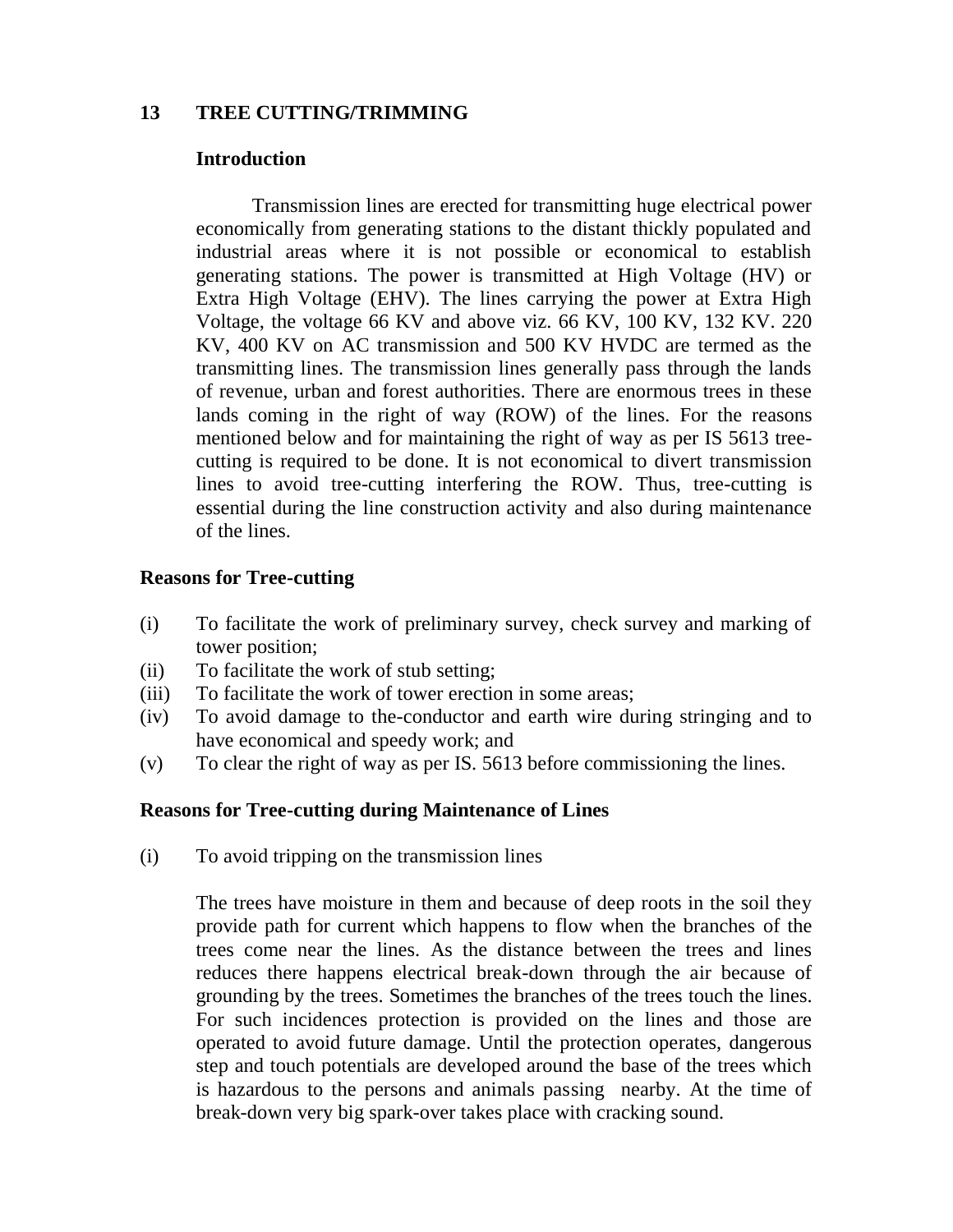## 13 TREE CUTTING/TRIMMING

### Introduction

Transmission lines are erected for transmitting huge electrical power economically from generating stations to the distant thickly populated and industrial areas where it is not possible or economical to establish generating stations. The power is transmitted at High Voltage (HV) or Extra High Voltage (EHV). The lines carrying the power at Extra High Voltage, the voltage 66 KV and above viz. 66 KV, 100 KV, 132 KV. 220 KV, 400 KV on AC transmission and 500 KV HVDC are termed as the transmitting lines. The transmission lines generally pass through the lands of revenue, urban and forest authorities. There are enormous trees in these lands coming in the right of way (ROW) of the lines. For the reasons mentioned below and for maintaining the right of way as per IS 5613 tree-cutting is required to be done. It is not economical to divert transmission lines to avoid tree-cutting interfering the ROW. Thus, tree-cutting is essential during the line construction activity and also during maintenance of the lines.

### Reasons for Tree-cutting

(i) To facilitate the work of preliminary survey, check survey and marking of tower position;

(ii) To facilitate the work of stub setting;

(iii) To facilitate the work of tower erection in some areas;

(iv) To avoid damage to the-conductor and earth wire during stringing and to have economical and speedy work; and

(v) To clear the right of way as per IS. 5613 before commissioning the lines.

### Reasons for Tree-cutting during Maintenance of Lines

(i) To avoid tripping on the transmission lines

The trees have moisture in them and because of deep roots in the soil they provide path for current which happens to flow when the branches of the trees come near the lines. As the distance between the trees and lines reduces there happens electrical break-down through the air because of grounding by the trees. Sometimes the branches of the trees touch the lines. For such incidences protection is provided on the lines and those are operated to avoid future damage. Until the protection operates, dangerous step and touch potentials are developed around the base of the trees which is hazardous to the persons and animals passing nearby. At the time of break-down very big spark-over takes place with cracking sound.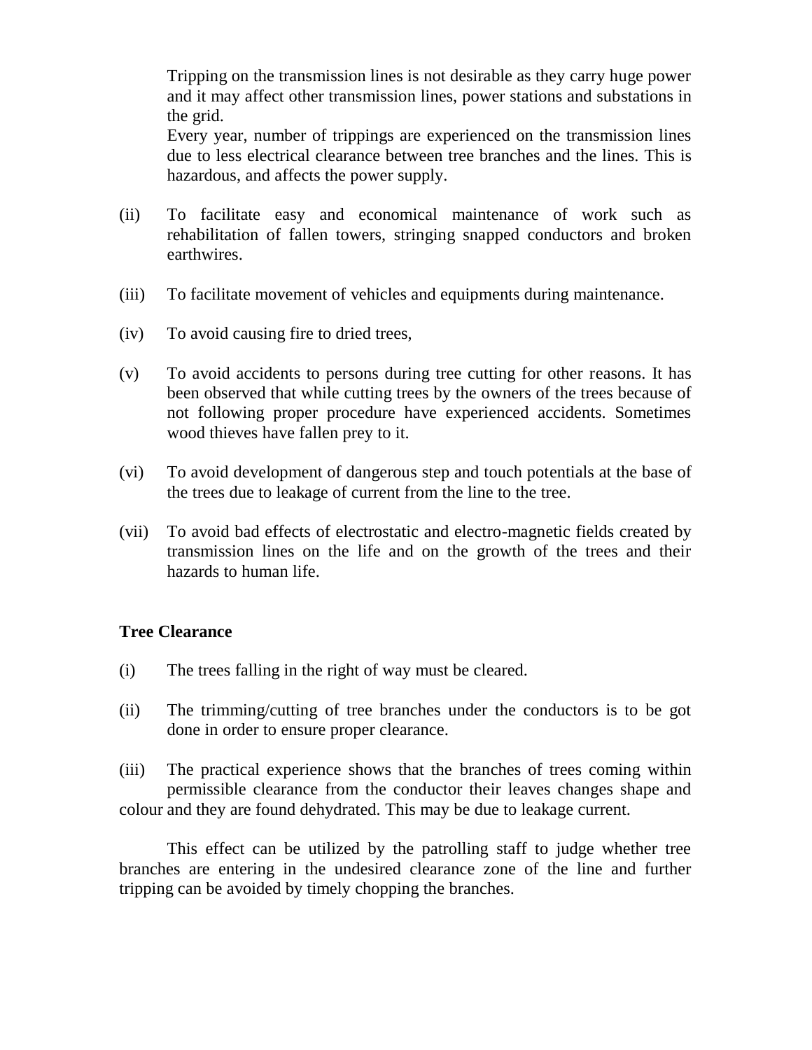Tripping on the transmission lines is not desirable as they carry huge power and it may affect other transmission lines, power stations and substations in the grid.

Every year, number of trippings are experienced on the transmission lines due to less electrical clearance between tree branches and the lines. This is hazardous, and affects the power supply.

(ii) To facilitate easy and economical maintenance of work such as rehabilitation of fallen towers, stringing snapped conductors and broken earthwires.

(iii) To facilitate movement of vehicles and equipments during maintenance.

(iv) To avoid causing fire to dried trees,

(v) To avoid accidents to persons during tree cutting for other reasons. It has been observed that while cutting trees by the owners of the trees because of not following proper procedure have experienced accidents. Sometimes wood thieves have fallen prey to it.

(vi) To avoid development of dangerous step and touch potentials at the base of the trees due to leakage of current from the line to the tree.

(vii) To avoid bad effects of electrostatic and electro-magnetic fields created by transmission lines on the life and on the growth of the trees and their hazards to human life.

**Tree Clearance**

(i) The trees falling in the right of way must be cleared.

(ii) The trimming/cutting of tree branches under the conductors is to be got done in order to ensure proper clearance.

(iii) The practical experience shows that the branches of trees coming within permissible clearance from the conductor their leaves changes shape and colour and they are found dehydrated. This may be due to leakage current.

This effect can be utilized by the patrolling staff to judge whether tree branches are entering in the undesired clearance zone of the line and further tripping can be avoided by timely chopping the branches.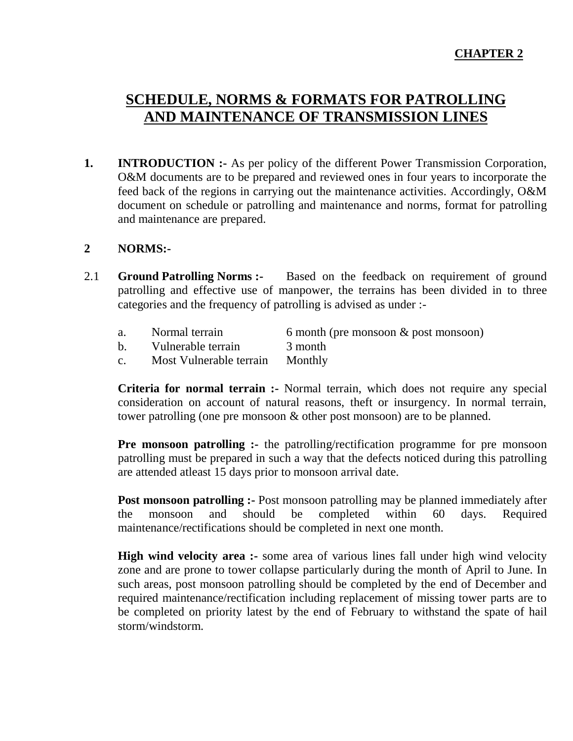**CHAPTER 2**

# SCHEDULE, NORMS & FORMATS FOR PATROLLING AND MAINTENANCE OF TRANSMISSION LINES

**1. INTRODUCTION :-** As per policy of the different Power Transmission Corporation, O&M documents are to be prepared and reviewed ones in four years to incorporate the feed back of the regions in carrying out the maintenance activities. Accordingly, O&M document on schedule or patrolling and maintenance and norms, format for patrolling and maintenance are prepared.

## 2 NORMS:-

2.1 **Ground Patrolling Norms :-** Based on the feedback on requirement of ground patrolling and effective use of manpower, the terrains has been divided in to three categories and the frequency of patrolling is advised as under :-

a. Normal terrain — 6 month (pre monsoon & post monsoon)
b. Vulnerable terrain — 3 month
c. Most Vulnerable terrain — Monthly

**Criteria for normal terrain :-** Normal terrain, which does not require any special consideration on account of natural reasons, theft or insurgency. In normal terrain, tower patrolling (one pre monsoon & other post monsoon) are to be planned.

**Pre monsoon patrolling :-** the patrolling/rectification programme for pre monsoon patrolling must be prepared in such a way that the defects noticed during this patrolling are attended atleast 15 days prior to monsoon arrival date.

**Post monsoon patrolling :-** Post monsoon patrolling may be planned immediately after the monsoon and should be completed within 60 days. Required maintenance/rectifications should be completed in next one month.

**High wind velocity area :-** some area of various lines fall under high wind velocity zone and are prone to tower collapse particularly during the month of April to June. In such areas, post monsoon patrolling should be completed by the end of December and required maintenance/rectification including replacement of missing tower parts are to be completed on priority latest by the end of February to withstand the spate of hail storm/windstorm.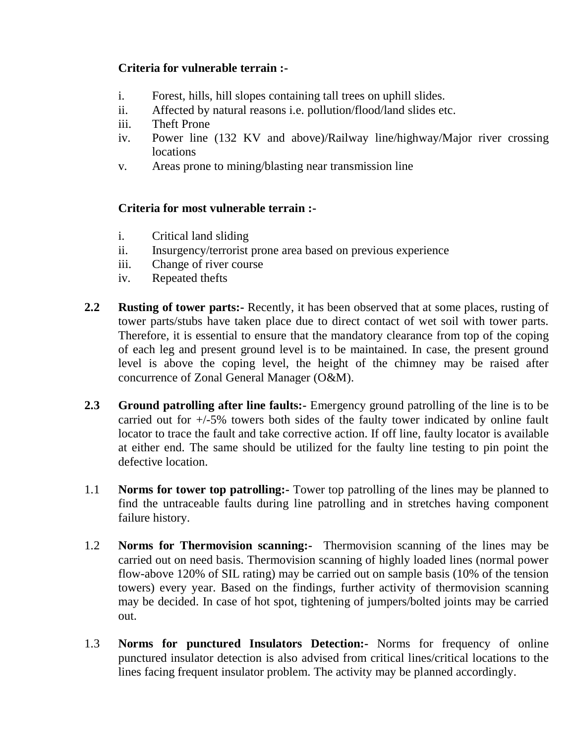**Criteria for vulnerable terrain :-**

i. Forest, hills, hill slopes containing tall trees on uphill slides.
ii. Affected by natural reasons i.e. pollution/flood/land slides etc.
iii. Theft Prone
iv. Power line (132 KV and above)/Railway line/highway/Major river crossing locations
v. Areas prone to mining/blasting near transmission line

**Criteria for most vulnerable terrain :-**

i. Critical land sliding
ii. Insurgency/terrorist prone area based on previous experience
iii. Change of river course
iv. Repeated thefts

**2.2 Rusting of tower parts:-** Recently, it has been observed that at some places, rusting of tower parts/stubs have taken place due to direct contact of wet soil with tower parts. Therefore, it is essential to ensure that the mandatory clearance from top of the coping of each leg and present ground level is to be maintained. In case, the present ground level is above the coping level, the height of the chimney may be raised after concurrence of Zonal General Manager (O&M).

**2.3 Ground patrolling after line faults:-** Emergency ground patrolling of the line is to be carried out for +/-5% towers both sides of the faulty tower indicated by online fault locator to trace the fault and take corrective action. If off line, faulty locator is available at either end. The same should be utilized for the faulty line testing to pin point the defective location.

1.1 **Norms for tower top patrolling:-** Tower top patrolling of the lines may be planned to find the untraceable faults during line patrolling and in stretches having component failure history.

1.2 **Norms for Thermovision scanning:-** Thermovision scanning of the lines may be carried out on need basis. Thermovision scanning of highly loaded lines (normal power flow-above 120% of SIL rating) may be carried out on sample basis (10% of the tension towers) every year. Based on the findings, further activity of thermovision scanning may be decided. In case of hot spot, tightening of jumpers/bolted joints may be carried out.

1.3 **Norms for punctured Insulators Detection:-** Norms for frequency of online punctured insulator detection is also advised from critical lines/critical locations to the lines facing frequent insulator problem. The activity may be planned accordingly.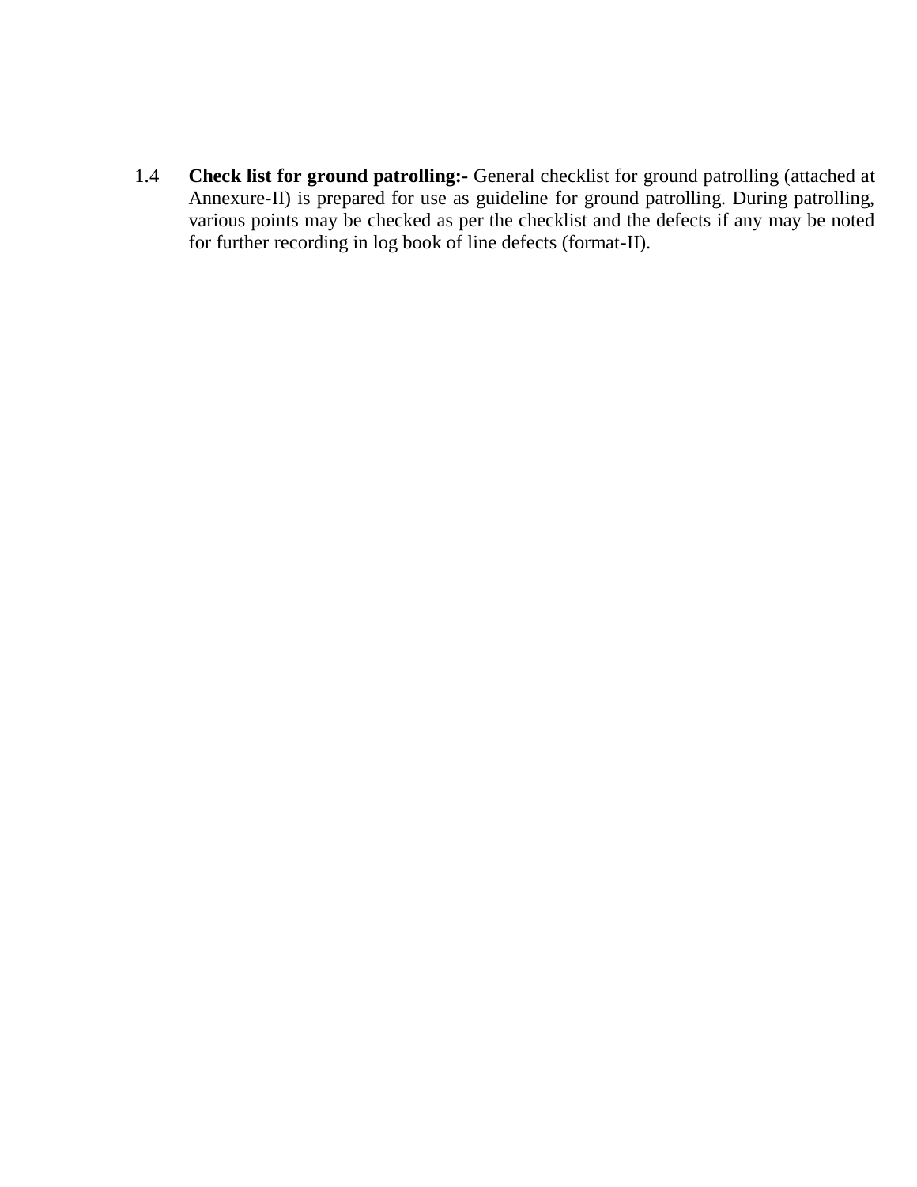1.4 **Check list for ground patrolling:-** General checklist for ground patrolling (attached at Annexure-II) is prepared for use as guideline for ground patrolling. During patrolling, various points may be checked as per the checklist and the defects if any may be noted for further recording in log book of line defects (format-II).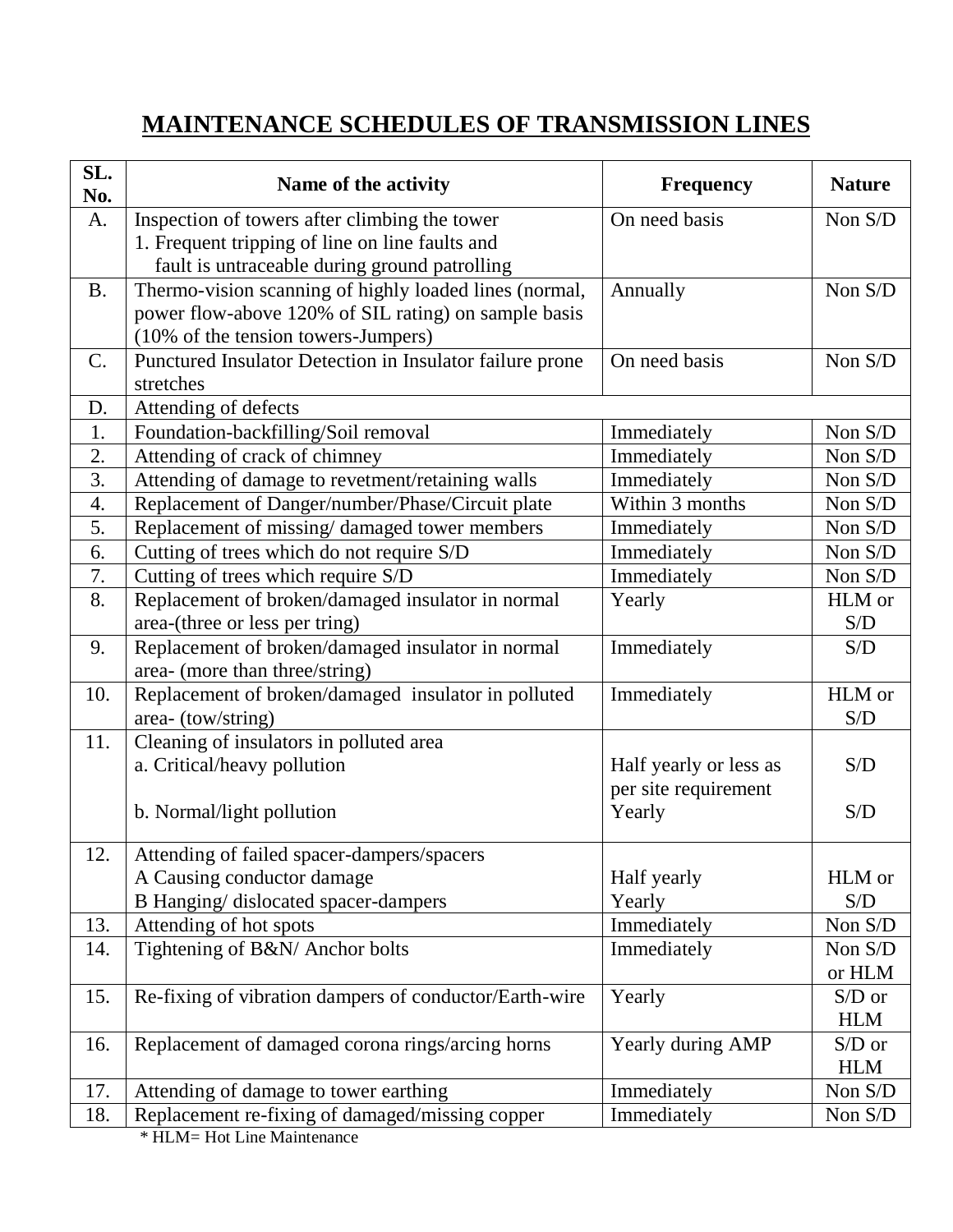# MAINTENANCE SCHEDULES OF TRANSMISSION LINES

| SL. No. | Name of the activity | Frequency | Nature |
|---|---|---|---|
| A. | Inspection of towers after climbing the tower<br>1. Frequent tripping of line on line faults and fault is untraceable during ground patrolling | On need basis | Non S/D |
| B. | Thermo-vision scanning of highly loaded lines (normal, power flow-above 120% of SIL rating) on sample basis (10% of the tension towers-Jumpers) | Annually | Non S/D |
| C. | Punctured Insulator Detection in Insulator failure prone stretches | On need basis | Non S/D |
| D. | Attending of defects | | |
| 1. | Foundation-backfilling/Soil removal | Immediately | Non S/D |
| 2. | Attending of crack of chimney | Immediately | Non S/D |
| 3. | Attending of damage to revetment/retaining walls | Immediately | Non S/D |
| 4. | Replacement of Danger/number/Phase/Circuit plate | Within 3 months | Non S/D |
| 5. | Replacement of missing/ damaged tower members | Immediately | Non S/D |
| 6. | Cutting of trees which do not require S/D | Immediately | Non S/D |
| 7. | Cutting of trees which require S/D | Immediately | Non S/D |
| 8. | Replacement of broken/damaged insulator in normal area-(three or less per tring) | Yearly | HLM or S/D |
| 9. | Replacement of broken/damaged insulator in normal area- (more than three/string) | Immediately | S/D |
| 10. | Replacement of broken/damaged insulator in polluted area- (tow/string) | Immediately | HLM or S/D |
| 11. | Cleaning of insulators in polluted area<br>a. Critical/heavy pollution<br>b. Normal/light pollution | Half yearly or less as per site requirement<br>Yearly | S/D<br>S/D |
| 12. | Attending of failed spacer-dampers/spacers<br>A Causing conductor damage<br>B Hanging/ dislocated spacer-dampers | Half yearly<br>Yearly | HLM or S/D |
| 13. | Attending of hot spots | Immediately | Non S/D |
| 14. | Tightening of B&N/ Anchor bolts | Immediately | Non S/D or HLM |
| 15. | Re-fixing of vibration dampers of conductor/Earth-wire | Yearly | S/D or HLM |
| 16. | Replacement of damaged corona rings/arcing horns | Yearly during AMP | S/D or HLM |
| 17. | Attending of damage to tower earthing | Immediately | Non S/D |
| 18. | Replacement re-fixing of damaged/missing copper | Immediately | Non S/D |

* HLM= Hot Line Maintenance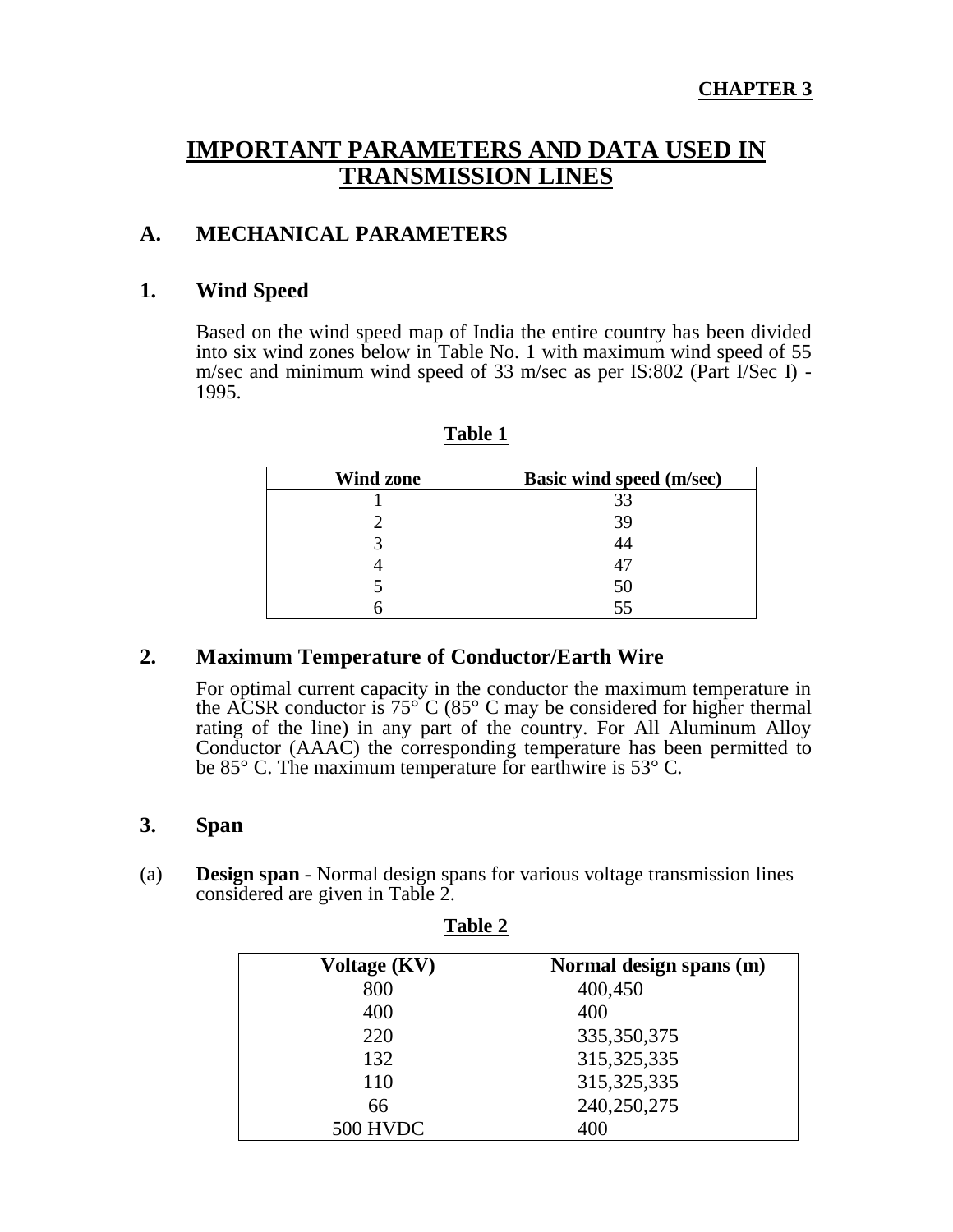**CHAPTER 3**

# IMPORTANT PARAMETERS AND DATA USED IN TRANSMISSION LINES

## A. MECHANICAL PARAMETERS

### 1. Wind Speed

Based on the wind speed map of India the entire country has been divided into six wind zones below in Table No. 1 with maximum wind speed of 55 m/sec and minimum wind speed of 33 m/sec as per IS:802 (Part I/Sec I) - 1995.

**Table 1**

| Wind zone | Basic wind speed (m/sec) |
|---|---|
| 1 | 33 |
| 2 | 39 |
| 3 | 44 |
| 4 | 47 |
| 5 | 50 |
| 6 | 55 |

### 2. Maximum Temperature of Conductor/Earth Wire

For optimal current capacity in the conductor the maximum temperature in the ACSR conductor is 75° C (85° C may be considered for higher thermal rating of the line) in any part of the country. For All Aluminum Alloy Conductor (AAAC) the corresponding temperature has been permitted to be 85° C. The maximum temperature for earthwire is 53° C.

### 3. Span

(a) **Design span** - Normal design spans for various voltage transmission lines considered are given in Table 2.

**Table 2**

| Voltage (KV) | Normal design spans (m) |
|---|---|
| 800 | 400,450 |
| 400 | 400 |
| 220 | 335,350,375 |
| 132 | 315,325,335 |
| 110 | 315,325,335 |
| 66 | 240,250,275 |
| 500 HVDC | 400 |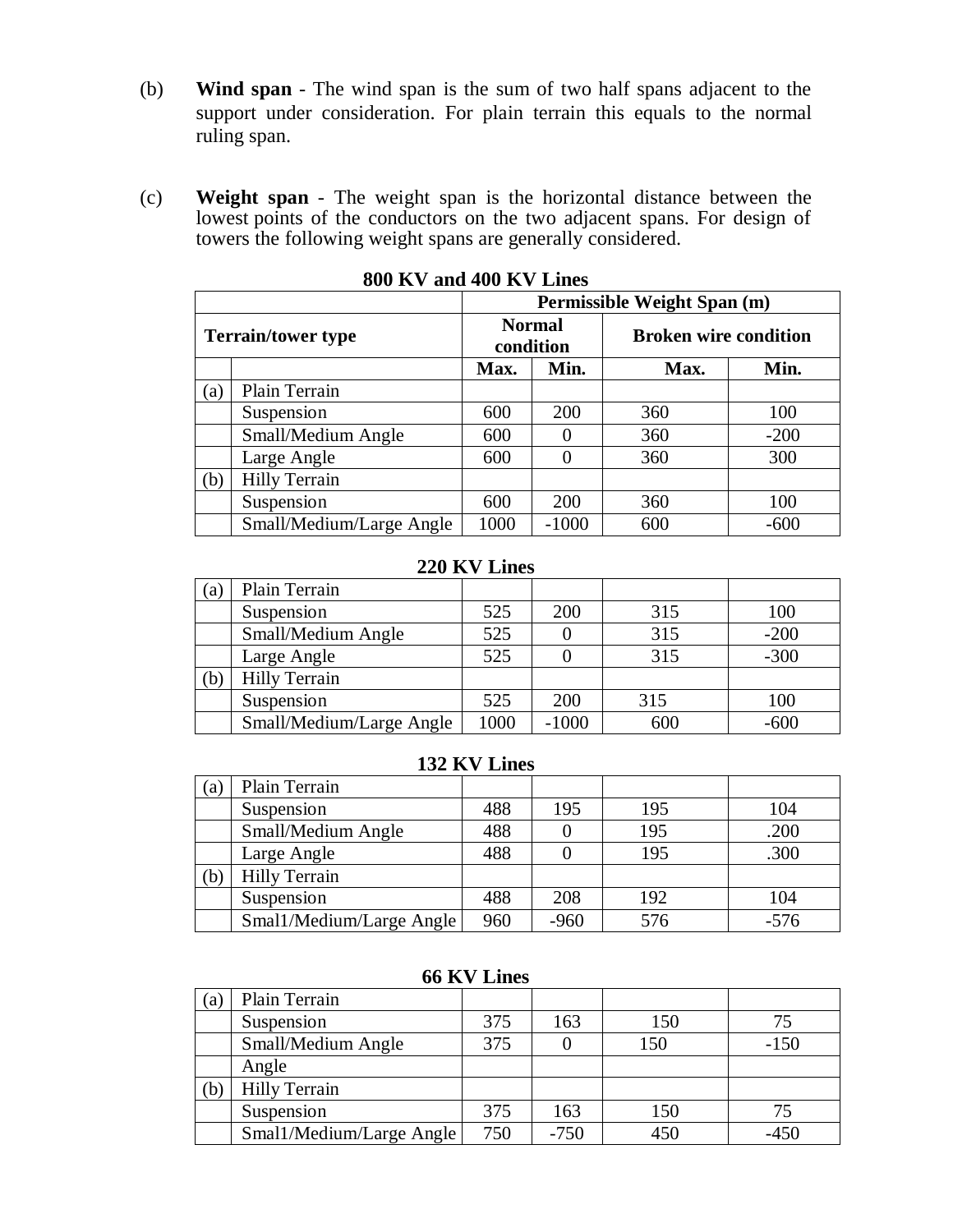(b) **Wind span** - The wind span is the sum of two half spans adjacent to the support under consideration. For plain terrain this equals to the normal ruling span.

(c) **Weight span** - The weight span is the horizontal distance between the lowest points of the conductors on the two adjacent spans. For design of towers the following weight spans are generally considered.

**800 KV and 400 KV Lines**

| | | Permissible Weight Span (m) | | | |
|---|---|---|---|---|---|
| Terrain/tower type | | Normal condition | | Broken wire condition | |
| | | Max. | Min. | Max. | Min. |
| (a) | Plain Terrain | | | | |
| | Suspension | 600 | 200 | 360 | 100 |
| | Small/Medium Angle | 600 | 0 | 360 | -200 |
| | Large Angle | 600 | 0 | 360 | 300 |
| (b) | Hilly Terrain | | | | |
| | Suspension | 600 | 200 | 360 | 100 |
| | Small/Medium/Large Angle | 1000 | -1000 | 600 | -600 |

**220 KV Lines**

| | | | | | |
|---|---|---|---|---|---|
| (a) | Plain Terrain | | | | |
| | Suspension | 525 | 200 | 315 | 100 |
| | Small/Medium Angle | 525 | 0 | 315 | -200 |
| | Large Angle | 525 | 0 | 315 | -300 |
| (b) | Hilly Terrain | | | | |
| | Suspension | 525 | 200 | 315 | 100 |
| | Small/Medium/Large Angle | 1000 | -1000 | 600 | -600 |

**132 KV Lines**

| | | | | | |
|---|---|---|---|---|---|
| (a) | Plain Terrain | | | | |
| | Suspension | 488 | 195 | 195 | 104 |
| | Small/Medium Angle | 488 | 0 | 195 | .200 |
| | Large Angle | 488 | 0 | 195 | .300 |
| (b) | Hilly Terrain | | | | |
| | Suspension | 488 | 208 | 192 | 104 |
| | Smal1/Medium/Large Angle | 960 | -960 | 576 | -576 |

**66 KV Lines**

| | | | | | |
|---|---|---|---|---|---|
| (a) | Plain Terrain | | | | |
| | Suspension | 375 | 163 | 150 | 75 |
| | Small/Medium Angle | 375 | 0 | 150 | -150 |
| | Angle | | | | |
| (b) | Hilly Terrain | | | | |
| | Suspension | 375 | 163 | 150 | 75 |
| | Smal1/Medium/Large Angle | 750 | -750 | 450 | -450 |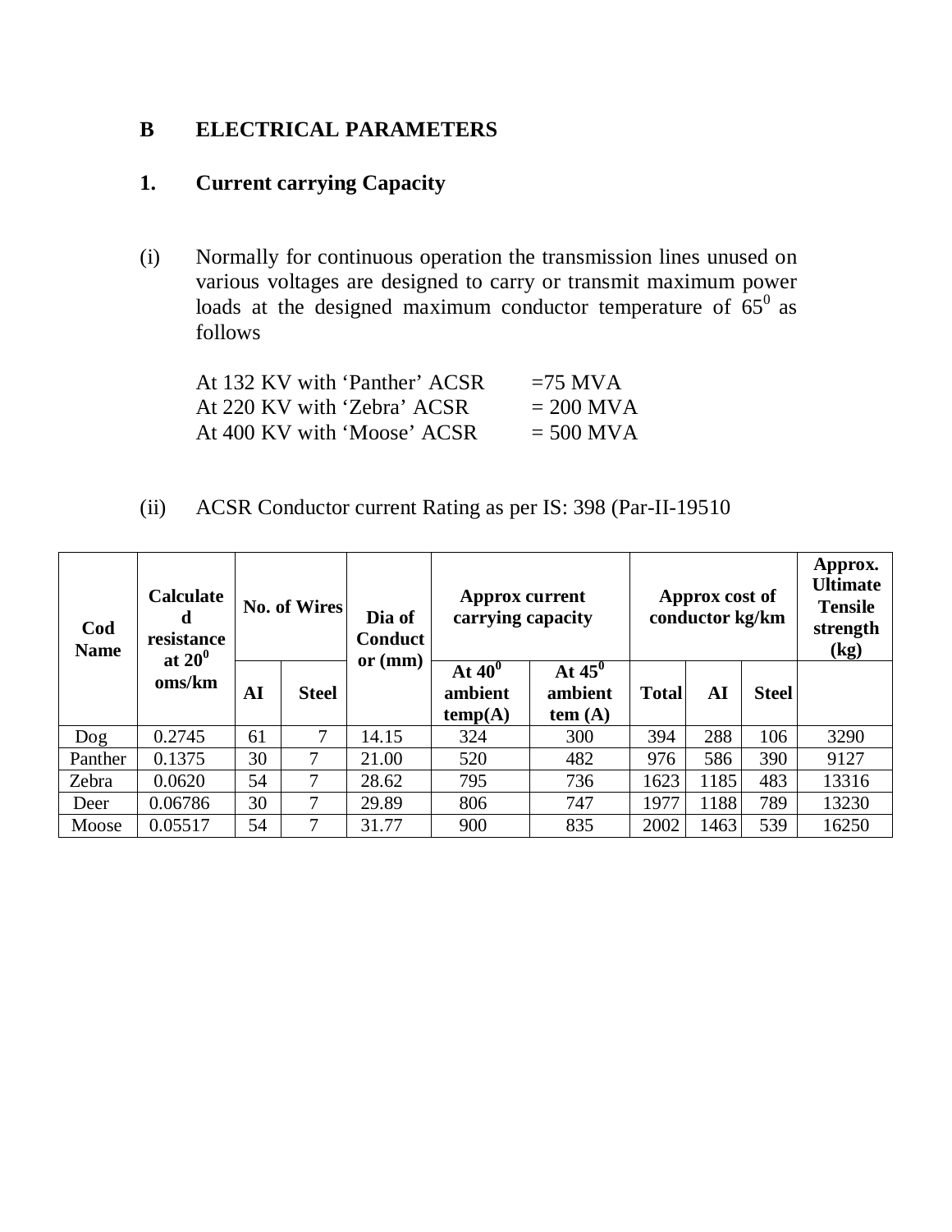## B ELECTRICAL PARAMETERS

### 1. Current carrying Capacity

(i) Normally for continuous operation the transmission lines unused on various voltages are designed to carry or transmit maximum power loads at the designed maximum conductor temperature of $65^0$ as follows

At 132 KV with 'Panther' ACSR =75 MVA
At 220 KV with 'Zebra' ACSR = 200 MVA
At 400 KV with 'Moose' ACSR = 500 MVA

(ii) ACSR Conductor current Rating as per IS: 398 (Par-II-19510

| Cod Name | Calculated resistance at $20^0$ oms/km | No. of Wires | | Dia of Conductor (mm) | Approx current carrying capacity | | Approx cost of conductor kg/km | | | Approx. Ultimate Tensile strength (kg) |
|---|---|---|---|---|---|---|---|---|---|---|
| | | AI | Steel | | At $40^0$ ambient temp(A) | At $45^0$ ambient tem (A) | Total | AI | Steel | |
| Dog | 0.2745 | 61 | 7 | 14.15 | 324 | 300 | 394 | 288 | 106 | 3290 |
| Panther | 0.1375 | 30 | 7 | 21.00 | 520 | 482 | 976 | 586 | 390 | 9127 |
| Zebra | 0.0620 | 54 | 7 | 28.62 | 795 | 736 | 1623 | 1185 | 483 | 13316 |
| Deer | 0.06786 | 30 | 7 | 29.89 | 806 | 747 | 1977 | 1188 | 789 | 13230 |
| Moose | 0.05517 | 54 | 7 | 31.77 | 900 | 835 | 2002 | 1463 | 539 | 16250 |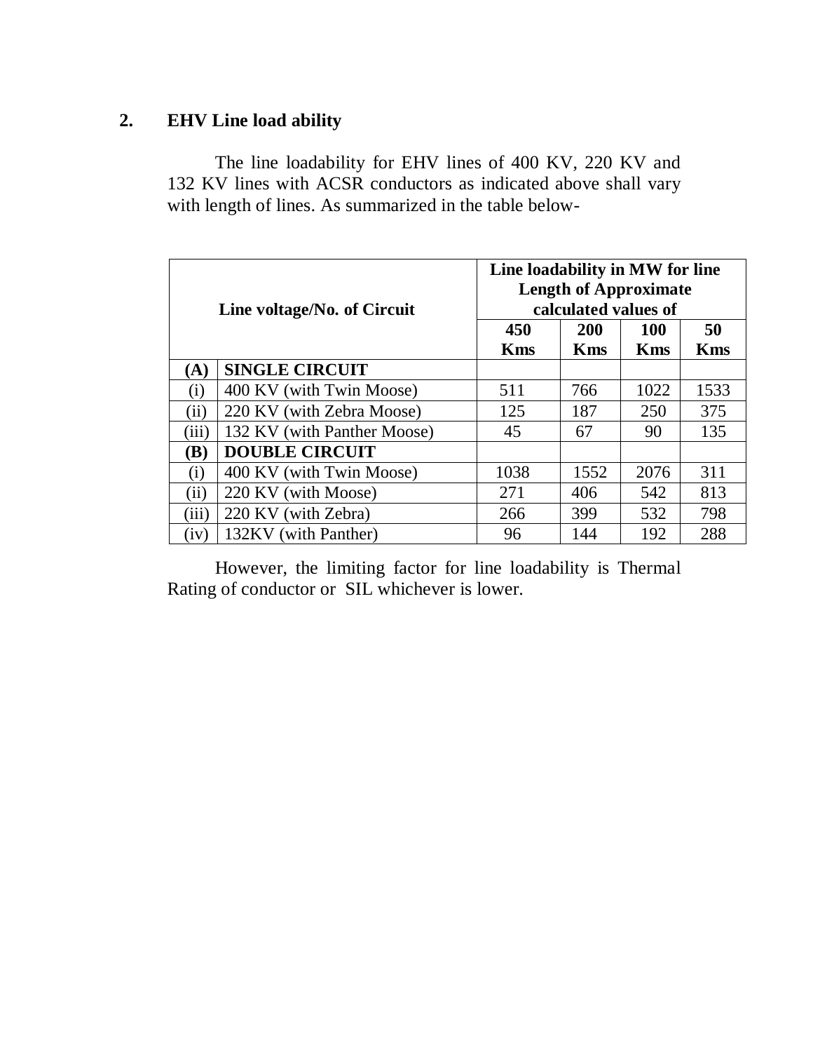## 2. EHV Line load ability

The line loadability for EHV lines of 400 KV, 220 KV and 132 KV lines with ACSR conductors as indicated above shall vary with length of lines. As summarized in the table below-

| Line voltage/No. of Circuit | | Line loadability in MW for line Length of Approximate calculated values of | | | |
|---|---|---|---|---|---|
| | | **450 Kms** | **200 Kms** | **100 Kms** | **50 Kms** |
| **(A)** | **SINGLE CIRCUIT** | | | | |
| (i) | 400 KV (with Twin Moose) | 511 | 766 | 1022 | 1533 |
| (ii) | 220 KV (with Zebra Moose) | 125 | 187 | 250 | 375 |
| (iii) | 132 KV (with Panther Moose) | 45 | 67 | 90 | 135 |
| **(B)** | **DOUBLE CIRCUIT** | | | | |
| (i) | 400 KV (with Twin Moose) | 1038 | 1552 | 2076 | 311 |
| (ii) | 220 KV (with Moose) | 271 | 406 | 542 | 813 |
| (iii) | 220 KV (with Zebra) | 266 | 399 | 532 | 798 |
| (iv) | 132KV (with Panther) | 96 | 144 | 192 | 288 |

However, the limiting factor for line loadability is Thermal Rating of conductor or SIL whichever is lower.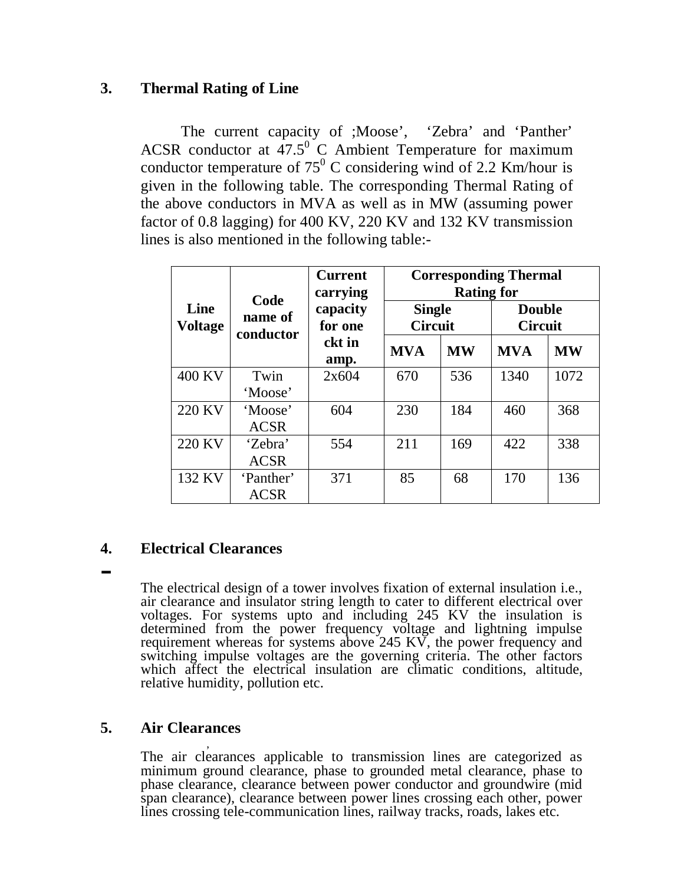## 3. Thermal Rating of Line

The current capacity of ;Moose', 'Zebra' and 'Panther' ACSR conductor at $47.5^0$ C Ambient Temperature for maximum conductor temperature of $75^0$ C considering wind of 2.2 Km/hour is given in the following table. The corresponding Thermal Rating of the above conductors in MVA as well as in MW (assuming power factor of 0.8 lagging) for 400 KV, 220 KV and 132 KV transmission lines is also mentioned in the following table:-

| Line Voltage | Code name of conductor | Current carrying capacity for one ckt in amp. | Corresponding Thermal Rating for | | | |
|---|---|---|---|---|---|---|
| | | | Single Circuit | | Double Circuit | |
| | | | MVA | MW | MVA | MW |
| 400 KV | Twin 'Moose' | 2x604 | 670 | 536 | 1340 | 1072 |
| 220 KV | 'Moose' ACSR | 604 | 230 | 184 | 460 | 368 |
| 220 KV | 'Zebra' ACSR | 554 | 211 | 169 | 422 | 338 |
| 132 KV | 'Panther' ACSR | 371 | 85 | 68 | 170 | 136 |

## 4. Electrical Clearances

The electrical design of a tower involves fixation of external insulation i.e., air clearance and insulator string length to cater to different electrical over voltages. For systems upto and including 245 KV the insulation is determined from the power frequency voltage and lightning impulse requirement whereas for systems above 245 KV, the power frequency and switching impulse voltages are the governing criteria. The other factors which affect the electrical insulation are climatic conditions, altitude, relative humidity, pollution etc.

## 5. Air Clearances

The air clearances applicable to transmission lines are categorized as minimum ground clearance, phase to grounded metal clearance, phase to phase clearance, clearance between power conductor and groundwire (mid span clearance), clearance between power lines crossing each other, power lines crossing tele-communication lines, railway tracks, roads, lakes etc.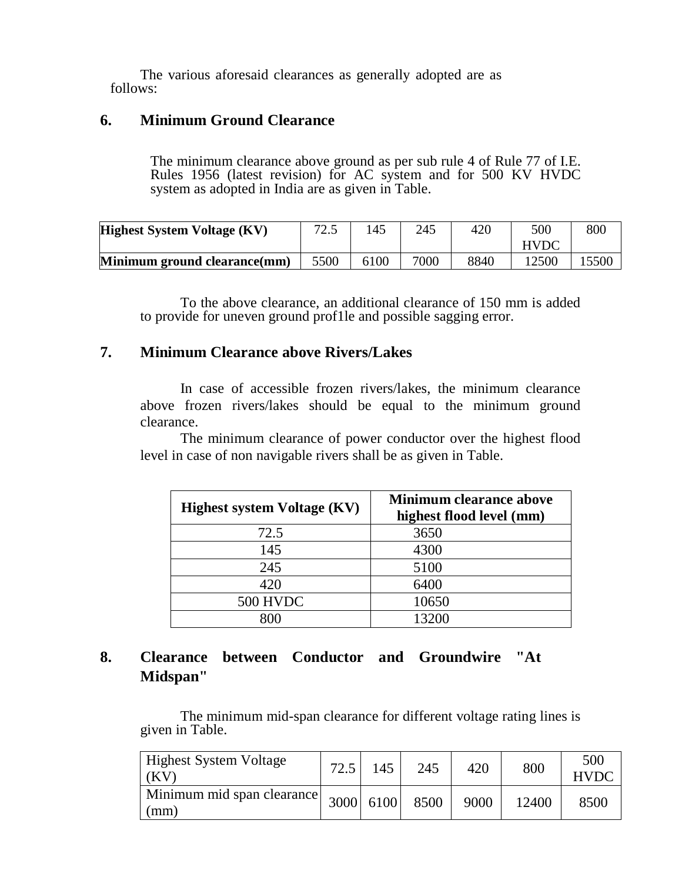The various aforesaid clearances as generally adopted are as follows:

## 6. Minimum Ground Clearance

The minimum clearance above ground as per sub rule 4 of Rule 77 of I.E. Rules 1956 (latest revision) for AC system and for 500 KV HVDC system as adopted in India are as given in Table.

| **Highest System Voltage (KV)** | 72.5 | 145 | 245 | 420 | 500 HVDC | 800 |
|---|---|---|---|---|---|---|
| **Minimum ground clearance(mm)** | 5500 | 6100 | 7000 | 8840 | 12500 | 15500 |

To the above clearance, an additional clearance of 150 mm is added to provide for uneven ground prof1le and possible sagging error.

## 7. Minimum Clearance above Rivers/Lakes

In case of accessible frozen rivers/lakes, the minimum clearance above frozen rivers/lakes should be equal to the minimum ground clearance.

The minimum clearance of power conductor over the highest flood level in case of non navigable rivers shall be as given in Table.

| **Highest system Voltage (KV)** | **Minimum clearance above highest flood level (mm)** |
|---|---|
| 72.5 | 3650 |
| 145 | 4300 |
| 245 | 5100 |
| 420 | 6400 |
| 500 HVDC | 10650 |
| 800 | 13200 |

## 8. Clearance between Conductor and Groundwire "At Midspan"

The minimum mid-span clearance for different voltage rating lines is given in Table.

| Highest System Voltage (KV) | 72.5 | 145 | 245 | 420 | 800 | 500 HVDC |
|---|---|---|---|---|---|---|
| Minimum mid span clearance (mm) | 3000 | 6100 | 8500 | 9000 | 12400 | 8500 |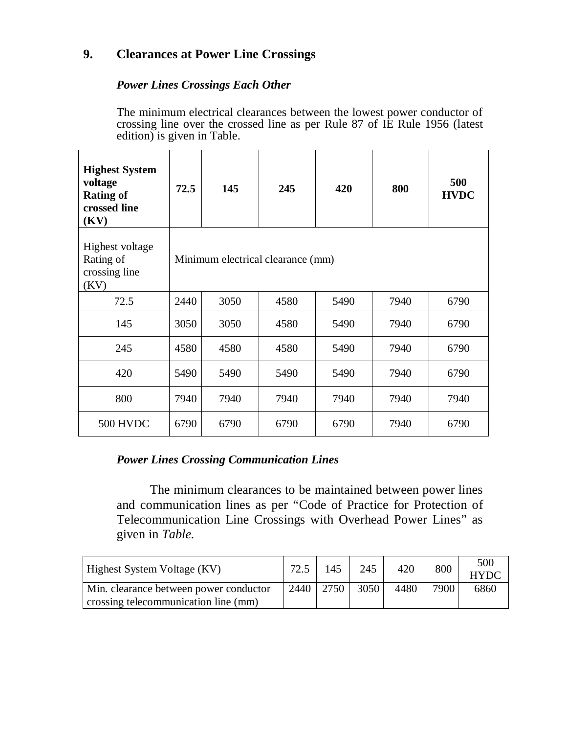## 9. Clearances at Power Line Crossings

### *Power Lines Crossings Each Other*

The minimum electrical clearances between the lowest power conductor of crossing line over the crossed line as per Rule 87 of IE Rule 1956 (latest edition) is given in Table.

| **Highest System voltage Rating of crossed line (KV)** | **72.5** | **145** | **245** | **420** | **800** | **500 HVDC** |
|---|---|---|---|---|---|---|
| Highest voltage Rating of crossing line (KV) | Minimum electrical clearance (mm) | | | | | |
| 72.5 | 2440 | 3050 | 4580 | 5490 | 7940 | 6790 |
| 145 | 3050 | 3050 | 4580 | 5490 | 7940 | 6790 |
| 245 | 4580 | 4580 | 4580 | 5490 | 7940 | 6790 |
| 420 | 5490 | 5490 | 5490 | 5490 | 7940 | 6790 |
| 800 | 7940 | 7940 | 7940 | 7940 | 7940 | 7940 |
| 500 HVDC | 6790 | 6790 | 6790 | 6790 | 7940 | 6790 |

### *Power Lines Crossing Communication Lines*

The minimum clearances to be maintained between power lines and communication lines as per "Code of Practice for Protection of Telecommunication Line Crossings with Overhead Power Lines" as given in *Table.*

| Highest System Voltage (KV) | 72.5 | 145 | 245 | 420 | 800 | 500 HYDC |
|---|---|---|---|---|---|---|
| Min. clearance between power conductor crossing telecommunication line (mm) | 2440 | 2750 | 3050 | 4480 | 7900 | 6860 |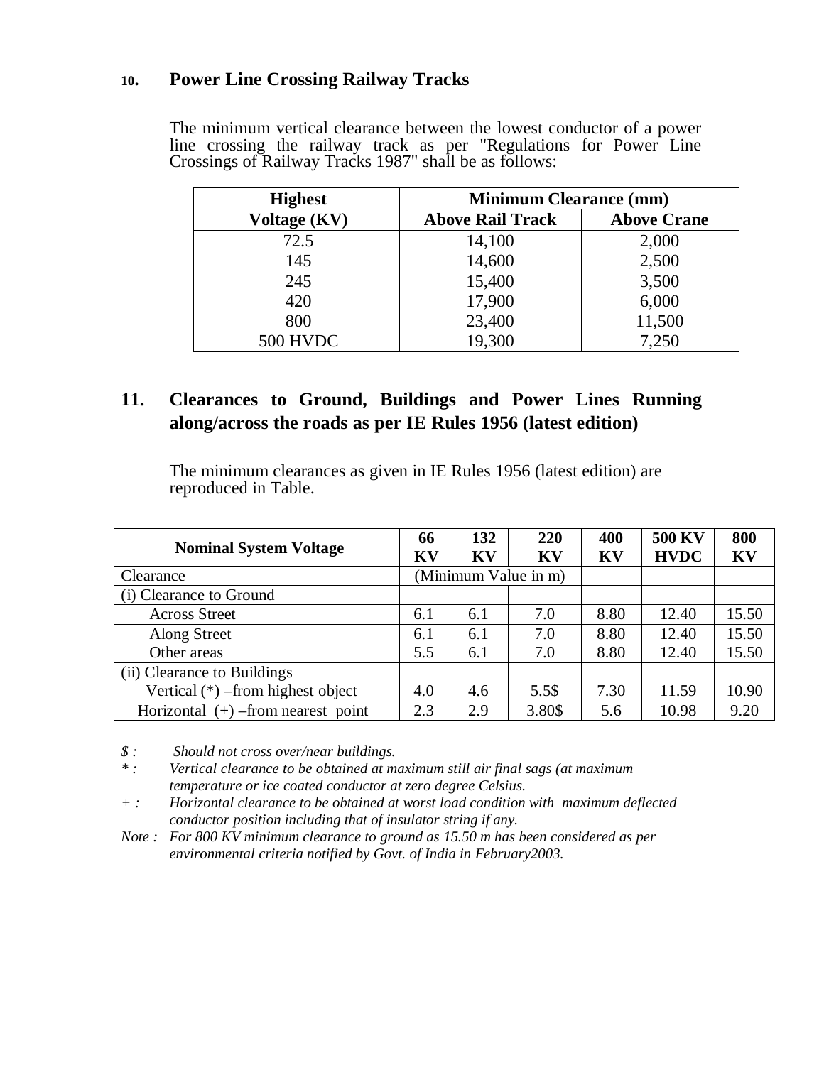## 10. Power Line Crossing Railway Tracks

The minimum vertical clearance between the lowest conductor of a power line crossing the railway track as per "Regulations for Power Line Crossings of Railway Tracks 1987" shall be as follows:

| Highest Voltage (KV) | Minimum Clearance (mm) | |
|---|---|---|
| | Above Rail Track | Above Crane |
| 72.5 | 14,100 | 2,000 |
| 145 | 14,600 | 2,500 |
| 245 | 15,400 | 3,500 |
| 420 | 17,900 | 6,000 |
| 800 | 23,400 | 11,500 |
| 500 HVDC | 19,300 | 7,250 |

## 11. Clearances to Ground, Buildings and Power Lines Running along/across the roads as per IE Rules 1956 (latest edition)

The minimum clearances as given in IE Rules 1956 (latest edition) are reproduced in Table.

| Nominal System Voltage | 66 KV | 132 KV | 220 KV | 400 KV | 500 KV HVDC | 800 KV |
|---|---|---|---|---|---|---|
| Clearance | (Minimum Value in m) | | | | | |
| (i) Clearance to Ground | | | | | | |
| Across Street | 6.1 | 6.1 | 7.0 | 8.80 | 12.40 | 15.50 |
| Along Street | 6.1 | 6.1 | 7.0 | 8.80 | 12.40 | 15.50 |
| Other areas | 5.5 | 6.1 | 7.0 | 8.80 | 12.40 | 15.50 |
| (ii) Clearance to Buildings | | | | | | |
| Vertical (*) –from highest object | 4.0 | 4.6 | 5.5$ | 7.30 | 11.59 | 10.90 |
| Horizontal (+) –from nearest point | 2.3 | 2.9 | 3.80$ | 5.6 | 10.98 | 9.20 |

*$ : Should not cross over/near buildings.*

*\* : Vertical clearance to be obtained at maximum still air final sags (at maximum temperature or ice coated conductor at zero degree Celsius.*

*+ : Horizontal clearance to be obtained at worst load condition with maximum deflected conductor position including that of insulator string if any.*

*Note : For 800 KV minimum clearance to ground as 15.50 m has been considered as per environmental criteria notified by Govt. of India in February2003.*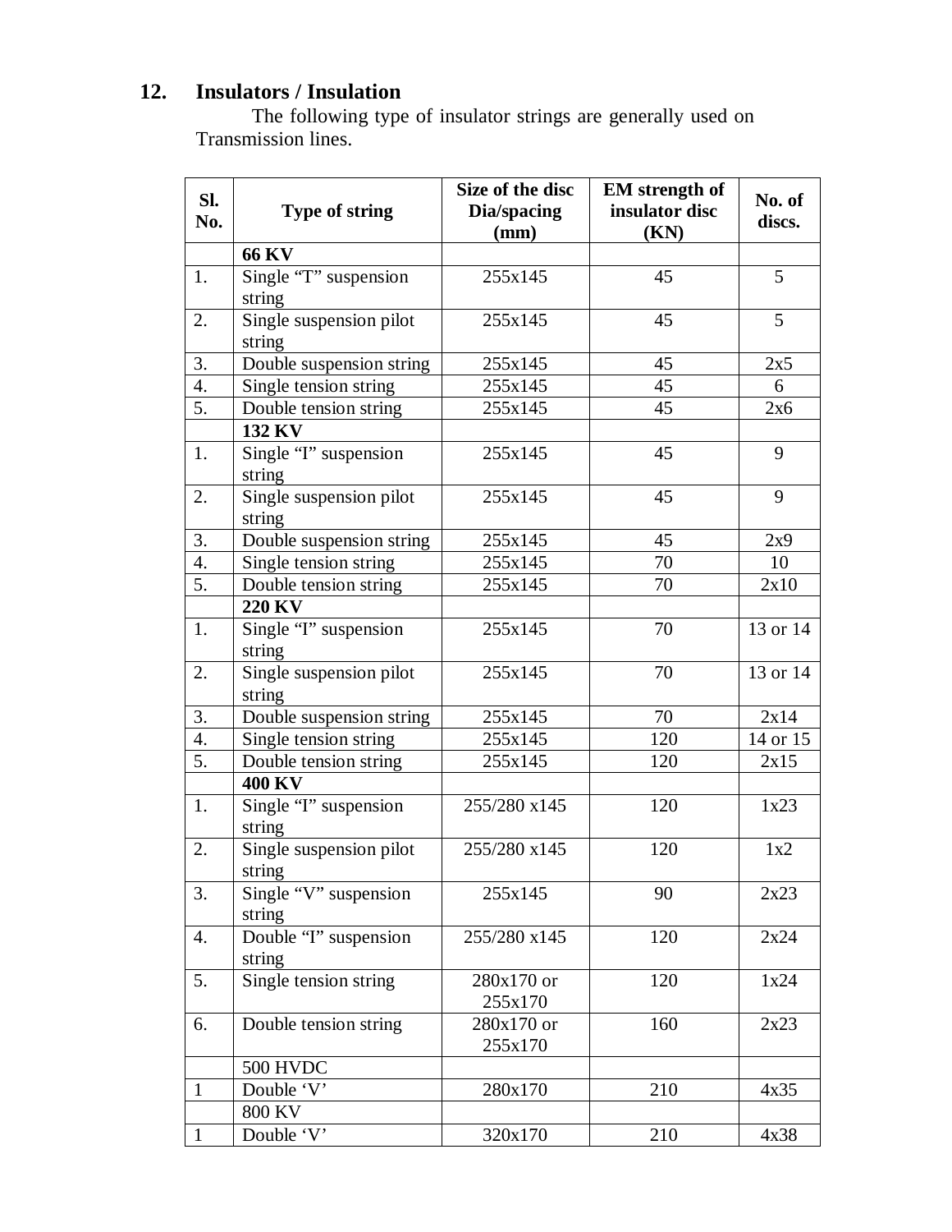## 12. Insulators / Insulation

The following type of insulator strings are generally used on Transmission lines.

| Sl. No. | Type of string | Size of the disc Dia/spacing (mm) | EM strength of insulator disc (KN) | No. of discs. |
|---|---|---|---|---|
| | **66 KV** | | | |
| 1. | Single "T" suspension string | 255x145 | 45 | 5 |
| 2. | Single suspension pilot string | 255x145 | 45 | 5 |
| 3. | Double suspension string | 255x145 | 45 | 2x5 |
| 4. | Single tension string | 255x145 | 45 | 6 |
| 5. | Double tension string | 255x145 | 45 | 2x6 |
| | **132 KV** | | | |
| 1. | Single "I" suspension string | 255x145 | 45 | 9 |
| 2. | Single suspension pilot string | 255x145 | 45 | 9 |
| 3. | Double suspension string | 255x145 | 45 | 2x9 |
| 4. | Single tension string | 255x145 | 70 | 10 |
| 5. | Double tension string | 255x145 | 70 | 2x10 |
| | **220 KV** | | | |
| 1. | Single "I" suspension string | 255x145 | 70 | 13 or 14 |
| 2. | Single suspension pilot string | 255x145 | 70 | 13 or 14 |
| 3. | Double suspension string | 255x145 | 70 | 2x14 |
| 4. | Single tension string | 255x145 | 120 | 14 or 15 |
| 5. | Double tension string | 255x145 | 120 | 2x15 |
| | **400 KV** | | | |
| 1. | Single "I" suspension string | 255/280 x145 | 120 | 1x23 |
| 2. | Single suspension pilot string | 255/280 x145 | 120 | 1x2 |
| 3. | Single "V" suspension string | 255x145 | 90 | 2x23 |
| 4. | Double "I" suspension string | 255/280 x145 | 120 | 2x24 |
| 5. | Single tension string | 280x170 or 255x170 | 120 | 1x24 |
| 6. | Double tension string | 280x170 or 255x170 | 160 | 2x23 |
| | 500 HVDC | | | |
| 1 | Double 'V' | 280x170 | 210 | 4x35 |
| | 800 KV | | | |
| 1 | Double 'V' | 320x170 | 210 | 4x38 |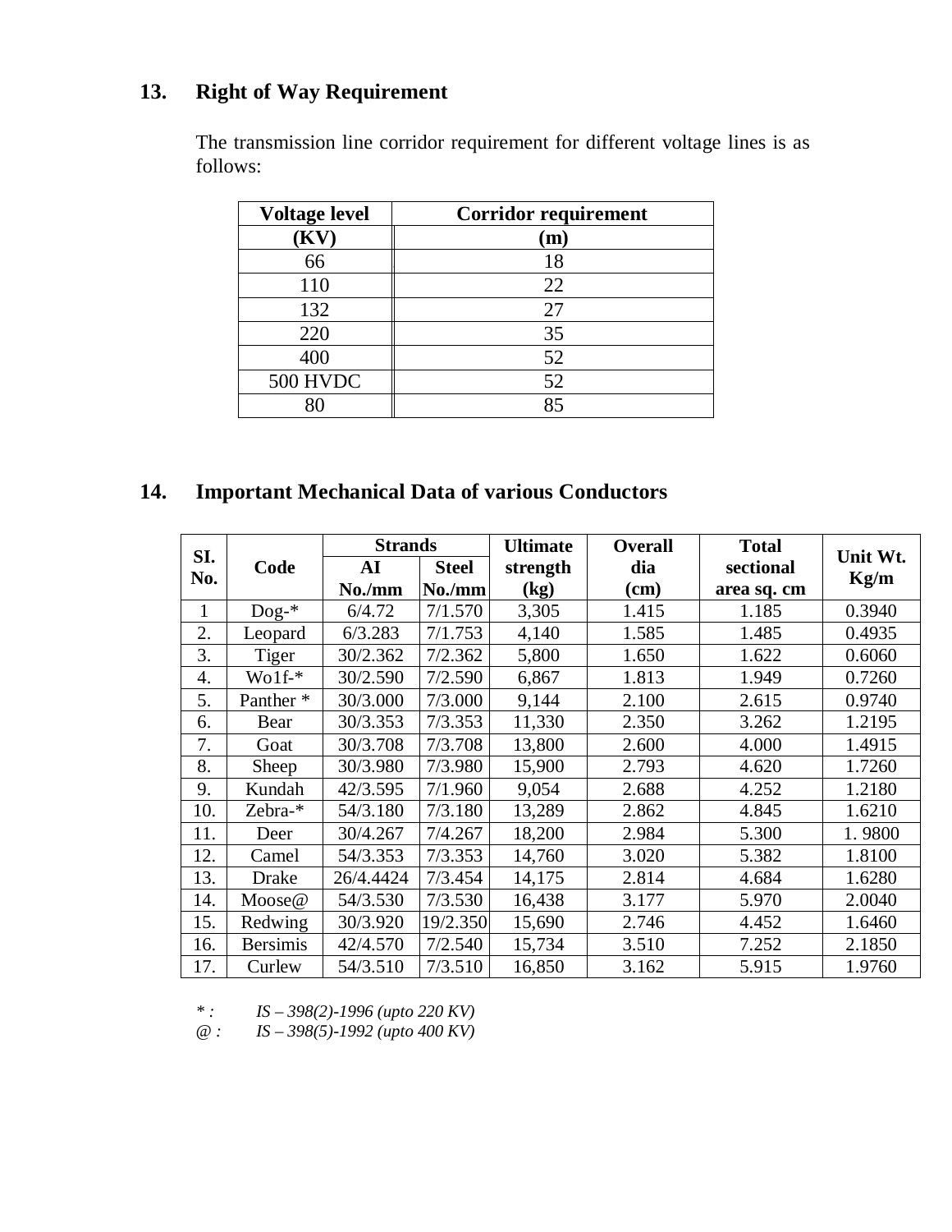## 13. Right of Way Requirement

The transmission line corridor requirement for different voltage lines is as follows:

| Voltage level (KV) | Corridor requirement (m) |
|---|---|
| 66 | 18 |
| 110 | 22 |
| 132 | 27 |
| 220 | 35 |
| 400 | 52 |
| 500 HVDC | 52 |
| 80 | 85 |

## 14. Important Mechanical Data of various Conductors

| SI. No. | Code | Strands | | Ultimate strength (kg) | Overall dia (cm) | Total sectional area sq. cm | Unit Wt. Kg/m |
|---|---|---|---|---|---|---|---|
| | | AI No./mm | Steel No./mm | | | | |
| 1 | Dog-* | 6/4.72 | 7/1.570 | 3,305 | 1.415 | 1.185 | 0.3940 |
| 2. | Leopard | 6/3.283 | 7/1.753 | 4,140 | 1.585 | 1.485 | 0.4935 |
| 3. | Tiger | 30/2.362 | 7/2.362 | 5,800 | 1.650 | 1.622 | 0.6060 |
| 4. | Wo1f-* | 30/2.590 | 7/2.590 | 6,867 | 1.813 | 1.949 | 0.7260 |
| 5. | Panther * | 30/3.000 | 7/3.000 | 9,144 | 2.100 | 2.615 | 0.9740 |
| 6. | Bear | 30/3.353 | 7/3.353 | 11,330 | 2.350 | 3.262 | 1.2195 |
| 7. | Goat | 30/3.708 | 7/3.708 | 13,800 | 2.600 | 4.000 | 1.4915 |
| 8. | Sheep | 30/3.980 | 7/3.980 | 15,900 | 2.793 | 4.620 | 1.7260 |
| 9. | Kundah | 42/3.595 | 7/1.960 | 9,054 | 2.688 | 4.252 | 1.2180 |
| 10. | Zebra-* | 54/3.180 | 7/3.180 | 13,289 | 2.862 | 4.845 | 1.6210 |
| 11. | Deer | 30/4.267 | 7/4.267 | 18,200 | 2.984 | 5.300 | 1. 9800 |
| 12. | Camel | 54/3.353 | 7/3.353 | 14,760 | 3.020 | 5.382 | 1.8100 |
| 13. | Drake | 26/4.4424 | 7/3.454 | 14,175 | 2.814 | 4.684 | 1.6280 |
| 14. | Moose@ | 54/3.530 | 7/3.530 | 16,438 | 3.177 | 5.970 | 2.0040 |
| 15. | Redwing | 30/3.920 | 19/2.350 | 15,690 | 2.746 | 4.452 | 1.6460 |
| 16. | Bersimis | 42/4.570 | 7/2.540 | 15,734 | 3.510 | 7.252 | 2.1850 |
| 17. | Curlew | 54/3.510 | 7/3.510 | 16,850 | 3.162 | 5.915 | 1.9760 |

*\* : IS – 398(2)-1996 (upto 220 KV)*
*@ : IS – 398(5)-1992 (upto 400 KV)*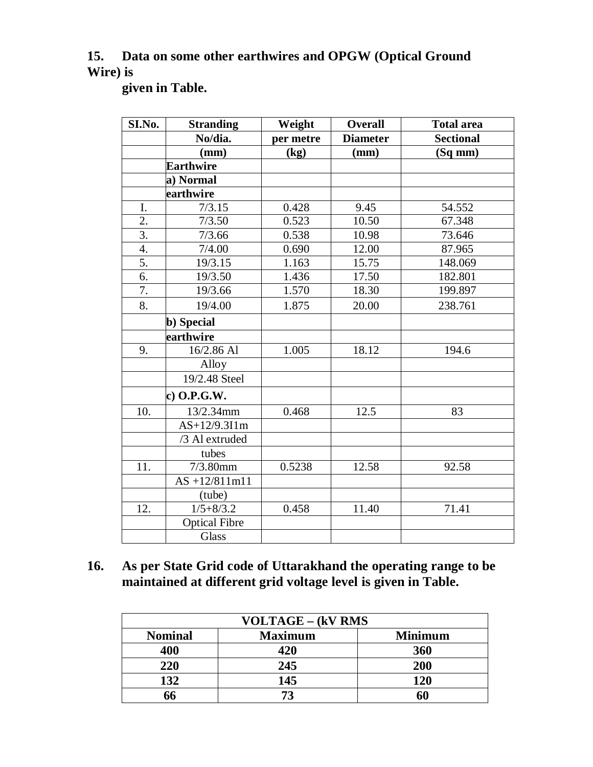**15. Data on some other earthwires and OPGW (Optical Ground Wire) is given in Table.**

| SI.No. | Stranding No/dia. (mm) | Weight per metre (kg) | Overall Diameter (mm) | Total area Sectional (Sq mm) |
|---|---|---|---|---|
| | **Earthwire** | | | |
| | **a) Normal earthwire** | | | |
| I. | 7/3.15 | 0.428 | 9.45 | 54.552 |
| 2. | 7/3.50 | 0.523 | 10.50 | 67.348 |
| 3. | 7/3.66 | 0.538 | 10.98 | 73.646 |
| 4. | 7/4.00 | 0.690 | 12.00 | 87.965 |
| 5. | 19/3.15 | 1.163 | 15.75 | 148.069 |
| 6. | 19/3.50 | 1.436 | 17.50 | 182.801 |
| 7. | 19/3.66 | 1.570 | 18.30 | 199.897 |
| 8. | 19/4.00 | 1.875 | 20.00 | 238.761 |
| | **b) Special earthwire** | | | |
| 9. | 16/2.86 Al Alloy 19/2.48 Steel | 1.005 | 18.12 | 194.6 |
| | **c) O.P.G.W.** | | | |
| 10. | 13/2.34mm AS+12/9.3I1m /3 Al extruded tubes | 0.468 | 12.5 | 83 |
| 11. | 7/3.80mm AS +12/811m11 (tube) | 0.5238 | 12.58 | 92.58 |
| 12. | 1/5+8/3.2 Optical Fibre Glass | 0.458 | 11.40 | 71.41 |

**16. As per State Grid code of Uttarakhand the operating range to be maintained at different grid voltage level is given in Table.**

| VOLTAGE – (kV RMS | | |
|---|---|---|
| **Nominal** | **Maximum** | **Minimum** |
| **400** | **420** | **360** |
| **220** | **245** | **200** |
| **132** | **145** | **120** |
| **66** | **73** | **60** |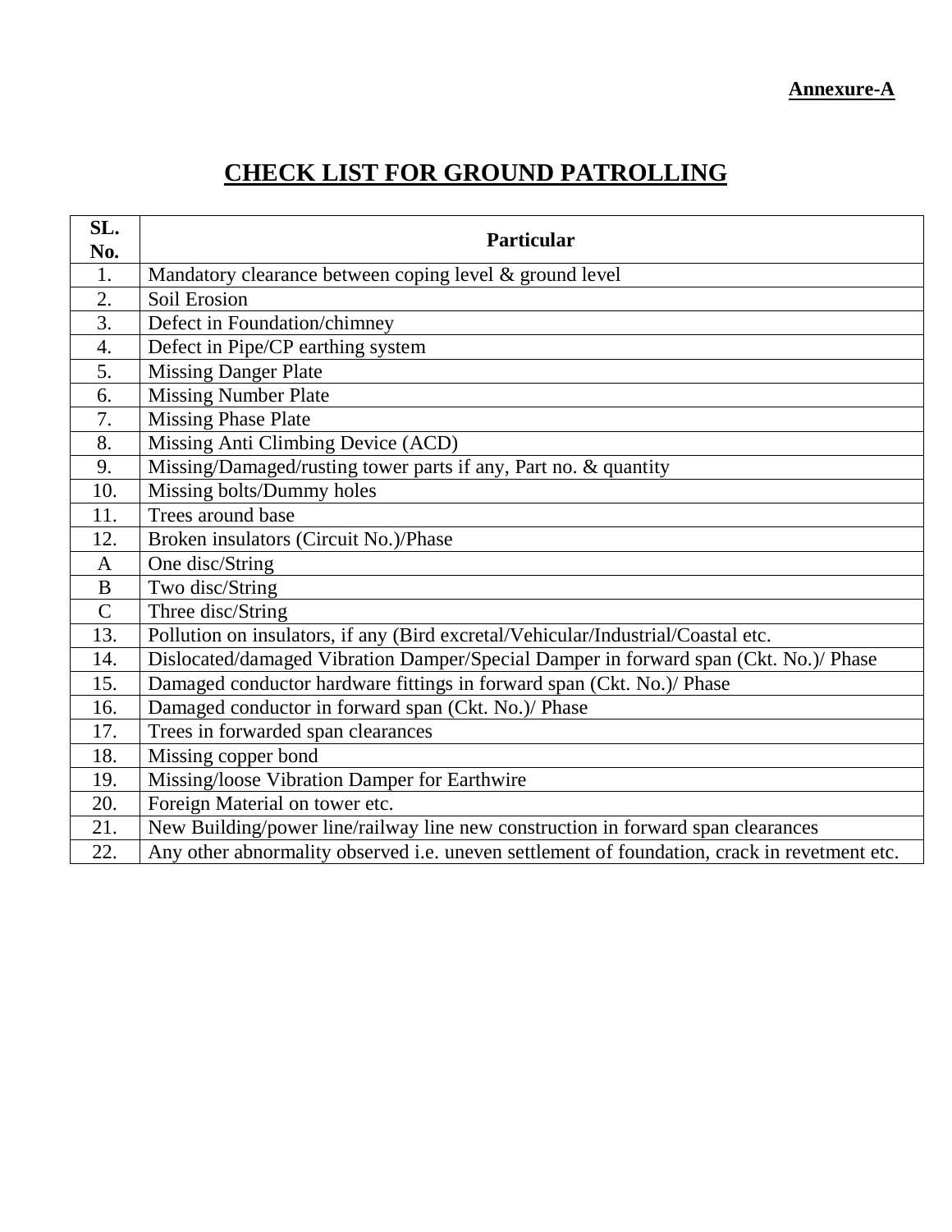**Annexure-A**

# CHECK LIST FOR GROUND PATROLLING

| SL. No. | Particular |
|---|---|
| 1. | Mandatory clearance between coping level & ground level |
| 2. | Soil Erosion |
| 3. | Defect in Foundation/chimney |
| 4. | Defect in Pipe/CP earthing system |
| 5. | Missing Danger Plate |
| 6. | Missing Number Plate |
| 7. | Missing Phase Plate |
| 8. | Missing Anti Climbing Device (ACD) |
| 9. | Missing/Damaged/rusting tower parts if any, Part no. & quantity |
| 10. | Missing bolts/Dummy holes |
| 11. | Trees around base |
| 12. | Broken insulators (Circuit No.)/Phase |
| A | One disc/String |
| B | Two disc/String |
| C | Three disc/String |
| 13. | Pollution on insulators, if any (Bird excretal/Vehicular/Industrial/Coastal etc. |
| 14. | Dislocated/damaged Vibration Damper/Special Damper in forward span (Ckt. No.)/ Phase |
| 15. | Damaged conductor hardware fittings in forward span (Ckt. No.)/ Phase |
| 16. | Damaged conductor in forward span (Ckt. No.)/ Phase |
| 17. | Trees in forwarded span clearances |
| 18. | Missing copper bond |
| 19. | Missing/loose Vibration Damper for Earthwire |
| 20. | Foreign Material on tower etc. |
| 21. | New Building/power line/railway line new construction in forward span clearances |
| 22. | Any other abnormality observed i.e. uneven settlement of foundation, crack in revetment etc. |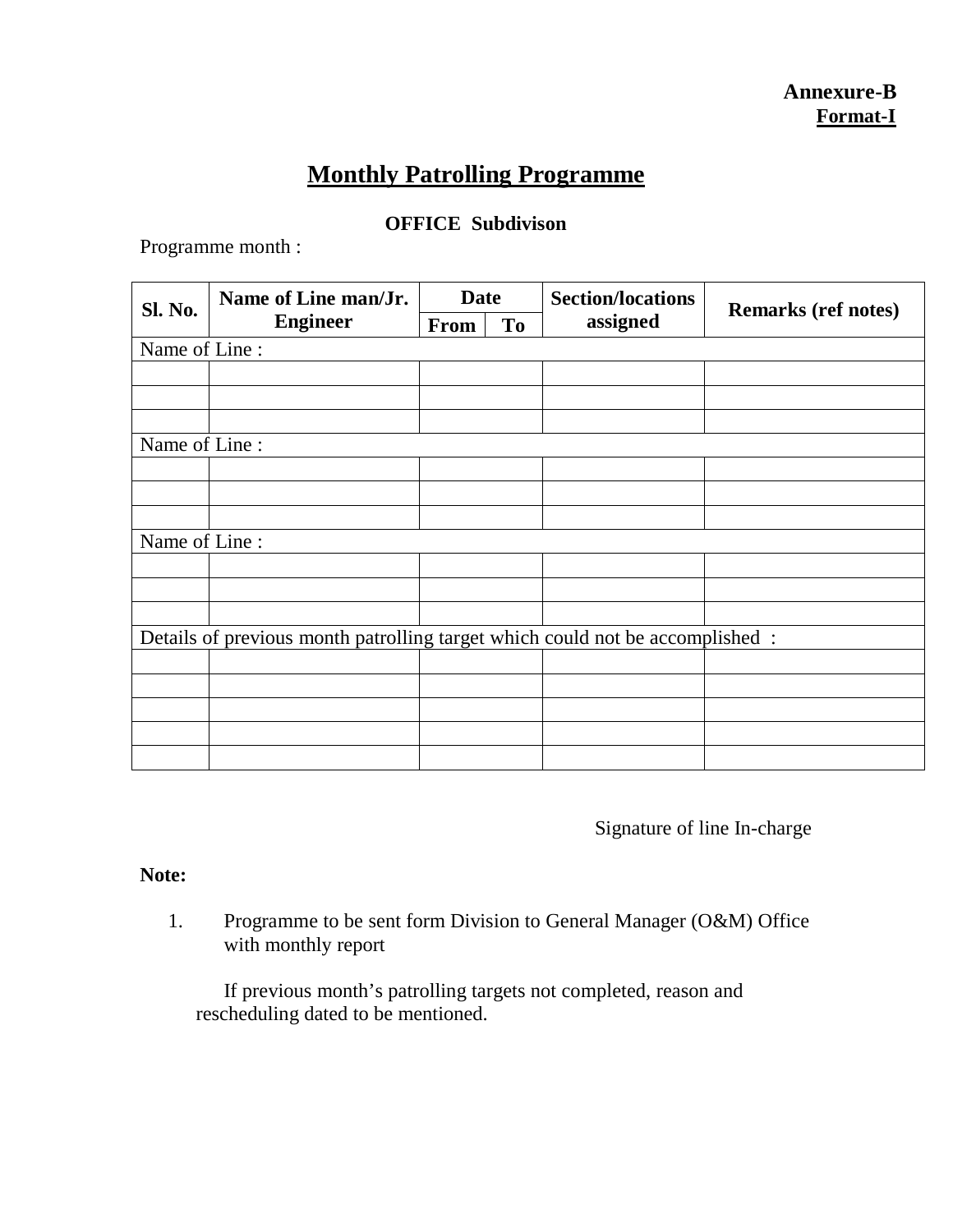**Annexure-B**
**Format-I**

# Monthly Patrolling Programme

**OFFICE Subdivison**

Programme month :

| Sl. No. | Name of Line man/Jr. Engineer | Date | | Section/locations assigned | Remarks (ref notes) |
|---|---|---|---|---|---|
| | | From | To | | |
| Name of Line : | | | | | |
| | | | | | |
| | | | | | |
| | | | | | |
| Name of Line : | | | | | |
| | | | | | |
| | | | | | |
| | | | | | |
| Name of Line : | | | | | |
| | | | | | |
| | | | | | |
| | | | | | |
| Details of previous month patrolling target which could not be accomplished : | | | | | |
| | | | | | |
| | | | | | |
| | | | | | |
| | | | | | |
| | | | | | |

Signature of line In-charge

**Note:**

1. Programme to be sent form Division to General Manager (O&M) Office with monthly report

   If previous month's patrolling targets not completed, reason and rescheduling dated to be mentioned.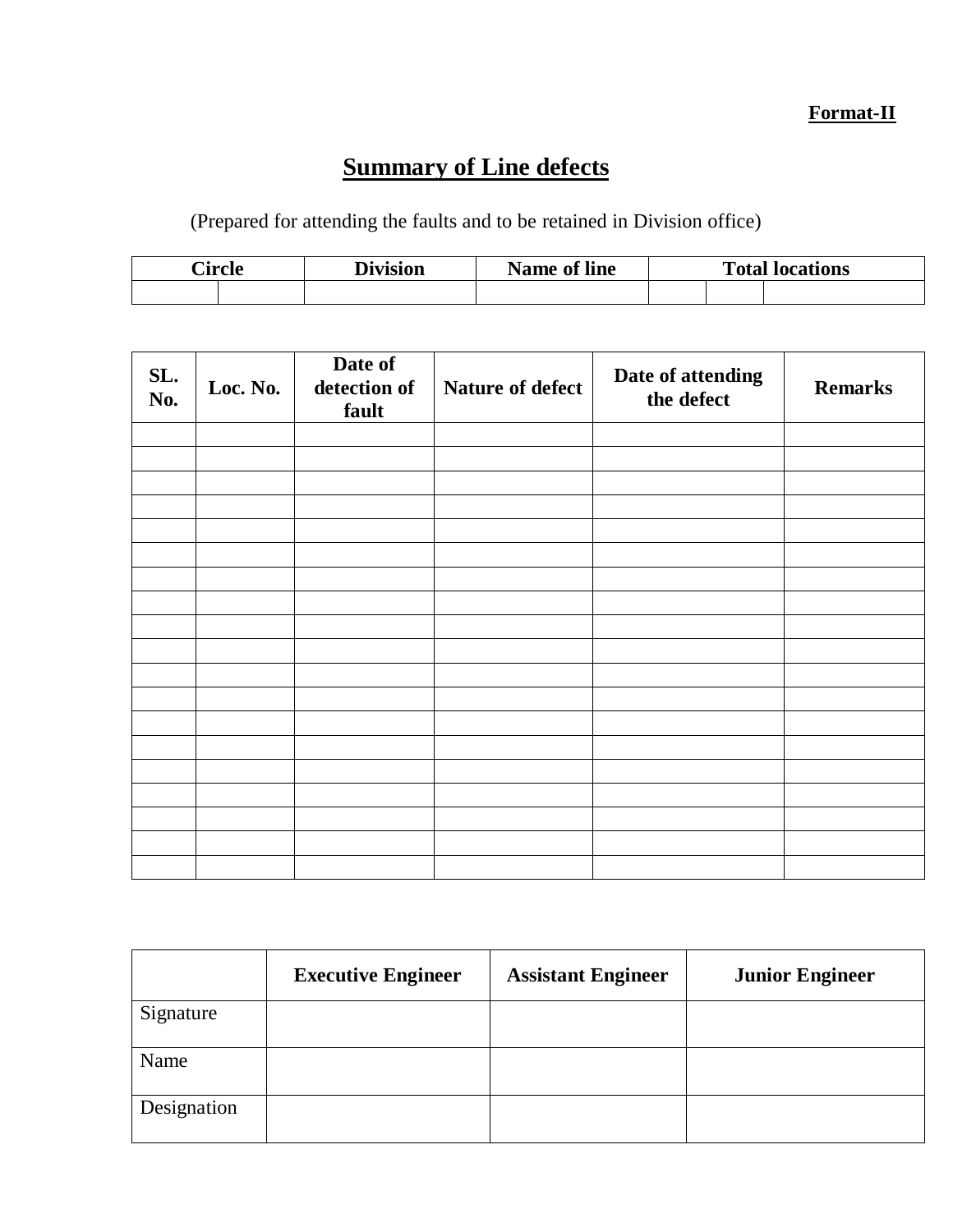**Format-II**

# Summary of Line defects

(Prepared for attending the faults and to be retained in Division office)

| Circle | | Division | Name of line | Total locations | | |
|---|---|---|---|---|---|---|
| | | | | | | |

| SL. No. | Loc. No. | Date of detection of fault | Nature of defect | Date of attending the defect | Remarks |
|---|---|---|---|---|---|
| | | | | | |
| | | | | | |
| | | | | | |
| | | | | | |
| | | | | | |
| | | | | | |
| | | | | | |
| | | | | | |
| | | | | | |
| | | | | | |
| | | | | | |
| | | | | | |
| | | | | | |
| | | | | | |
| | | | | | |
| | | | | | |
| | | | | | |
| | | | | | |
| | | | | | |

| | Executive Engineer | Assistant Engineer | Junior Engineer |
|---|---|---|---|
| Signature | | | |
| Name | | | |
| Designation | | | |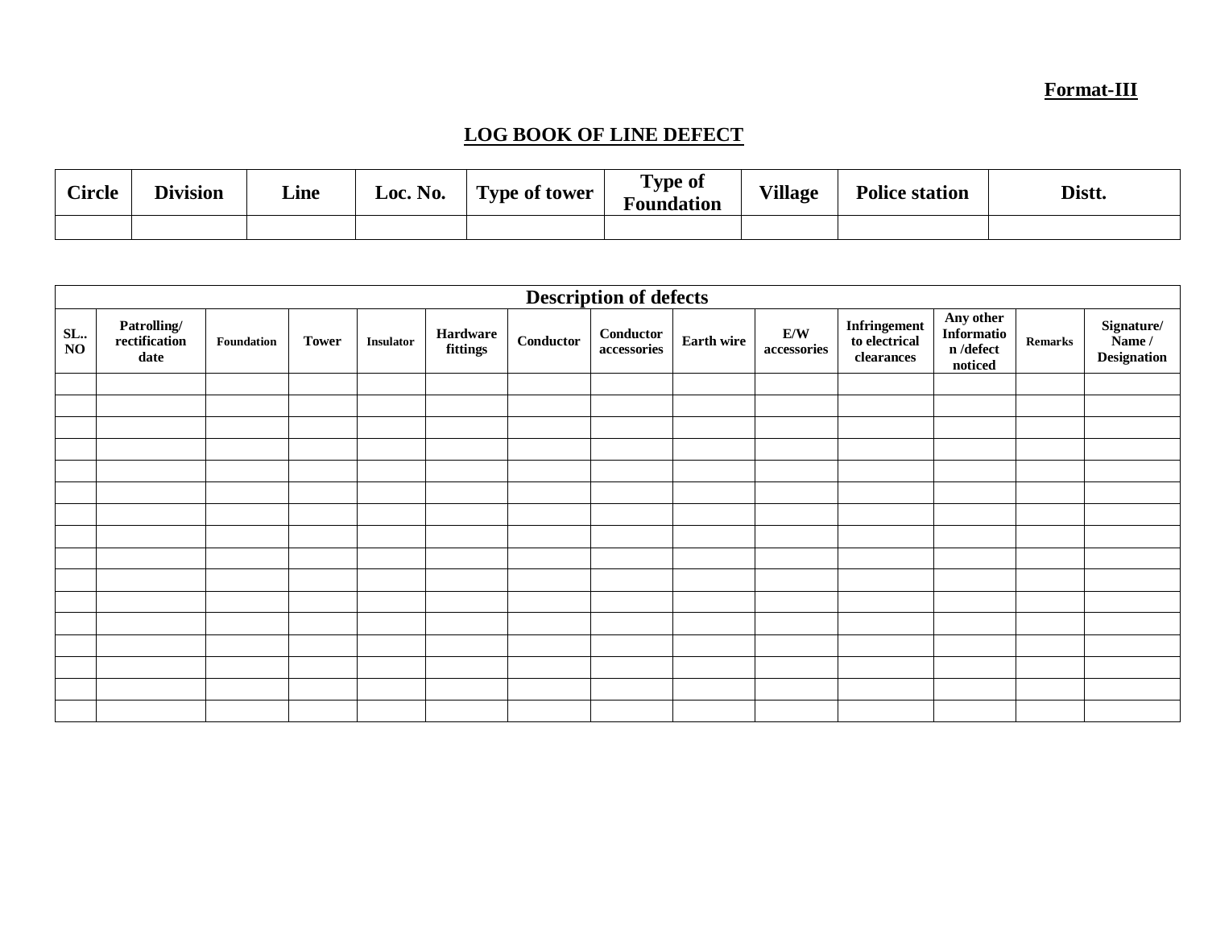**Format-III**

# LOG BOOK OF LINE DEFECT

| Circle | Division | Line | Loc. No. | Type of tower | Type of Foundation | Village | Police station | Distt. |
|---|---|---|---|---|---|---|---|---|
| | | | | | | | | |

| Description of defects | | | | | | | | | | | | | |
|---|---|---|---|---|---|---|---|---|---|---|---|---|---|
| SL.. NO | Patrolling/ rectification date | Foundation | Tower | Insulator | Hardware fittings | Conductor | Conductor accessories | Earth wire | E/W accessories | Infringement to electrical clearances | Any other Information /defect noticed | Remarks | Signature/ Name / Designation |
| | | | | | | | | | | | | | |
| | | | | | | | | | | | | | |
| | | | | | | | | | | | | | |
| | | | | | | | | | | | | | |
| | | | | | | | | | | | | | |
| | | | | | | | | | | | | | |
| | | | | | | | | | | | | | |
| | | | | | | | | | | | | | |
| | | | | | | | | | | | | | |
| | | | | | | | | | | | | | |
| | | | | | | | | | | | | | |
| | | | | | | | | | | | | | |
| | | | | | | | | | | | | | |
| | | | | | | | | | | | | | |
| | | | | | | | | | | | | | |
| | | | | | | | | | | | | | |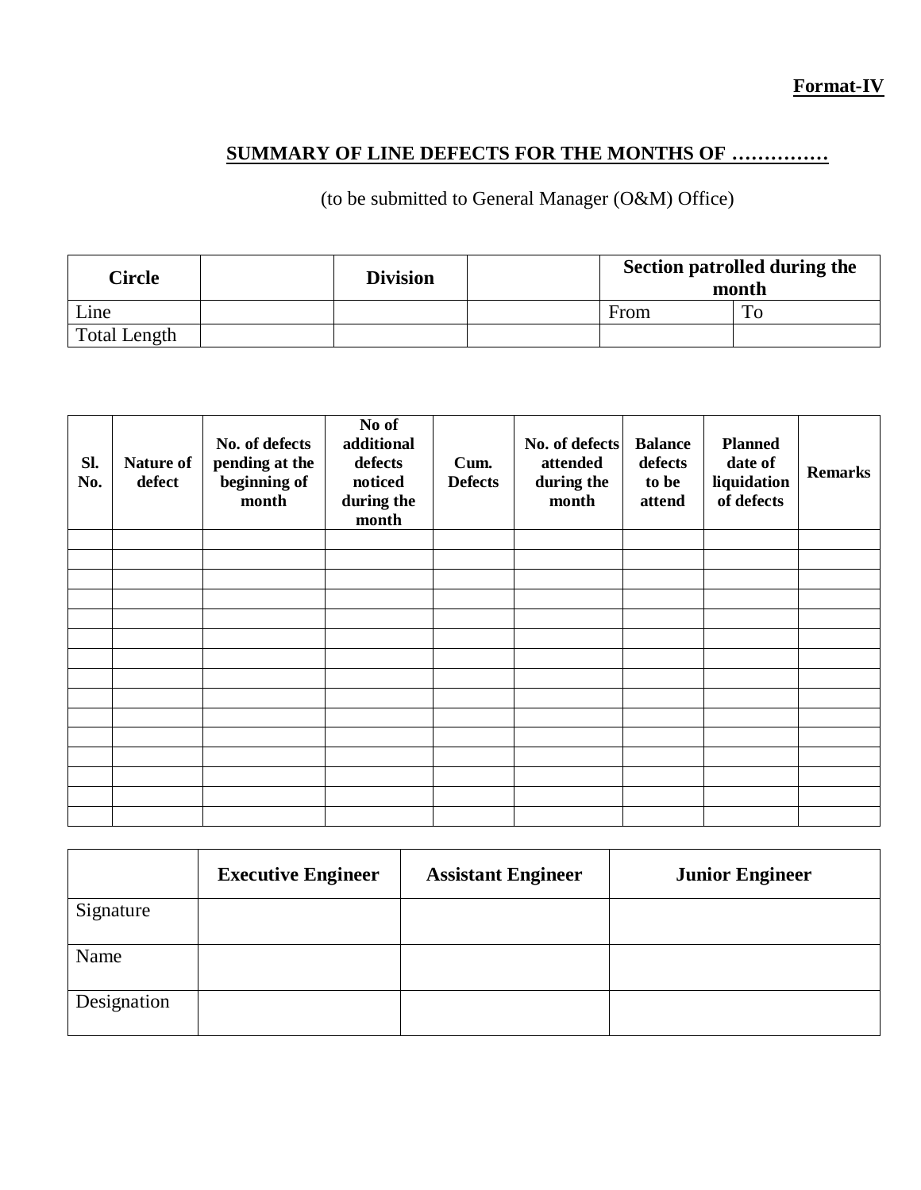**Format-IV**

## SUMMARY OF LINE DEFECTS FOR THE MONTHS OF ……………

(to be submitted to General Manager (O&M) Office)

| **Circle** | | **Division** | | **Section patrolled during the month** | |
|---|---|---|---|---|---|
| Line | | | | From | To |
| Total Length | | | | | |

| **Sl. No.** | **Nature of defect** | **No. of defects pending at the beginning of month** | **No of additional defects noticed during the month** | **Cum. Defects** | **No. of defects attended during the month** | **Balance defects to be attend** | **Planned date of liquidation of defects** | **Remarks** |
|---|---|---|---|---|---|---|---|---|
| | | | | | | | | |
| | | | | | | | | |
| | | | | | | | | |
| | | | | | | | | |
| | | | | | | | | |
| | | | | | | | | |
| | | | | | | | | |
| | | | | | | | | |
| | | | | | | | | |
| | | | | | | | | |
| | | | | | | | | |
| | | | | | | | | |
| | | | | | | | | |
| | | | | | | | | |
| | | | | | | | | |

| | **Executive Engineer** | **Assistant Engineer** | **Junior Engineer** |
|---|---|---|---|
| Signature | | | |
| Name | | | |
| Designation | | | |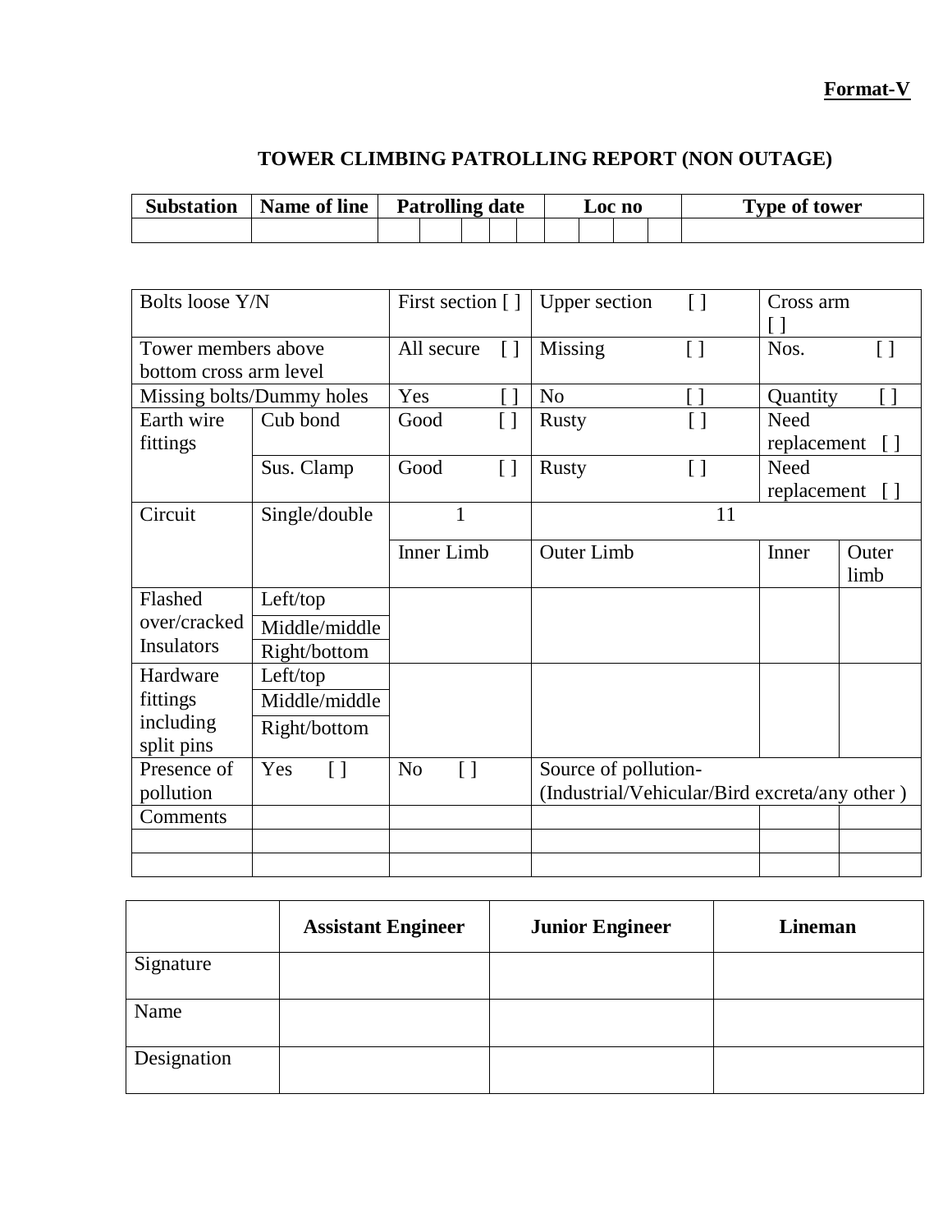**Format-V**

# TOWER CLIMBING PATROLLING REPORT (NON OUTAGE)

| Substation | Name of line | Patrolling date | | | | | Loc no | | | | Type of tower |
|---|---|---|---|---|---|---|---|---|---|---|---|
| | | | | | | | | | | | |

| | | | | | |
|---|---|---|---|---|---|
| Bolts loose Y/N | | First section [ ] | Upper section [ ] | Cross arm [ ] | |
| Tower members above bottom cross arm level | | All secure [ ] | Missing [ ] | Nos. [ ] | |
| Missing bolts/Dummy holes | | Yes [ ] | No [ ] | Quantity [ ] | |
| Earth wire fittings | Cub bond | Good [ ] | Rusty [ ] | Need replacement [ ] | |
| | Sus. Clamp | Good [ ] | Rusty [ ] | Need replacement [ ] | |
| Circuit | Single/double | 1 | 11 | | |
| | | Inner Limb | Outer Limb | Inner | Outer limb |
| Flashed over/cracked Insulators | Left/top | | | | |
| | Middle/middle | | | | |
| | Right/bottom | | | | |
| Hardware fittings including split pins | Left/top | | | | |
| | Middle/middle | | | | |
| | Right/bottom | | | | |
| Presence of pollution | Yes [ ] | No [ ] | Source of pollution- (Industrial/Vehicular/Bird excreta/any other ) | | |
| Comments | | | | | |
| | | | | | |
| | | | | | |

| | Assistant Engineer | Junior Engineer | Lineman |
|---|---|---|---|
| Signature | | | |
| Name | | | |
| Designation | | | |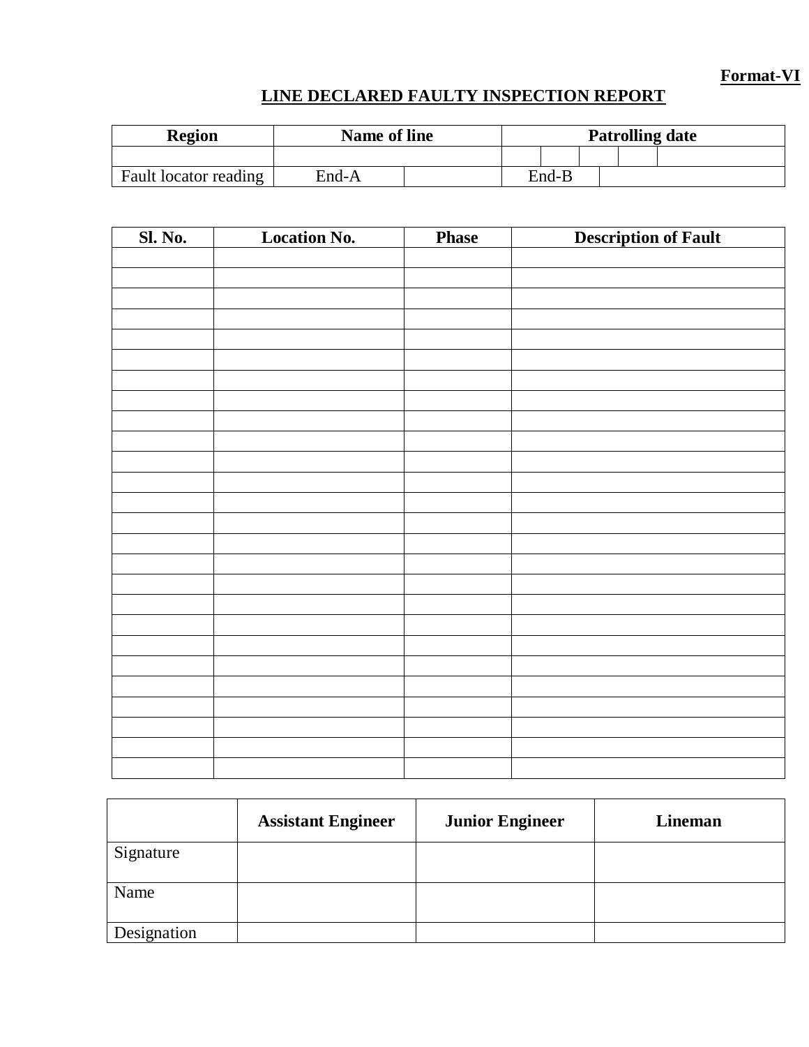**Format-VI**

## LINE DECLARED FAULTY INSPECTION REPORT

| Region | Name of line | | Patrolling date | | | | | |
|---|---|---|---|---|---|---|---|---|
| | | | | | | | | |
| Fault locator reading | End-A | | End-B | | | | | |

| Sl. No. | Location No. | Phase | Description of Fault |
|---|---|---|---|
| | | | |
| | | | |
| | | | |
| | | | |
| | | | |
| | | | |
| | | | |
| | | | |
| | | | |
| | | | |
| | | | |
| | | | |
| | | | |
| | | | |
| | | | |
| | | | |
| | | | |
| | | | |
| | | | |
| | | | |
| | | | |
| | | | |
| | | | |
| | | | |
| | | | |
| | | | |

| | Assistant Engineer | Junior Engineer | Lineman |
|---|---|---|---|
| Signature | | | |
| Name | | | |
| Designation | | | |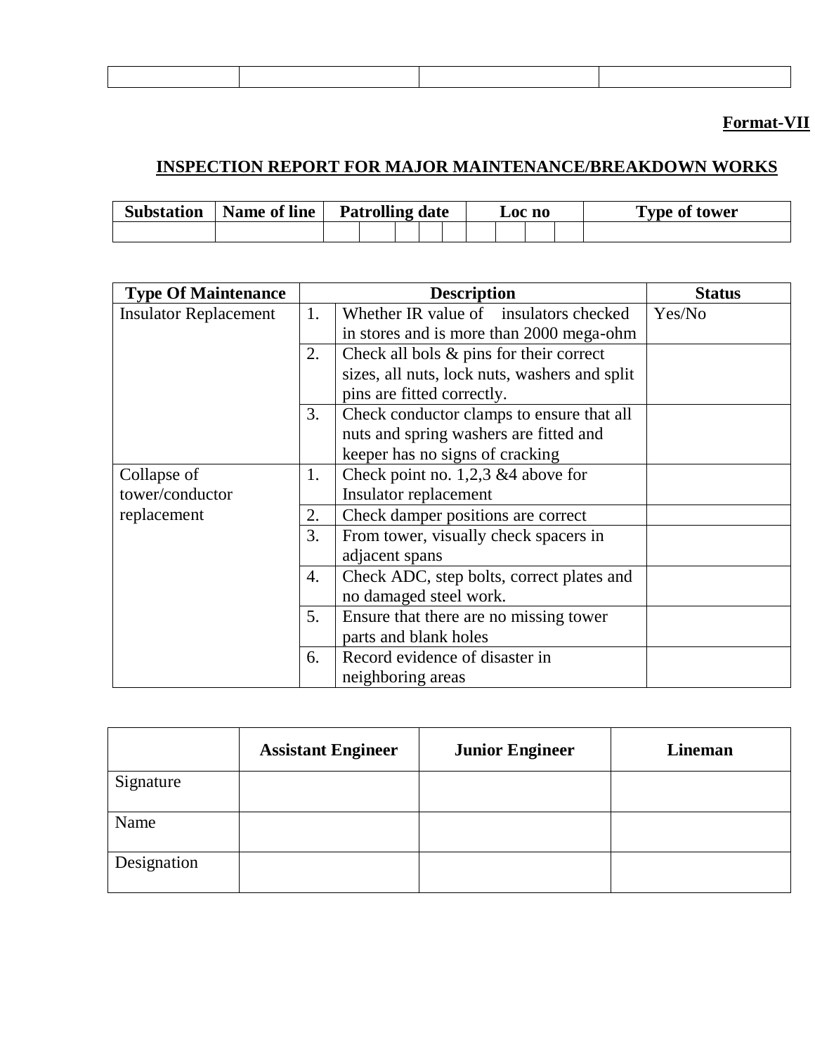| | | | |
|---|---|---|---|
| | | | |

**Format-VII**

## INSPECTION REPORT FOR MAJOR MAINTENANCE/BREAKDOWN WORKS

| Substation | Name of line | Patrolling date | | | | | | Loc no | | | | Type of tower |
|---|---|---|---|---|---|---|---|---|---|---|---|---|
| | | | | | | | | | | | | |

| Type Of Maintenance | | Description | Status |
|---|---|---|---|
| Insulator Replacement | 1. | Whether IR value of insulators checked in stores and is more than 2000 mega-ohm | Yes/No |
| | 2. | Check all bols & pins for their correct sizes, all nuts, lock nuts, washers and split pins are fitted correctly. | |
| | 3. | Check conductor clamps to ensure that all nuts and spring washers are fitted and keeper has no signs of cracking | |
| Collapse of tower/conductor replacement | 1. | Check point no. 1,2,3 &4 above for Insulator replacement | |
| | 2. | Check damper positions are correct | |
| | 3. | From tower, visually check spacers in adjacent spans | |
| | 4. | Check ADC, step bolts, correct plates and no damaged steel work. | |
| | 5. | Ensure that there are no missing tower parts and blank holes | |
| | 6. | Record evidence of disaster in neighboring areas | |

| | Assistant Engineer | Junior Engineer | Lineman |
|---|---|---|---|
| Signature | | | |
| Name | | | |
| Designation | | | |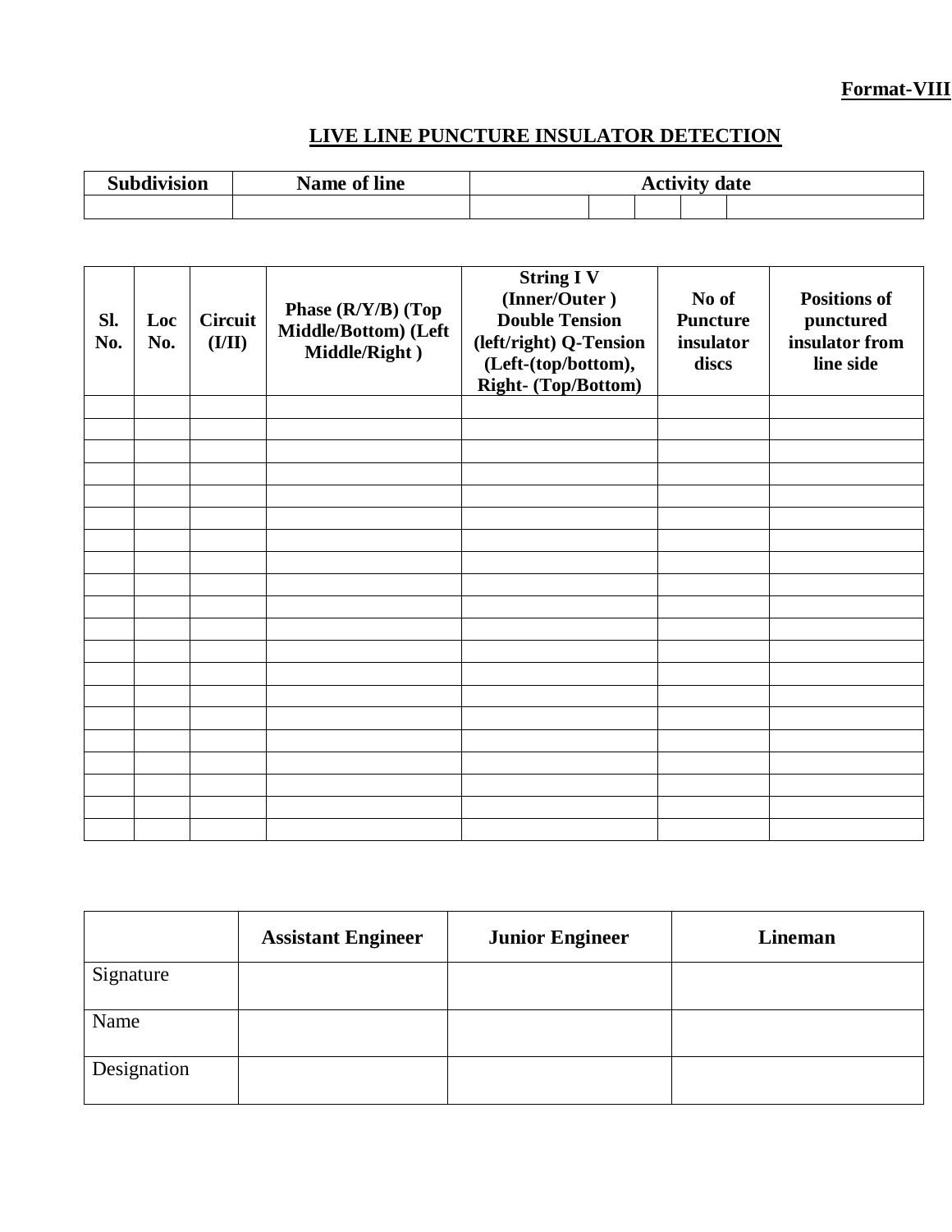**Format-VIII**

## LIVE LINE PUNCTURE INSULATOR DETECTION

| Subdivision | Name of line | Activity date | | | | |
|---|---|---|---|---|---|---|
| | | | | | | |

| Sl. No. | Loc No. | Circuit (I/II) | Phase (R/Y/B) (Top Middle/Bottom) (Left Middle/Right ) | String I V (Inner/Outer ) Double Tension (left/right) Q-Tension (Left-(top/bottom), Right- (Top/Bottom) | No of Puncture insulator discs | Positions of punctured insulator from line side |
|---|---|---|---|---|---|---|
| | | | | | | |
| | | | | | | |
| | | | | | | |
| | | | | | | |
| | | | | | | |
| | | | | | | |
| | | | | | | |
| | | | | | | |
| | | | | | | |
| | | | | | | |
| | | | | | | |
| | | | | | | |
| | | | | | | |
| | | | | | | |
| | | | | | | |
| | | | | | | |
| | | | | | | |
| | | | | | | |
| | | | | | | |
| | | | | | | |

| | Assistant Engineer | Junior Engineer | Lineman |
|---|---|---|---|
| Signature | | | |
| Name | | | |
| Designation | | | |